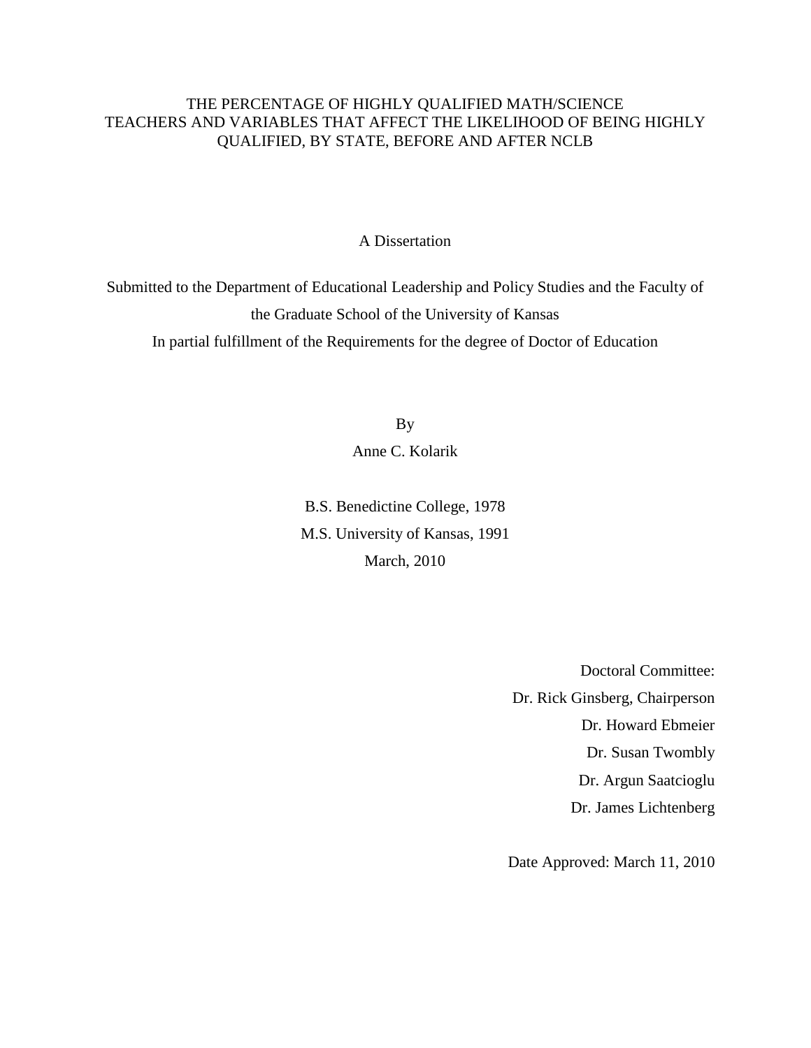# THE PERCENTAGE OF HIGHLY QUALIFIED MATH/SCIENCE TEACHERS AND VARIABLES THAT AFFECT THE LIKELIHOOD OF BEING HIGHLY QUALIFIED, BY STATE, BEFORE AND AFTER NCLB

A Dissertation

Submitted to the Department of Educational Leadership and Policy Studies and the Faculty of the Graduate School of the University of Kansas

In partial fulfillment of the Requirements for the degree of Doctor of Education

By

Anne C. Kolarik

B.S. Benedictine College, 1978

M.S. University of Kansas, 1991

March, 2010

Doctoral Committee:

Dr. Rick Ginsberg, Chairperson

Dr. Howard Ebmeier

Dr. Susan Twombly

Dr. Argun Saatcioglu

Dr. James Lichtenberg

Date Approved: March 11, 2010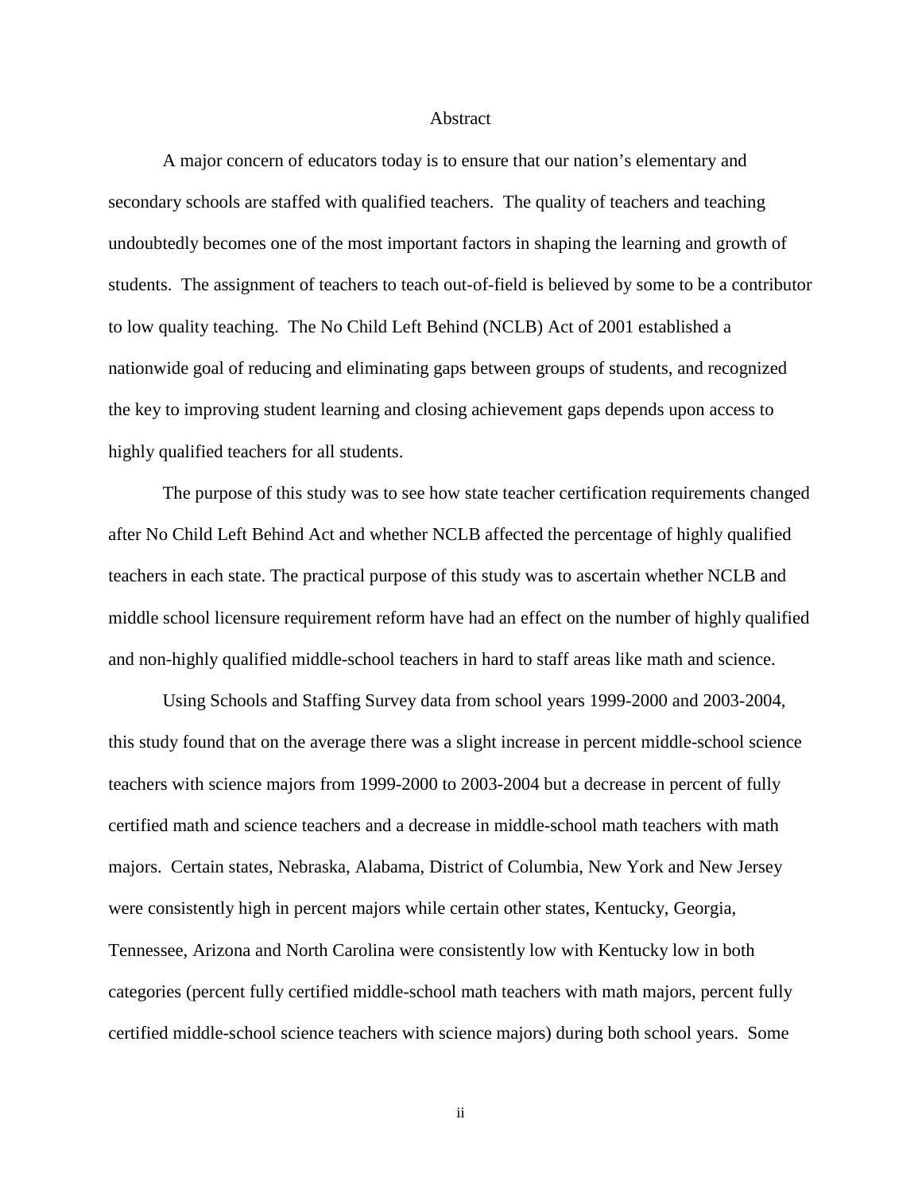# Abstract

A major concern of educators today is to ensure that our nation's elementary and secondary schools are staffed with qualified teachers. The quality of teachers and teaching undoubtedly becomes one of the most important factors in shaping the learning and growth of students. The assignment of teachers to teach out-of-field is believed by some to be a contributor to low quality teaching. The No Child Left Behind (NCLB) Act of 2001 established a nationwide goal of reducing and eliminating gaps between groups of students, and recognized the key to improving student learning and closing achievement gaps depends upon access to highly qualified teachers for all students.

The purpose of this study was to see how state teacher certification requirements changed after No Child Left Behind Act and whether NCLB affected the percentage of highly qualified teachers in each state. The practical purpose of this study was to ascertain whether NCLB and middle school licensure requirement reform have had an effect on the number of highly qualified and non-highly qualified middle-school teachers in hard to staff areas like math and science.

Using Schools and Staffing Survey data from school years 1999-2000 and 2003-2004, this study found that on the average there was a slight increase in percent middle-school science teachers with science majors from 1999-2000 to 2003-2004 but a decrease in percent of fully certified math and science teachers and a decrease in middle-school math teachers with math majors. Certain states, Nebraska, Alabama, District of Columbia, New York and New Jersey were consistently high in percent majors while certain other states, Kentucky, Georgia, Tennessee, Arizona and North Carolina were consistently low with Kentucky low in both categories (percent fully certified middle-school math teachers with math majors, percent fully certified middle-school science teachers with science majors) during both school years. Some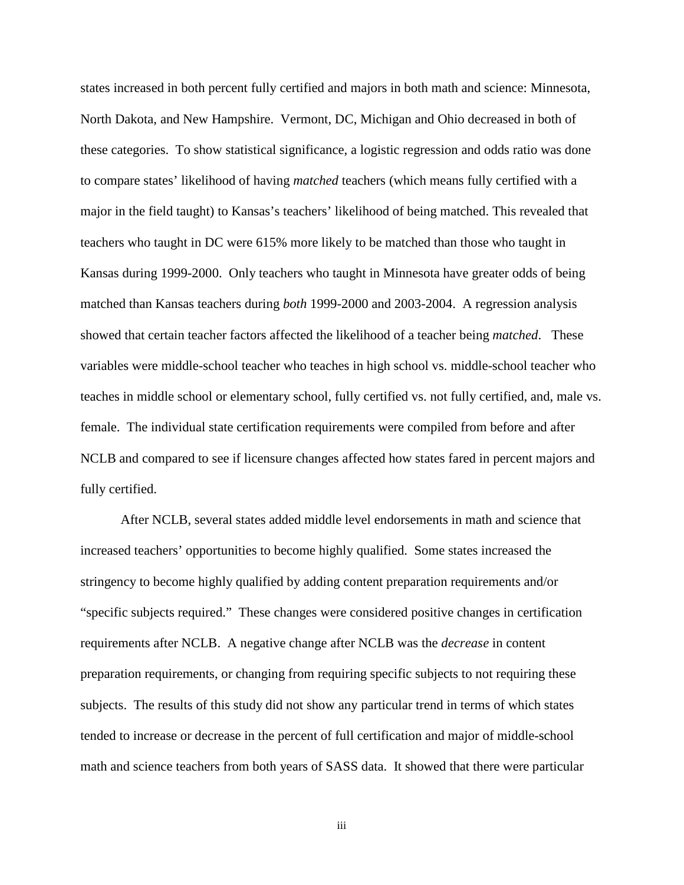states increased in both percent fully certified and majors in both math and science: Minnesota, North Dakota, and New Hampshire. Vermont, DC, Michigan and Ohio decreased in both of these categories. To show statistical significance, a logistic regression and odds ratio was done to compare states' likelihood of having *matched* teachers (which means fully certified with a major in the field taught) to Kansas's teachers' likelihood of being matched. This revealed that teachers who taught in DC were 615% more likely to be matched than those who taught in Kansas during 1999-2000. Only teachers who taught in Minnesota have greater odds of being matched than Kansas teachers during *both* 1999-2000 and 2003-2004. A regression analysis showed that certain teacher factors affected the likelihood of a teacher being *matched*. These variables were middle-school teacher who teaches in high school vs. middle-school teacher who teaches in middle school or elementary school, fully certified vs. not fully certified, and, male vs. female. The individual state certification requirements were compiled from before and after NCLB and compared to see if licensure changes affected how states fared in percent majors and fully certified.

After NCLB, several states added middle level endorsements in math and science that increased teachers' opportunities to become highly qualified. Some states increased the stringency to become highly qualified by adding content preparation requirements and/or "specific subjects required." These changes were considered positive changes in certification requirements after NCLB. A negative change after NCLB was the *decrease* in content preparation requirements, or changing from requiring specific subjects to not requiring these subjects. The results of this study did not show any particular trend in terms of which states tended to increase or decrease in the percent of full certification and major of middle-school math and science teachers from both years of SASS data. It showed that there were particular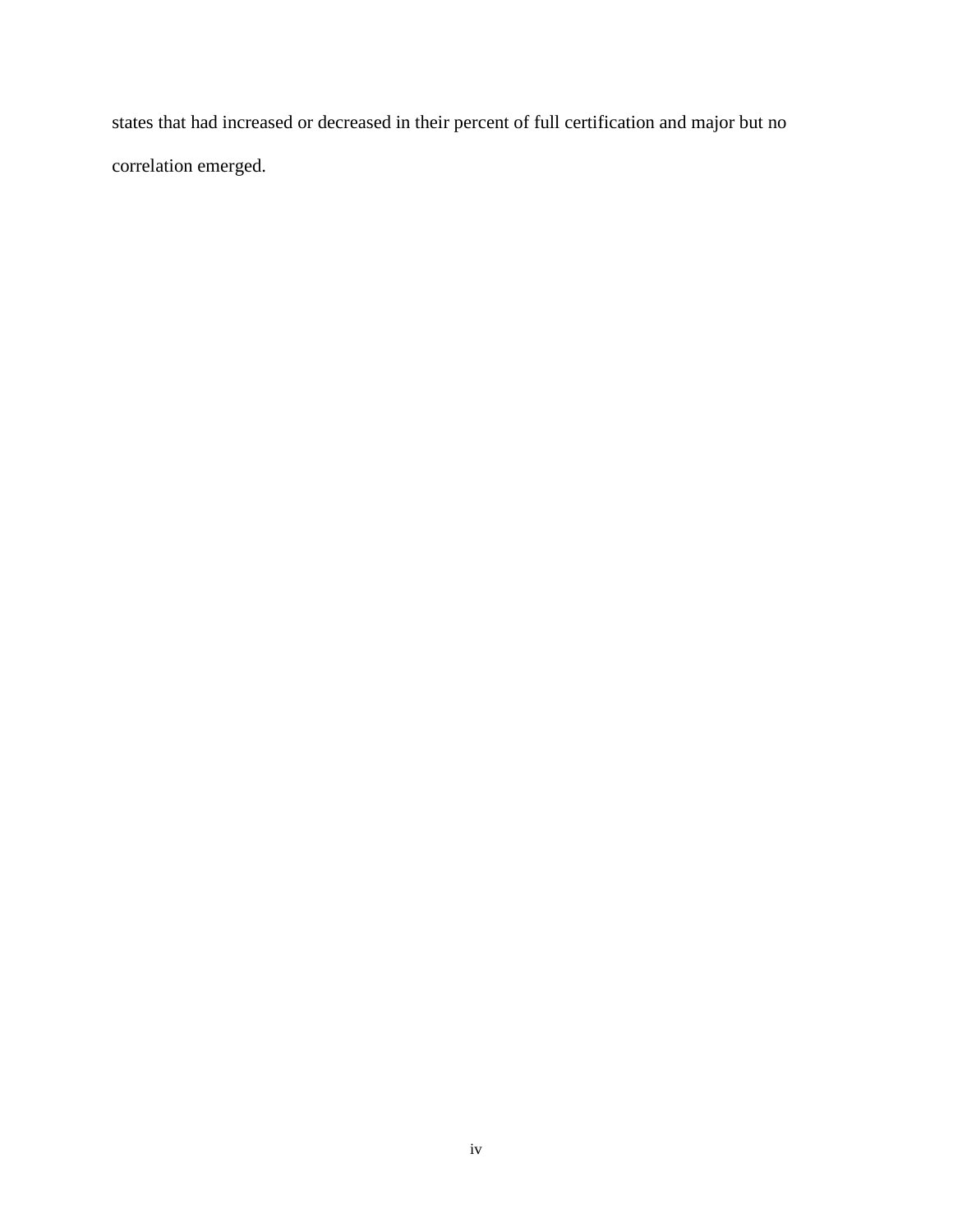states that had increased or decreased in their percent of full certification and major but no correlation emerged.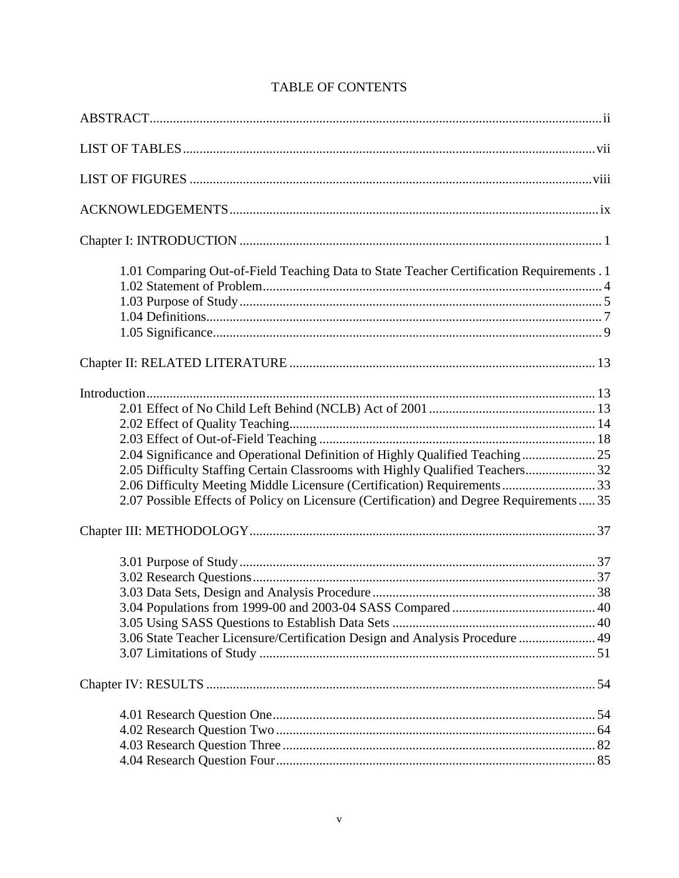# TABLE OF CONTENTS

ABSTRACT ..... ii

LIST OF TABLES ..... vii

LIST OF FIGURES ..... viii

ACKNOWLEDGEMENTS ..... ix

Chapter I: INTRODUCTION ..... 1

- 1.01 Comparing Out-of-Field Teaching Data to State Teacher Certification Requirements . 1
- 1.02 Statement of Problem ..... 4
- 1.03 Purpose of Study ..... 5
- 1.04 Definitions ..... 7
- 1.05 Significance ..... 9

Chapter II: RELATED LITERATURE ..... 13

Introduction ..... 13

- 2.01 Effect of No Child Left Behind (NCLB) Act of 2001 ..... 13
- 2.02 Effect of Quality Teaching ..... 14
- 2.03 Effect of Out-of-Field Teaching ..... 18
- 2.04 Significance and Operational Definition of Highly Qualified Teaching ..... 25
- 2.05 Difficulty Staffing Certain Classrooms with Highly Qualified Teachers ..... 32
- 2.06 Difficulty Meeting Middle Licensure (Certification) Requirements ..... 33
- 2.07 Possible Effects of Policy on Licensure (Certification) and Degree Requirements ..... 35

Chapter III: METHODOLOGY ..... 37

- 3.01 Purpose of Study ..... 37
- 3.02 Research Questions ..... 37
- 3.03 Data Sets, Design and Analysis Procedure ..... 38
- 3.04 Populations from 1999-00 and 2003-04 SASS Compared ..... 40
- 3.05 Using SASS Questions to Establish Data Sets ..... 40
- 3.06 State Teacher Licensure/Certification Design and Analysis Procedure ..... 49
- 3.07 Limitations of Study ..... 51

Chapter IV: RESULTS ..... 54

- 4.01 Research Question One ..... 54
- 4.02 Research Question Two ..... 64
- 4.03 Research Question Three ..... 82
- 4.04 Research Question Four ..... 85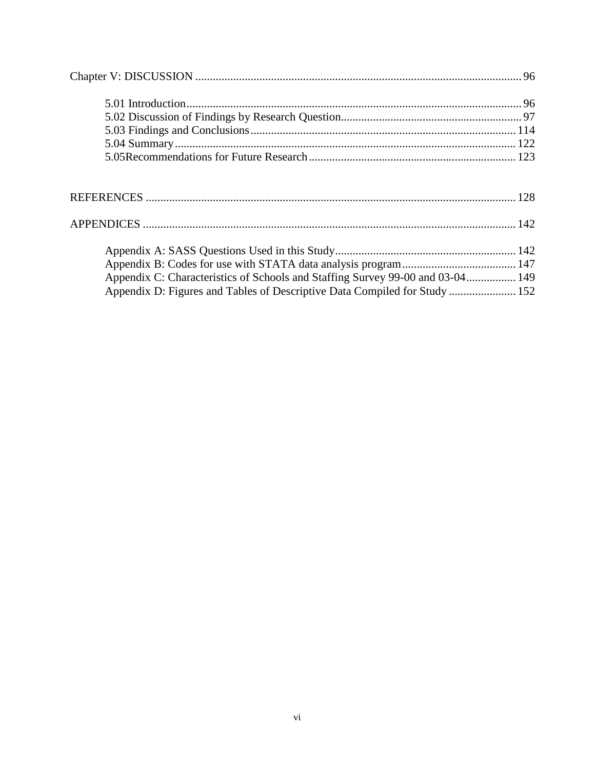Chapter V: DISCUSSION ..... 96

- 5.01 Introduction ..... 96
- 5.02 Discussion of Findings by Research Question ..... 97
- 5.03 Findings and Conclusions ..... 114
- 5.04 Summary ..... 122
- 5.05Recommendations for Future Research ..... 123

REFERENCES ..... 128

APPENDICES ..... 142

- Appendix A: SASS Questions Used in this Study ..... 142
- Appendix B: Codes for use with STATA data analysis program ..... 147
- Appendix C: Characteristics of Schools and Staffing Survey 99-00 and 03-04 ..... 149
- Appendix D: Figures and Tables of Descriptive Data Compiled for Study ..... 152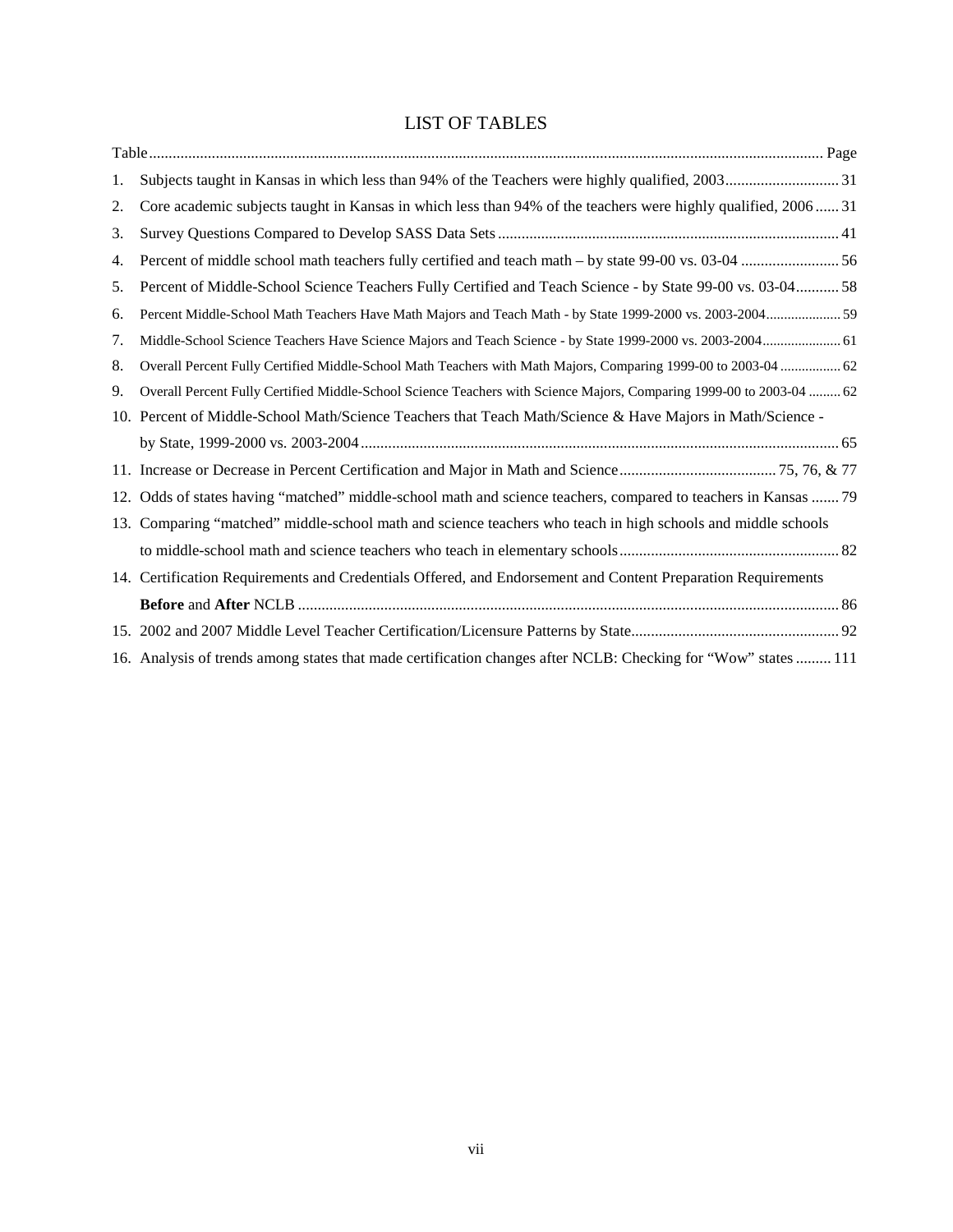# LIST OF TABLES

| Table | | Page |
|---|---|---|
| 1. | Subjects taught in Kansas in which less than 94% of the Teachers were highly qualified, 2003 | 31 |
| 2. | Core academic subjects taught in Kansas in which less than 94% of the teachers were highly qualified, 2006 | 31 |
| 3. | Survey Questions Compared to Develop SASS Data Sets | 41 |
| 4. | Percent of middle school math teachers fully certified and teach math – by state 99-00 vs. 03-04 | 56 |
| 5. | Percent of Middle-School Science Teachers Fully Certified and Teach Science - by State 99-00 vs. 03-04 | 58 |
| 6. | Percent Middle-School Math Teachers Have Math Majors and Teach Math - by State 1999-2000 vs. 2003-2004 | 59 |
| 7. | Middle-School Science Teachers Have Science Majors and Teach Science - by State 1999-2000 vs. 2003-2004 | 61 |
| 8. | Overall Percent Fully Certified Middle-School Math Teachers with Math Majors, Comparing 1999-00 to 2003-04 | 62 |
| 9. | Overall Percent Fully Certified Middle-School Science Teachers with Science Majors, Comparing 1999-00 to 2003-04 | 62 |
| 10. | Percent of Middle-School Math/Science Teachers that Teach Math/Science & Have Majors in Math/Science - by State, 1999-2000 vs. 2003-2004 | 65 |
| 11. | Increase or Decrease in Percent Certification and Major in Math and Science | 75, 76, & 77 |
| 12. | Odds of states having "matched" middle-school math and science teachers, compared to teachers in Kansas | 79 |
| 13. | Comparing "matched" middle-school math and science teachers who teach in high schools and middle schools to middle-school math and science teachers who teach in elementary schools | 82 |
| 14. | Certification Requirements and Credentials Offered, and Endorsement and Content Preparation Requirements **Before** and **After** NCLB | 86 |
| 15. | 2002 and 2007 Middle Level Teacher Certification/Licensure Patterns by State | 92 |
| 16. | Analysis of trends among states that made certification changes after NCLB: Checking for "Wow" states | 111 |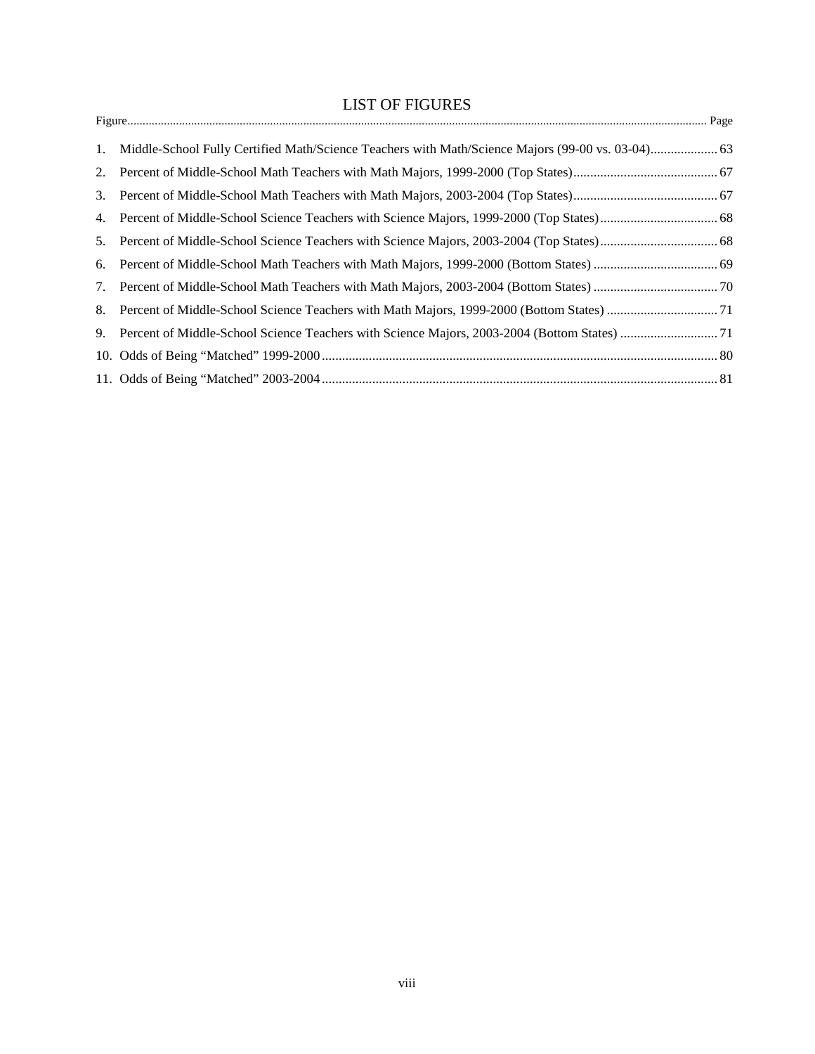# LIST OF FIGURES

Figure ........................................................................................................................................................................ Page

1. Middle-School Fully Certified Math/Science Teachers with Math/Science Majors (99-00 vs. 03-04).................... 63
2. Percent of Middle-School Math Teachers with Math Majors, 1999-2000 (Top States)........................................... 67
3. Percent of Middle-School Math Teachers with Math Majors, 2003-2004 (Top States)........................................... 67
4. Percent of Middle-School Science Teachers with Science Majors, 1999-2000 (Top States)................................... 68
5. Percent of Middle-School Science Teachers with Science Majors, 2003-2004 (Top States)................................... 68
6. Percent of Middle-School Math Teachers with Math Majors, 1999-2000 (Bottom States) ..................................... 69
7. Percent of Middle-School Math Teachers with Math Majors, 2003-2004 (Bottom States) ..................................... 70
8. Percent of Middle-School Science Teachers with Math Majors, 1999-2000 (Bottom States) ................................. 71
9. Percent of Middle-School Science Teachers with Science Majors, 2003-2004 (Bottom States) ............................. 71
10. Odds of Being "Matched" 1999-2000 ..................................................................................................................... 80
11. Odds of Being "Matched" 2003-2004 ..................................................................................................................... 81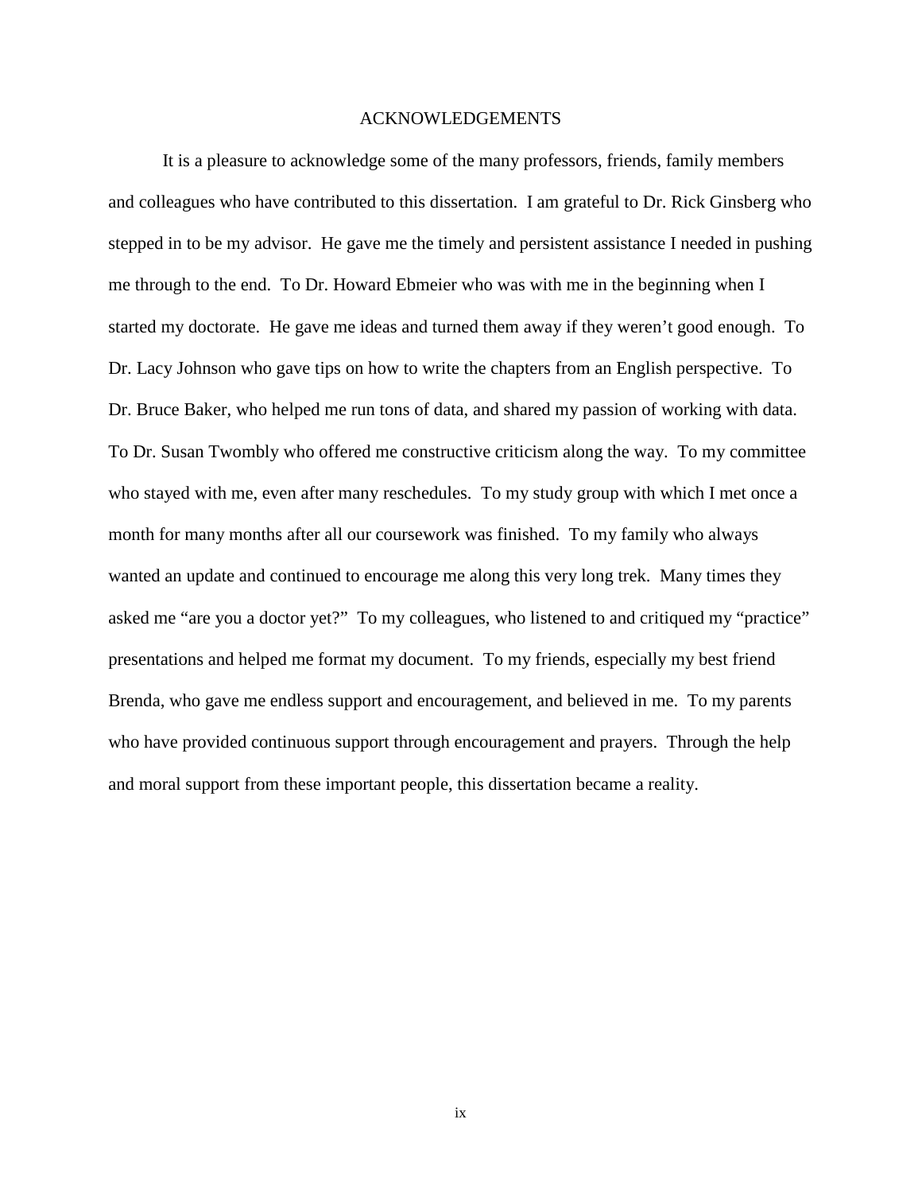# ACKNOWLEDGEMENTS

It is a pleasure to acknowledge some of the many professors, friends, family members and colleagues who have contributed to this dissertation. I am grateful to Dr. Rick Ginsberg who stepped in to be my advisor. He gave me the timely and persistent assistance I needed in pushing me through to the end. To Dr. Howard Ebmeier who was with me in the beginning when I started my doctorate. He gave me ideas and turned them away if they weren't good enough. To Dr. Lacy Johnson who gave tips on how to write the chapters from an English perspective. To Dr. Bruce Baker, who helped me run tons of data, and shared my passion of working with data. To Dr. Susan Twombly who offered me constructive criticism along the way. To my committee who stayed with me, even after many reschedules. To my study group with which I met once a month for many months after all our coursework was finished. To my family who always wanted an update and continued to encourage me along this very long trek. Many times they asked me "are you a doctor yet?" To my colleagues, who listened to and critiqued my "practice" presentations and helped me format my document. To my friends, especially my best friend Brenda, who gave me endless support and encouragement, and believed in me. To my parents who have provided continuous support through encouragement and prayers. Through the help and moral support from these important people, this dissertation became a reality.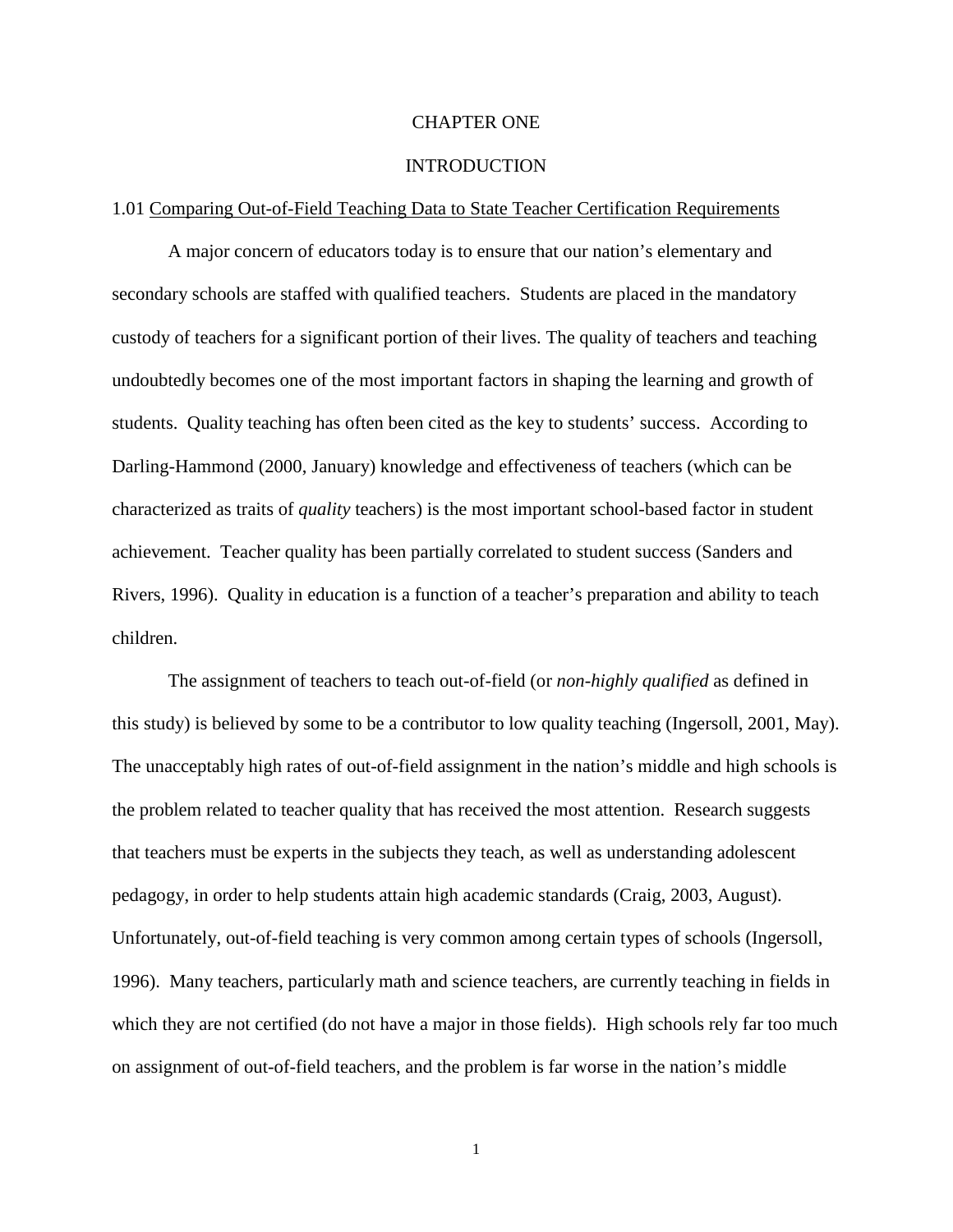# CHAPTER ONE

# INTRODUCTION

## 1.01 Comparing Out-of-Field Teaching Data to State Teacher Certification Requirements

A major concern of educators today is to ensure that our nation's elementary and secondary schools are staffed with qualified teachers. Students are placed in the mandatory custody of teachers for a significant portion of their lives. The quality of teachers and teaching undoubtedly becomes one of the most important factors in shaping the learning and growth of students. Quality teaching has often been cited as the key to students' success. According to Darling-Hammond (2000, January) knowledge and effectiveness of teachers (which can be characterized as traits of *quality* teachers) is the most important school-based factor in student achievement. Teacher quality has been partially correlated to student success (Sanders and Rivers, 1996). Quality in education is a function of a teacher's preparation and ability to teach children.

The assignment of teachers to teach out-of-field (or *non-highly qualified* as defined in this study) is believed by some to be a contributor to low quality teaching (Ingersoll, 2001, May). The unacceptably high rates of out-of-field assignment in the nation's middle and high schools is the problem related to teacher quality that has received the most attention. Research suggests that teachers must be experts in the subjects they teach, as well as understanding adolescent pedagogy, in order to help students attain high academic standards (Craig, 2003, August). Unfortunately, out-of-field teaching is very common among certain types of schools (Ingersoll, 1996). Many teachers, particularly math and science teachers, are currently teaching in fields in which they are not certified (do not have a major in those fields). High schools rely far too much on assignment of out-of-field teachers, and the problem is far worse in the nation's middle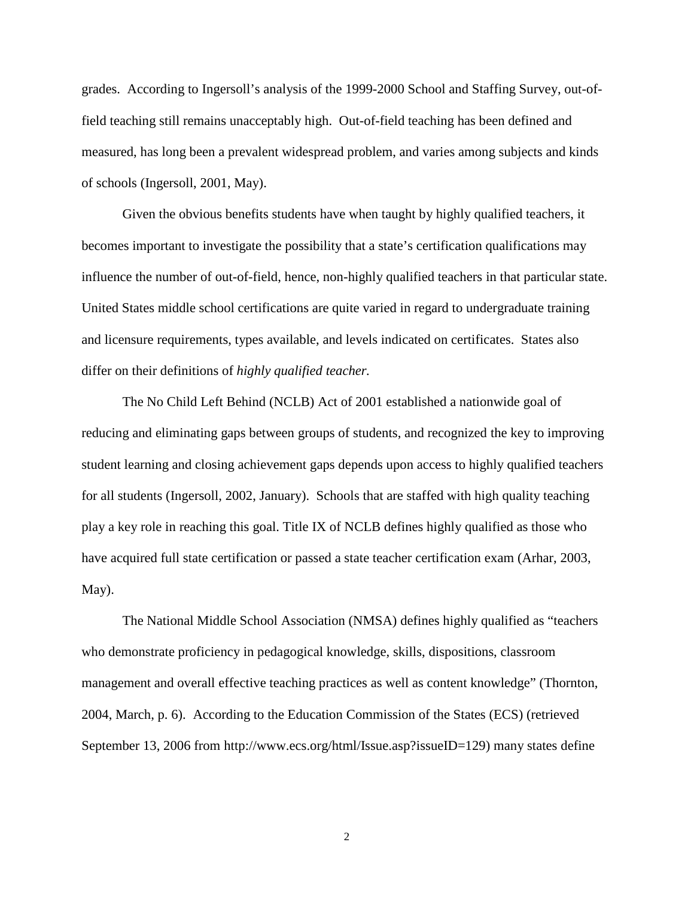grades. According to Ingersoll's analysis of the 1999-2000 School and Staffing Survey, out-of-field teaching still remains unacceptably high. Out-of-field teaching has been defined and measured, has long been a prevalent widespread problem, and varies among subjects and kinds of schools (Ingersoll, 2001, May).

Given the obvious benefits students have when taught by highly qualified teachers, it becomes important to investigate the possibility that a state's certification qualifications may influence the number of out-of-field, hence, non-highly qualified teachers in that particular state. United States middle school certifications are quite varied in regard to undergraduate training and licensure requirements, types available, and levels indicated on certificates. States also differ on their definitions of *highly qualified teacher.*

The No Child Left Behind (NCLB) Act of 2001 established a nationwide goal of reducing and eliminating gaps between groups of students, and recognized the key to improving student learning and closing achievement gaps depends upon access to highly qualified teachers for all students (Ingersoll, 2002, January). Schools that are staffed with high quality teaching play a key role in reaching this goal. Title IX of NCLB defines highly qualified as those who have acquired full state certification or passed a state teacher certification exam (Arhar, 2003, May).

The National Middle School Association (NMSA) defines highly qualified as "teachers who demonstrate proficiency in pedagogical knowledge, skills, dispositions, classroom management and overall effective teaching practices as well as content knowledge" (Thornton, 2004, March, p. 6). According to the Education Commission of the States (ECS) (retrieved September 13, 2006 from http://www.ecs.org/html/Issue.asp?issueID=129) many states define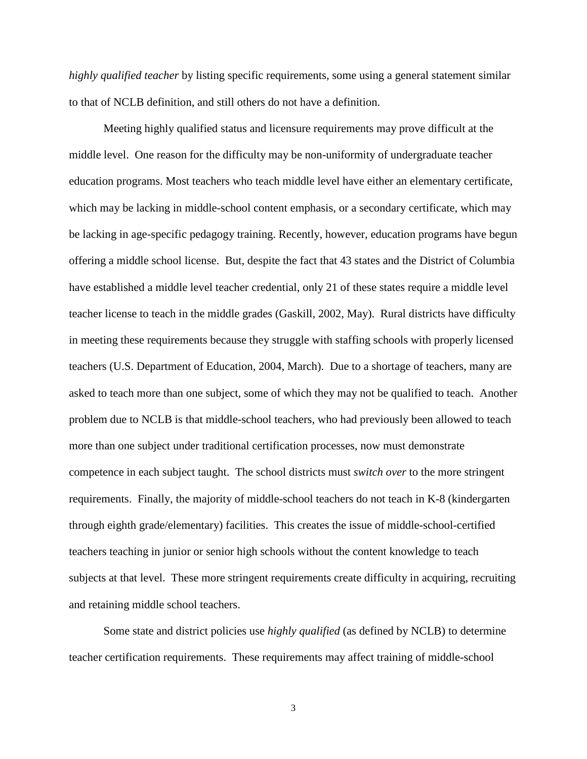*highly qualified teacher* by listing specific requirements, some using a general statement similar to that of NCLB definition, and still others do not have a definition.

Meeting highly qualified status and licensure requirements may prove difficult at the middle level. One reason for the difficulty may be non-uniformity of undergraduate teacher education programs. Most teachers who teach middle level have either an elementary certificate, which may be lacking in middle-school content emphasis, or a secondary certificate, which may be lacking in age-specific pedagogy training. Recently, however, education programs have begun offering a middle school license. But, despite the fact that 43 states and the District of Columbia have established a middle level teacher credential, only 21 of these states require a middle level teacher license to teach in the middle grades (Gaskill, 2002, May). Rural districts have difficulty in meeting these requirements because they struggle with staffing schools with properly licensed teachers (U.S. Department of Education, 2004, March). Due to a shortage of teachers, many are asked to teach more than one subject, some of which they may not be qualified to teach. Another problem due to NCLB is that middle-school teachers, who had previously been allowed to teach more than one subject under traditional certification processes, now must demonstrate competence in each subject taught. The school districts must *switch over* to the more stringent requirements. Finally, the majority of middle-school teachers do not teach in K-8 (kindergarten through eighth grade/elementary) facilities. This creates the issue of middle-school-certified teachers teaching in junior or senior high schools without the content knowledge to teach subjects at that level. These more stringent requirements create difficulty in acquiring, recruiting and retaining middle school teachers.

Some state and district policies use *highly qualified* (as defined by NCLB) to determine teacher certification requirements. These requirements may affect training of middle-school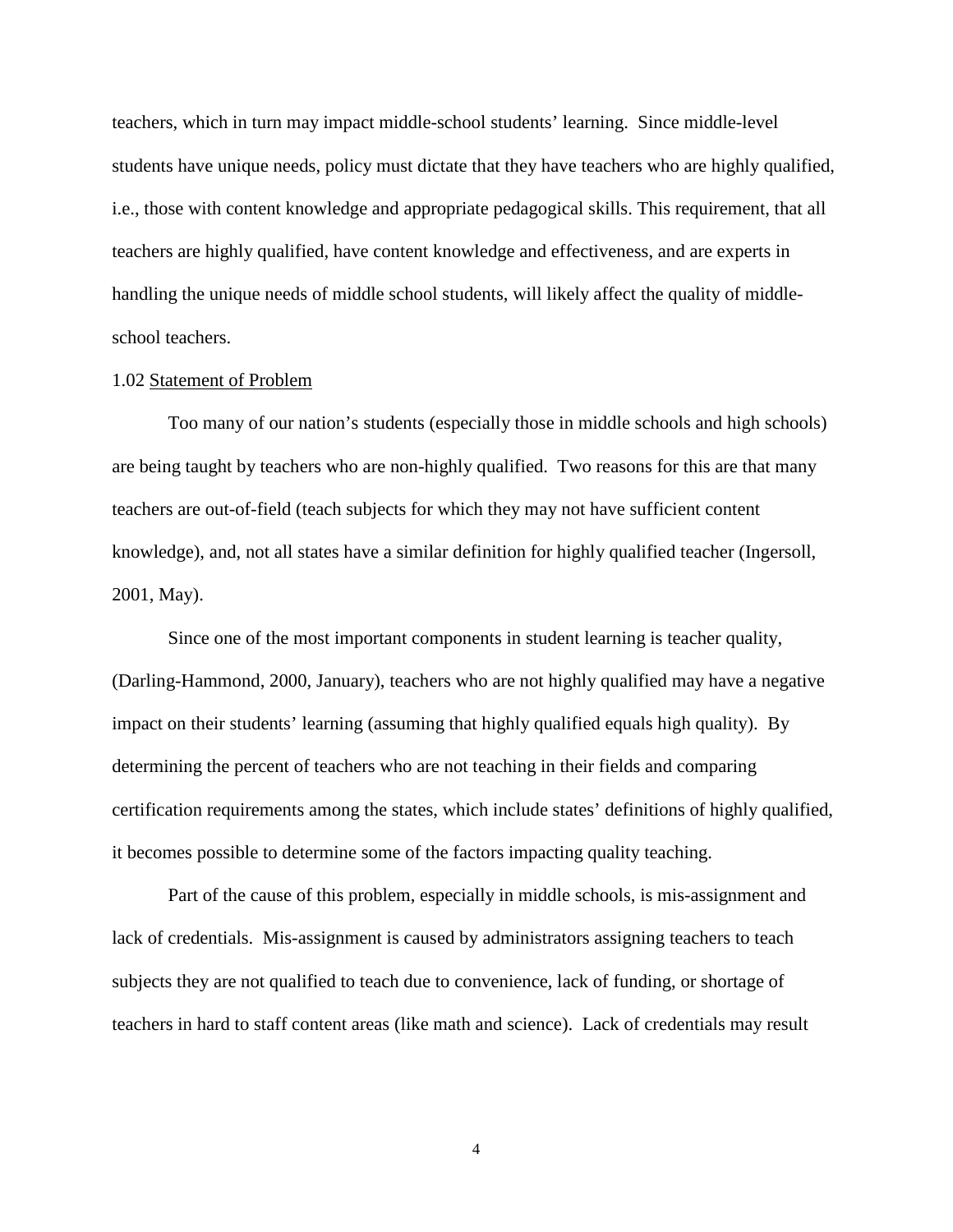teachers, which in turn may impact middle-school students' learning. Since middle-level students have unique needs, policy must dictate that they have teachers who are highly qualified, i.e., those with content knowledge and appropriate pedagogical skills. This requirement, that all teachers are highly qualified, have content knowledge and effectiveness, and are experts in handling the unique needs of middle school students, will likely affect the quality of middle-school teachers.

### 1.02 Statement of Problem

Too many of our nation's students (especially those in middle schools and high schools) are being taught by teachers who are non-highly qualified. Two reasons for this are that many teachers are out-of-field (teach subjects for which they may not have sufficient content knowledge), and, not all states have a similar definition for highly qualified teacher (Ingersoll, 2001, May).

Since one of the most important components in student learning is teacher quality, (Darling-Hammond, 2000, January), teachers who are not highly qualified may have a negative impact on their students' learning (assuming that highly qualified equals high quality). By determining the percent of teachers who are not teaching in their fields and comparing certification requirements among the states, which include states' definitions of highly qualified, it becomes possible to determine some of the factors impacting quality teaching.

Part of the cause of this problem, especially in middle schools, is mis-assignment and lack of credentials. Mis-assignment is caused by administrators assigning teachers to teach subjects they are not qualified to teach due to convenience, lack of funding, or shortage of teachers in hard to staff content areas (like math and science). Lack of credentials may result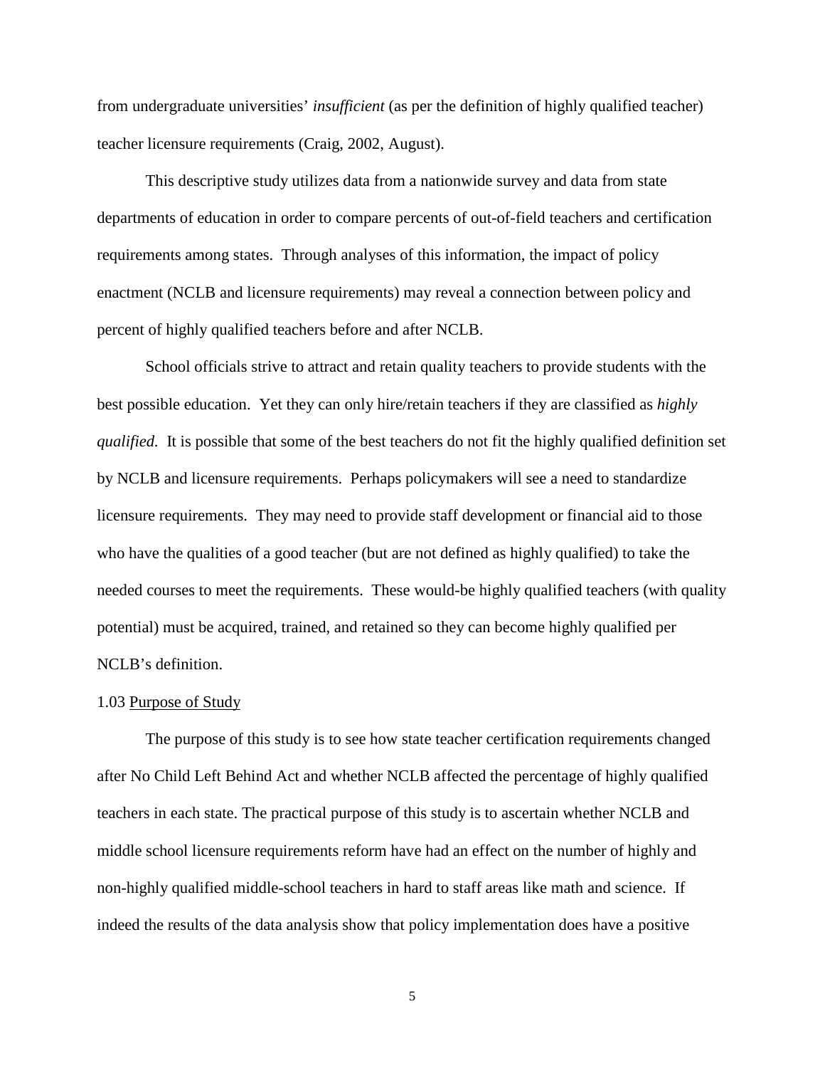from undergraduate universities' *insufficient* (as per the definition of highly qualified teacher) teacher licensure requirements (Craig, 2002, August).

This descriptive study utilizes data from a nationwide survey and data from state departments of education in order to compare percents of out-of-field teachers and certification requirements among states. Through analyses of this information, the impact of policy enactment (NCLB and licensure requirements) may reveal a connection between policy and percent of highly qualified teachers before and after NCLB.

School officials strive to attract and retain quality teachers to provide students with the best possible education. Yet they can only hire/retain teachers if they are classified as *highly qualified.* It is possible that some of the best teachers do not fit the highly qualified definition set by NCLB and licensure requirements. Perhaps policymakers will see a need to standardize licensure requirements. They may need to provide staff development or financial aid to those who have the qualities of a good teacher (but are not defined as highly qualified) to take the needed courses to meet the requirements. These would-be highly qualified teachers (with quality potential) must be acquired, trained, and retained so they can become highly qualified per NCLB's definition.

1.03 <u>Purpose of Study</u>

The purpose of this study is to see how state teacher certification requirements changed after No Child Left Behind Act and whether NCLB affected the percentage of highly qualified teachers in each state. The practical purpose of this study is to ascertain whether NCLB and middle school licensure requirements reform have had an effect on the number of highly and non-highly qualified middle-school teachers in hard to staff areas like math and science. If indeed the results of the data analysis show that policy implementation does have a positive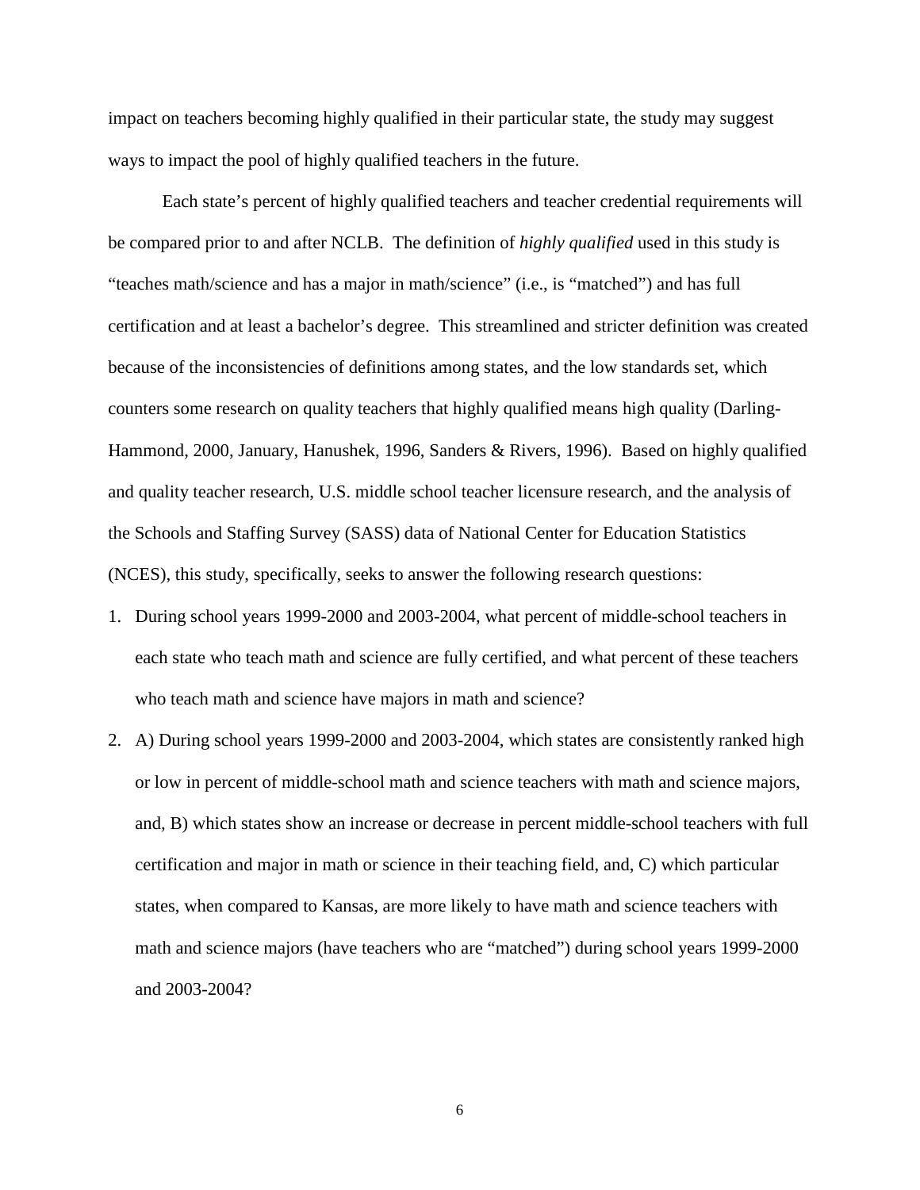impact on teachers becoming highly qualified in their particular state, the study may suggest ways to impact the pool of highly qualified teachers in the future.

Each state's percent of highly qualified teachers and teacher credential requirements will be compared prior to and after NCLB. The definition of *highly qualified* used in this study is "teaches math/science and has a major in math/science" (i.e., is "matched") and has full certification and at least a bachelor's degree. This streamlined and stricter definition was created because of the inconsistencies of definitions among states, and the low standards set, which counters some research on quality teachers that highly qualified means high quality (Darling-Hammond, 2000, January, Hanushek, 1996, Sanders & Rivers, 1996). Based on highly qualified and quality teacher research, U.S. middle school teacher licensure research, and the analysis of the Schools and Staffing Survey (SASS) data of National Center for Education Statistics (NCES), this study, specifically, seeks to answer the following research questions:

1. During school years 1999-2000 and 2003-2004, what percent of middle-school teachers in each state who teach math and science are fully certified, and what percent of these teachers who teach math and science have majors in math and science?
2. A) During school years 1999-2000 and 2003-2004, which states are consistently ranked high or low in percent of middle-school math and science teachers with math and science majors, and, B) which states show an increase or decrease in percent middle-school teachers with full certification and major in math or science in their teaching field, and, C) which particular states, when compared to Kansas, are more likely to have math and science teachers with math and science majors (have teachers who are "matched") during school years 1999-2000 and 2003-2004?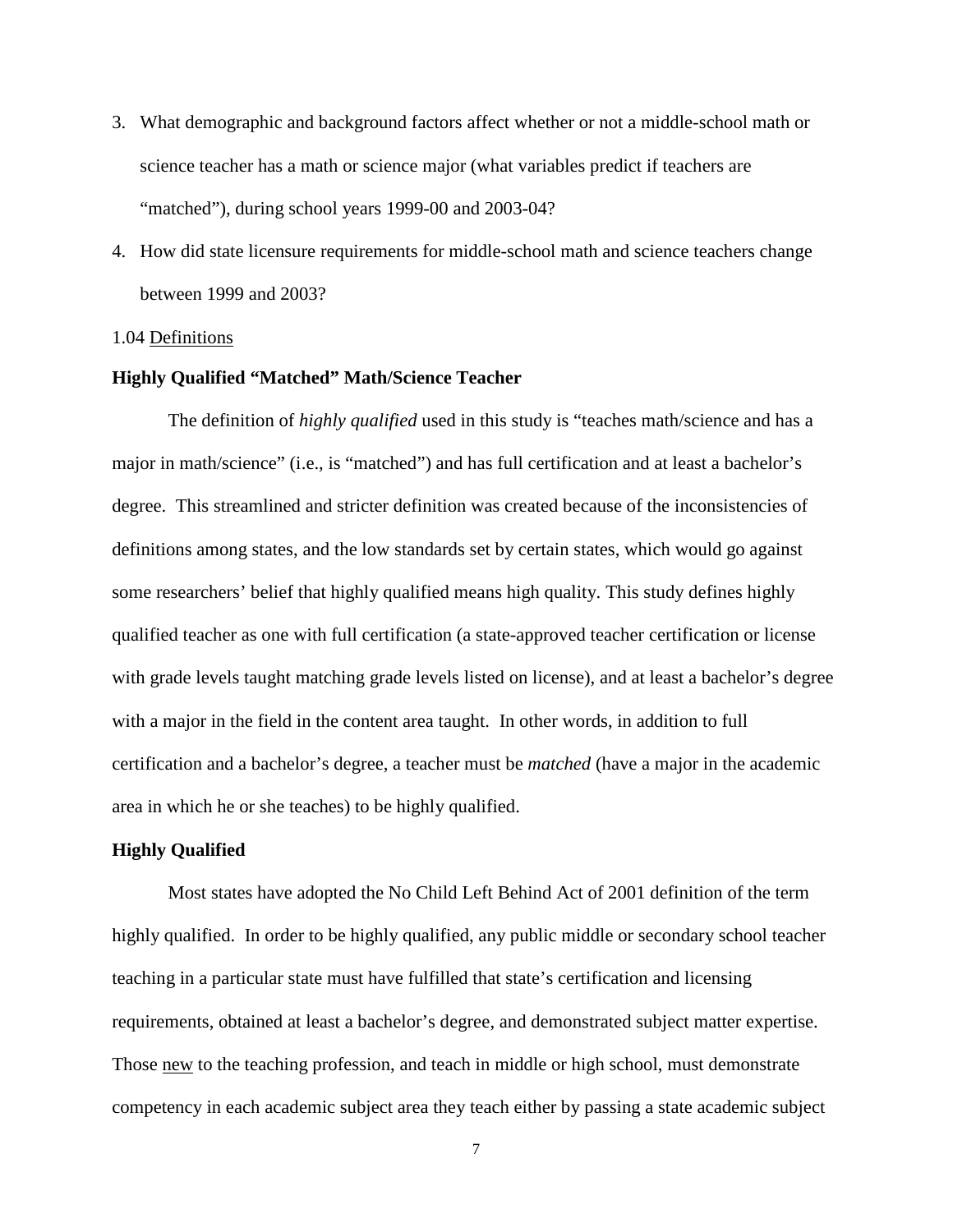3. What demographic and background factors affect whether or not a middle-school math or science teacher has a math or science major (what variables predict if teachers are "matched"), during school years 1999-00 and 2003-04?
4. How did state licensure requirements for middle-school math and science teachers change between 1999 and 2003?

1.04 <u>Definitions</u>

**Highly Qualified "Matched" Math/Science Teacher**

The definition of *highly qualified* used in this study is "teaches math/science and has a major in math/science" (i.e., is "matched") and has full certification and at least a bachelor's degree. This streamlined and stricter definition was created because of the inconsistencies of definitions among states, and the low standards set by certain states, which would go against some researchers' belief that highly qualified means high quality. This study defines highly qualified teacher as one with full certification (a state-approved teacher certification or license with grade levels taught matching grade levels listed on license), and at least a bachelor's degree with a major in the field in the content area taught. In other words, in addition to full certification and a bachelor's degree, a teacher must be *matched* (have a major in the academic area in which he or she teaches) to be highly qualified.

**Highly Qualified**

Most states have adopted the No Child Left Behind Act of 2001 definition of the term highly qualified. In order to be highly qualified, any public middle or secondary school teacher teaching in a particular state must have fulfilled that state's certification and licensing requirements, obtained at least a bachelor's degree, and demonstrated subject matter expertise. Those <u>new</u> to the teaching profession, and teach in middle or high school, must demonstrate competency in each academic subject area they teach either by passing a state academic subject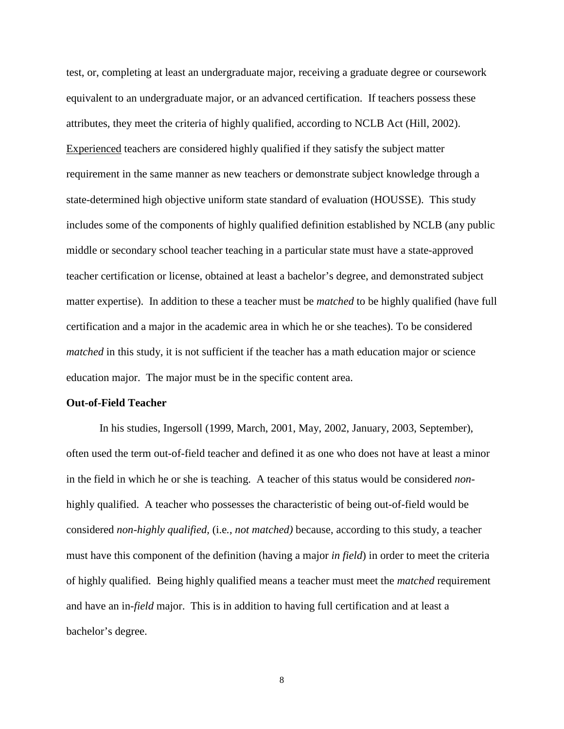test, or, completing at least an undergraduate major, receiving a graduate degree or coursework equivalent to an undergraduate major, or an advanced certification. If teachers possess these attributes, they meet the criteria of highly qualified, according to NCLB Act (Hill, 2002). <u>Experienced</u> teachers are considered highly qualified if they satisfy the subject matter requirement in the same manner as new teachers or demonstrate subject knowledge through a state-determined high objective uniform state standard of evaluation (HOUSSE). This study includes some of the components of highly qualified definition established by NCLB (any public middle or secondary school teacher teaching in a particular state must have a state-approved teacher certification or license, obtained at least a bachelor's degree, and demonstrated subject matter expertise). In addition to these a teacher must be *matched* to be highly qualified (have full certification and a major in the academic area in which he or she teaches). To be considered *matched* in this study, it is not sufficient if the teacher has a math education major or science education major. The major must be in the specific content area.

**Out-of-Field Teacher**

In his studies, Ingersoll (1999, March, 2001, May, 2002, January, 2003, September), often used the term out-of-field teacher and defined it as one who does not have at least a minor in the field in which he or she is teaching. A teacher of this status would be considered *non*-highly qualified. A teacher who possesses the characteristic of being out-of-field would be considered *non-highly qualified,* (i.e*., not matched)* because, according to this study, a teacher must have this component of the definition (having a major *in field*) in order to meet the criteria of highly qualified. Being highly qualified means a teacher must meet the *matched* requirement and have an in-*field* major. This is in addition to having full certification and at least a bachelor's degree.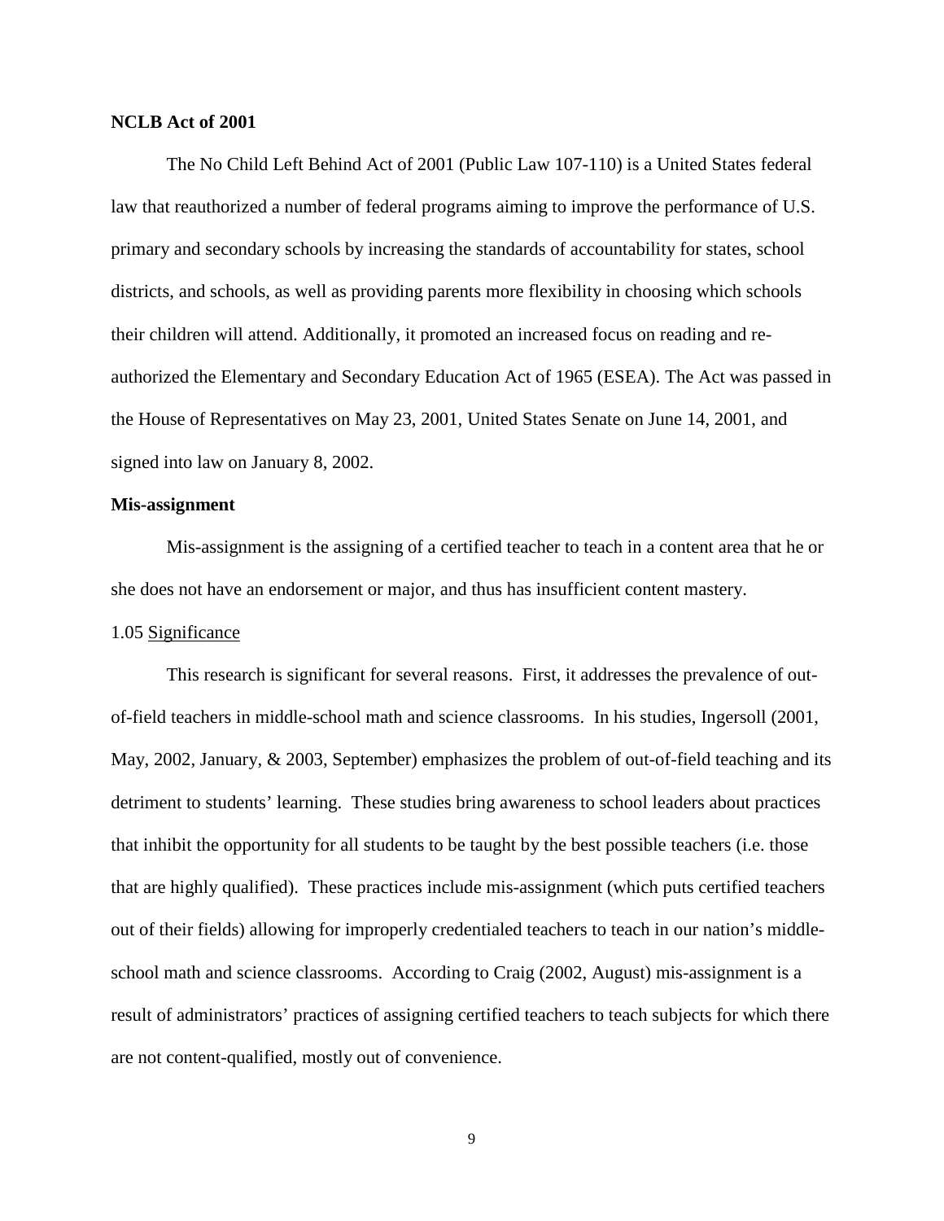**NCLB Act of 2001**

The No Child Left Behind Act of 2001 (Public Law 107-110) is a United States federal law that reauthorized a number of federal programs aiming to improve the performance of U.S. primary and secondary schools by increasing the standards of accountability for states, school districts, and schools, as well as providing parents more flexibility in choosing which schools their children will attend. Additionally, it promoted an increased focus on reading and re-authorized the Elementary and Secondary Education Act of 1965 (ESEA). The Act was passed in the House of Representatives on May 23, 2001, United States Senate on June 14, 2001, and signed into law on January 8, 2002.

**Mis-assignment**

Mis-assignment is the assigning of a certified teacher to teach in a content area that he or she does not have an endorsement or major, and thus has insufficient content mastery.

1.05 Significance

This research is significant for several reasons. First, it addresses the prevalence of out-of-field teachers in middle-school math and science classrooms. In his studies, Ingersoll (2001, May, 2002, January, & 2003, September) emphasizes the problem of out-of-field teaching and its detriment to students' learning. These studies bring awareness to school leaders about practices that inhibit the opportunity for all students to be taught by the best possible teachers (i.e. those that are highly qualified). These practices include mis-assignment (which puts certified teachers out of their fields) allowing for improperly credentialed teachers to teach in our nation's middle-school math and science classrooms. According to Craig (2002, August) mis-assignment is a result of administrators' practices of assigning certified teachers to teach subjects for which there are not content-qualified, mostly out of convenience.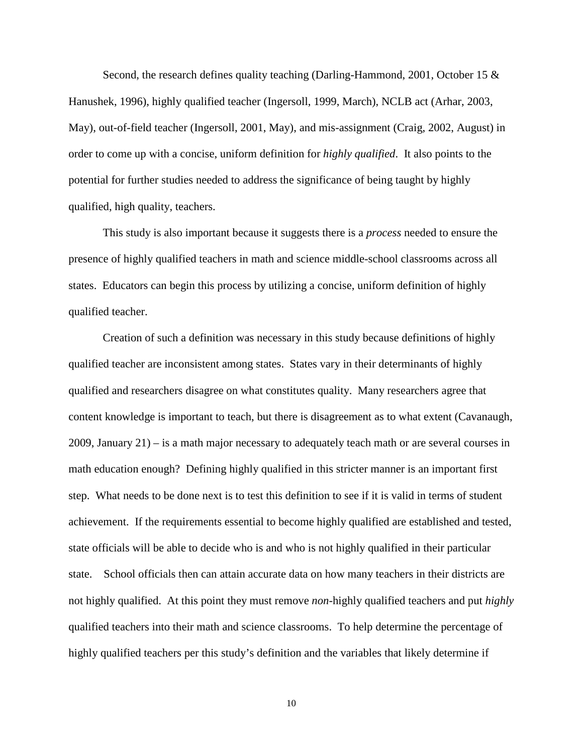Second, the research defines quality teaching (Darling-Hammond, 2001, October 15 & Hanushek, 1996), highly qualified teacher (Ingersoll, 1999, March), NCLB act (Arhar, 2003, May), out-of-field teacher (Ingersoll, 2001, May), and mis-assignment (Craig, 2002, August) in order to come up with a concise, uniform definition for *highly qualified*. It also points to the potential for further studies needed to address the significance of being taught by highly qualified, high quality, teachers.

This study is also important because it suggests there is a *process* needed to ensure the presence of highly qualified teachers in math and science middle-school classrooms across all states. Educators can begin this process by utilizing a concise, uniform definition of highly qualified teacher.

Creation of such a definition was necessary in this study because definitions of highly qualified teacher are inconsistent among states. States vary in their determinants of highly qualified and researchers disagree on what constitutes quality. Many researchers agree that content knowledge is important to teach, but there is disagreement as to what extent (Cavanaugh, 2009, January 21) – is a math major necessary to adequately teach math or are several courses in math education enough? Defining highly qualified in this stricter manner is an important first step. What needs to be done next is to test this definition to see if it is valid in terms of student achievement. If the requirements essential to become highly qualified are established and tested, state officials will be able to decide who is and who is not highly qualified in their particular state. School officials then can attain accurate data on how many teachers in their districts are not highly qualified. At this point they must remove *non*-highly qualified teachers and put *highly* qualified teachers into their math and science classrooms. To help determine the percentage of highly qualified teachers per this study's definition and the variables that likely determine if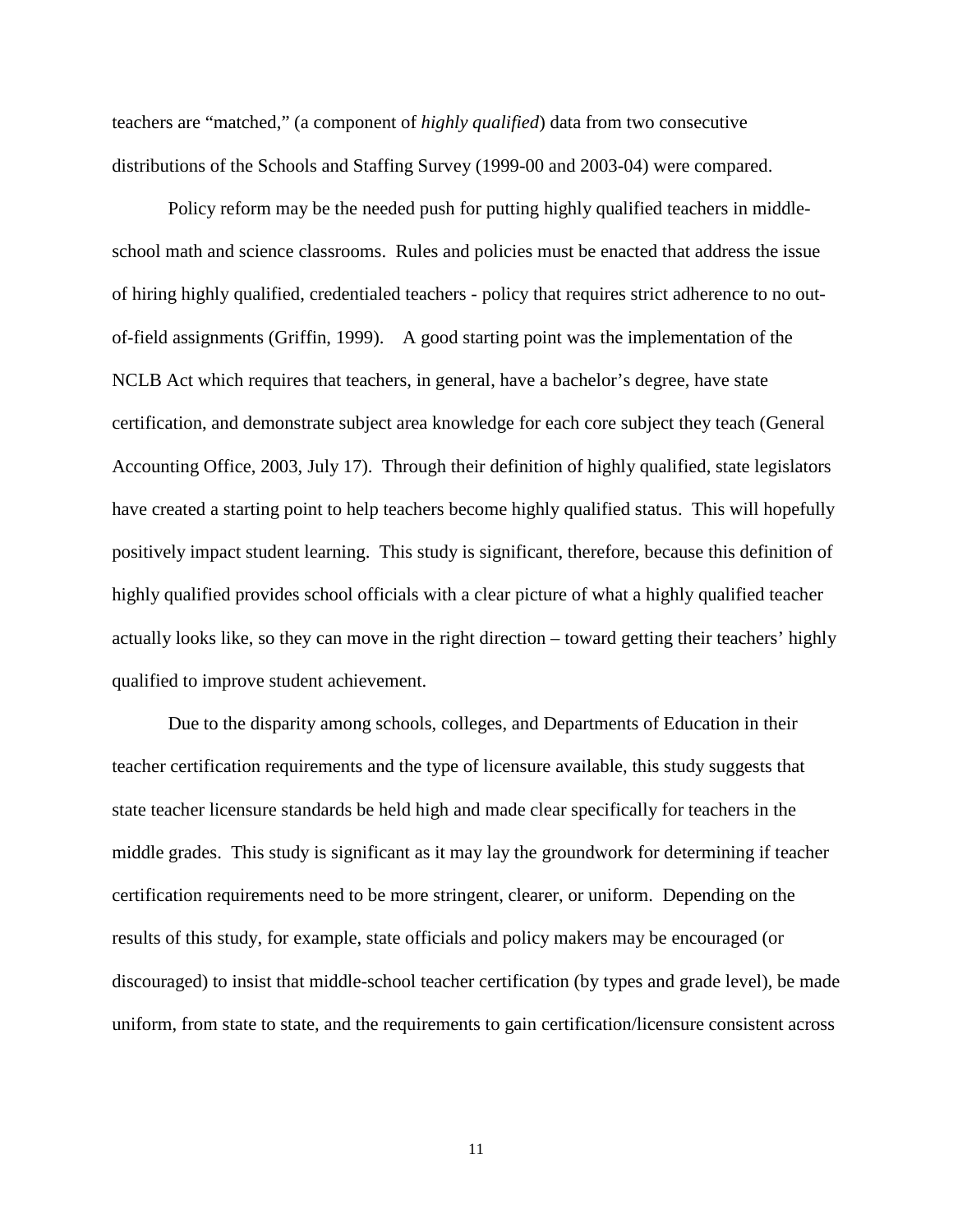teachers are "matched," (a component of *highly qualified*) data from two consecutive distributions of the Schools and Staffing Survey (1999-00 and 2003-04) were compared.

Policy reform may be the needed push for putting highly qualified teachers in middle-school math and science classrooms. Rules and policies must be enacted that address the issue of hiring highly qualified, credentialed teachers - policy that requires strict adherence to no out-of-field assignments (Griffin, 1999). A good starting point was the implementation of the NCLB Act which requires that teachers, in general, have a bachelor's degree, have state certification, and demonstrate subject area knowledge for each core subject they teach (General Accounting Office, 2003, July 17). Through their definition of highly qualified, state legislators have created a starting point to help teachers become highly qualified status. This will hopefully positively impact student learning. This study is significant, therefore, because this definition of highly qualified provides school officials with a clear picture of what a highly qualified teacher actually looks like, so they can move in the right direction – toward getting their teachers' highly qualified to improve student achievement.

Due to the disparity among schools, colleges, and Departments of Education in their teacher certification requirements and the type of licensure available, this study suggests that state teacher licensure standards be held high and made clear specifically for teachers in the middle grades. This study is significant as it may lay the groundwork for determining if teacher certification requirements need to be more stringent, clearer, or uniform. Depending on the results of this study, for example, state officials and policy makers may be encouraged (or discouraged) to insist that middle-school teacher certification (by types and grade level), be made uniform, from state to state, and the requirements to gain certification/licensure consistent across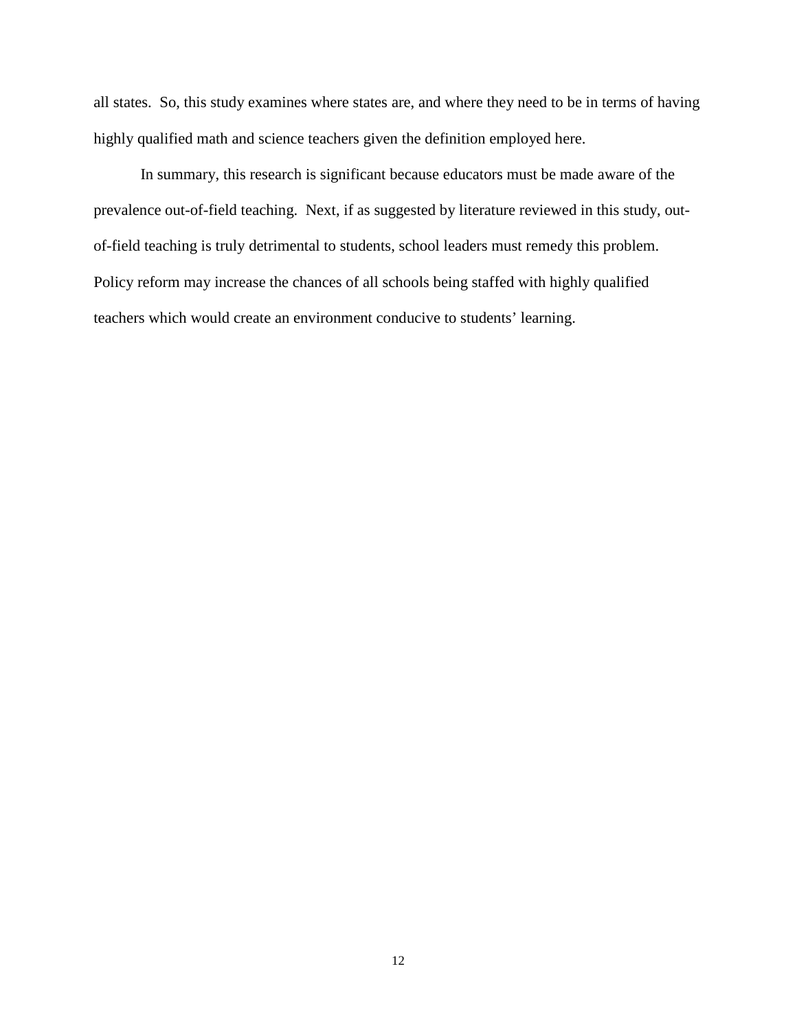all states. So, this study examines where states are, and where they need to be in terms of having highly qualified math and science teachers given the definition employed here.

In summary, this research is significant because educators must be made aware of the prevalence out-of-field teaching. Next, if as suggested by literature reviewed in this study, out-of-field teaching is truly detrimental to students, school leaders must remedy this problem. Policy reform may increase the chances of all schools being staffed with highly qualified teachers which would create an environment conducive to students' learning.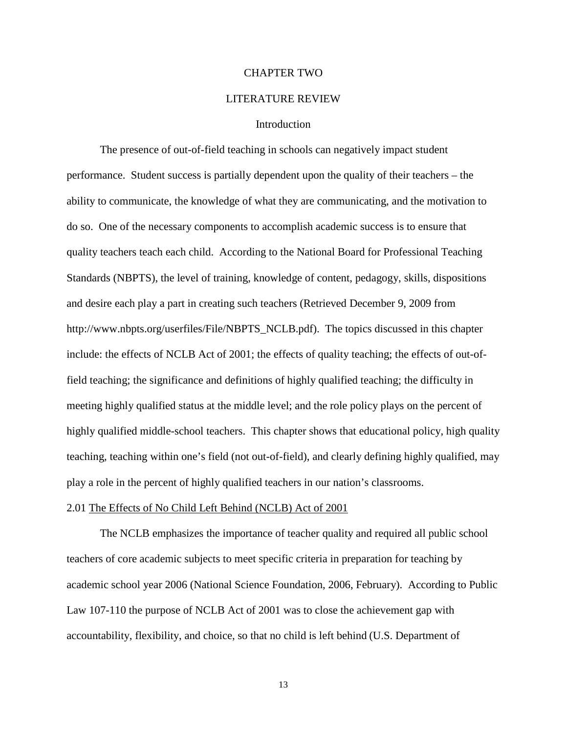# CHAPTER TWO

# LITERATURE REVIEW

## Introduction

The presence of out-of-field teaching in schools can negatively impact student performance. Student success is partially dependent upon the quality of their teachers – the ability to communicate, the knowledge of what they are communicating, and the motivation to do so. One of the necessary components to accomplish academic success is to ensure that quality teachers teach each child. According to the National Board for Professional Teaching Standards (NBPTS), the level of training, knowledge of content, pedagogy, skills, dispositions and desire each play a part in creating such teachers (Retrieved December 9, 2009 from http://www.nbpts.org/userfiles/File/NBPTS_NCLB.pdf). The topics discussed in this chapter include: the effects of NCLB Act of 2001; the effects of quality teaching; the effects of out-of-field teaching; the significance and definitions of highly qualified teaching; the difficulty in meeting highly qualified status at the middle level; and the role policy plays on the percent of highly qualified middle-school teachers. This chapter shows that educational policy, high quality teaching, teaching within one's field (not out-of-field), and clearly defining highly qualified, may play a role in the percent of highly qualified teachers in our nation's classrooms.

### 2.01 <u>The Effects of No Child Left Behind (NCLB) Act of 2001</u>

The NCLB emphasizes the importance of teacher quality and required all public school teachers of core academic subjects to meet specific criteria in preparation for teaching by academic school year 2006 (National Science Foundation, 2006, February). According to Public Law 107-110 the purpose of NCLB Act of 2001 was to close the achievement gap with accountability, flexibility, and choice, so that no child is left behind (U.S. Department of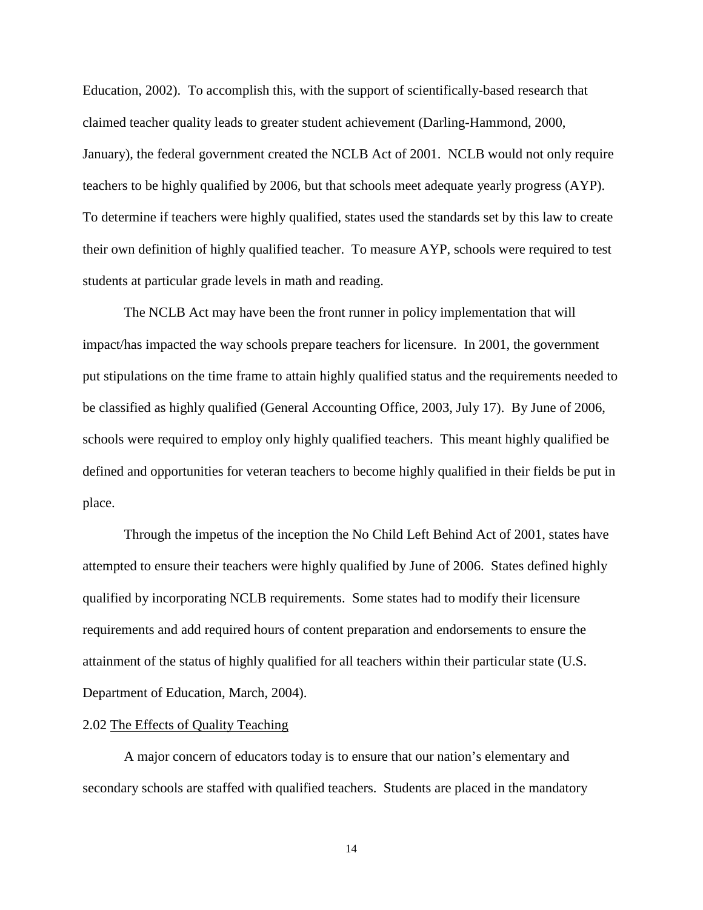Education, 2002). To accomplish this, with the support of scientifically-based research that claimed teacher quality leads to greater student achievement (Darling-Hammond, 2000, January), the federal government created the NCLB Act of 2001. NCLB would not only require teachers to be highly qualified by 2006, but that schools meet adequate yearly progress (AYP). To determine if teachers were highly qualified, states used the standards set by this law to create their own definition of highly qualified teacher. To measure AYP, schools were required to test students at particular grade levels in math and reading.

The NCLB Act may have been the front runner in policy implementation that will impact/has impacted the way schools prepare teachers for licensure. In 2001, the government put stipulations on the time frame to attain highly qualified status and the requirements needed to be classified as highly qualified (General Accounting Office, 2003, July 17). By June of 2006, schools were required to employ only highly qualified teachers. This meant highly qualified be defined and opportunities for veteran teachers to become highly qualified in their fields be put in place.

Through the impetus of the inception the No Child Left Behind Act of 2001, states have attempted to ensure their teachers were highly qualified by June of 2006. States defined highly qualified by incorporating NCLB requirements. Some states had to modify their licensure requirements and add required hours of content preparation and endorsements to ensure the attainment of the status of highly qualified for all teachers within their particular state (U.S. Department of Education, March, 2004).

### 2.02 The Effects of Quality Teaching

A major concern of educators today is to ensure that our nation's elementary and secondary schools are staffed with qualified teachers. Students are placed in the mandatory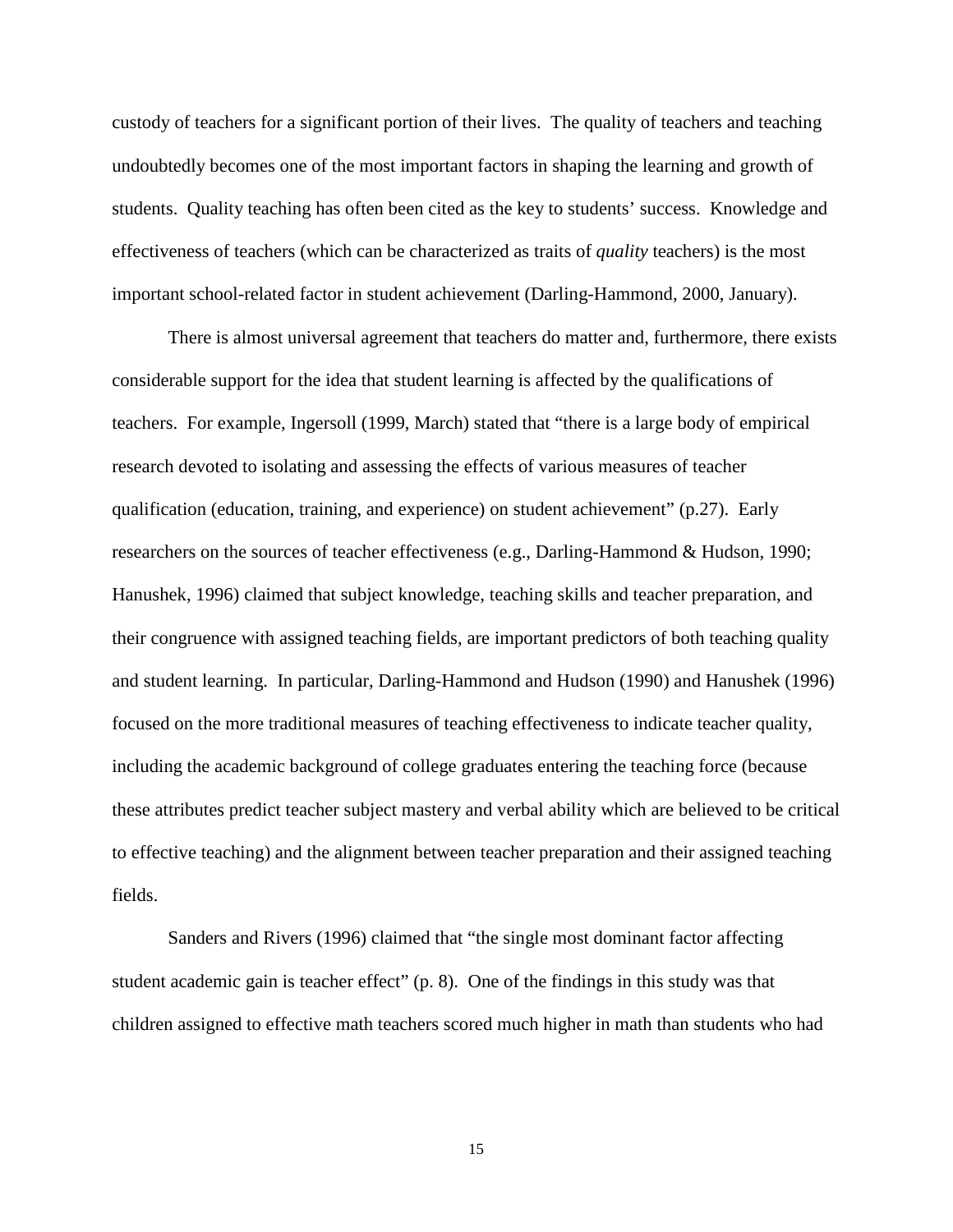custody of teachers for a significant portion of their lives. The quality of teachers and teaching undoubtedly becomes one of the most important factors in shaping the learning and growth of students. Quality teaching has often been cited as the key to students' success. Knowledge and effectiveness of teachers (which can be characterized as traits of *quality* teachers) is the most important school-related factor in student achievement (Darling-Hammond, 2000, January).

There is almost universal agreement that teachers do matter and, furthermore, there exists considerable support for the idea that student learning is affected by the qualifications of teachers. For example, Ingersoll (1999, March) stated that "there is a large body of empirical research devoted to isolating and assessing the effects of various measures of teacher qualification (education, training, and experience) on student achievement" (p.27). Early researchers on the sources of teacher effectiveness (e.g., Darling-Hammond & Hudson, 1990; Hanushek, 1996) claimed that subject knowledge, teaching skills and teacher preparation, and their congruence with assigned teaching fields, are important predictors of both teaching quality and student learning. In particular, Darling-Hammond and Hudson (1990) and Hanushek (1996) focused on the more traditional measures of teaching effectiveness to indicate teacher quality, including the academic background of college graduates entering the teaching force (because these attributes predict teacher subject mastery and verbal ability which are believed to be critical to effective teaching) and the alignment between teacher preparation and their assigned teaching fields.

Sanders and Rivers (1996) claimed that "the single most dominant factor affecting student academic gain is teacher effect" (p. 8). One of the findings in this study was that children assigned to effective math teachers scored much higher in math than students who had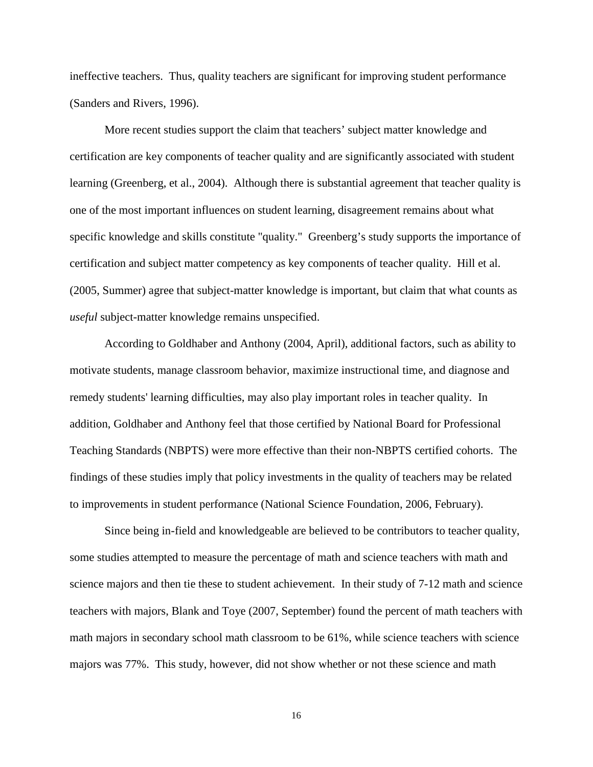ineffective teachers. Thus, quality teachers are significant for improving student performance (Sanders and Rivers, 1996).

More recent studies support the claim that teachers' subject matter knowledge and certification are key components of teacher quality and are significantly associated with student learning (Greenberg, et al., 2004). Although there is substantial agreement that teacher quality is one of the most important influences on student learning, disagreement remains about what specific knowledge and skills constitute "quality." Greenberg's study supports the importance of certification and subject matter competency as key components of teacher quality. Hill et al. (2005, Summer) agree that subject-matter knowledge is important, but claim that what counts as *useful* subject-matter knowledge remains unspecified.

According to Goldhaber and Anthony (2004, April), additional factors, such as ability to motivate students, manage classroom behavior, maximize instructional time, and diagnose and remedy students' learning difficulties, may also play important roles in teacher quality. In addition, Goldhaber and Anthony feel that those certified by National Board for Professional Teaching Standards (NBPTS) were more effective than their non-NBPTS certified cohorts. The findings of these studies imply that policy investments in the quality of teachers may be related to improvements in student performance (National Science Foundation, 2006, February).

Since being in-field and knowledgeable are believed to be contributors to teacher quality, some studies attempted to measure the percentage of math and science teachers with math and science majors and then tie these to student achievement. In their study of 7-12 math and science teachers with majors, Blank and Toye (2007, September) found the percent of math teachers with math majors in secondary school math classroom to be 61%, while science teachers with science majors was 77%. This study, however, did not show whether or not these science and math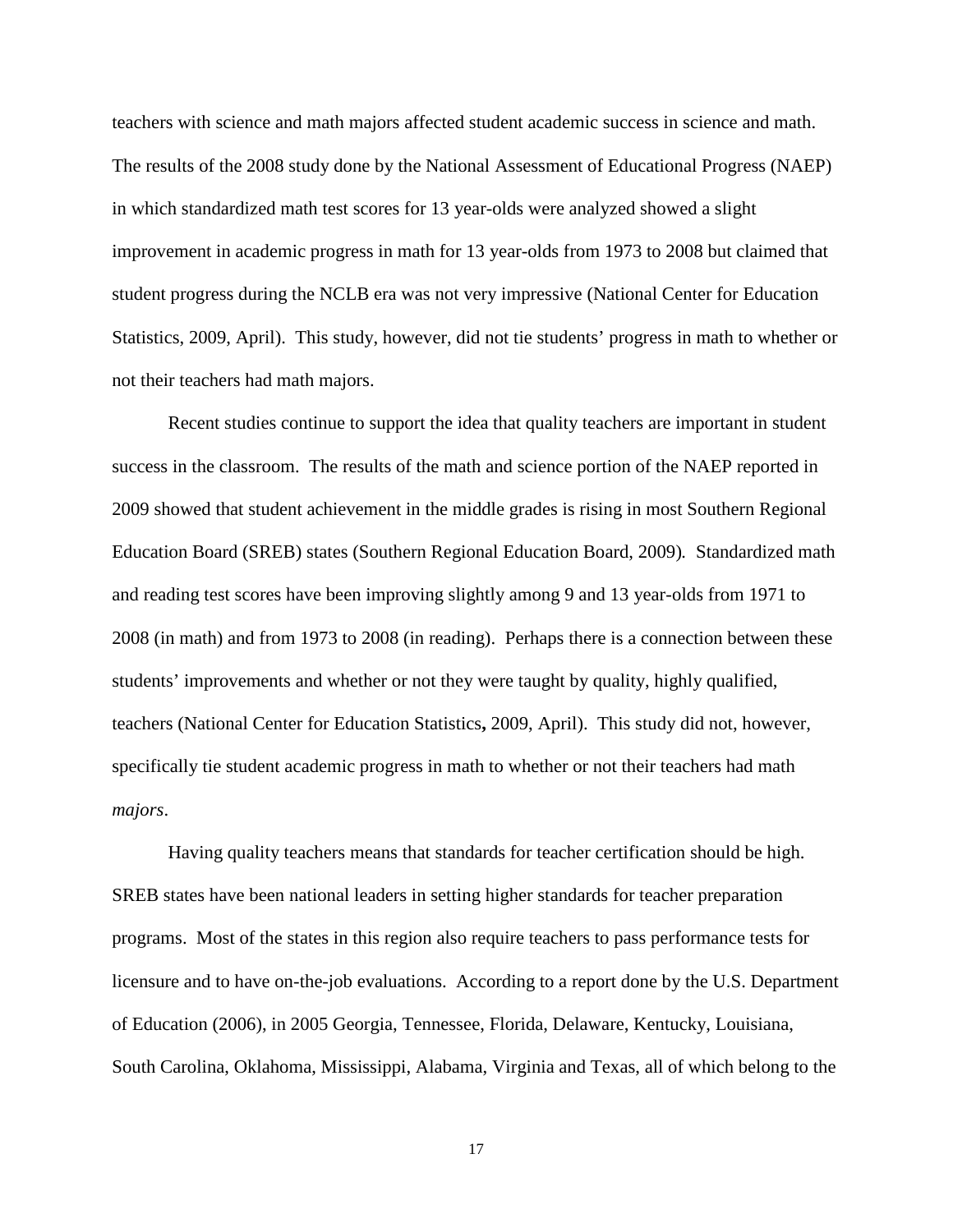teachers with science and math majors affected student academic success in science and math. The results of the 2008 study done by the National Assessment of Educational Progress (NAEP) in which standardized math test scores for 13 year-olds were analyzed showed a slight improvement in academic progress in math for 13 year-olds from 1973 to 2008 but claimed that student progress during the NCLB era was not very impressive (National Center for Education Statistics, 2009, April). This study, however, did not tie students' progress in math to whether or not their teachers had math majors.

Recent studies continue to support the idea that quality teachers are important in student success in the classroom. The results of the math and science portion of the NAEP reported in 2009 showed that student achievement in the middle grades is rising in most Southern Regional Education Board (SREB) states (Southern Regional Education Board, 2009). Standardized math and reading test scores have been improving slightly among 9 and 13 year-olds from 1971 to 2008 (in math) and from 1973 to 2008 (in reading). Perhaps there is a connection between these students' improvements and whether or not they were taught by quality, highly qualified, teachers (National Center for Education Statistics**,** 2009, April). This study did not, however, specifically tie student academic progress in math to whether or not their teachers had math *majors*.

Having quality teachers means that standards for teacher certification should be high. SREB states have been national leaders in setting higher standards for teacher preparation programs. Most of the states in this region also require teachers to pass performance tests for licensure and to have on-the-job evaluations. According to a report done by the U.S. Department of Education (2006), in 2005 Georgia, Tennessee, Florida, Delaware, Kentucky, Louisiana, South Carolina, Oklahoma, Mississippi, Alabama, Virginia and Texas, all of which belong to the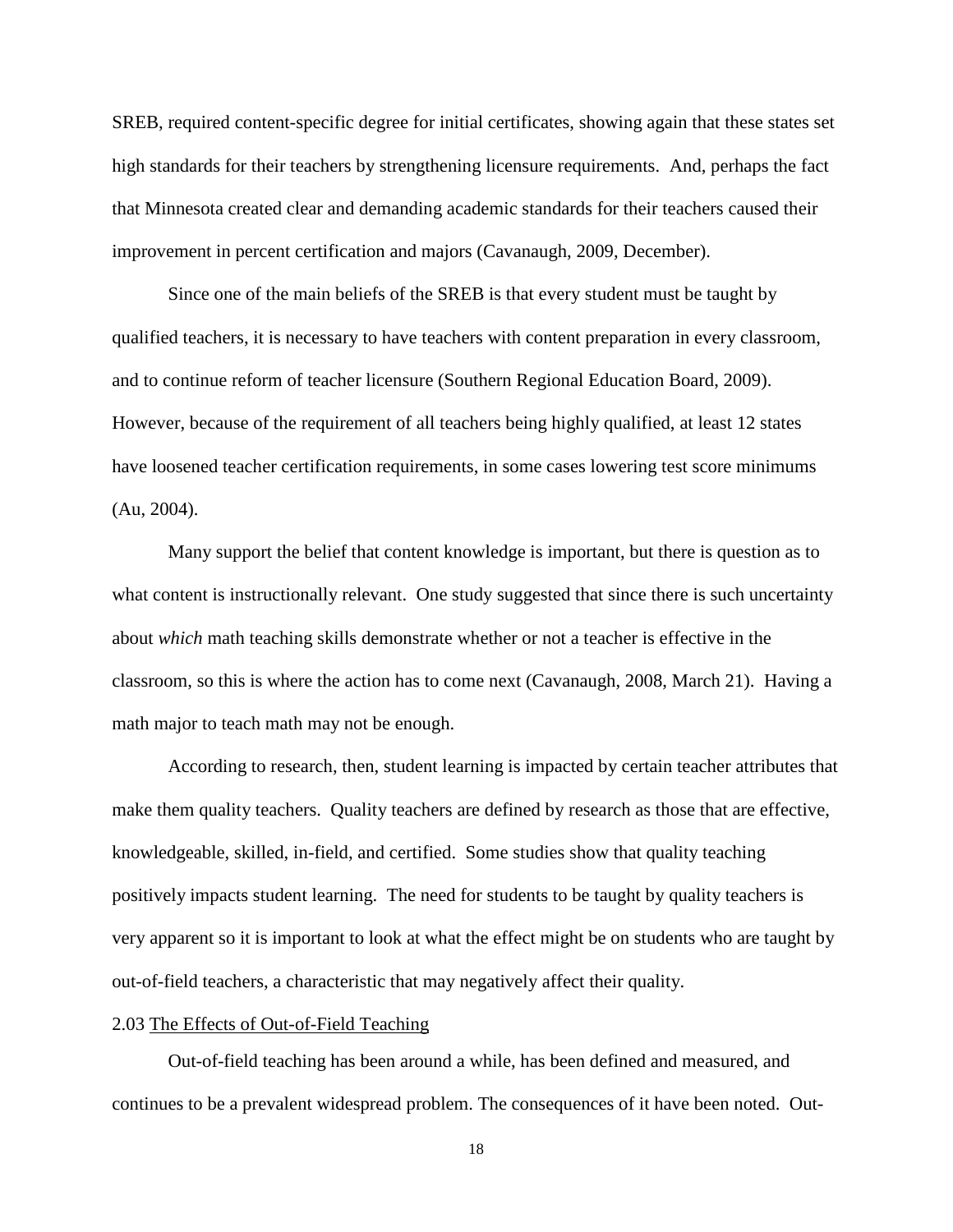SREB, required content-specific degree for initial certificates, showing again that these states set high standards for their teachers by strengthening licensure requirements. And, perhaps the fact that Minnesota created clear and demanding academic standards for their teachers caused their improvement in percent certification and majors (Cavanaugh, 2009, December).

Since one of the main beliefs of the SREB is that every student must be taught by qualified teachers, it is necessary to have teachers with content preparation in every classroom, and to continue reform of teacher licensure (Southern Regional Education Board, 2009). However, because of the requirement of all teachers being highly qualified, at least 12 states have loosened teacher certification requirements, in some cases lowering test score minimums (Au, 2004).

Many support the belief that content knowledge is important, but there is question as to what content is instructionally relevant. One study suggested that since there is such uncertainty about *which* math teaching skills demonstrate whether or not a teacher is effective in the classroom, so this is where the action has to come next (Cavanaugh, 2008, March 21). Having a math major to teach math may not be enough.

According to research, then, student learning is impacted by certain teacher attributes that make them quality teachers. Quality teachers are defined by research as those that are effective, knowledgeable, skilled, in-field, and certified. Some studies show that quality teaching positively impacts student learning. The need for students to be taught by quality teachers is very apparent so it is important to look at what the effect might be on students who are taught by out-of-field teachers, a characteristic that may negatively affect their quality.

### 2.03 The Effects of Out-of-Field Teaching

Out-of-field teaching has been around a while, has been defined and measured, and continues to be a prevalent widespread problem. The consequences of it have been noted. Out-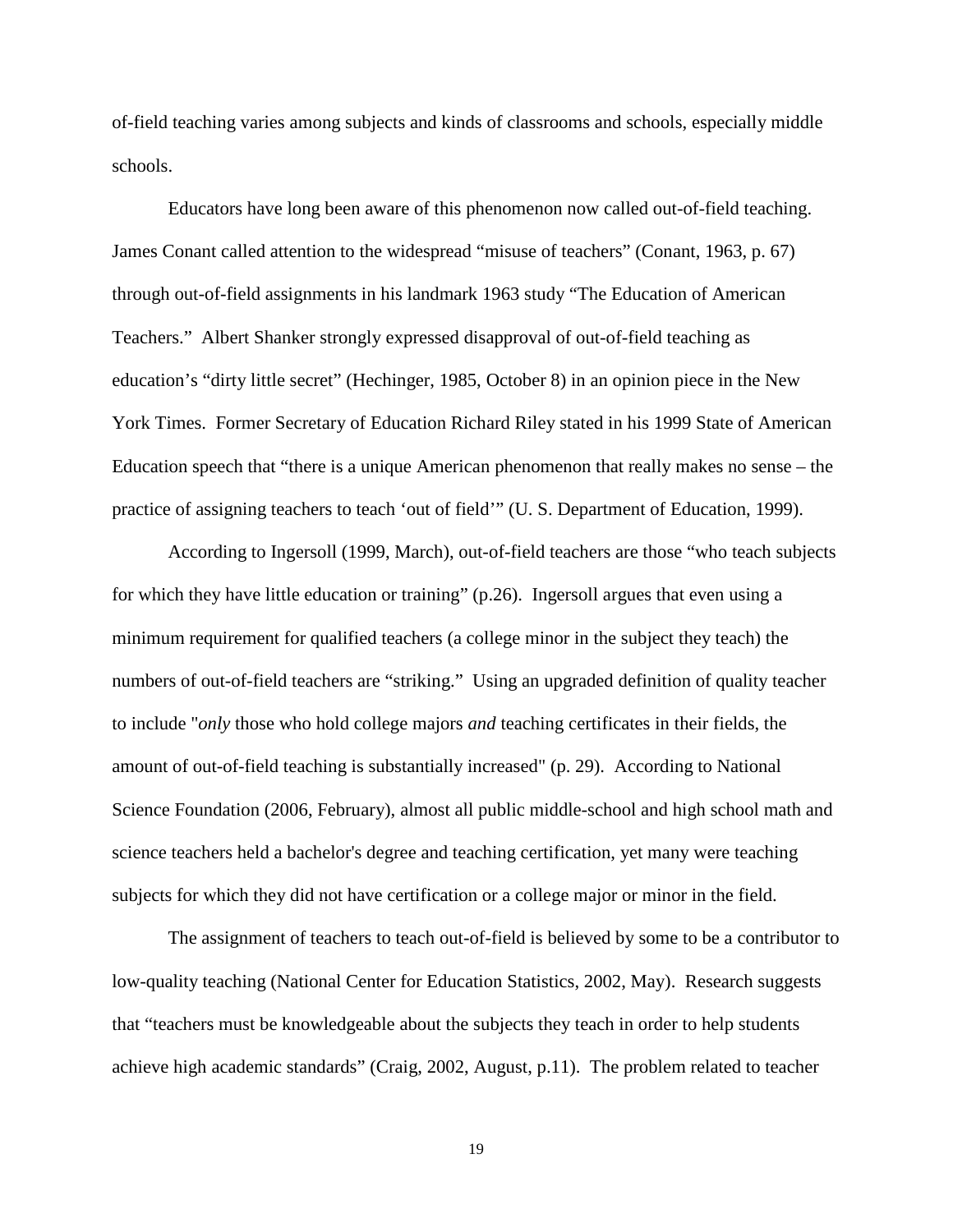of-field teaching varies among subjects and kinds of classrooms and schools, especially middle schools.

Educators have long been aware of this phenomenon now called out-of-field teaching. James Conant called attention to the widespread “misuse of teachers” (Conant, 1963, p. 67) through out-of-field assignments in his landmark 1963 study “The Education of American Teachers.” Albert Shanker strongly expressed disapproval of out-of-field teaching as education’s “dirty little secret” (Hechinger, 1985, October 8) in an opinion piece in the New York Times. Former Secretary of Education Richard Riley stated in his 1999 State of American Education speech that “there is a unique American phenomenon that really makes no sense – the practice of assigning teachers to teach ‘out of field’” (U. S. Department of Education, 1999).

According to Ingersoll (1999, March), out-of-field teachers are those “who teach subjects for which they have little education or training” (p.26). Ingersoll argues that even using a minimum requirement for qualified teachers (a college minor in the subject they teach) the numbers of out-of-field teachers are “striking.” Using an upgraded definition of quality teacher to include "*only* those who hold college majors *and* teaching certificates in their fields, the amount of out-of-field teaching is substantially increased" (p. 29). According to National Science Foundation (2006, February), almost all public middle-school and high school math and science teachers held a bachelor's degree and teaching certification, yet many were teaching subjects for which they did not have certification or a college major or minor in the field.

The assignment of teachers to teach out-of-field is believed by some to be a contributor to low-quality teaching (National Center for Education Statistics, 2002, May). Research suggests that “teachers must be knowledgeable about the subjects they teach in order to help students achieve high academic standards” (Craig, 2002, August, p.11). The problem related to teacher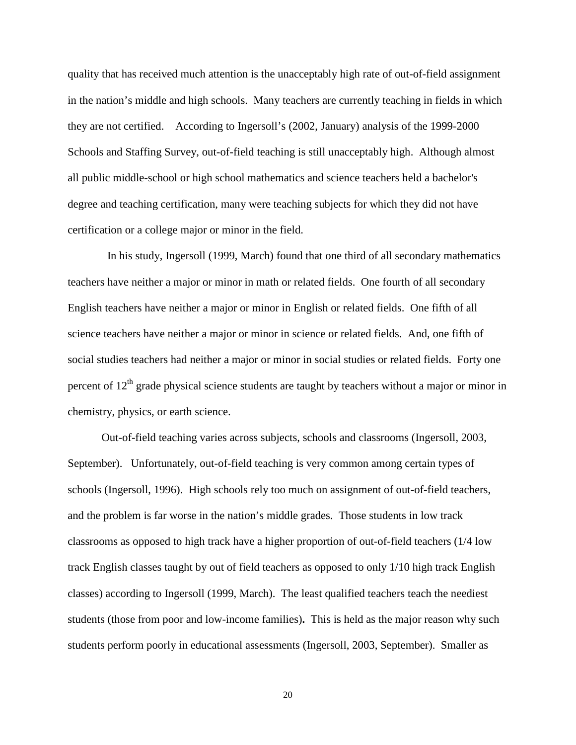quality that has received much attention is the unacceptably high rate of out-of-field assignment in the nation's middle and high schools. Many teachers are currently teaching in fields in which they are not certified. According to Ingersoll's (2002, January) analysis of the 1999-2000 Schools and Staffing Survey, out-of-field teaching is still unacceptably high. Although almost all public middle-school or high school mathematics and science teachers held a bachelor's degree and teaching certification, many were teaching subjects for which they did not have certification or a college major or minor in the field.

In his study, Ingersoll (1999, March) found that one third of all secondary mathematics teachers have neither a major or minor in math or related fields. One fourth of all secondary English teachers have neither a major or minor in English or related fields. One fifth of all science teachers have neither a major or minor in science or related fields. And, one fifth of social studies teachers had neither a major or minor in social studies or related fields. Forty one percent of $12^{th}$ grade physical science students are taught by teachers without a major or minor in chemistry, physics, or earth science.

Out-of-field teaching varies across subjects, schools and classrooms (Ingersoll, 2003, September). Unfortunately, out-of-field teaching is very common among certain types of schools (Ingersoll, 1996). High schools rely too much on assignment of out-of-field teachers, and the problem is far worse in the nation's middle grades. Those students in low track classrooms as opposed to high track have a higher proportion of out-of-field teachers (1/4 low track English classes taught by out of field teachers as opposed to only 1/10 high track English classes) according to Ingersoll (1999, March). The least qualified teachers teach the neediest students (those from poor and low-income families)**.** This is held as the major reason why such students perform poorly in educational assessments (Ingersoll, 2003, September). Smaller as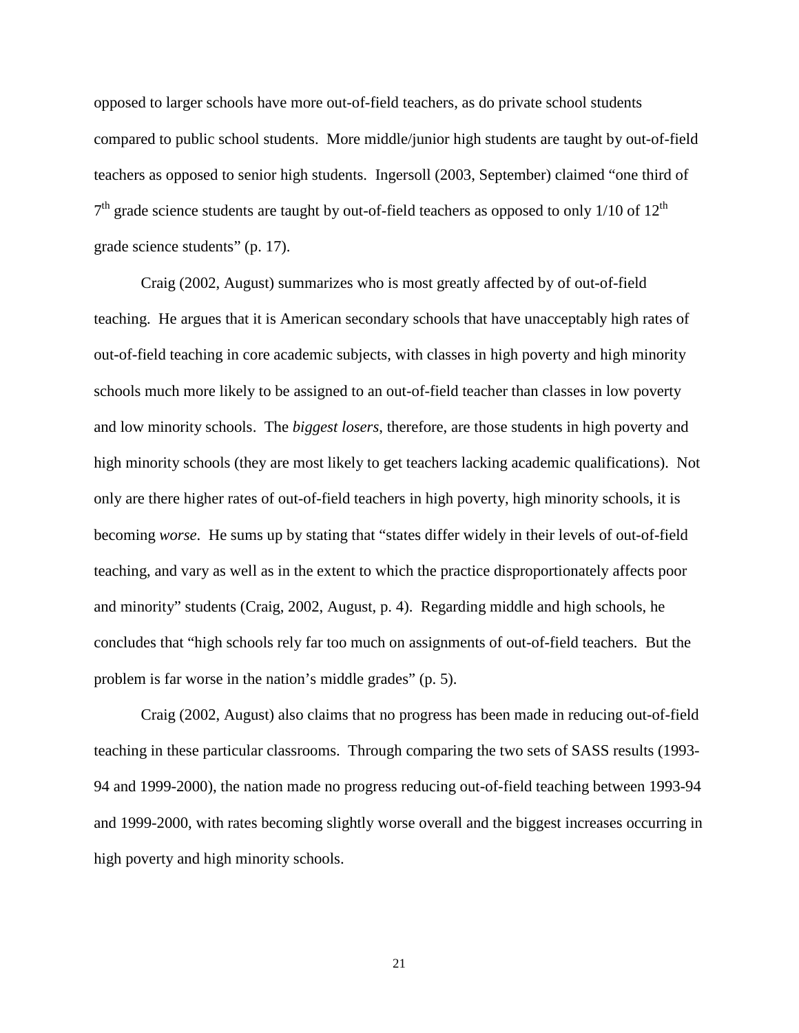opposed to larger schools have more out-of-field teachers, as do private school students compared to public school students. More middle/junior high students are taught by out-of-field teachers as opposed to senior high students. Ingersoll (2003, September) claimed "one third of $7^{th}$ grade science students are taught by out-of-field teachers as opposed to only 1/10 of $12^{th}$ grade science students" (p. 17).

Craig (2002, August) summarizes who is most greatly affected by of out-of-field teaching. He argues that it is American secondary schools that have unacceptably high rates of out-of-field teaching in core academic subjects, with classes in high poverty and high minority schools much more likely to be assigned to an out-of-field teacher than classes in low poverty and low minority schools. The *biggest losers*, therefore, are those students in high poverty and high minority schools (they are most likely to get teachers lacking academic qualifications). Not only are there higher rates of out-of-field teachers in high poverty, high minority schools, it is becoming *worse*. He sums up by stating that "states differ widely in their levels of out-of-field teaching, and vary as well as in the extent to which the practice disproportionately affects poor and minority" students (Craig, 2002, August, p. 4). Regarding middle and high schools, he concludes that "high schools rely far too much on assignments of out-of-field teachers. But the problem is far worse in the nation's middle grades" (p. 5).

Craig (2002, August) also claims that no progress has been made in reducing out-of-field teaching in these particular classrooms. Through comparing the two sets of SASS results (1993-94 and 1999-2000), the nation made no progress reducing out-of-field teaching between 1993-94 and 1999-2000, with rates becoming slightly worse overall and the biggest increases occurring in high poverty and high minority schools.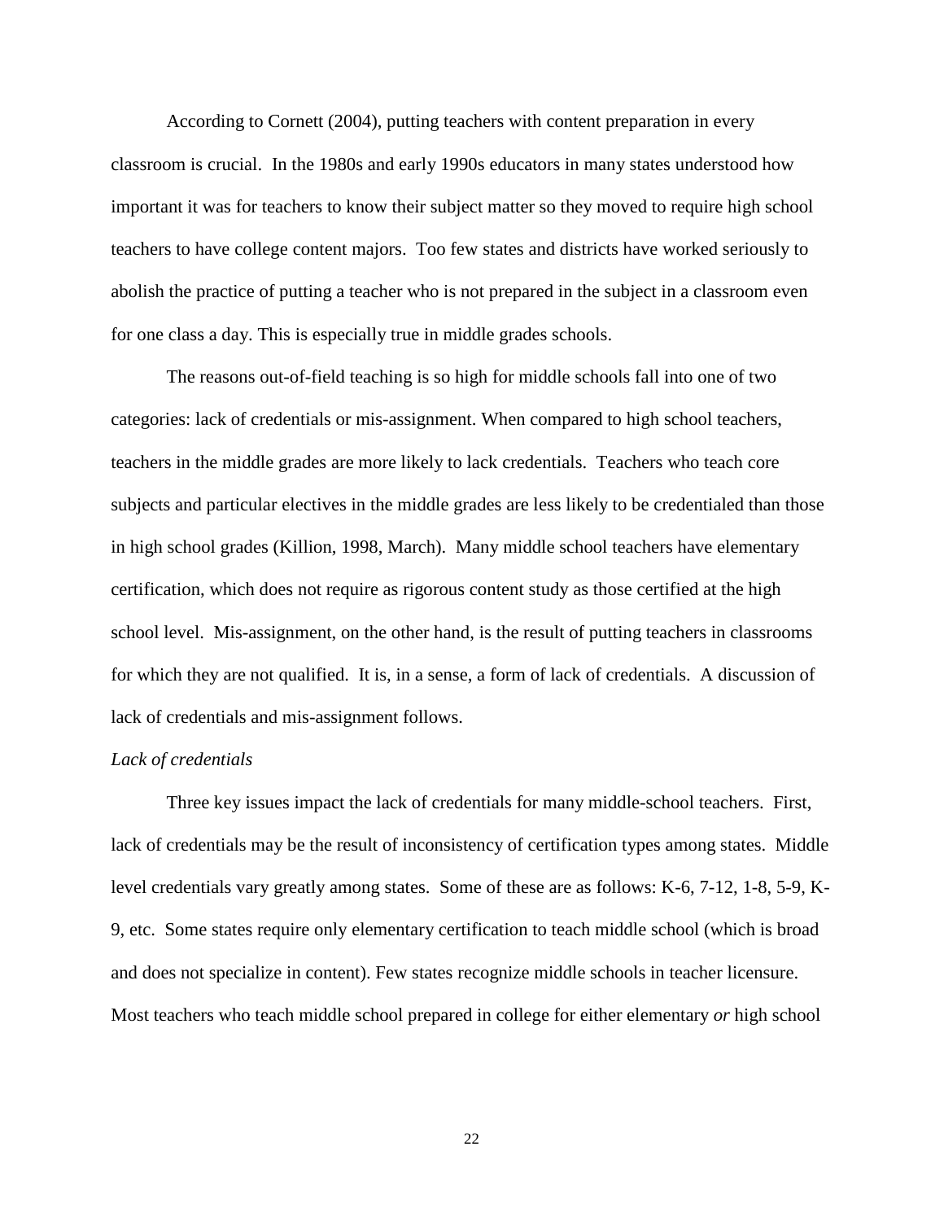According to Cornett (2004), putting teachers with content preparation in every classroom is crucial. In the 1980s and early 1990s educators in many states understood how important it was for teachers to know their subject matter so they moved to require high school teachers to have college content majors. Too few states and districts have worked seriously to abolish the practice of putting a teacher who is not prepared in the subject in a classroom even for one class a day. This is especially true in middle grades schools.

The reasons out-of-field teaching is so high for middle schools fall into one of two categories: lack of credentials or mis-assignment. When compared to high school teachers, teachers in the middle grades are more likely to lack credentials. Teachers who teach core subjects and particular electives in the middle grades are less likely to be credentialed than those in high school grades (Killion, 1998, March). Many middle school teachers have elementary certification, which does not require as rigorous content study as those certified at the high school level. Mis-assignment, on the other hand, is the result of putting teachers in classrooms for which they are not qualified. It is, in a sense, a form of lack of credentials. A discussion of lack of credentials and mis-assignment follows.

*Lack of credentials*

Three key issues impact the lack of credentials for many middle-school teachers. First, lack of credentials may be the result of inconsistency of certification types among states. Middle level credentials vary greatly among states. Some of these are as follows: K-6, 7-12, 1-8, 5-9, K-9, etc. Some states require only elementary certification to teach middle school (which is broad and does not specialize in content). Few states recognize middle schools in teacher licensure. Most teachers who teach middle school prepared in college for either elementary *or* high school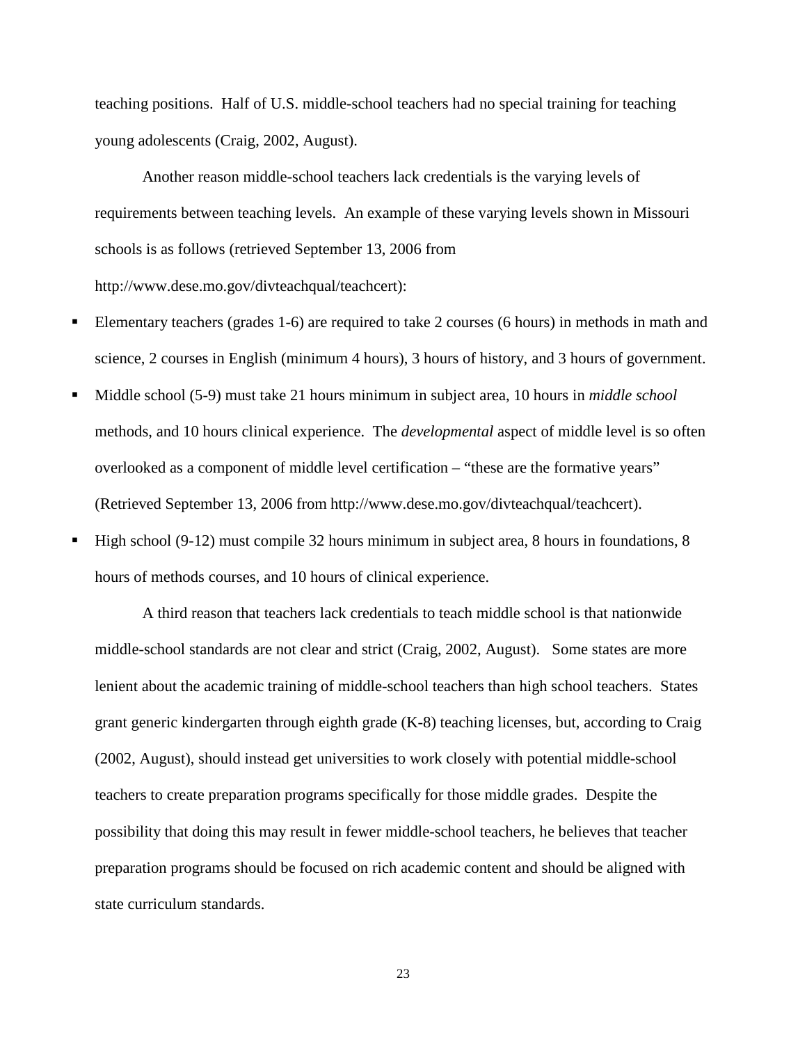teaching positions. Half of U.S. middle-school teachers had no special training for teaching young adolescents (Craig, 2002, August).

Another reason middle-school teachers lack credentials is the varying levels of requirements between teaching levels. An example of these varying levels shown in Missouri schools is as follows (retrieved September 13, 2006 from http://www.dese.mo.gov/divteachqual/teachcert):

- Elementary teachers (grades 1-6) are required to take 2 courses (6 hours) in methods in math and science, 2 courses in English (minimum 4 hours), 3 hours of history, and 3 hours of government.
- Middle school (5-9) must take 21 hours minimum in subject area, 10 hours in *middle school* methods, and 10 hours clinical experience. The *developmental* aspect of middle level is so often overlooked as a component of middle level certification – "these are the formative years" (Retrieved September 13, 2006 from http://www.dese.mo.gov/divteachqual/teachcert).
- High school (9-12) must compile 32 hours minimum in subject area, 8 hours in foundations, 8 hours of methods courses, and 10 hours of clinical experience.

A third reason that teachers lack credentials to teach middle school is that nationwide middle-school standards are not clear and strict (Craig, 2002, August). Some states are more lenient about the academic training of middle-school teachers than high school teachers. States grant generic kindergarten through eighth grade (K-8) teaching licenses, but, according to Craig (2002, August), should instead get universities to work closely with potential middle-school teachers to create preparation programs specifically for those middle grades. Despite the possibility that doing this may result in fewer middle-school teachers, he believes that teacher preparation programs should be focused on rich academic content and should be aligned with state curriculum standards.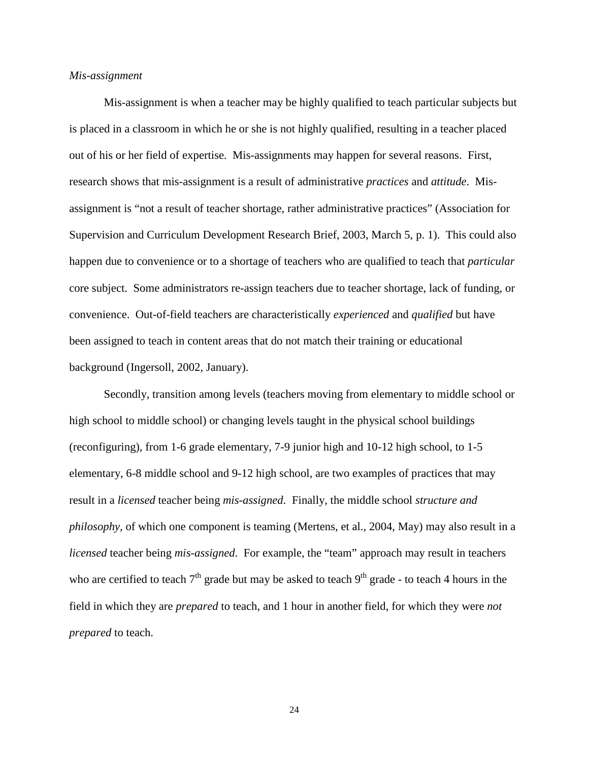*Mis-assignment*

Mis-assignment is when a teacher may be highly qualified to teach particular subjects but is placed in a classroom in which he or she is not highly qualified, resulting in a teacher placed out of his or her field of expertise. Mis-assignments may happen for several reasons. First, research shows that mis-assignment is a result of administrative *practices* and *attitude*. Mis-assignment is "not a result of teacher shortage, rather administrative practices" (Association for Supervision and Curriculum Development Research Brief, 2003, March 5, p. 1). This could also happen due to convenience or to a shortage of teachers who are qualified to teach that *particular* core subject. Some administrators re-assign teachers due to teacher shortage, lack of funding, or convenience. Out-of-field teachers are characteristically *experienced* and *qualified* but have been assigned to teach in content areas that do not match their training or educational background (Ingersoll, 2002, January).

Secondly, transition among levels (teachers moving from elementary to middle school or high school to middle school) or changing levels taught in the physical school buildings (reconfiguring), from 1-6 grade elementary, 7-9 junior high and 10-12 high school, to 1-5 elementary, 6-8 middle school and 9-12 high school, are two examples of practices that may result in a *licensed* teacher being *mis-assigned*. Finally, the middle school *structure and philosophy*, of which one component is teaming (Mertens, et al., 2004, May) may also result in a *licensed* teacher being *mis-assigned*. For example, the "team" approach may result in teachers who are certified to teach 7th grade but may be asked to teach 9th grade - to teach 4 hours in the field in which they are *prepared* to teach, and 1 hour in another field, for which they were *not prepared* to teach.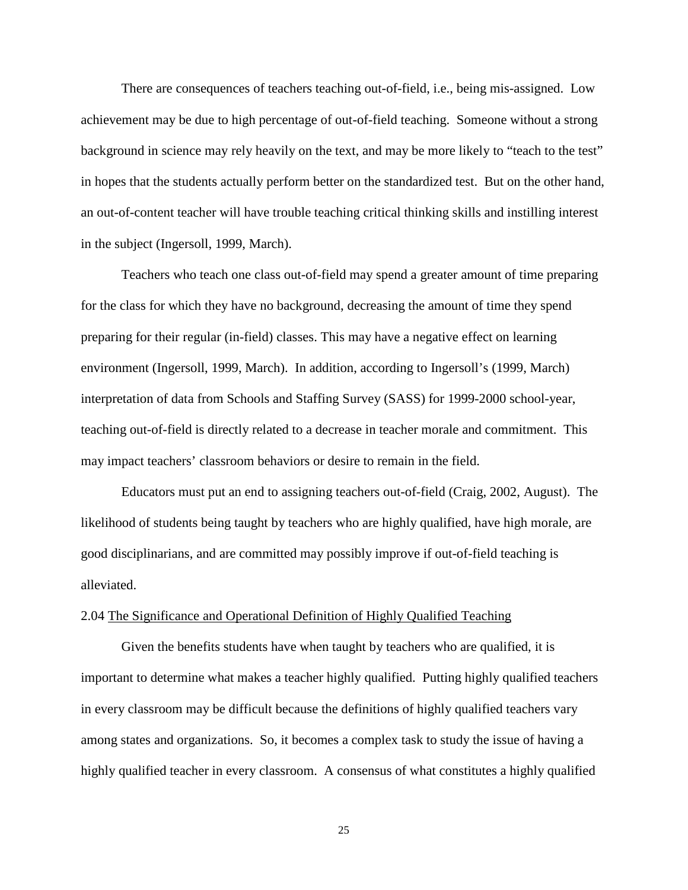There are consequences of teachers teaching out-of-field, i.e., being mis-assigned. Low achievement may be due to high percentage of out-of-field teaching. Someone without a strong background in science may rely heavily on the text, and may be more likely to "teach to the test" in hopes that the students actually perform better on the standardized test. But on the other hand, an out-of-content teacher will have trouble teaching critical thinking skills and instilling interest in the subject (Ingersoll, 1999, March).

Teachers who teach one class out-of-field may spend a greater amount of time preparing for the class for which they have no background, decreasing the amount of time they spend preparing for their regular (in-field) classes. This may have a negative effect on learning environment (Ingersoll, 1999, March). In addition, according to Ingersoll's (1999, March) interpretation of data from Schools and Staffing Survey (SASS) for 1999-2000 school-year, teaching out-of-field is directly related to a decrease in teacher morale and commitment. This may impact teachers' classroom behaviors or desire to remain in the field.

Educators must put an end to assigning teachers out-of-field (Craig, 2002, August). The likelihood of students being taught by teachers who are highly qualified, have high morale, are good disciplinarians, and are committed may possibly improve if out-of-field teaching is alleviated.

## 2.04 The Significance and Operational Definition of Highly Qualified Teaching

Given the benefits students have when taught by teachers who are qualified, it is important to determine what makes a teacher highly qualified. Putting highly qualified teachers in every classroom may be difficult because the definitions of highly qualified teachers vary among states and organizations. So, it becomes a complex task to study the issue of having a highly qualified teacher in every classroom. A consensus of what constitutes a highly qualified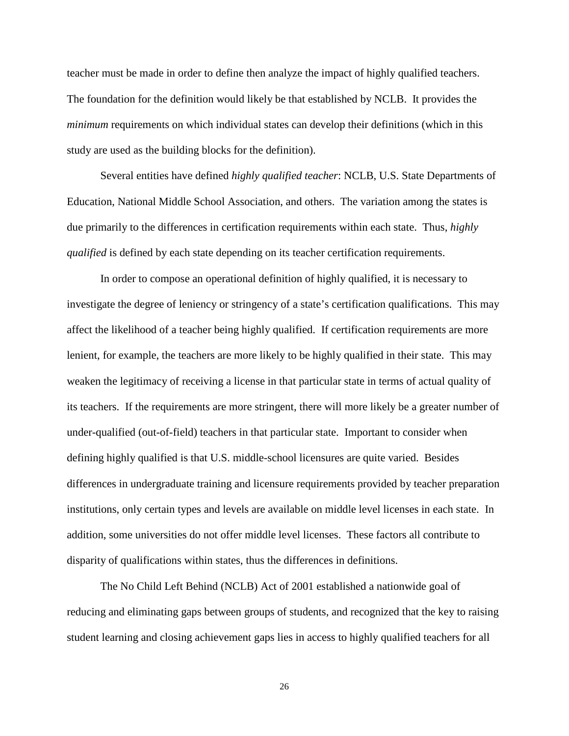teacher must be made in order to define then analyze the impact of highly qualified teachers. The foundation for the definition would likely be that established by NCLB. It provides the *minimum* requirements on which individual states can develop their definitions (which in this study are used as the building blocks for the definition).

Several entities have defined *highly qualified teacher*: NCLB, U.S. State Departments of Education, National Middle School Association, and others. The variation among the states is due primarily to the differences in certification requirements within each state. Thus, *highly qualified* is defined by each state depending on its teacher certification requirements.

In order to compose an operational definition of highly qualified, it is necessary to investigate the degree of leniency or stringency of a state's certification qualifications. This may affect the likelihood of a teacher being highly qualified. If certification requirements are more lenient, for example, the teachers are more likely to be highly qualified in their state. This may weaken the legitimacy of receiving a license in that particular state in terms of actual quality of its teachers. If the requirements are more stringent, there will more likely be a greater number of under-qualified (out-of-field) teachers in that particular state. Important to consider when defining highly qualified is that U.S. middle-school licensures are quite varied. Besides differences in undergraduate training and licensure requirements provided by teacher preparation institutions, only certain types and levels are available on middle level licenses in each state. In addition, some universities do not offer middle level licenses. These factors all contribute to disparity of qualifications within states, thus the differences in definitions.

The No Child Left Behind (NCLB) Act of 2001 established a nationwide goal of reducing and eliminating gaps between groups of students, and recognized that the key to raising student learning and closing achievement gaps lies in access to highly qualified teachers for all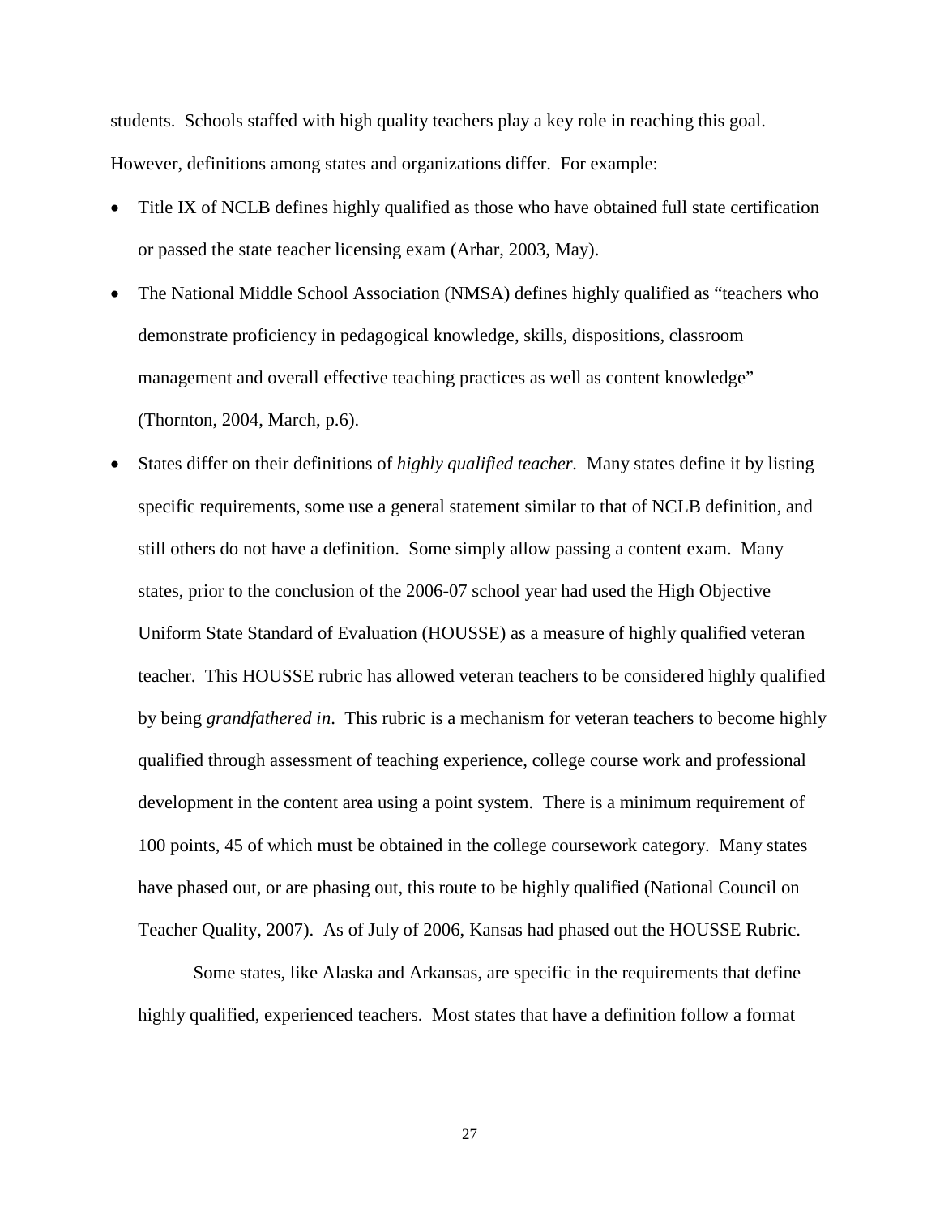students. Schools staffed with high quality teachers play a key role in reaching this goal. However, definitions among states and organizations differ. For example:

- Title IX of NCLB defines highly qualified as those who have obtained full state certification or passed the state teacher licensing exam (Arhar, 2003, May).
- The National Middle School Association (NMSA) defines highly qualified as "teachers who demonstrate proficiency in pedagogical knowledge, skills, dispositions, classroom management and overall effective teaching practices as well as content knowledge" (Thornton, 2004, March, p.6).
- States differ on their definitions of *highly qualified teacher.* Many states define it by listing specific requirements, some use a general statement similar to that of NCLB definition, and still others do not have a definition. Some simply allow passing a content exam. Many states, prior to the conclusion of the 2006-07 school year had used the High Objective Uniform State Standard of Evaluation (HOUSSE) as a measure of highly qualified veteran teacher. This HOUSSE rubric has allowed veteran teachers to be considered highly qualified by being *grandfathered in.* This rubric is a mechanism for veteran teachers to become highly qualified through assessment of teaching experience, college course work and professional development in the content area using a point system. There is a minimum requirement of 100 points, 45 of which must be obtained in the college coursework category. Many states have phased out, or are phasing out, this route to be highly qualified (National Council on Teacher Quality, 2007). As of July of 2006, Kansas had phased out the HOUSSE Rubric.

  Some states, like Alaska and Arkansas, are specific in the requirements that define highly qualified, experienced teachers. Most states that have a definition follow a format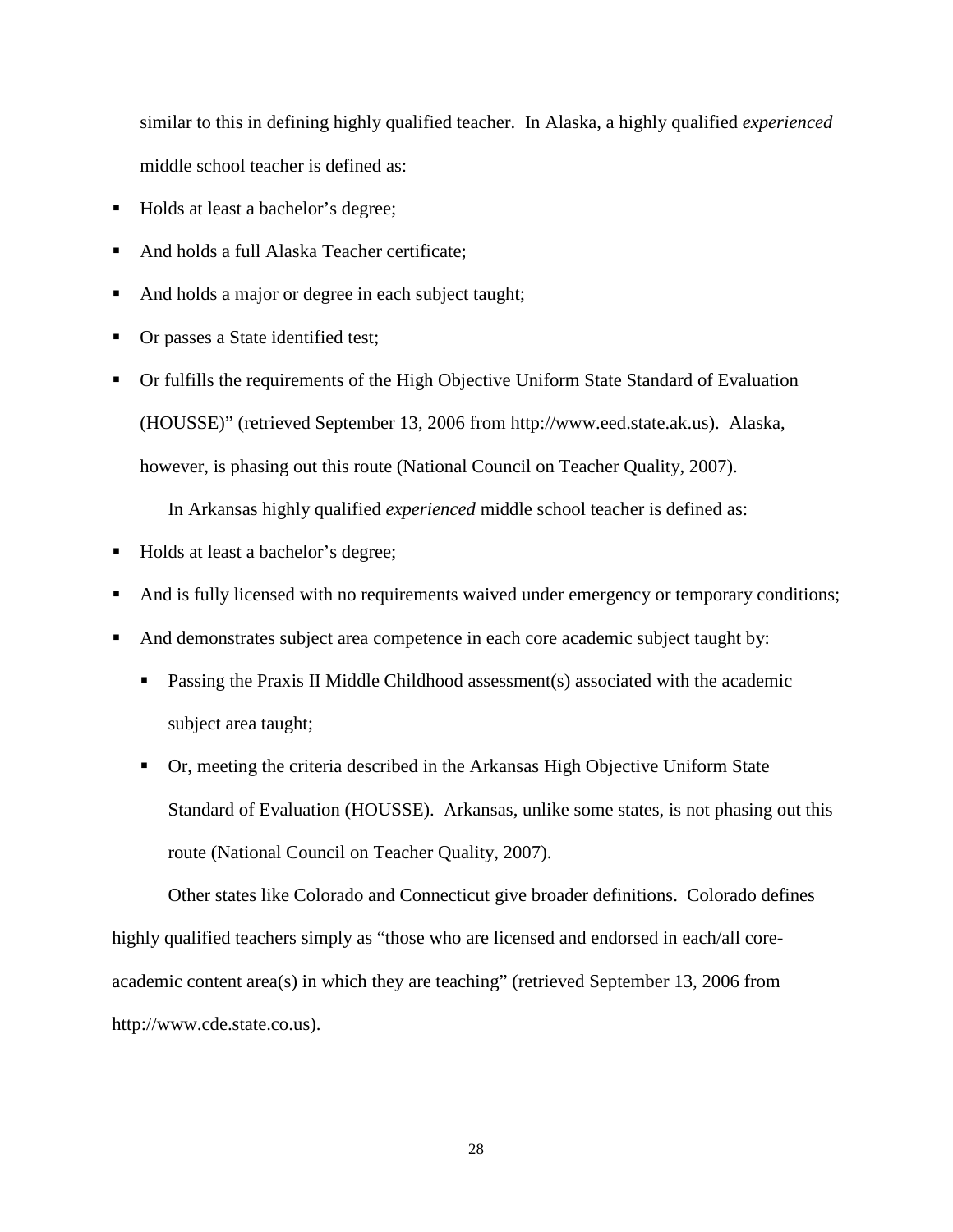similar to this in defining highly qualified teacher. In Alaska, a highly qualified *experienced* middle school teacher is defined as:

- Holds at least a bachelor's degree;
- And holds a full Alaska Teacher certificate;
- And holds a major or degree in each subject taught;
- Or passes a State identified test;
- Or fulfills the requirements of the High Objective Uniform State Standard of Evaluation (HOUSSE)" (retrieved September 13, 2006 from http://www.eed.state.ak.us). Alaska, however, is phasing out this route (National Council on Teacher Quality, 2007).

In Arkansas highly qualified *experienced* middle school teacher is defined as:

- Holds at least a bachelor's degree;
- And is fully licensed with no requirements waived under emergency or temporary conditions;
- And demonstrates subject area competence in each core academic subject taught by:
  - Passing the Praxis II Middle Childhood assessment(s) associated with the academic subject area taught;
  - Or, meeting the criteria described in the Arkansas High Objective Uniform State Standard of Evaluation (HOUSSE). Arkansas, unlike some states, is not phasing out this route (National Council on Teacher Quality, 2007).

Other states like Colorado and Connecticut give broader definitions. Colorado defines highly qualified teachers simply as "those who are licensed and endorsed in each/all core-academic content area(s) in which they are teaching" (retrieved September 13, 2006 from http://www.cde.state.co.us).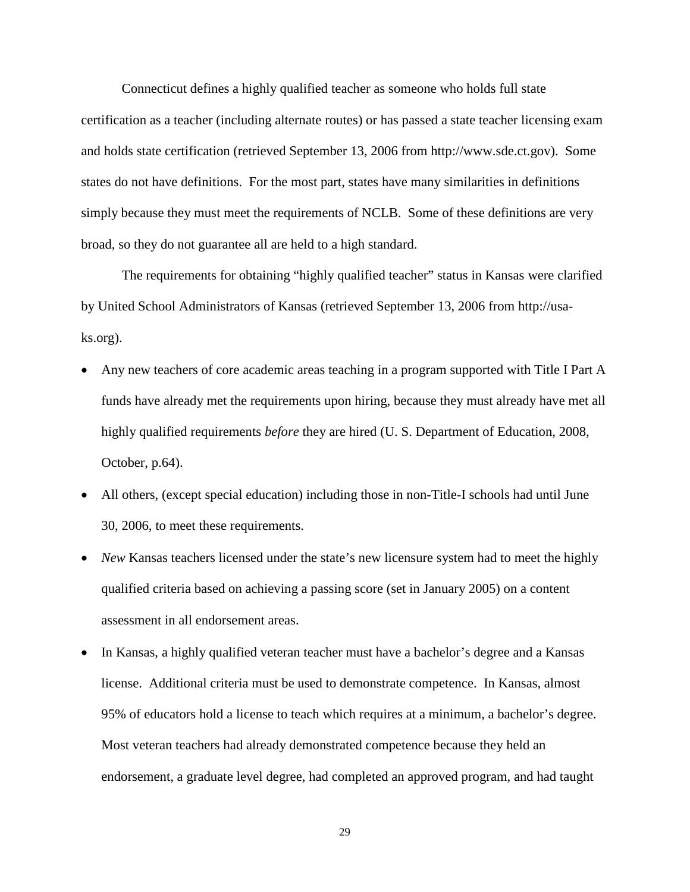Connecticut defines a highly qualified teacher as someone who holds full state certification as a teacher (including alternate routes) or has passed a state teacher licensing exam and holds state certification (retrieved September 13, 2006 from http://www.sde.ct.gov). Some states do not have definitions. For the most part, states have many similarities in definitions simply because they must meet the requirements of NCLB. Some of these definitions are very broad, so they do not guarantee all are held to a high standard.

The requirements for obtaining "highly qualified teacher" status in Kansas were clarified by United School Administrators of Kansas (retrieved September 13, 2006 from http://usa-ks.org).

- Any new teachers of core academic areas teaching in a program supported with Title I Part A funds have already met the requirements upon hiring, because they must already have met all highly qualified requirements *before* they are hired (U. S. Department of Education, 2008, October, p.64).
- All others, (except special education) including those in non-Title-I schools had until June 30, 2006, to meet these requirements.
- *New* Kansas teachers licensed under the state's new licensure system had to meet the highly qualified criteria based on achieving a passing score (set in January 2005) on a content assessment in all endorsement areas.
- In Kansas, a highly qualified veteran teacher must have a bachelor's degree and a Kansas license. Additional criteria must be used to demonstrate competence. In Kansas, almost 95% of educators hold a license to teach which requires at a minimum, a bachelor's degree. Most veteran teachers had already demonstrated competence because they held an endorsement, a graduate level degree, had completed an approved program, and had taught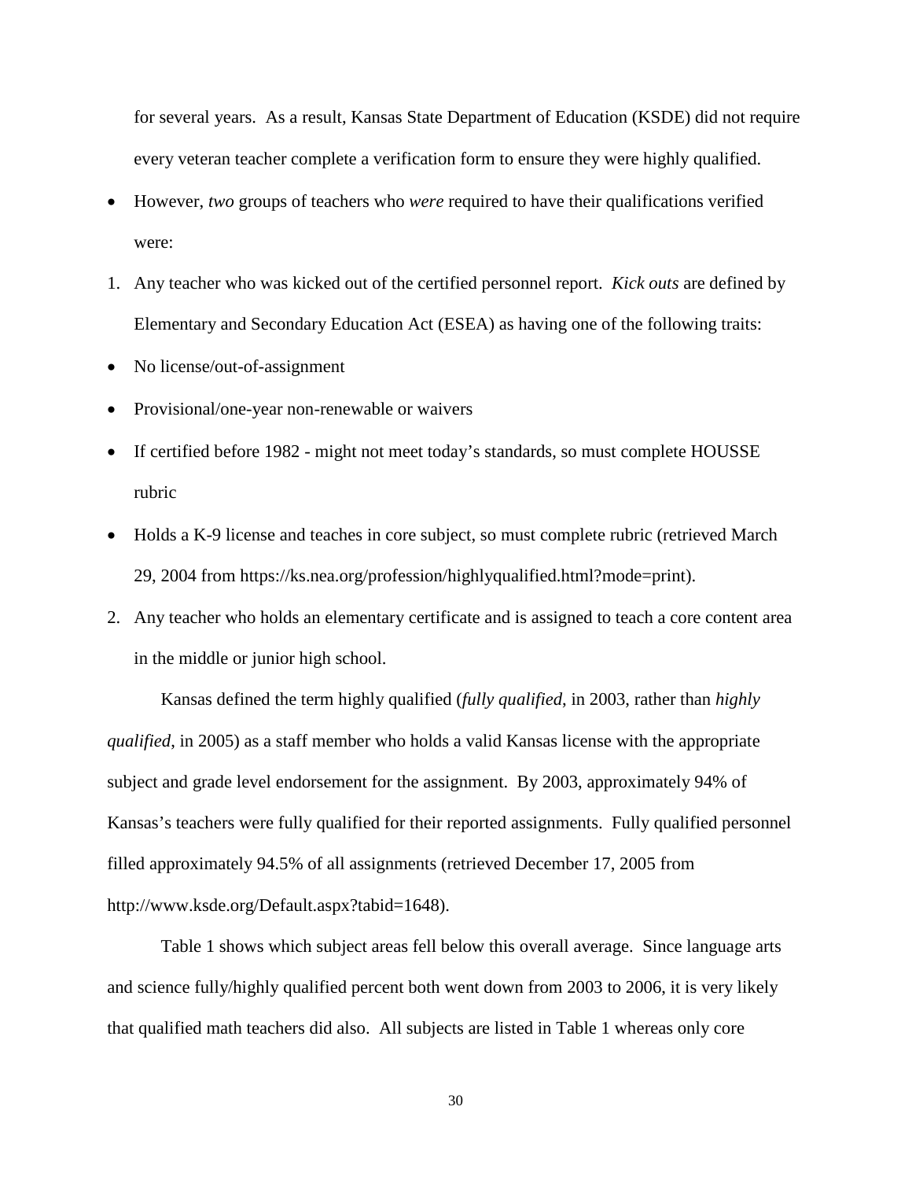for several years. As a result, Kansas State Department of Education (KSDE) did not require every veteran teacher complete a verification form to ensure they were highly qualified.

- However, *two* groups of teachers who *were* required to have their qualifications verified were:

1. Any teacher who was kicked out of the certified personnel report. *Kick outs* are defined by Elementary and Secondary Education Act (ESEA) as having one of the following traits:

- No license/out-of-assignment
- Provisional/one-year non-renewable or waivers
- If certified before 1982 - might not meet today's standards, so must complete HOUSSE rubric
- Holds a K-9 license and teaches in core subject, so must complete rubric (retrieved March 29, 2004 from https://ks.nea.org/profession/highlyqualified.html?mode=print).

2. Any teacher who holds an elementary certificate and is assigned to teach a core content area in the middle or junior high school.

Kansas defined the term highly qualified (*fully qualified*, in 2003, rather than *highly qualified*, in 2005) as a staff member who holds a valid Kansas license with the appropriate subject and grade level endorsement for the assignment. By 2003, approximately 94% of Kansas's teachers were fully qualified for their reported assignments. Fully qualified personnel filled approximately 94.5% of all assignments (retrieved December 17, 2005 from http://www.ksde.org/Default.aspx?tabid=1648).

Table 1 shows which subject areas fell below this overall average. Since language arts and science fully/highly qualified percent both went down from 2003 to 2006, it is very likely that qualified math teachers did also. All subjects are listed in Table 1 whereas only core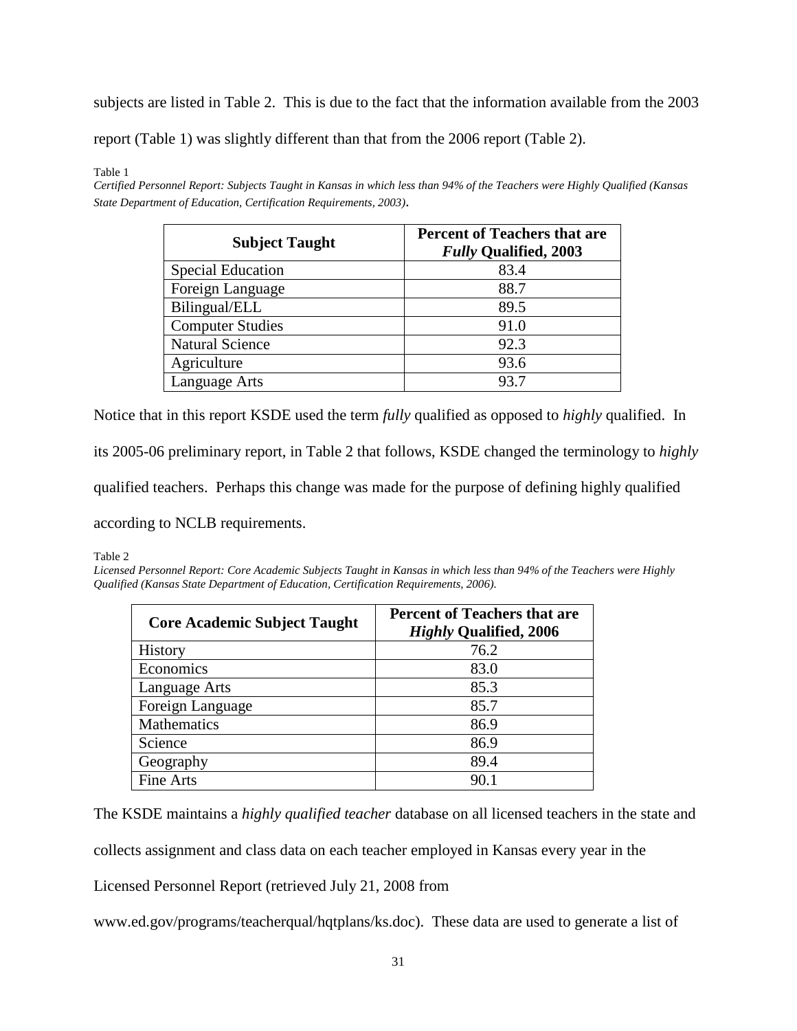subjects are listed in Table 2. This is due to the fact that the information available from the 2003 report (Table 1) was slightly different than that from the 2006 report (Table 2).

Table 1

*Certified Personnel Report: Subjects Taught in Kansas in which less than 94% of the Teachers were Highly Qualified (Kansas State Department of Education, Certification Requirements, 2003)*.

| Subject Taught | Percent of Teachers that are *Fully* Qualified, 2003 |
|---|---|
| Special Education | 83.4 |
| Foreign Language | 88.7 |
| Bilingual/ELL | 89.5 |
| Computer Studies | 91.0 |
| Natural Science | 92.3 |
| Agriculture | 93.6 |
| Language Arts | 93.7 |

Notice that in this report KSDE used the term *fully* qualified as opposed to *highly* qualified. In its 2005-06 preliminary report, in Table 2 that follows, KSDE changed the terminology to *highly* qualified teachers. Perhaps this change was made for the purpose of defining highly qualified according to NCLB requirements.

Table 2

*Licensed Personnel Report: Core Academic Subjects Taught in Kansas in which less than 94% of the Teachers were Highly Qualified (Kansas State Department of Education, Certification Requirements, 2006).*

| Core Academic Subject Taught | Percent of Teachers that are *Highly* Qualified, 2006 |
|---|---|
| History | 76.2 |
| Economics | 83.0 |
| Language Arts | 85.3 |
| Foreign Language | 85.7 |
| Mathematics | 86.9 |
| Science | 86.9 |
| Geography | 89.4 |
| Fine Arts | 90.1 |

The KSDE maintains a *highly qualified teacher* database on all licensed teachers in the state and collects assignment and class data on each teacher employed in Kansas every year in the Licensed Personnel Report (retrieved July 21, 2008 from www.ed.gov/programs/teacherqual/hqtplans/ks.doc). These data are used to generate a list of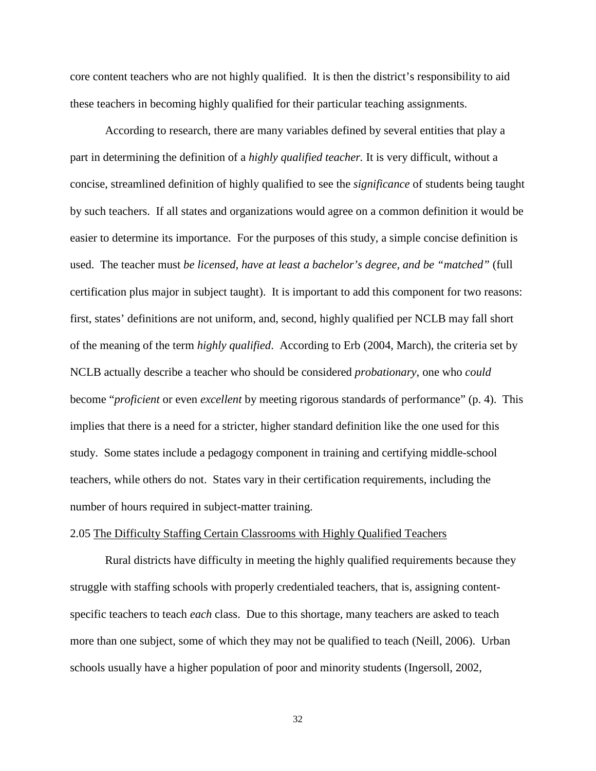core content teachers who are not highly qualified. It is then the district's responsibility to aid these teachers in becoming highly qualified for their particular teaching assignments.

According to research, there are many variables defined by several entities that play a part in determining the definition of a *highly qualified teacher.* It is very difficult, without a concise, streamlined definition of highly qualified to see the *significance* of students being taught by such teachers. If all states and organizations would agree on a common definition it would be easier to determine its importance. For the purposes of this study, a simple concise definition is used. The teacher must *be licensed, have at least a bachelor's degree, and be "matched"* (full certification plus major in subject taught). It is important to add this component for two reasons: first, states' definitions are not uniform, and, second, highly qualified per NCLB may fall short of the meaning of the term *highly qualified*. According to Erb (2004, March), the criteria set by NCLB actually describe a teacher who should be considered *probationary*, one who *could* become "*proficient* or even *excellent* by meeting rigorous standards of performance" (p. 4). This implies that there is a need for a stricter, higher standard definition like the one used for this study. Some states include a pedagogy component in training and certifying middle-school teachers, while others do not. States vary in their certification requirements, including the number of hours required in subject-matter training.

### 2.05 The Difficulty Staffing Certain Classrooms with Highly Qualified Teachers

Rural districts have difficulty in meeting the highly qualified requirements because they struggle with staffing schools with properly credentialed teachers, that is, assigning content-specific teachers to teach *each* class. Due to this shortage, many teachers are asked to teach more than one subject, some of which they may not be qualified to teach (Neill, 2006). Urban schools usually have a higher population of poor and minority students (Ingersoll, 2002,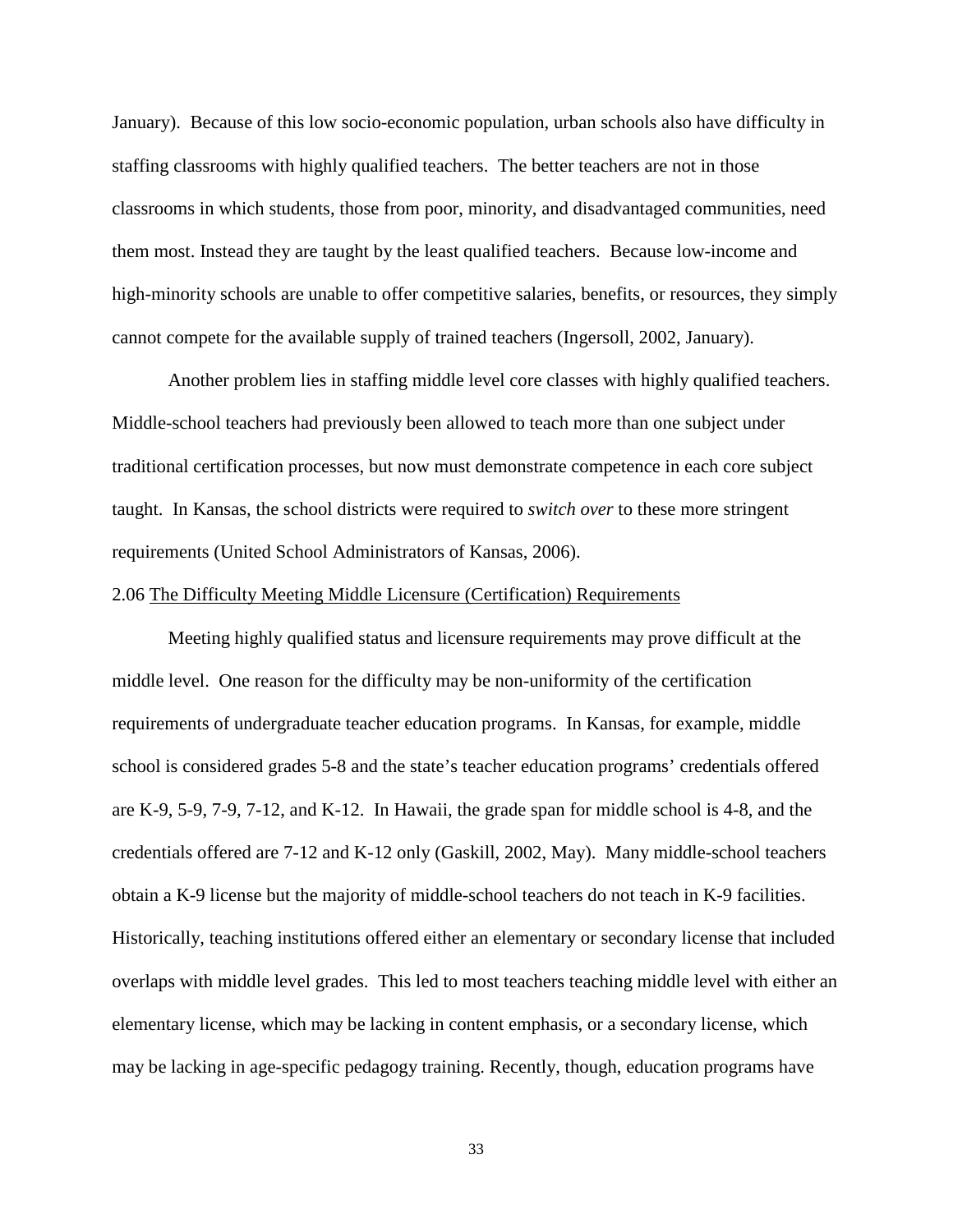January). Because of this low socio-economic population, urban schools also have difficulty in staffing classrooms with highly qualified teachers. The better teachers are not in those classrooms in which students, those from poor, minority, and disadvantaged communities, need them most. Instead they are taught by the least qualified teachers. Because low-income and high-minority schools are unable to offer competitive salaries, benefits, or resources, they simply cannot compete for the available supply of trained teachers (Ingersoll, 2002, January).

Another problem lies in staffing middle level core classes with highly qualified teachers. Middle-school teachers had previously been allowed to teach more than one subject under traditional certification processes, but now must demonstrate competence in each core subject taught. In Kansas, the school districts were required to *switch over* to these more stringent requirements (United School Administrators of Kansas, 2006).

### 2.06 The Difficulty Meeting Middle Licensure (Certification) Requirements

Meeting highly qualified status and licensure requirements may prove difficult at the middle level. One reason for the difficulty may be non-uniformity of the certification requirements of undergraduate teacher education programs. In Kansas, for example, middle school is considered grades 5-8 and the state's teacher education programs' credentials offered are K-9, 5-9, 7-9, 7-12, and K-12. In Hawaii, the grade span for middle school is 4-8, and the credentials offered are 7-12 and K-12 only (Gaskill, 2002, May). Many middle-school teachers obtain a K-9 license but the majority of middle-school teachers do not teach in K-9 facilities. Historically, teaching institutions offered either an elementary or secondary license that included overlaps with middle level grades. This led to most teachers teaching middle level with either an elementary license, which may be lacking in content emphasis, or a secondary license, which may be lacking in age-specific pedagogy training. Recently, though, education programs have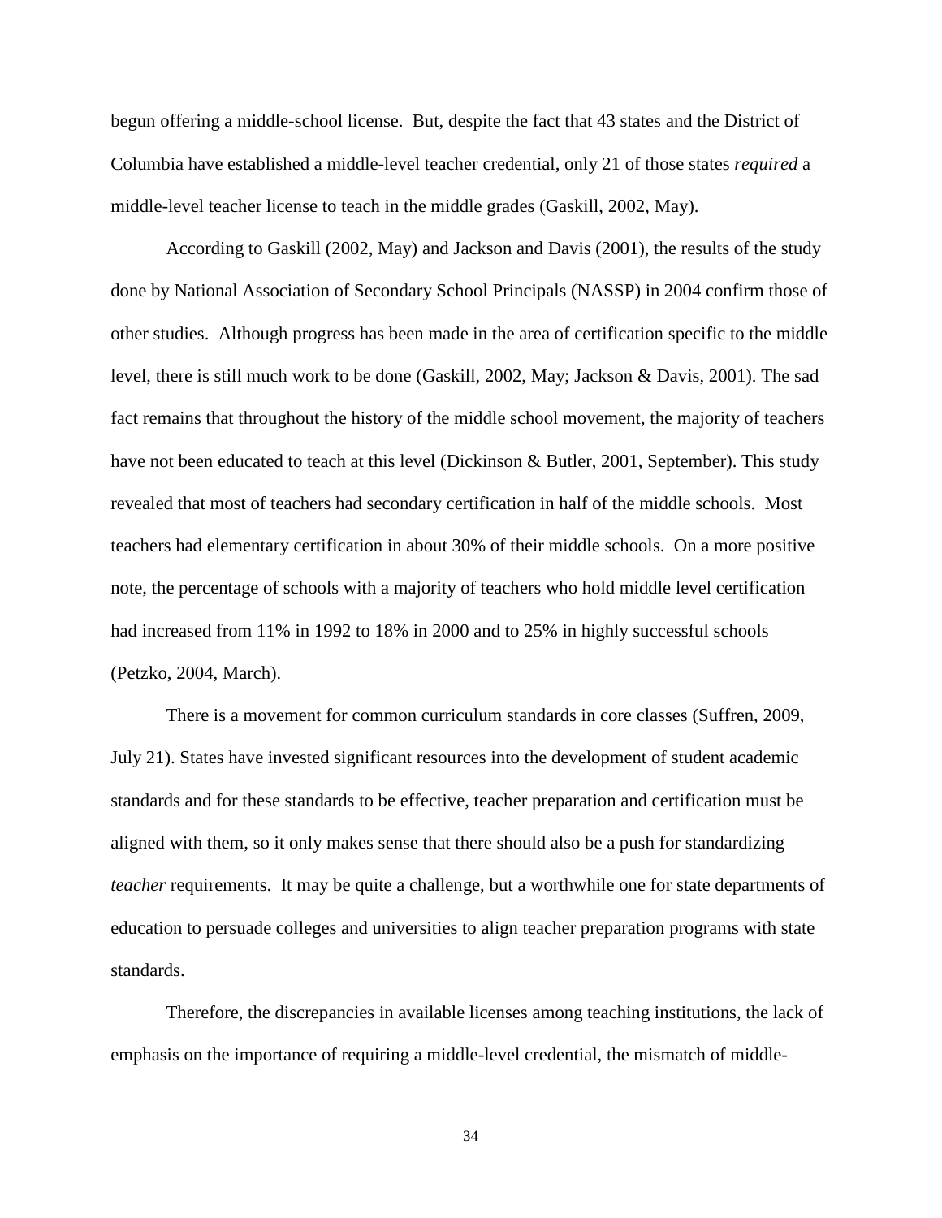begun offering a middle-school license. But, despite the fact that 43 states and the District of Columbia have established a middle-level teacher credential, only 21 of those states *required* a middle-level teacher license to teach in the middle grades (Gaskill, 2002, May).

According to Gaskill (2002, May) and Jackson and Davis (2001), the results of the study done by National Association of Secondary School Principals (NASSP) in 2004 confirm those of other studies. Although progress has been made in the area of certification specific to the middle level, there is still much work to be done (Gaskill, 2002, May; Jackson & Davis, 2001). The sad fact remains that throughout the history of the middle school movement, the majority of teachers have not been educated to teach at this level (Dickinson & Butler, 2001, September). This study revealed that most of teachers had secondary certification in half of the middle schools. Most teachers had elementary certification in about 30% of their middle schools. On a more positive note, the percentage of schools with a majority of teachers who hold middle level certification had increased from 11% in 1992 to 18% in 2000 and to 25% in highly successful schools (Petzko, 2004, March).

There is a movement for common curriculum standards in core classes (Suffren, 2009, July 21). States have invested significant resources into the development of student academic standards and for these standards to be effective, teacher preparation and certification must be aligned with them, so it only makes sense that there should also be a push for standardizing *teacher* requirements. It may be quite a challenge, but a worthwhile one for state departments of education to persuade colleges and universities to align teacher preparation programs with state standards.

Therefore, the discrepancies in available licenses among teaching institutions, the lack of emphasis on the importance of requiring a middle-level credential, the mismatch of middle-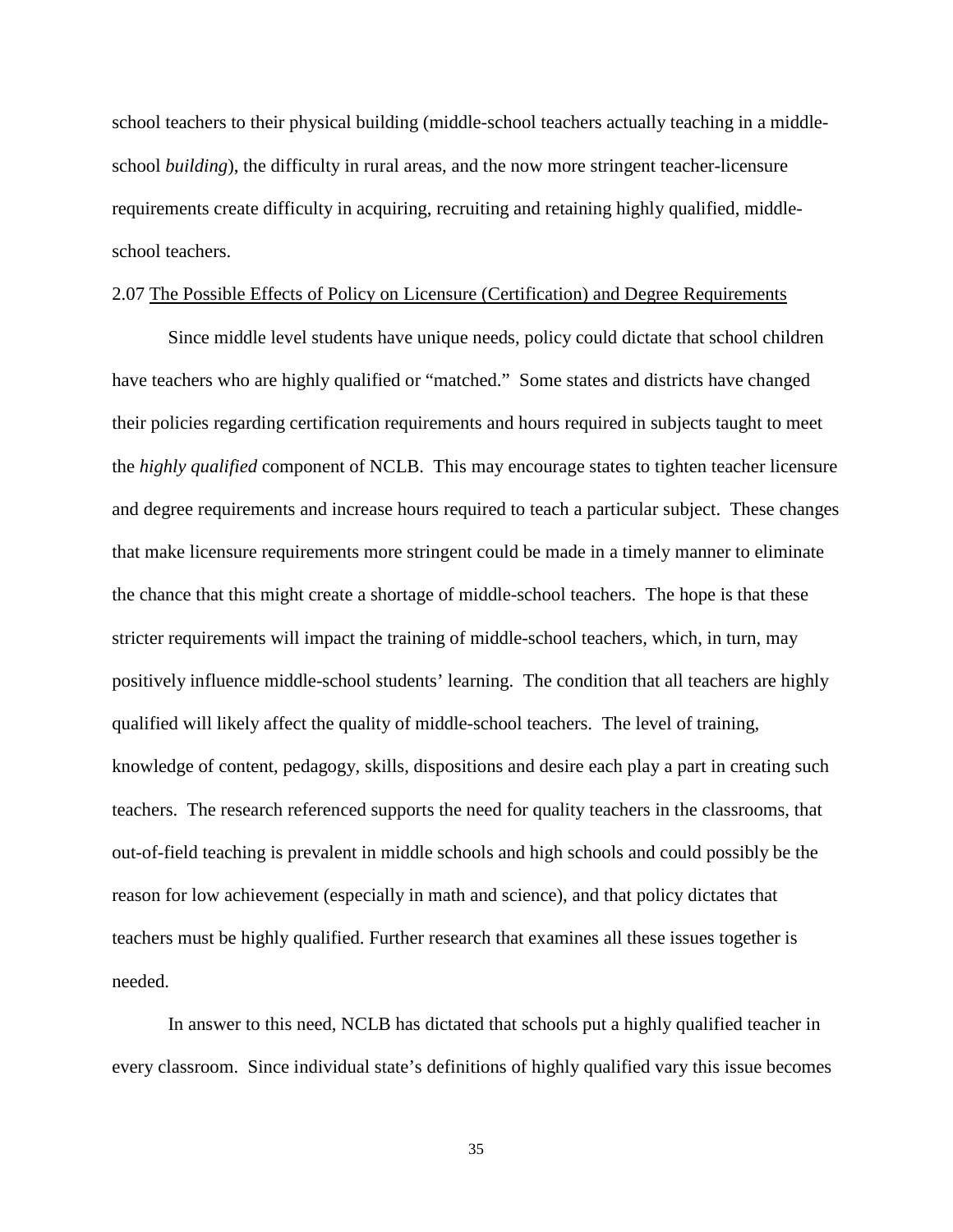school teachers to their physical building (middle-school teachers actually teaching in a middle-school *building*), the difficulty in rural areas, and the now more stringent teacher-licensure requirements create difficulty in acquiring, recruiting and retaining highly qualified, middle-school teachers.

### 2.07 The Possible Effects of Policy on Licensure (Certification) and Degree Requirements

Since middle level students have unique needs, policy could dictate that school children have teachers who are highly qualified or "matched." Some states and districts have changed their policies regarding certification requirements and hours required in subjects taught to meet the *highly qualified* component of NCLB. This may encourage states to tighten teacher licensure and degree requirements and increase hours required to teach a particular subject. These changes that make licensure requirements more stringent could be made in a timely manner to eliminate the chance that this might create a shortage of middle-school teachers. The hope is that these stricter requirements will impact the training of middle-school teachers, which, in turn, may positively influence middle-school students' learning. The condition that all teachers are highly qualified will likely affect the quality of middle-school teachers. The level of training, knowledge of content, pedagogy, skills, dispositions and desire each play a part in creating such teachers. The research referenced supports the need for quality teachers in the classrooms, that out-of-field teaching is prevalent in middle schools and high schools and could possibly be the reason for low achievement (especially in math and science), and that policy dictates that teachers must be highly qualified. Further research that examines all these issues together is needed.

In answer to this need, NCLB has dictated that schools put a highly qualified teacher in every classroom. Since individual state's definitions of highly qualified vary this issue becomes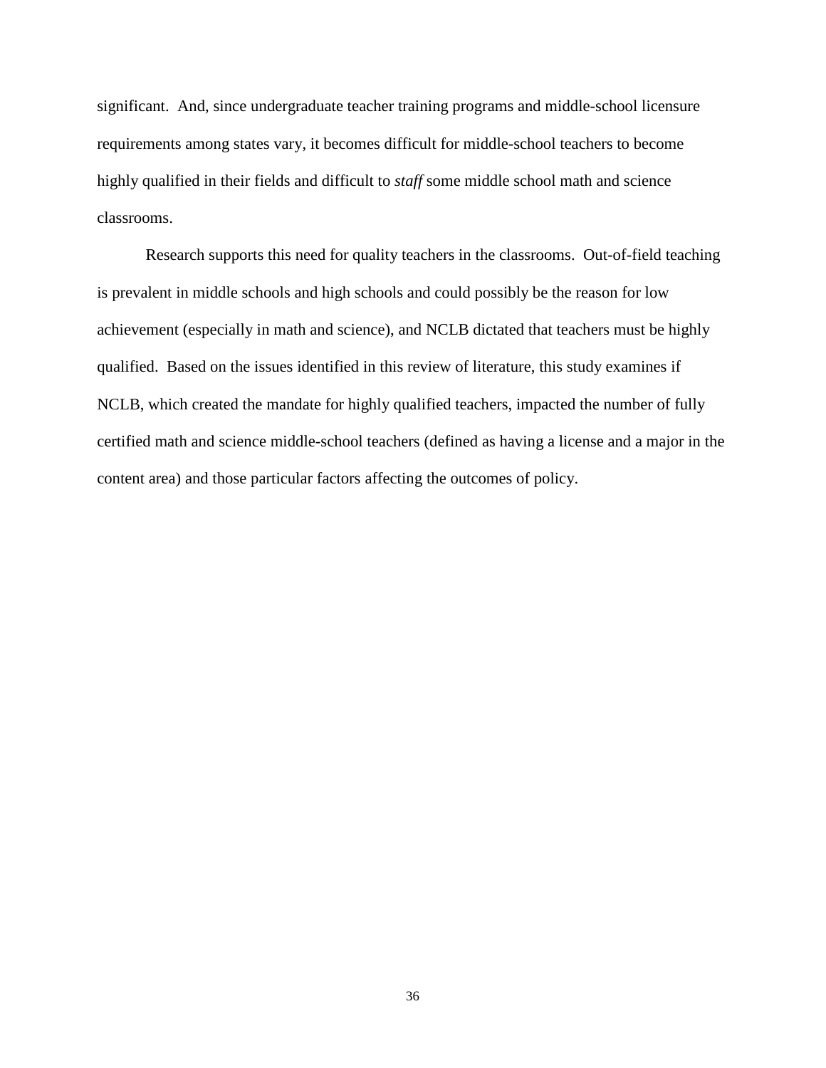significant. And, since undergraduate teacher training programs and middle-school licensure requirements among states vary, it becomes difficult for middle-school teachers to become highly qualified in their fields and difficult to *staff* some middle school math and science classrooms.

Research supports this need for quality teachers in the classrooms. Out-of-field teaching is prevalent in middle schools and high schools and could possibly be the reason for low achievement (especially in math and science), and NCLB dictated that teachers must be highly qualified. Based on the issues identified in this review of literature, this study examines if NCLB, which created the mandate for highly qualified teachers, impacted the number of fully certified math and science middle-school teachers (defined as having a license and a major in the content area) and those particular factors affecting the outcomes of policy.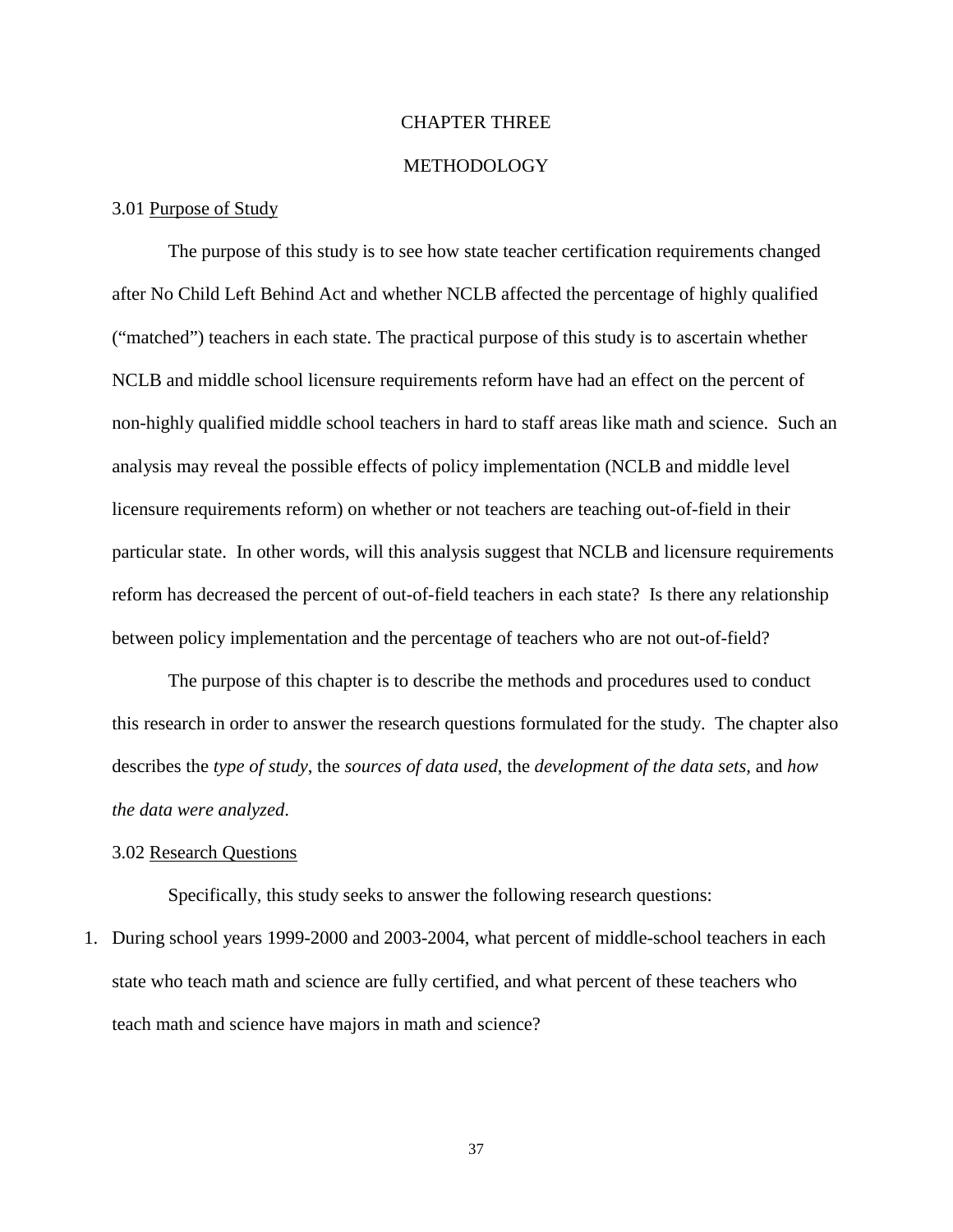# CHAPTER THREE

# METHODOLOGY

### 3.01 Purpose of Study

The purpose of this study is to see how state teacher certification requirements changed after No Child Left Behind Act and whether NCLB affected the percentage of highly qualified ("matched") teachers in each state. The practical purpose of this study is to ascertain whether NCLB and middle school licensure requirements reform have had an effect on the percent of non-highly qualified middle school teachers in hard to staff areas like math and science. Such an analysis may reveal the possible effects of policy implementation (NCLB and middle level licensure requirements reform) on whether or not teachers are teaching out-of-field in their particular state. In other words, will this analysis suggest that NCLB and licensure requirements reform has decreased the percent of out-of-field teachers in each state? Is there any relationship between policy implementation and the percentage of teachers who are not out-of-field?

The purpose of this chapter is to describe the methods and procedures used to conduct this research in order to answer the research questions formulated for the study. The chapter also describes the *type of study*, the *sources of data used*, the *development of the data sets*, and *how the data were analyzed*.

### 3.02 Research Questions

Specifically, this study seeks to answer the following research questions:

1. During school years 1999-2000 and 2003-2004, what percent of middle-school teachers in each state who teach math and science are fully certified, and what percent of these teachers who teach math and science have majors in math and science?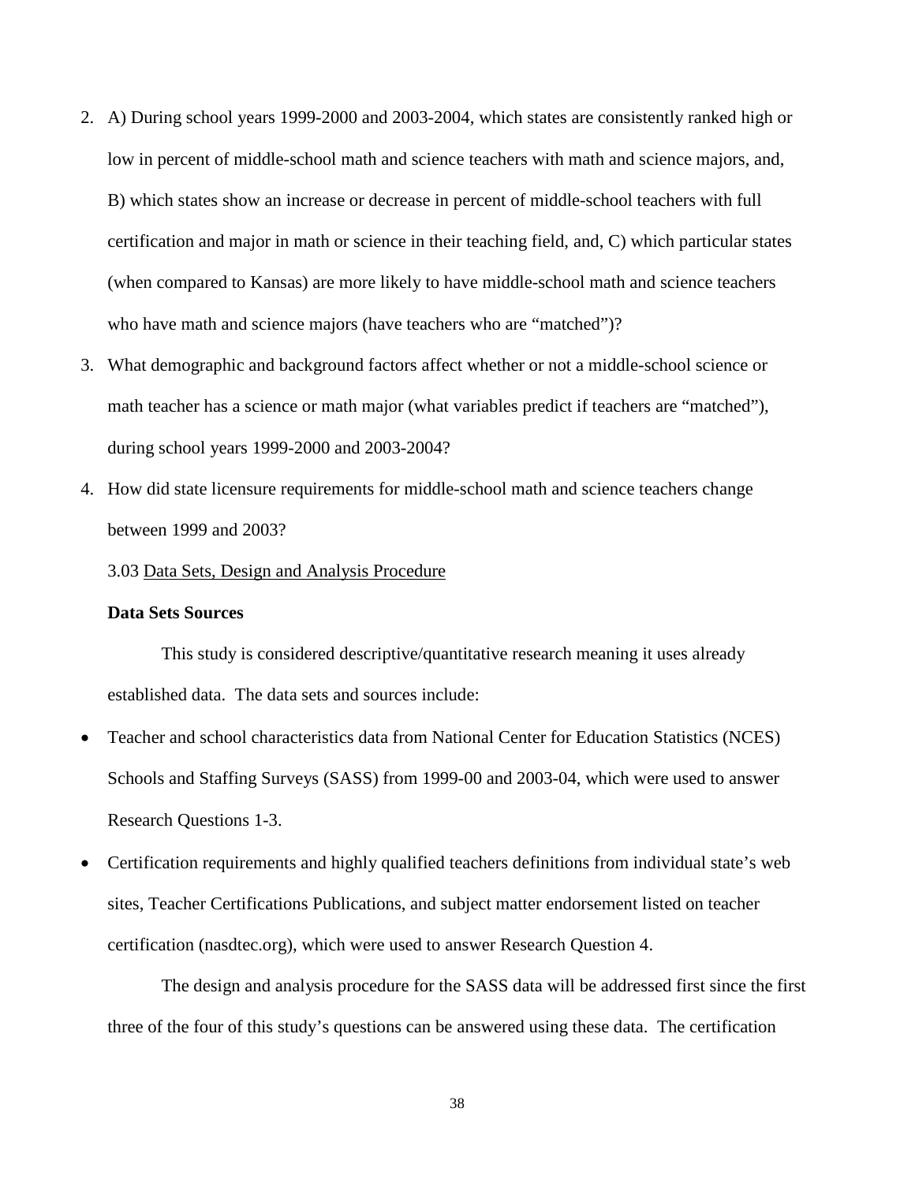2. A) During school years 1999-2000 and 2003-2004, which states are consistently ranked high or low in percent of middle-school math and science teachers with math and science majors, and, B) which states show an increase or decrease in percent of middle-school teachers with full certification and major in math or science in their teaching field, and, C) which particular states (when compared to Kansas) are more likely to have middle-school math and science teachers who have math and science majors (have teachers who are "matched")?
3. What demographic and background factors affect whether or not a middle-school science or math teacher has a science or math major (what variables predict if teachers are "matched"), during school years 1999-2000 and 2003-2004?
4. How did state licensure requirements for middle-school math and science teachers change between 1999 and 2003?

3.03 Data Sets, Design and Analysis Procedure

**Data Sets Sources**

This study is considered descriptive/quantitative research meaning it uses already established data. The data sets and sources include:

- Teacher and school characteristics data from National Center for Education Statistics (NCES) Schools and Staffing Surveys (SASS) from 1999-00 and 2003-04, which were used to answer Research Questions 1-3.
- Certification requirements and highly qualified teachers definitions from individual state's web sites, Teacher Certifications Publications, and subject matter endorsement listed on teacher certification (nasdtec.org), which were used to answer Research Question 4.

The design and analysis procedure for the SASS data will be addressed first since the first three of the four of this study's questions can be answered using these data. The certification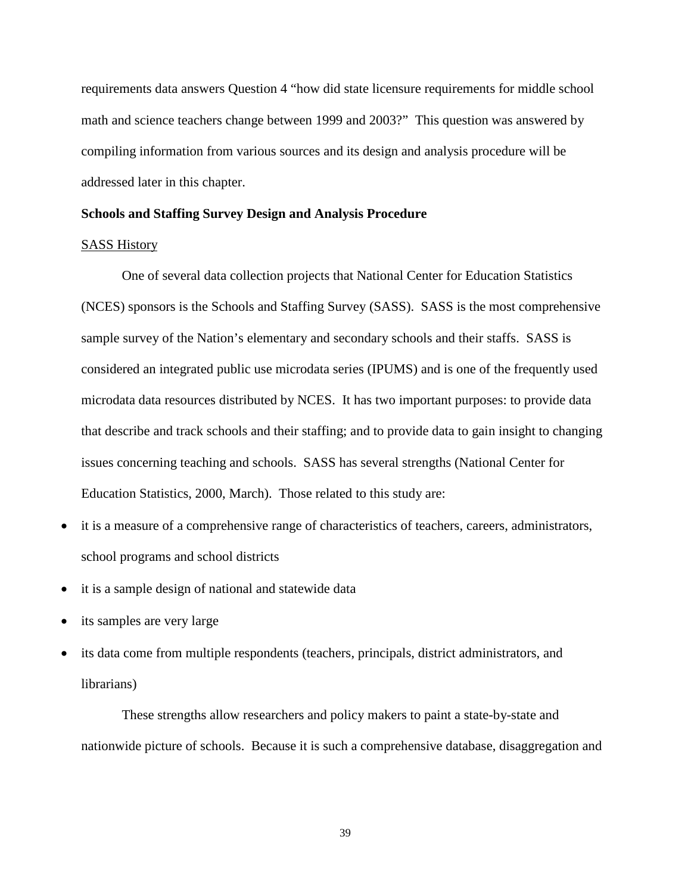requirements data answers Question 4 "how did state licensure requirements for middle school math and science teachers change between 1999 and 2003?" This question was answered by compiling information from various sources and its design and analysis procedure will be addressed later in this chapter.

**Schools and Staffing Survey Design and Analysis Procedure**

<u>SASS History</u>

One of several data collection projects that National Center for Education Statistics (NCES) sponsors is the Schools and Staffing Survey (SASS). SASS is the most comprehensive sample survey of the Nation's elementary and secondary schools and their staffs. SASS is considered an integrated public use microdata series (IPUMS) and is one of the frequently used microdata data resources distributed by NCES. It has two important purposes: to provide data that describe and track schools and their staffing; and to provide data to gain insight to changing issues concerning teaching and schools. SASS has several strengths (National Center for Education Statistics, 2000, March). Those related to this study are:

- it is a measure of a comprehensive range of characteristics of teachers, careers, administrators, school programs and school districts
- it is a sample design of national and statewide data
- its samples are very large
- its data come from multiple respondents (teachers, principals, district administrators, and librarians)

These strengths allow researchers and policy makers to paint a state-by-state and nationwide picture of schools. Because it is such a comprehensive database, disaggregation and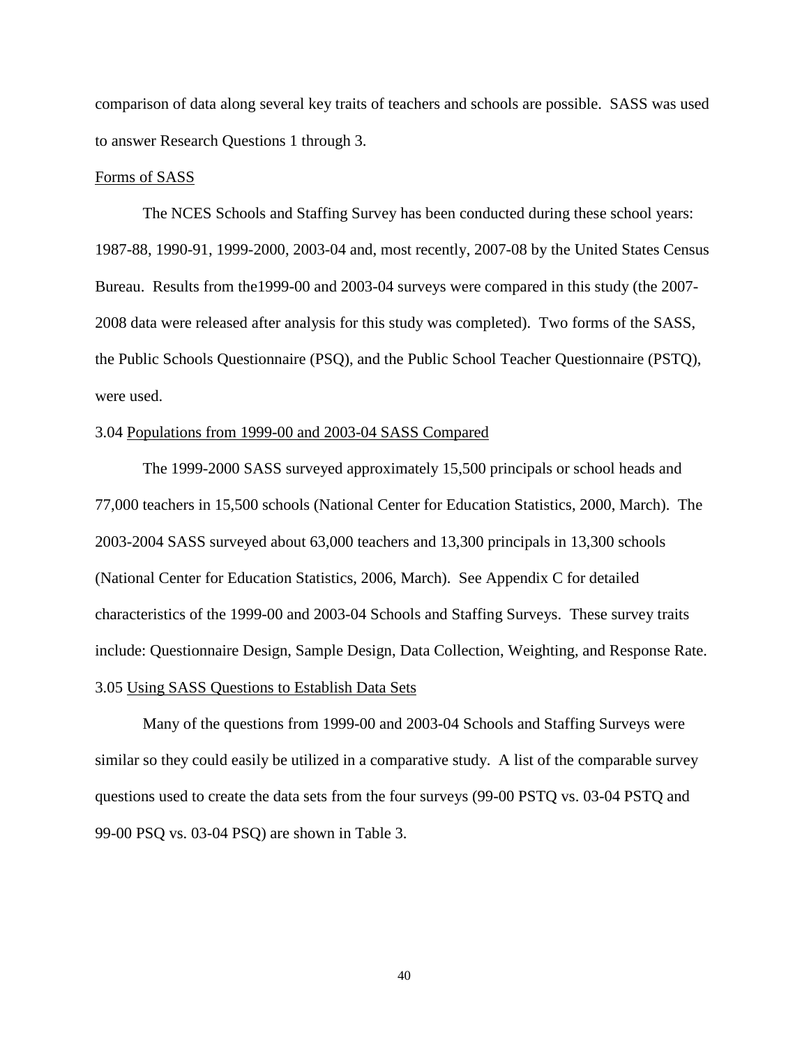comparison of data along several key traits of teachers and schools are possible. SASS was used to answer Research Questions 1 through 3.

Forms of SASS

The NCES Schools and Staffing Survey has been conducted during these school years: 1987-88, 1990-91, 1999-2000, 2003-04 and, most recently, 2007-08 by the United States Census Bureau. Results from the1999-00 and 2003-04 surveys were compared in this study (the 2007-2008 data were released after analysis for this study was completed). Two forms of the SASS, the Public Schools Questionnaire (PSQ), and the Public School Teacher Questionnaire (PSTQ), were used.

3.04 Populations from 1999-00 and 2003-04 SASS Compared

The 1999-2000 SASS surveyed approximately 15,500 principals or school heads and 77,000 teachers in 15,500 schools (National Center for Education Statistics, 2000, March). The 2003-2004 SASS surveyed about 63,000 teachers and 13,300 principals in 13,300 schools (National Center for Education Statistics, 2006, March). See Appendix C for detailed characteristics of the 1999-00 and 2003-04 Schools and Staffing Surveys. These survey traits include: Questionnaire Design, Sample Design, Data Collection, Weighting, and Response Rate.

3.05 Using SASS Questions to Establish Data Sets

Many of the questions from 1999-00 and 2003-04 Schools and Staffing Surveys were similar so they could easily be utilized in a comparative study. A list of the comparable survey questions used to create the data sets from the four surveys (99-00 PSTQ vs. 03-04 PSTQ and 99-00 PSQ vs. 03-04 PSQ) are shown in Table 3.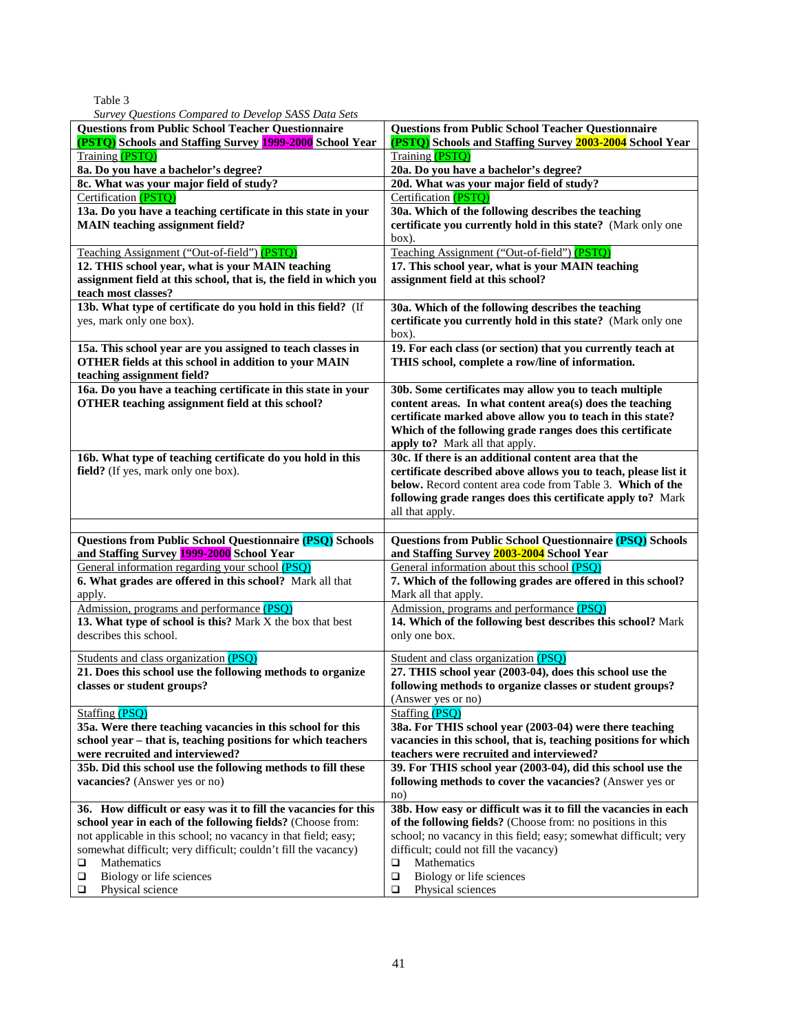Table 3

*Survey Questions Compared to Develop SASS Data Sets*

| **Questions from Public School Teacher Questionnaire (PSTQ) Schools and Staffing Survey 1999-2000 School Year** | **Questions from Public School Teacher Questionnaire (PSTQ) Schools and Staffing Survey 2003-2004 School Year** |
|---|---|
| Training (PSTQ) **8a. Do you have a bachelor's degree?** | Training (PSTQ) **20a. Do you have a bachelor's degree?** |
| **8c. What was your major field of study?** | **20d. What was your major field of study?** |
| Certification (PSTQ) **13a. Do you have a teaching certificate in this state in your MAIN teaching assignment field?** | Certification (PSTQ) **30a. Which of the following describes the teaching certificate you currently hold in this state?** (Mark only one box). |
| Teaching Assignment ("Out-of-field") (PSTQ) **12. THIS school year, what is your MAIN teaching assignment field at this school, that is, the field in which you teach most classes?** | Teaching Assignment ("Out-of-field") (PSTQ) **17. This school year, what is your MAIN teaching assignment field at this school?** |
| **13b. What type of certificate do you hold in this field?** (If yes, mark only one box). | **30a. Which of the following describes the teaching certificate you currently hold in this state?** (Mark only one box). |
| **15a. This school year are you assigned to teach classes in OTHER fields at this school in addition to your MAIN teaching assignment field?** | **19. For each class (or section) that you currently teach at THIS school, complete a row/line of information.** |
| **16a. Do you have a teaching certificate in this state in your OTHER teaching assignment field at this school?** | **30b. Some certificates may allow you to teach multiple content areas. In what content area(s) does the teaching certificate marked above allow you to teach in this state? Which of the following grade ranges does this certificate apply to?** Mark all that apply. |
| **16b. What type of teaching certificate do you hold in this field?** (If yes, mark only one box). | **30c. If there is an additional content area that the certificate described above allows you to teach, please list it below.** Record content area code from Table 3. **Which of the following grade ranges does this certificate apply to?** Mark all that apply. |
| | |
| **Questions from Public School Questionnaire (PSQ) Schools and Staffing Survey 1999-2000 School Year** | **Questions from Public School Questionnaire (PSQ) Schools and Staffing Survey 2003-2004 School Year** |
| General information regarding your school (PSQ) **6. What grades are offered in this school?** Mark all that apply. | General information about this school (PSQ) **7. Which of the following grades are offered in this school?** Mark all that apply. |
| Admission, programs and performance (PSQ) **13. What type of school is this?** Mark X the box that best describes this school. | Admission, programs and performance (PSQ) **14. Which of the following best describes this school?** Mark only one box. |
| Students and class organization (PSQ) **21. Does this school use the following methods to organize classes or student groups?** | Student and class organization (PSQ) **27. THIS school year (2003-04), does this school use the following methods to organize classes or student groups?** (Answer yes or no) |
| Staffing (PSQ) **35a. Were there teaching vacancies in this school for this school year – that is, teaching positions for which teachers were recruited and interviewed?** | Staffing (PSQ) **38a. For THIS school year (2003-04) were there teaching vacancies in this school, that is, teaching positions for which teachers were recruited and interviewed?** |
| **35b. Did this school use the following methods to fill these vacancies?** (Answer yes or no) | **39. For THIS school year (2003-04), did this school use the following methods to cover the vacancies?** (Answer yes or no) |
| **36. How difficult or easy was it to fill the vacancies for this school year in each of the following fields?** (Choose from: not applicable in this school; no vacancy in that field; easy; somewhat difficult; very difficult; couldn't fill the vacancy) ❑ Mathematics ❑ Biology or life sciences ❑ Physical science | **38b. How easy or difficult was it to fill the vacancies in each of the following fields?** (Choose from: no positions in this school; no vacancy in this field; easy; somewhat difficult; very difficult; could not fill the vacancy) ❑ Mathematics ❑ Biology or life sciences ❑ Physical sciences |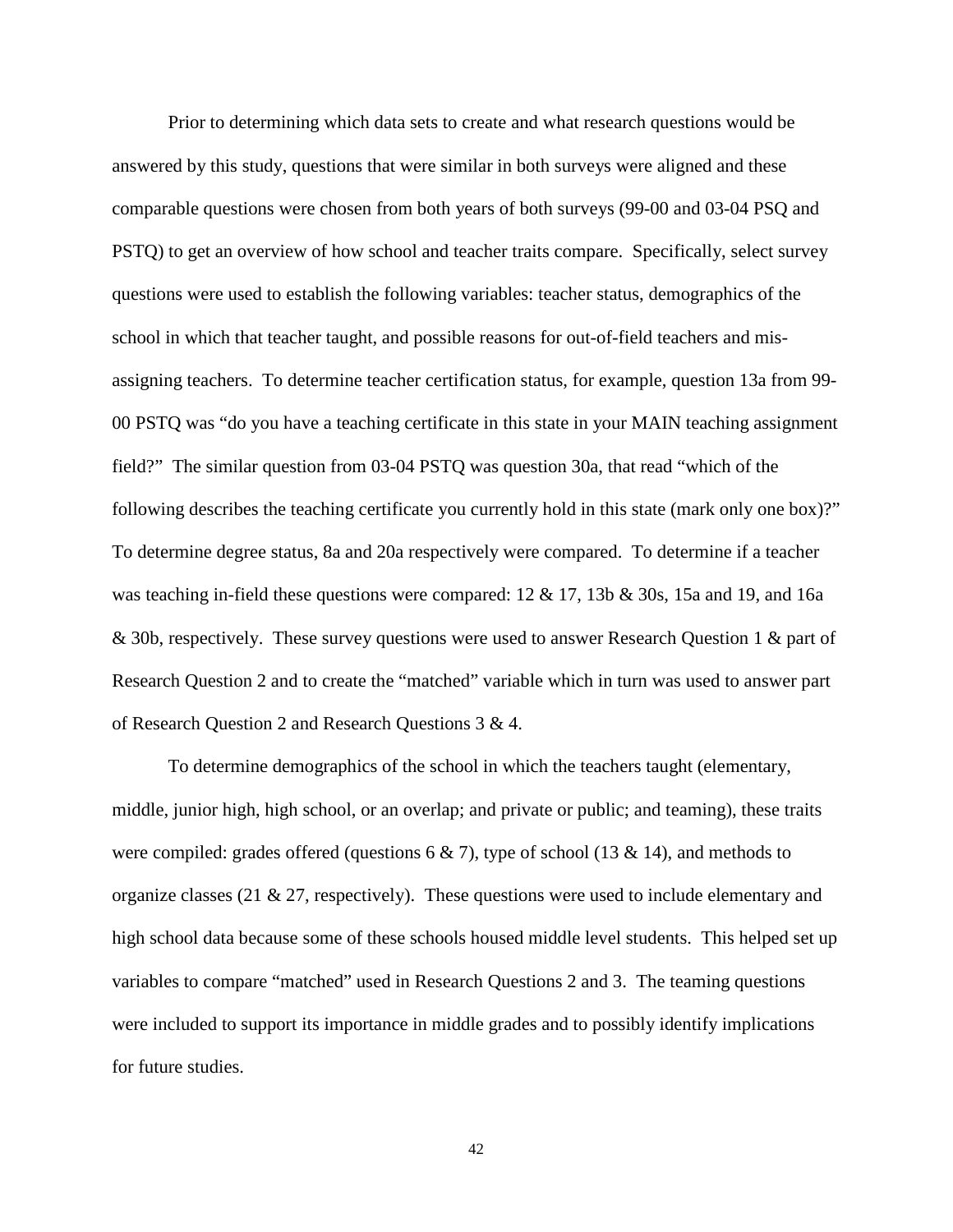Prior to determining which data sets to create and what research questions would be answered by this study, questions that were similar in both surveys were aligned and these comparable questions were chosen from both years of both surveys (99-00 and 03-04 PSQ and PSTQ) to get an overview of how school and teacher traits compare. Specifically, select survey questions were used to establish the following variables: teacher status, demographics of the school in which that teacher taught, and possible reasons for out-of-field teachers and mis-assigning teachers. To determine teacher certification status, for example, question 13a from 99-00 PSTQ was "do you have a teaching certificate in this state in your MAIN teaching assignment field?" The similar question from 03-04 PSTQ was question 30a, that read "which of the following describes the teaching certificate you currently hold in this state (mark only one box)?" To determine degree status, 8a and 20a respectively were compared. To determine if a teacher was teaching in-field these questions were compared: 12 & 17, 13b & 30s, 15a and 19, and 16a & 30b, respectively. These survey questions were used to answer Research Question 1 & part of Research Question 2 and to create the "matched" variable which in turn was used to answer part of Research Question 2 and Research Questions 3 & 4.

To determine demographics of the school in which the teachers taught (elementary, middle, junior high, high school, or an overlap; and private or public; and teaming), these traits were compiled: grades offered (questions 6 & 7), type of school (13 & 14), and methods to organize classes (21 & 27, respectively). These questions were used to include elementary and high school data because some of these schools housed middle level students. This helped set up variables to compare "matched" used in Research Questions 2 and 3. The teaming questions were included to support its importance in middle grades and to possibly identify implications for future studies.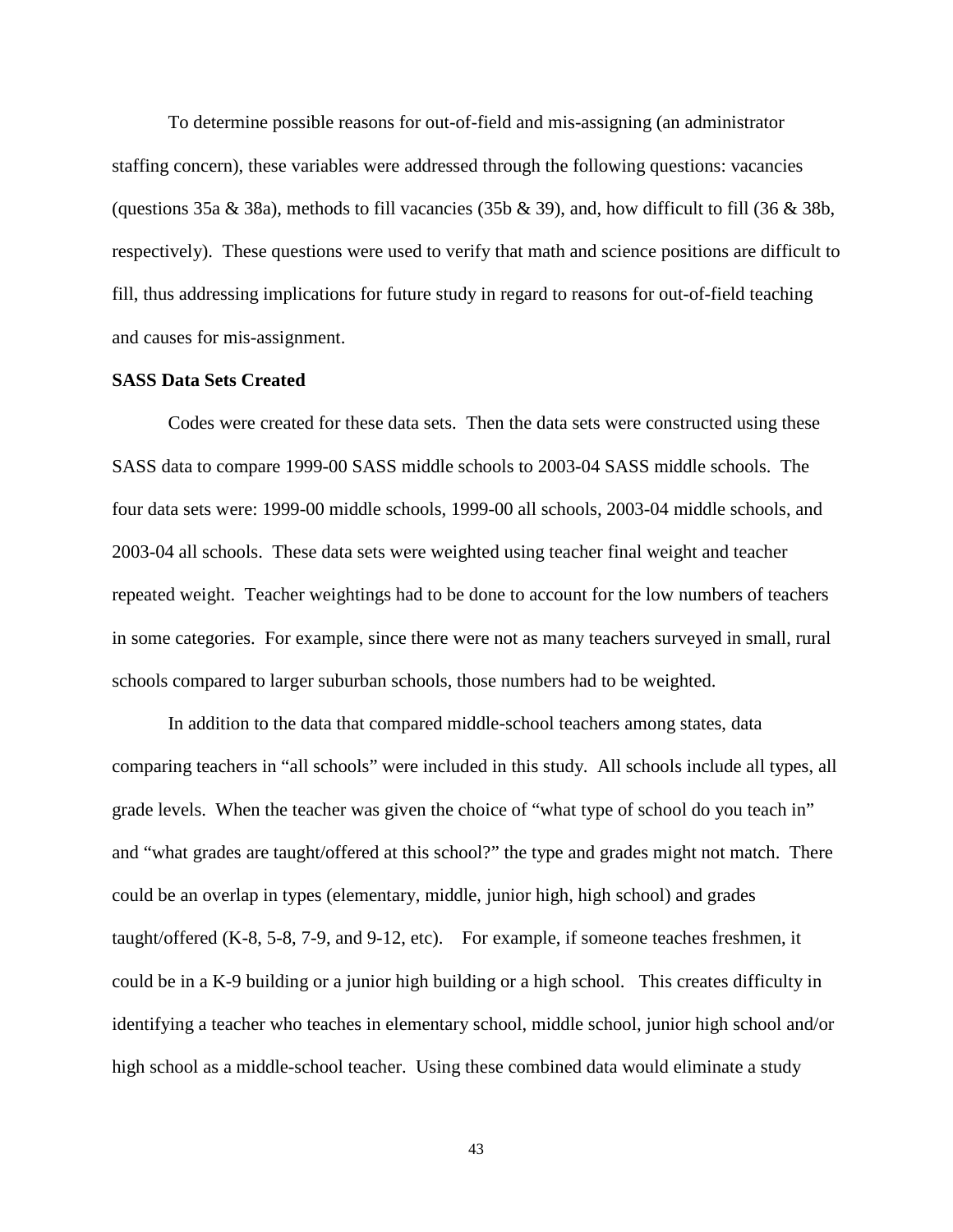To determine possible reasons for out-of-field and mis-assigning (an administrator staffing concern), these variables were addressed through the following questions: vacancies (questions 35a & 38a), methods to fill vacancies (35b & 39), and, how difficult to fill (36 & 38b, respectively). These questions were used to verify that math and science positions are difficult to fill, thus addressing implications for future study in regard to reasons for out-of-field teaching and causes for mis-assignment.

**SASS Data Sets Created**

Codes were created for these data sets. Then the data sets were constructed using these SASS data to compare 1999-00 SASS middle schools to 2003-04 SASS middle schools. The four data sets were: 1999-00 middle schools, 1999-00 all schools, 2003-04 middle schools, and 2003-04 all schools. These data sets were weighted using teacher final weight and teacher repeated weight. Teacher weightings had to be done to account for the low numbers of teachers in some categories. For example, since there were not as many teachers surveyed in small, rural schools compared to larger suburban schools, those numbers had to be weighted.

In addition to the data that compared middle-school teachers among states, data comparing teachers in "all schools" were included in this study. All schools include all types, all grade levels. When the teacher was given the choice of "what type of school do you teach in" and "what grades are taught/offered at this school?" the type and grades might not match. There could be an overlap in types (elementary, middle, junior high, high school) and grades taught/offered (K-8, 5-8, 7-9, and 9-12, etc). For example, if someone teaches freshmen, it could be in a K-9 building or a junior high building or a high school. This creates difficulty in identifying a teacher who teaches in elementary school, middle school, junior high school and/or high school as a middle-school teacher. Using these combined data would eliminate a study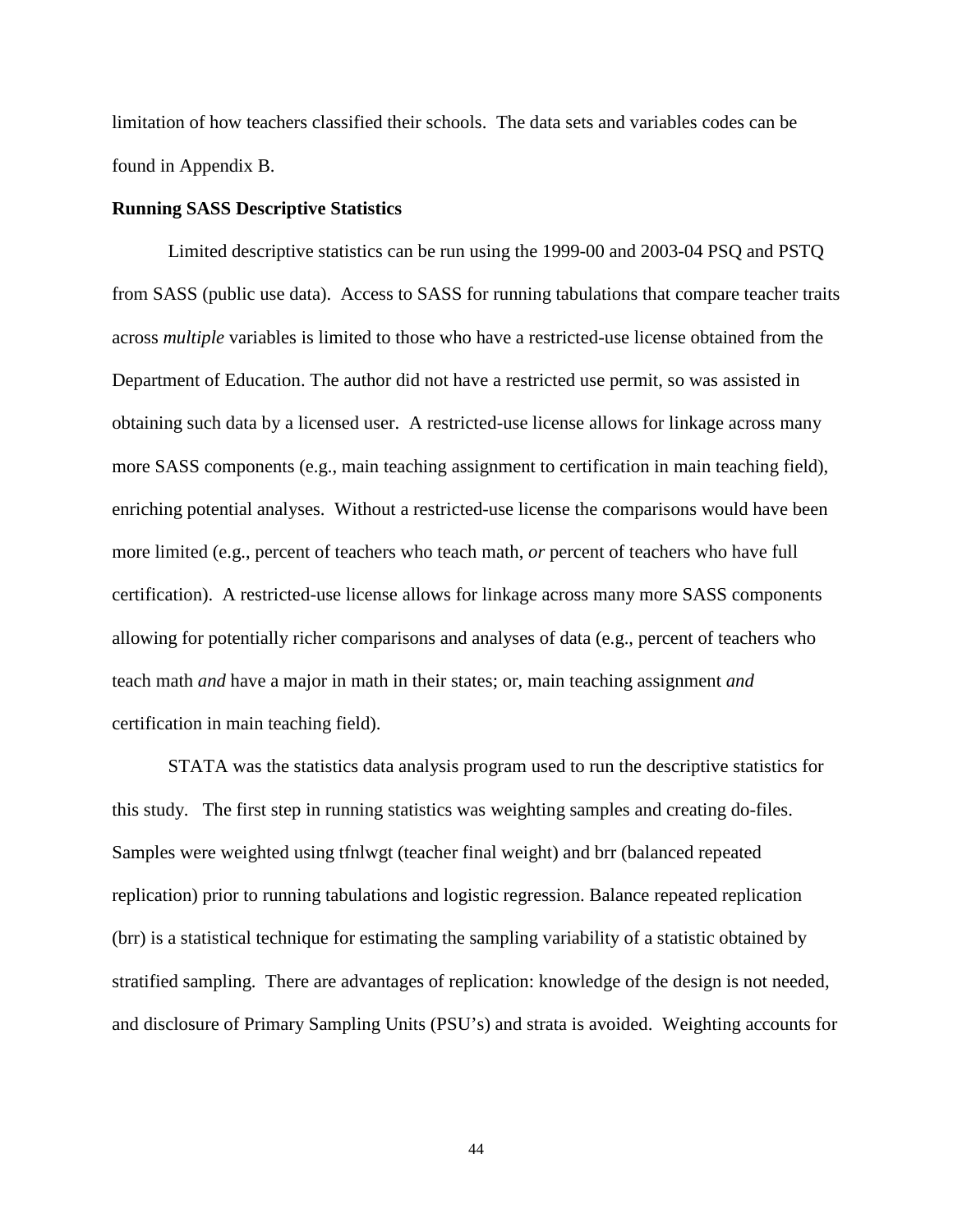limitation of how teachers classified their schools. The data sets and variables codes can be found in Appendix B.

**Running SASS Descriptive Statistics**

Limited descriptive statistics can be run using the 1999-00 and 2003-04 PSQ and PSTQ from SASS (public use data). Access to SASS for running tabulations that compare teacher traits across *multiple* variables is limited to those who have a restricted-use license obtained from the Department of Education. The author did not have a restricted use permit, so was assisted in obtaining such data by a licensed user. A restricted-use license allows for linkage across many more SASS components (e.g., main teaching assignment to certification in main teaching field), enriching potential analyses. Without a restricted-use license the comparisons would have been more limited (e.g., percent of teachers who teach math, *or* percent of teachers who have full certification). A restricted-use license allows for linkage across many more SASS components allowing for potentially richer comparisons and analyses of data (e.g., percent of teachers who teach math *and* have a major in math in their states; or, main teaching assignment *and* certification in main teaching field).

STATA was the statistics data analysis program used to run the descriptive statistics for this study. The first step in running statistics was weighting samples and creating do-files. Samples were weighted using tfnlwgt (teacher final weight) and brr (balanced repeated replication) prior to running tabulations and logistic regression. Balance repeated replication (brr) is a statistical technique for estimating the sampling variability of a statistic obtained by stratified sampling. There are advantages of replication: knowledge of the design is not needed, and disclosure of Primary Sampling Units (PSU's) and strata is avoided. Weighting accounts for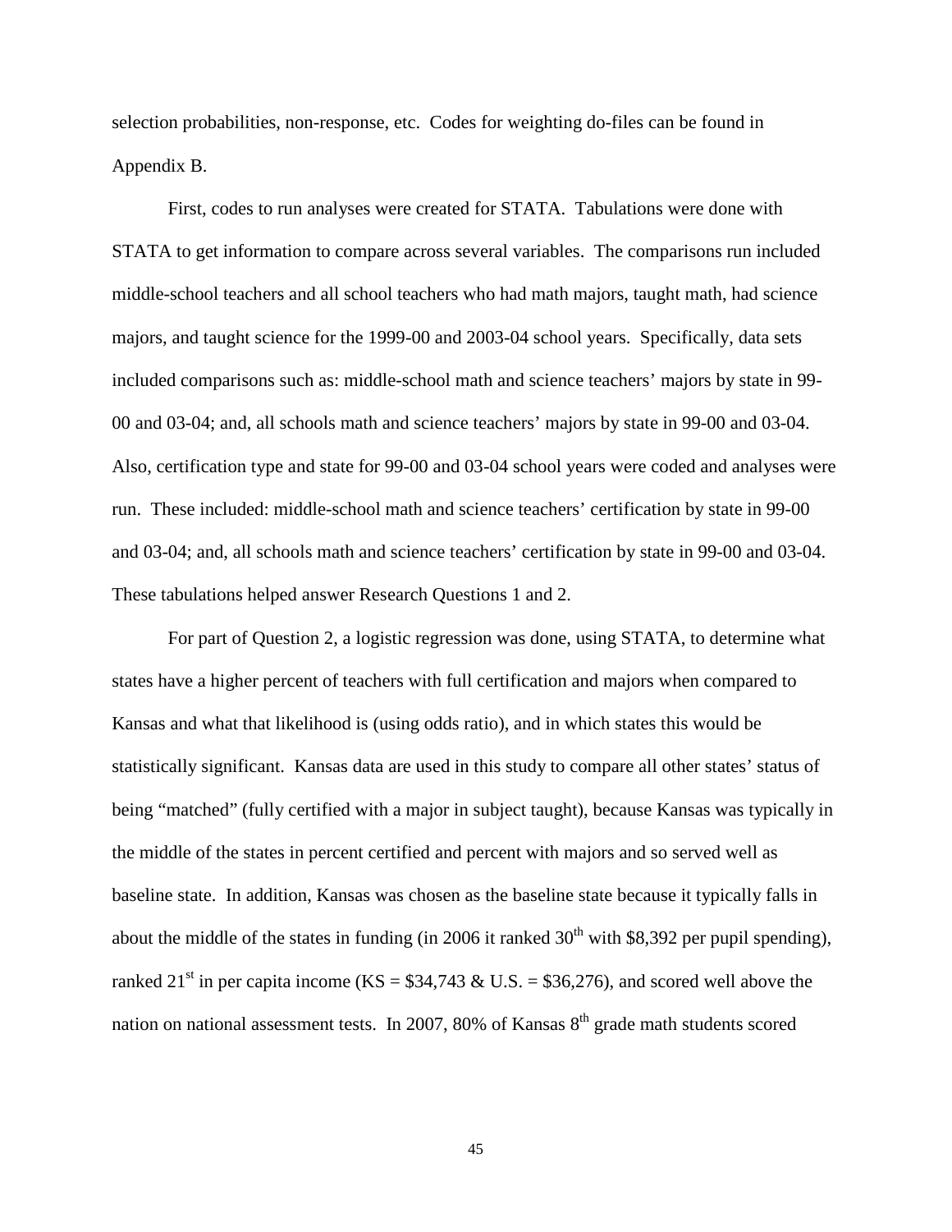selection probabilities, non-response, etc. Codes for weighting do-files can be found in Appendix B.

First, codes to run analyses were created for STATA. Tabulations were done with STATA to get information to compare across several variables. The comparisons run included middle-school teachers and all school teachers who had math majors, taught math, had science majors, and taught science for the 1999-00 and 2003-04 school years. Specifically, data sets included comparisons such as: middle-school math and science teachers' majors by state in 99-00 and 03-04; and, all schools math and science teachers' majors by state in 99-00 and 03-04. Also, certification type and state for 99-00 and 03-04 school years were coded and analyses were run. These included: middle-school math and science teachers' certification by state in 99-00 and 03-04; and, all schools math and science teachers' certification by state in 99-00 and 03-04. These tabulations helped answer Research Questions 1 and 2.

For part of Question 2, a logistic regression was done, using STATA, to determine what states have a higher percent of teachers with full certification and majors when compared to Kansas and what that likelihood is (using odds ratio), and in which states this would be statistically significant. Kansas data are used in this study to compare all other states' status of being "matched" (fully certified with a major in subject taught), because Kansas was typically in the middle of the states in percent certified and percent with majors and so served well as baseline state. In addition, Kansas was chosen as the baseline state because it typically falls in about the middle of the states in funding (in 2006 it ranked 30th with $8,392 per pupil spending), ranked 21st in per capita income (KS = $34,743 & U.S. = $36,276), and scored well above the nation on national assessment tests. In 2007, 80% of Kansas 8th grade math students scored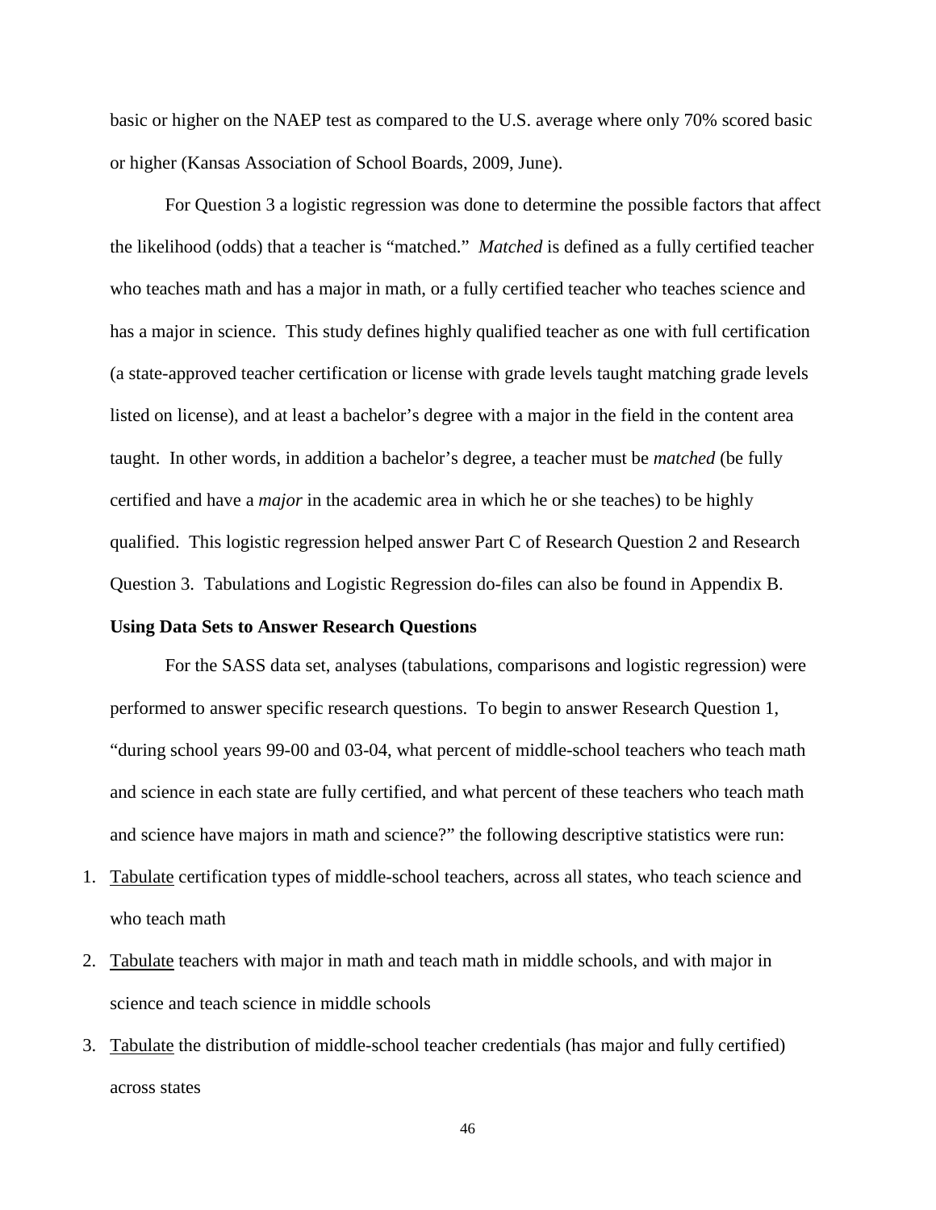basic or higher on the NAEP test as compared to the U.S. average where only 70% scored basic or higher (Kansas Association of School Boards, 2009, June).

For Question 3 a logistic regression was done to determine the possible factors that affect the likelihood (odds) that a teacher is "matched." *Matched* is defined as a fully certified teacher who teaches math and has a major in math, or a fully certified teacher who teaches science and has a major in science. This study defines highly qualified teacher as one with full certification (a state-approved teacher certification or license with grade levels taught matching grade levels listed on license), and at least a bachelor's degree with a major in the field in the content area taught. In other words, in addition a bachelor's degree, a teacher must be *matched* (be fully certified and have a *major* in the academic area in which he or she teaches) to be highly qualified. This logistic regression helped answer Part C of Research Question 2 and Research Question 3. Tabulations and Logistic Regression do-files can also be found in Appendix B.

**Using Data Sets to Answer Research Questions**

For the SASS data set, analyses (tabulations, comparisons and logistic regression) were performed to answer specific research questions. To begin to answer Research Question 1, "during school years 99-00 and 03-04, what percent of middle-school teachers who teach math and science in each state are fully certified, and what percent of these teachers who teach math and science have majors in math and science?" the following descriptive statistics were run:

1. <u>Tabulate</u> certification types of middle-school teachers, across all states, who teach science and who teach math
2. <u>Tabulate</u> teachers with major in math and teach math in middle schools, and with major in science and teach science in middle schools
3. <u>Tabulate</u> the distribution of middle-school teacher credentials (has major and fully certified) across states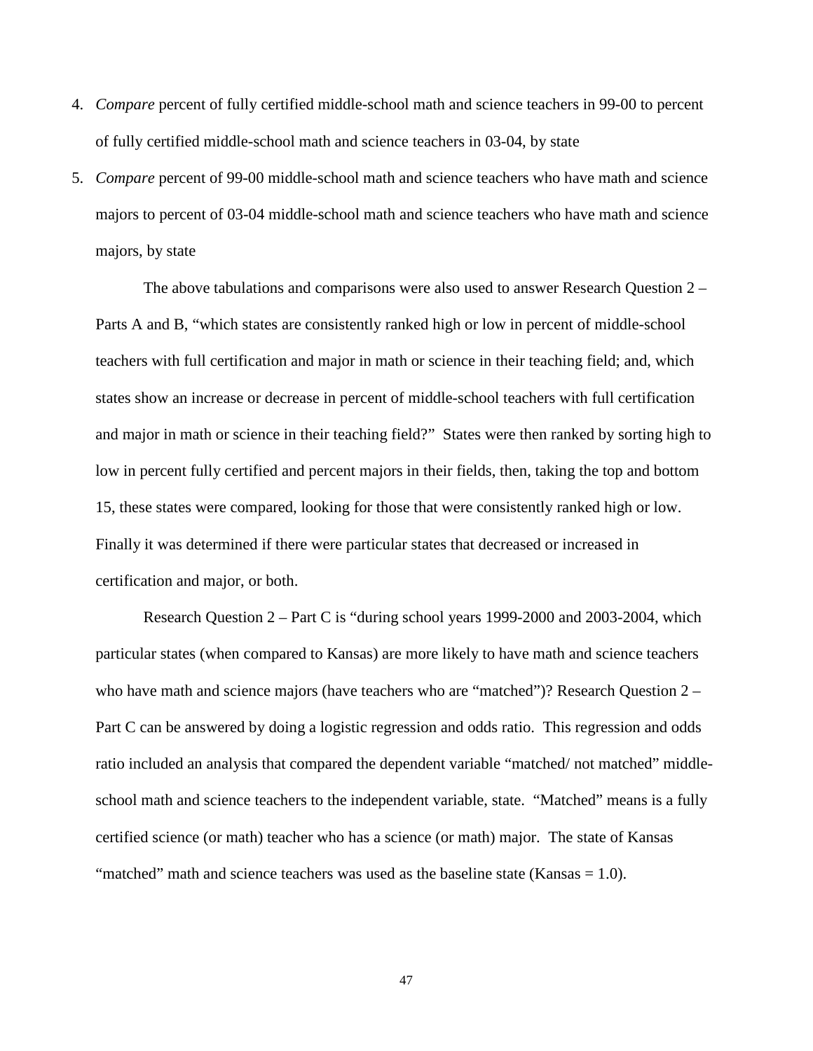4. *Compare* percent of fully certified middle-school math and science teachers in 99-00 to percent of fully certified middle-school math and science teachers in 03-04, by state
5. *Compare* percent of 99-00 middle-school math and science teachers who have math and science majors to percent of 03-04 middle-school math and science teachers who have math and science majors, by state

The above tabulations and comparisons were also used to answer Research Question 2 – Parts A and B, "which states are consistently ranked high or low in percent of middle-school teachers with full certification and major in math or science in their teaching field; and, which states show an increase or decrease in percent of middle-school teachers with full certification and major in math or science in their teaching field?" States were then ranked by sorting high to low in percent fully certified and percent majors in their fields, then, taking the top and bottom 15, these states were compared, looking for those that were consistently ranked high or low. Finally it was determined if there were particular states that decreased or increased in certification and major, or both.

Research Question 2 – Part C is "during school years 1999-2000 and 2003-2004, which particular states (when compared to Kansas) are more likely to have math and science teachers who have math and science majors (have teachers who are "matched")? Research Question 2 – Part C can be answered by doing a logistic regression and odds ratio. This regression and odds ratio included an analysis that compared the dependent variable "matched/ not matched" middle-school math and science teachers to the independent variable, state. "Matched" means is a fully certified science (or math) teacher who has a science (or math) major. The state of Kansas "matched" math and science teachers was used as the baseline state (Kansas = 1.0).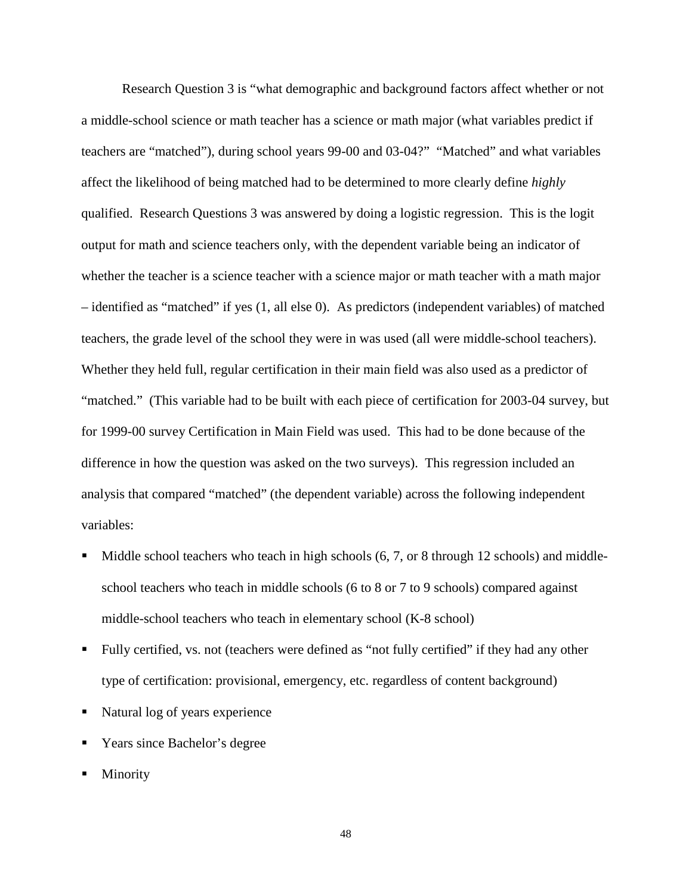Research Question 3 is "what demographic and background factors affect whether or not a middle-school science or math teacher has a science or math major (what variables predict if teachers are "matched"), during school years 99-00 and 03-04?" "Matched" and what variables affect the likelihood of being matched had to be determined to more clearly define *highly* qualified. Research Questions 3 was answered by doing a logistic regression. This is the logit output for math and science teachers only, with the dependent variable being an indicator of whether the teacher is a science teacher with a science major or math teacher with a math major – identified as "matched" if yes (1, all else 0). As predictors (independent variables) of matched teachers, the grade level of the school they were in was used (all were middle-school teachers). Whether they held full, regular certification in their main field was also used as a predictor of "matched." (This variable had to be built with each piece of certification for 2003-04 survey, but for 1999-00 survey Certification in Main Field was used. This had to be done because of the difference in how the question was asked on the two surveys). This regression included an analysis that compared "matched" (the dependent variable) across the following independent variables:

- Middle school teachers who teach in high schools (6, 7, or 8 through 12 schools) and middle-school teachers who teach in middle schools (6 to 8 or 7 to 9 schools) compared against middle-school teachers who teach in elementary school (K-8 school)
- Fully certified, vs. not (teachers were defined as "not fully certified" if they had any other type of certification: provisional, emergency, etc. regardless of content background)
- Natural log of years experience
- Years since Bachelor's degree
- Minority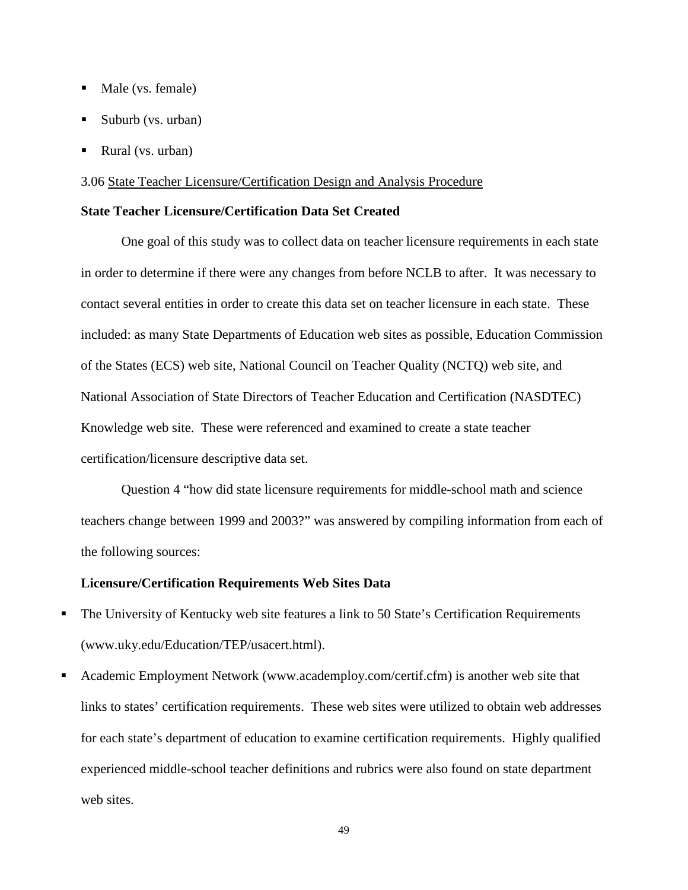- Male (vs. female)
- Suburb (vs. urban)
- Rural (vs. urban)

3.06 State Teacher Licensure/Certification Design and Analysis Procedure

**State Teacher Licensure/Certification Data Set Created**

One goal of this study was to collect data on teacher licensure requirements in each state in order to determine if there were any changes from before NCLB to after. It was necessary to contact several entities in order to create this data set on teacher licensure in each state. These included: as many State Departments of Education web sites as possible, Education Commission of the States (ECS) web site, National Council on Teacher Quality (NCTQ) web site, and National Association of State Directors of Teacher Education and Certification (NASDTEC) Knowledge web site. These were referenced and examined to create a state teacher certification/licensure descriptive data set.

Question 4 "how did state licensure requirements for middle-school math and science teachers change between 1999 and 2003?" was answered by compiling information from each of the following sources:

**Licensure/Certification Requirements Web Sites Data**

- The University of Kentucky web site features a link to 50 State's Certification Requirements (www.uky.edu/Education/TEP/usacert.html).
- Academic Employment Network (www.academploy.com/certif.cfm) is another web site that links to states' certification requirements. These web sites were utilized to obtain web addresses for each state's department of education to examine certification requirements. Highly qualified experienced middle-school teacher definitions and rubrics were also found on state department web sites.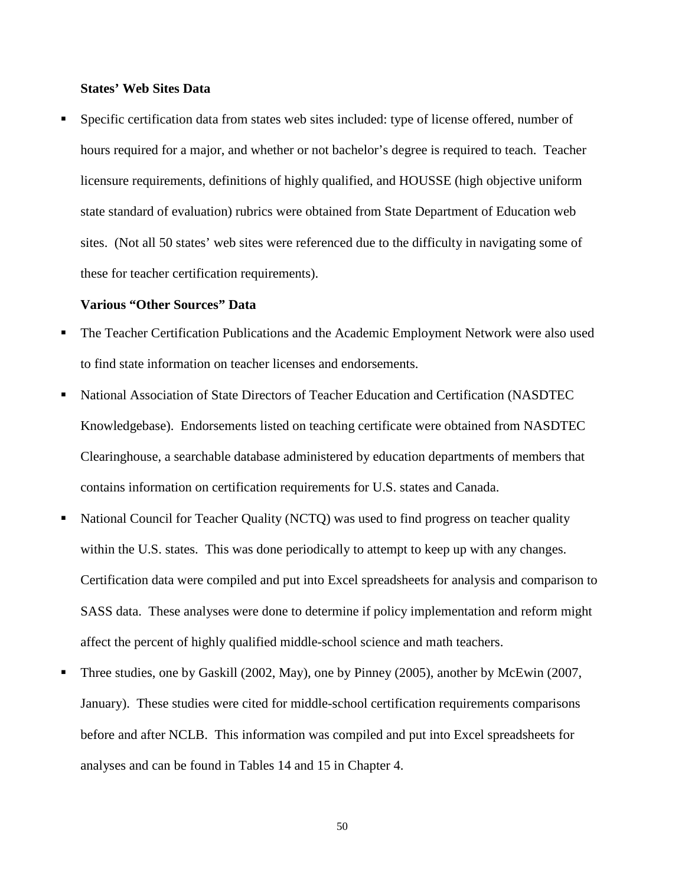**States' Web Sites Data**

- Specific certification data from states web sites included: type of license offered, number of hours required for a major, and whether or not bachelor's degree is required to teach. Teacher licensure requirements, definitions of highly qualified, and HOUSSE (high objective uniform state standard of evaluation) rubrics were obtained from State Department of Education web sites. (Not all 50 states' web sites were referenced due to the difficulty in navigating some of these for teacher certification requirements).

**Various "Other Sources" Data**

- The Teacher Certification Publications and the Academic Employment Network were also used to find state information on teacher licenses and endorsements.
- National Association of State Directors of Teacher Education and Certification (NASDTEC Knowledgebase). Endorsements listed on teaching certificate were obtained from NASDTEC Clearinghouse, a searchable database administered by education departments of members that contains information on certification requirements for U.S. states and Canada.
- National Council for Teacher Quality (NCTQ) was used to find progress on teacher quality within the U.S. states. This was done periodically to attempt to keep up with any changes. Certification data were compiled and put into Excel spreadsheets for analysis and comparison to SASS data. These analyses were done to determine if policy implementation and reform might affect the percent of highly qualified middle-school science and math teachers.
- Three studies, one by Gaskill (2002, May), one by Pinney (2005), another by McEwin (2007, January). These studies were cited for middle-school certification requirements comparisons before and after NCLB. This information was compiled and put into Excel spreadsheets for analyses and can be found in Tables 14 and 15 in Chapter 4.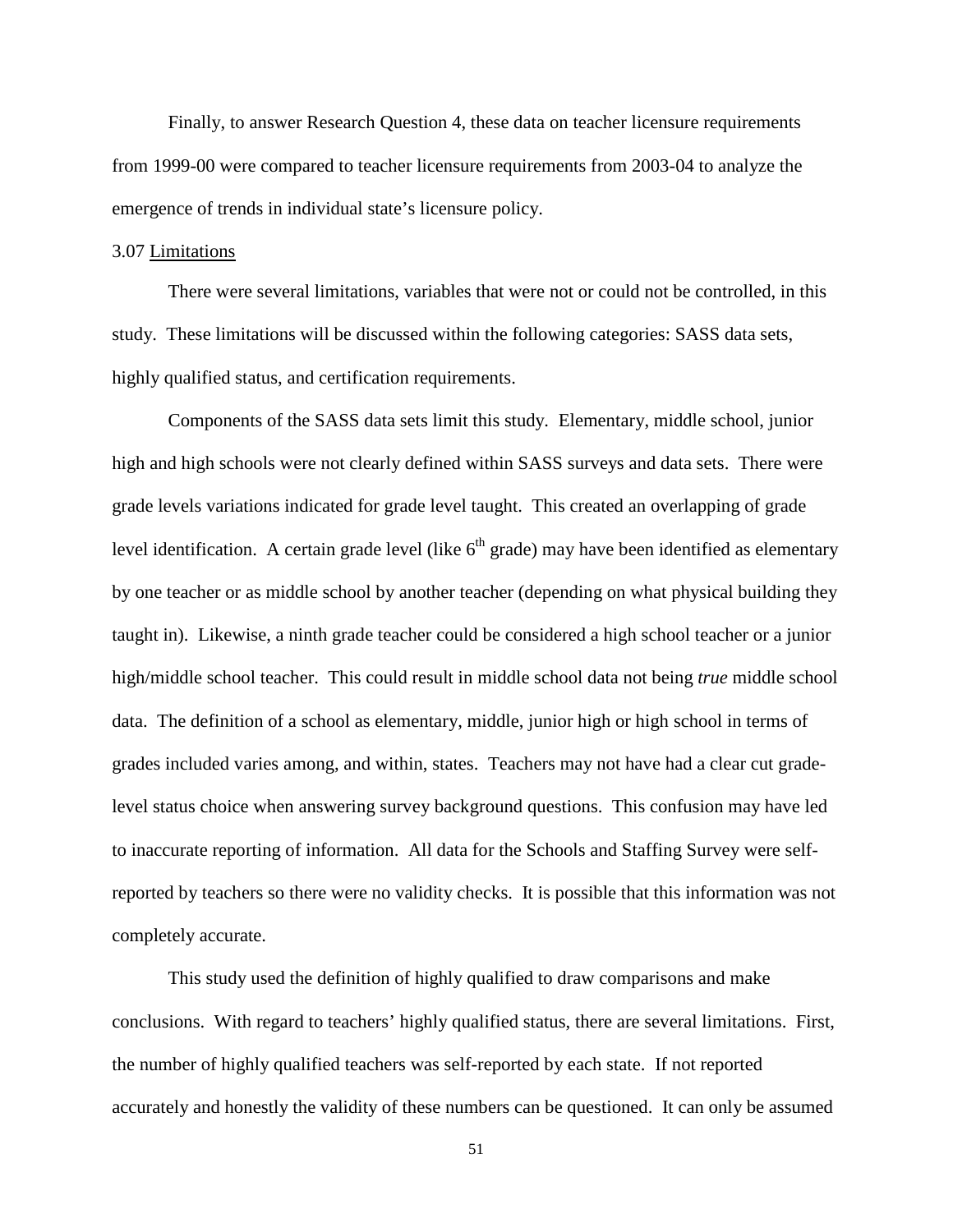Finally, to answer Research Question 4, these data on teacher licensure requirements from 1999-00 were compared to teacher licensure requirements from 2003-04 to analyze the emergence of trends in individual state's licensure policy.

3.07 Limitations

There were several limitations, variables that were not or could not be controlled, in this study. These limitations will be discussed within the following categories: SASS data sets, highly qualified status, and certification requirements.

Components of the SASS data sets limit this study. Elementary, middle school, junior high and high schools were not clearly defined within SASS surveys and data sets. There were grade levels variations indicated for grade level taught. This created an overlapping of grade level identification. A certain grade level (like 6th grade) may have been identified as elementary by one teacher or as middle school by another teacher (depending on what physical building they taught in). Likewise, a ninth grade teacher could be considered a high school teacher or a junior high/middle school teacher. This could result in middle school data not being *true* middle school data. The definition of a school as elementary, middle, junior high or high school in terms of grades included varies among, and within, states. Teachers may not have had a clear cut grade-level status choice when answering survey background questions. This confusion may have led to inaccurate reporting of information. All data for the Schools and Staffing Survey were self-reported by teachers so there were no validity checks. It is possible that this information was not completely accurate.

This study used the definition of highly qualified to draw comparisons and make conclusions. With regard to teachers' highly qualified status, there are several limitations. First, the number of highly qualified teachers was self-reported by each state. If not reported accurately and honestly the validity of these numbers can be questioned. It can only be assumed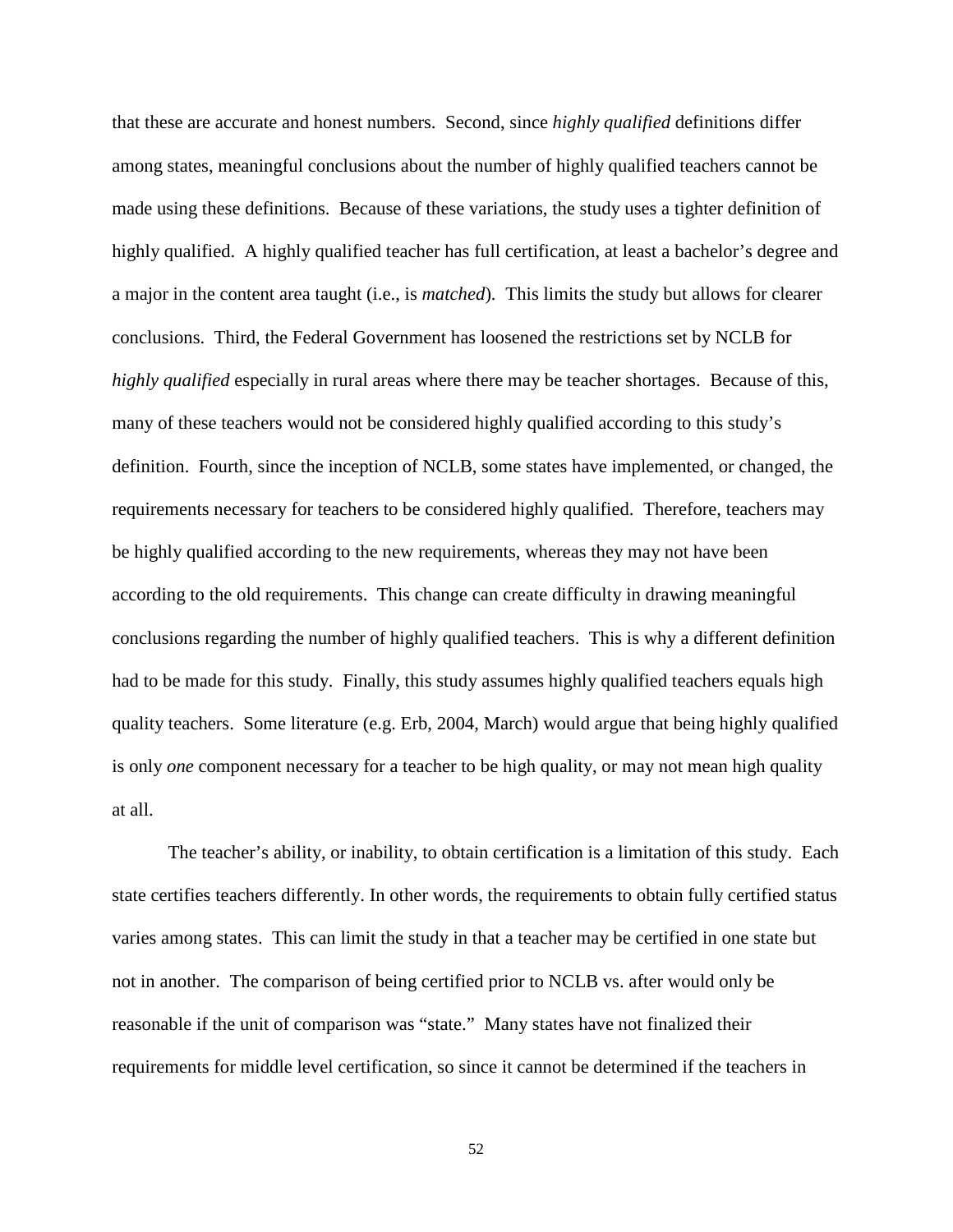that these are accurate and honest numbers. Second, since *highly qualified* definitions differ among states, meaningful conclusions about the number of highly qualified teachers cannot be made using these definitions. Because of these variations, the study uses a tighter definition of highly qualified. A highly qualified teacher has full certification, at least a bachelor's degree and a major in the content area taught (i.e., is *matched*). This limits the study but allows for clearer conclusions. Third, the Federal Government has loosened the restrictions set by NCLB for *highly qualified* especially in rural areas where there may be teacher shortages. Because of this, many of these teachers would not be considered highly qualified according to this study's definition. Fourth, since the inception of NCLB, some states have implemented, or changed, the requirements necessary for teachers to be considered highly qualified. Therefore, teachers may be highly qualified according to the new requirements, whereas they may not have been according to the old requirements. This change can create difficulty in drawing meaningful conclusions regarding the number of highly qualified teachers. This is why a different definition had to be made for this study. Finally, this study assumes highly qualified teachers equals high quality teachers. Some literature (e.g. Erb, 2004, March) would argue that being highly qualified is only *one* component necessary for a teacher to be high quality, or may not mean high quality at all.

The teacher's ability, or inability, to obtain certification is a limitation of this study. Each state certifies teachers differently. In other words, the requirements to obtain fully certified status varies among states. This can limit the study in that a teacher may be certified in one state but not in another. The comparison of being certified prior to NCLB vs. after would only be reasonable if the unit of comparison was "state." Many states have not finalized their requirements for middle level certification, so since it cannot be determined if the teachers in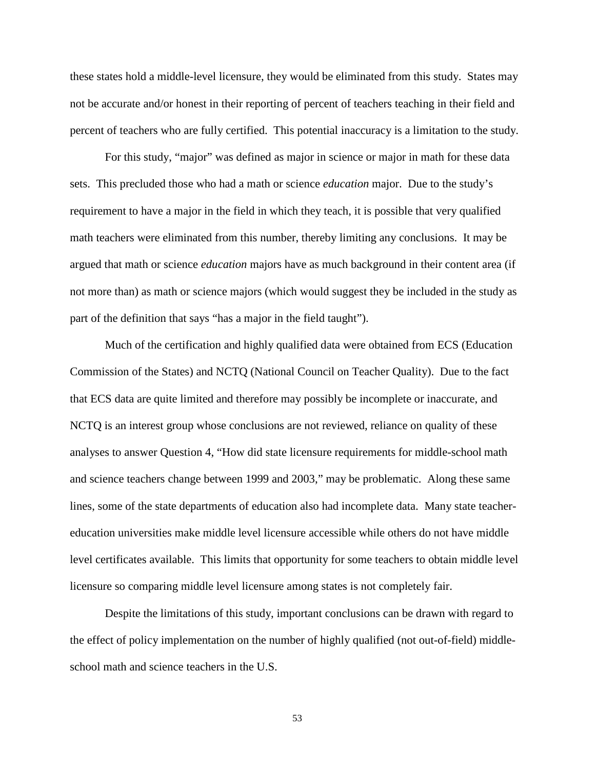these states hold a middle-level licensure, they would be eliminated from this study. States may not be accurate and/or honest in their reporting of percent of teachers teaching in their field and percent of teachers who are fully certified. This potential inaccuracy is a limitation to the study.

For this study, "major" was defined as major in science or major in math for these data sets. This precluded those who had a math or science *education* major. Due to the study's requirement to have a major in the field in which they teach, it is possible that very qualified math teachers were eliminated from this number, thereby limiting any conclusions. It may be argued that math or science *education* majors have as much background in their content area (if not more than) as math or science majors (which would suggest they be included in the study as part of the definition that says "has a major in the field taught").

Much of the certification and highly qualified data were obtained from ECS (Education Commission of the States) and NCTQ (National Council on Teacher Quality). Due to the fact that ECS data are quite limited and therefore may possibly be incomplete or inaccurate, and NCTQ is an interest group whose conclusions are not reviewed, reliance on quality of these analyses to answer Question 4, "How did state licensure requirements for middle-school math and science teachers change between 1999 and 2003," may be problematic. Along these same lines, some of the state departments of education also had incomplete data. Many state teacher-education universities make middle level licensure accessible while others do not have middle level certificates available. This limits that opportunity for some teachers to obtain middle level licensure so comparing middle level licensure among states is not completely fair.

Despite the limitations of this study, important conclusions can be drawn with regard to the effect of policy implementation on the number of highly qualified (not out-of-field) middle-school math and science teachers in the U.S.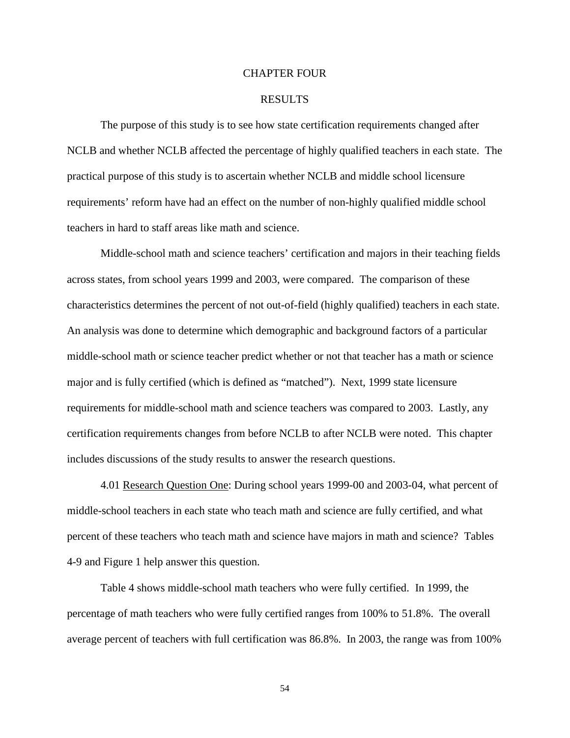# CHAPTER FOUR

## RESULTS

The purpose of this study is to see how state certification requirements changed after NCLB and whether NCLB affected the percentage of highly qualified teachers in each state. The practical purpose of this study is to ascertain whether NCLB and middle school licensure requirements' reform have had an effect on the number of non-highly qualified middle school teachers in hard to staff areas like math and science.

Middle-school math and science teachers' certification and majors in their teaching fields across states, from school years 1999 and 2003, were compared. The comparison of these characteristics determines the percent of not out-of-field (highly qualified) teachers in each state. An analysis was done to determine which demographic and background factors of a particular middle-school math or science teacher predict whether or not that teacher has a math or science major and is fully certified (which is defined as "matched"). Next, 1999 state licensure requirements for middle-school math and science teachers was compared to 2003. Lastly, any certification requirements changes from before NCLB to after NCLB were noted. This chapter includes discussions of the study results to answer the research questions.

4.01 Research Question One: During school years 1999-00 and 2003-04, what percent of middle-school teachers in each state who teach math and science are fully certified, and what percent of these teachers who teach math and science have majors in math and science? Tables 4-9 and Figure 1 help answer this question.

Table 4 shows middle-school math teachers who were fully certified. In 1999, the percentage of math teachers who were fully certified ranges from 100% to 51.8%. The overall average percent of teachers with full certification was 86.8%. In 2003, the range was from 100%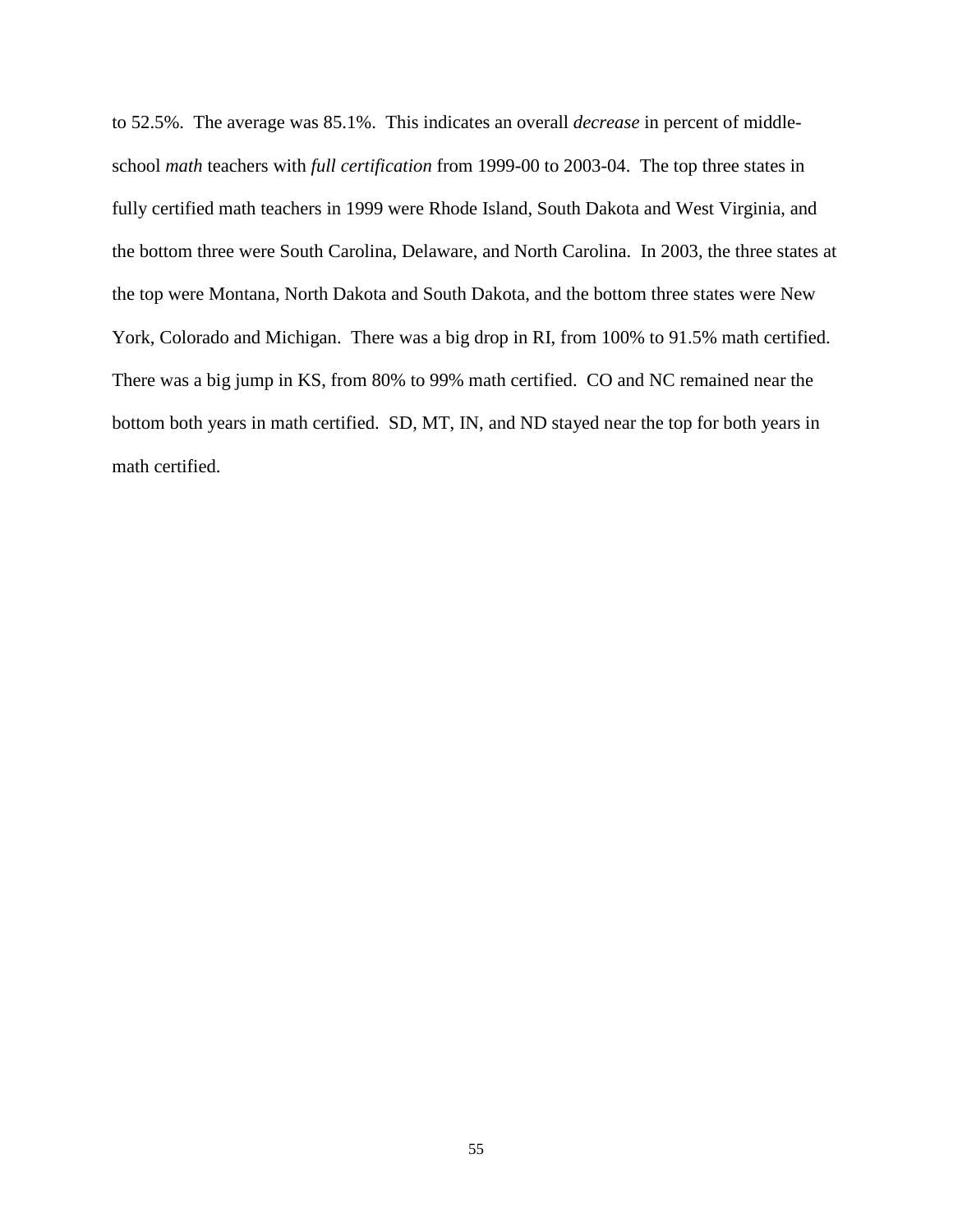to 52.5%. The average was 85.1%. This indicates an overall *decrease* in percent of middle-school *math* teachers with *full certification* from 1999-00 to 2003-04. The top three states in fully certified math teachers in 1999 were Rhode Island, South Dakota and West Virginia, and the bottom three were South Carolina, Delaware, and North Carolina. In 2003, the three states at the top were Montana, North Dakota and South Dakota, and the bottom three states were New York, Colorado and Michigan. There was a big drop in RI, from 100% to 91.5% math certified. There was a big jump in KS, from 80% to 99% math certified. CO and NC remained near the bottom both years in math certified. SD, MT, IN, and ND stayed near the top for both years in math certified.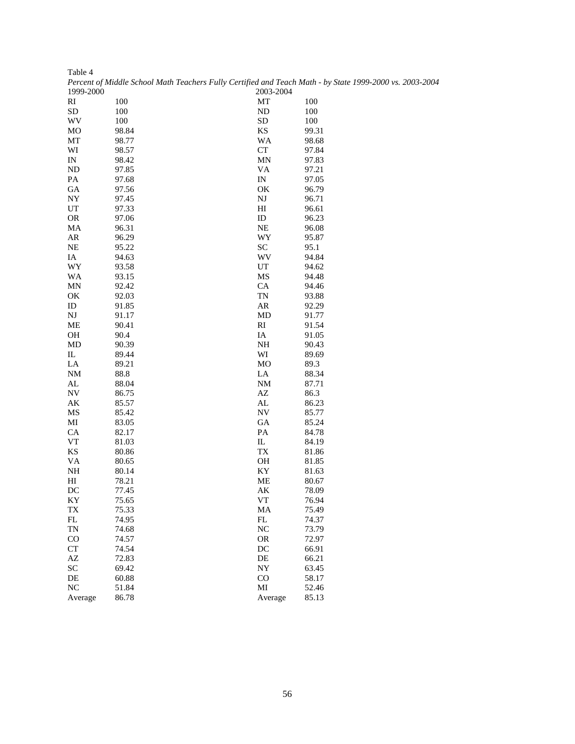Table 4

*Percent of Middle School Math Teachers Fully Certified and Teach Math - by State 1999-2000 vs. 2003-2004*

| 1999-2000 | | 2003-2004 | |
|---|---|---|---|
| RI | 100 | MT | 100 |
| SD | 100 | ND | 100 |
| WV | 100 | SD | 100 |
| MO | 98.84 | KS | 99.31 |
| MT | 98.77 | WA | 98.68 |
| WI | 98.57 | CT | 97.84 |
| IN | 98.42 | MN | 97.83 |
| ND | 97.85 | VA | 97.21 |
| PA | 97.68 | IN | 97.05 |
| GA | 97.56 | OK | 96.79 |
| NY | 97.45 | NJ | 96.71 |
| UT | 97.33 | HI | 96.61 |
| OR | 97.06 | ID | 96.23 |
| MA | 96.31 | NE | 96.08 |
| AR | 96.29 | WY | 95.87 |
| NE | 95.22 | SC | 95.1 |
| IA | 94.63 | WV | 94.84 |
| WY | 93.58 | UT | 94.62 |
| WA | 93.15 | MS | 94.48 |
| MN | 92.42 | CA | 94.46 |
| OK | 92.03 | TN | 93.88 |
| ID | 91.85 | AR | 92.29 |
| NJ | 91.17 | MD | 91.77 |
| ME | 90.41 | RI | 91.54 |
| OH | 90.4 | IA | 91.05 |
| MD | 90.39 | NH | 90.43 |
| IL | 89.44 | WI | 89.69 |
| LA | 89.21 | MO | 89.3 |
| NM | 88.8 | LA | 88.34 |
| AL | 88.04 | NM | 87.71 |
| NV | 86.75 | AZ | 86.3 |
| AK | 85.57 | AL | 86.23 |
| MS | 85.42 | NV | 85.77 |
| MI | 83.05 | GA | 85.24 |
| CA | 82.17 | PA | 84.78 |
| VT | 81.03 | IL | 84.19 |
| KS | 80.86 | TX | 81.86 |
| VA | 80.65 | OH | 81.85 |
| NH | 80.14 | KY | 81.63 |
| HI | 78.21 | ME | 80.67 |
| DC | 77.45 | AK | 78.09 |
| KY | 75.65 | VT | 76.94 |
| TX | 75.33 | MA | 75.49 |
| FL | 74.95 | FL | 74.37 |
| TN | 74.68 | NC | 73.79 |
| CO | 74.57 | OR | 72.97 |
| CT | 74.54 | DC | 66.91 |
| AZ | 72.83 | DE | 66.21 |
| SC | 69.42 | NY | 63.45 |
| DE | 60.88 | CO | 58.17 |
| NC | 51.84 | MI | 52.46 |
| Average | 86.78 | Average | 85.13 |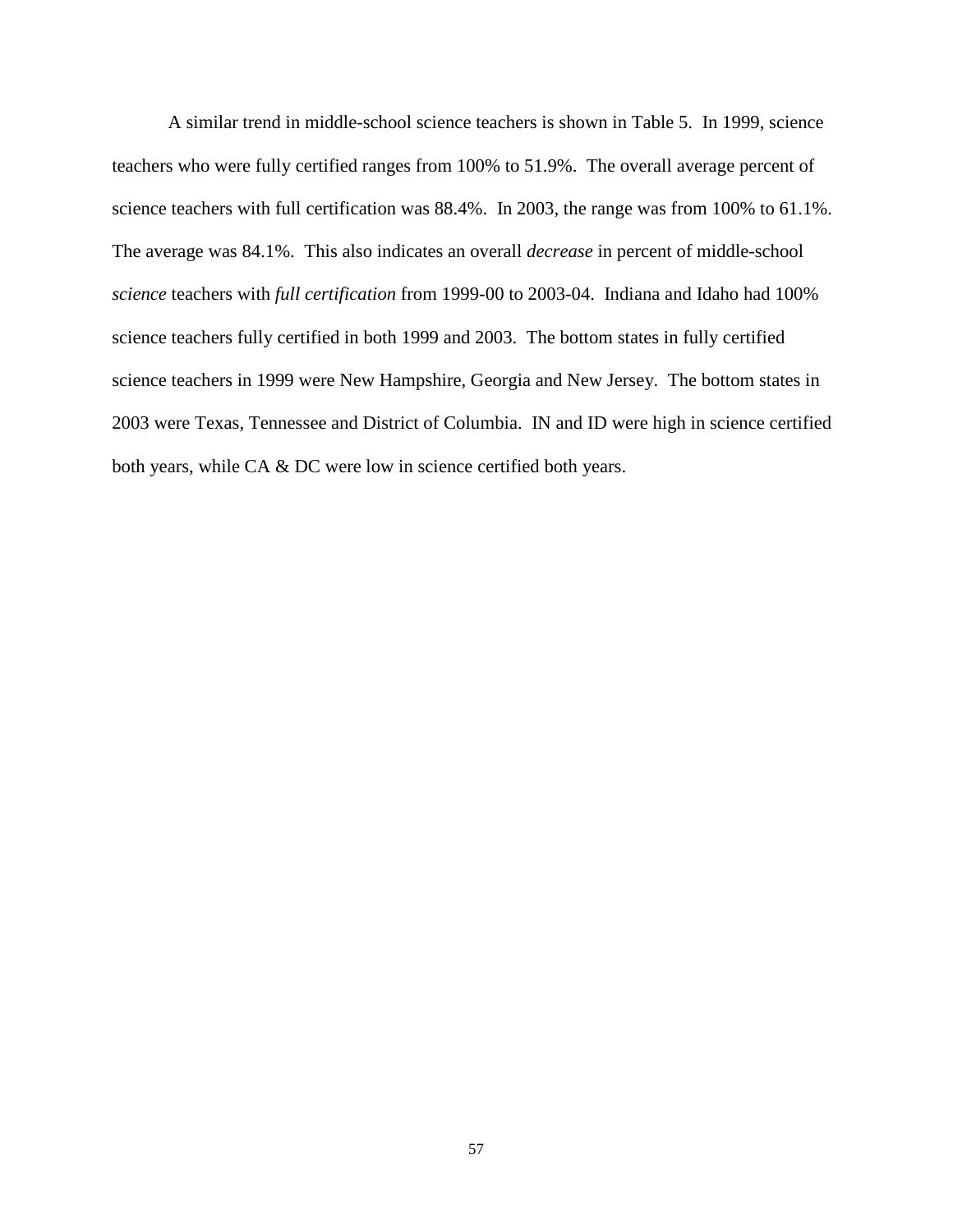A similar trend in middle-school science teachers is shown in Table 5. In 1999, science teachers who were fully certified ranges from 100% to 51.9%. The overall average percent of science teachers with full certification was 88.4%. In 2003, the range was from 100% to 61.1%. The average was 84.1%. This also indicates an overall *decrease* in percent of middle-school *science* teachers with *full certification* from 1999-00 to 2003-04. Indiana and Idaho had 100% science teachers fully certified in both 1999 and 2003. The bottom states in fully certified science teachers in 1999 were New Hampshire, Georgia and New Jersey. The bottom states in 2003 were Texas, Tennessee and District of Columbia. IN and ID were high in science certified both years, while CA & DC were low in science certified both years.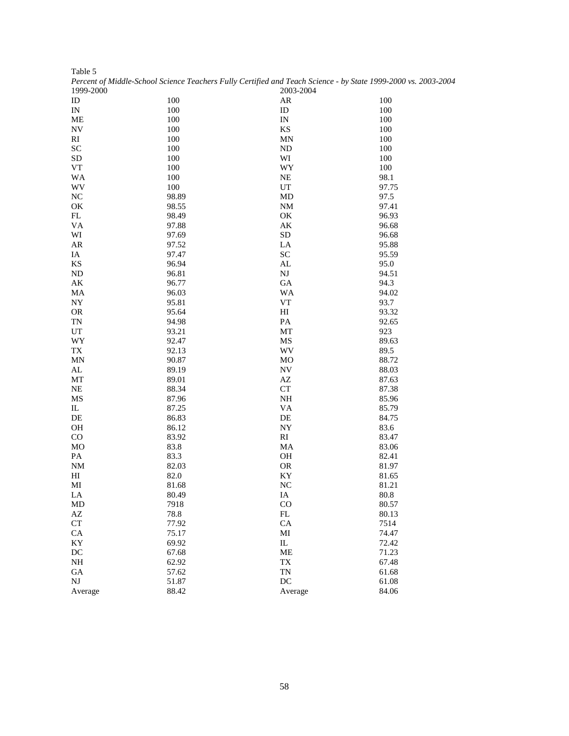Table 5

*Percent of Middle-School Science Teachers Fully Certified and Teach Science - by State 1999-2000 vs. 2003-2004*

| 1999-2000 | | 2003-2004 | |
|---|---|---|---|
| ID | 100 | AR | 100 |
| IN | 100 | ID | 100 |
| ME | 100 | IN | 100 |
| NV | 100 | KS | 100 |
| RI | 100 | MN | 100 |
| SC | 100 | ND | 100 |
| SD | 100 | WI | 100 |
| VT | 100 | WY | 100 |
| WA | 100 | NE | 98.1 |
| WV | 100 | UT | 97.75 |
| NC | 98.89 | MD | 97.5 |
| OK | 98.55 | NM | 97.41 |
| FL | 98.49 | OK | 96.93 |
| VA | 97.88 | AK | 96.68 |
| WI | 97.69 | SD | 96.68 |
| AR | 97.52 | LA | 95.88 |
| IA | 97.47 | SC | 95.59 |
| KS | 96.94 | AL | 95.0 |
| ND | 96.81 | NJ | 94.51 |
| AK | 96.77 | GA | 94.3 |
| MA | 96.03 | WA | 94.02 |
| NY | 95.81 | VT | 93.7 |
| OR | 95.64 | HI | 93.32 |
| TN | 94.98 | PA | 92.65 |
| UT | 93.21 | MT | 923 |
| WY | 92.47 | MS | 89.63 |
| TX | 92.13 | WV | 89.5 |
| MN | 90.87 | MO | 88.72 |
| AL | 89.19 | NV | 88.03 |
| MT | 89.01 | AZ | 87.63 |
| NE | 88.34 | CT | 87.38 |
| MS | 87.96 | NH | 85.96 |
| IL | 87.25 | VA | 85.79 |
| DE | 86.83 | DE | 84.75 |
| OH | 86.12 | NY | 83.6 |
| CO | 83.92 | RI | 83.47 |
| MO | 83.8 | MA | 83.06 |
| PA | 83.3 | OH | 82.41 |
| NM | 82.03 | OR | 81.97 |
| HI | 82.0 | KY | 81.65 |
| MI | 81.68 | NC | 81.21 |
| LA | 80.49 | IA | 80.8 |
| MD | 7918 | CO | 80.57 |
| AZ | 78.8 | FL | 80.13 |
| CT | 77.92 | CA | 7514 |
| CA | 75.17 | MI | 74.47 |
| KY | 69.92 | IL | 72.42 |
| DC | 67.68 | ME | 71.23 |
| NH | 62.92 | TX | 67.48 |
| GA | 57.62 | TN | 61.68 |
| NJ | 51.87 | DC | 61.08 |
| Average | 88.42 | Average | 84.06 |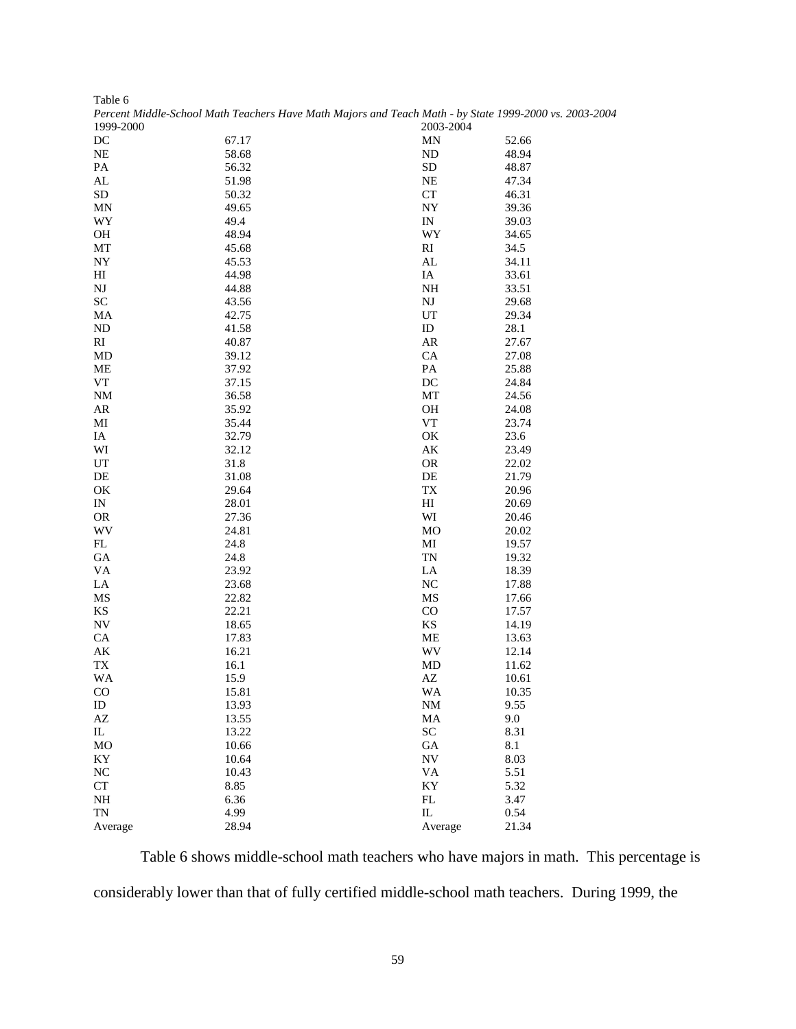Table 6

*Percent Middle-School Math Teachers Have Math Majors and Teach Math - by State 1999-2000 vs. 2003-2004*

| 1999-2000 | | 2003-2004 | |
|---|---|---|---|
| DC | 67.17 | MN | 52.66 |
| NE | 58.68 | ND | 48.94 |
| PA | 56.32 | SD | 48.87 |
| AL | 51.98 | NE | 47.34 |
| SD | 50.32 | CT | 46.31 |
| MN | 49.65 | NY | 39.36 |
| WY | 49.4 | IN | 39.03 |
| OH | 48.94 | WY | 34.65 |
| MT | 45.68 | RI | 34.5 |
| NY | 45.53 | AL | 34.11 |
| HI | 44.98 | IA | 33.61 |
| NJ | 44.88 | NH | 33.51 |
| SC | 43.56 | NJ | 29.68 |
| MA | 42.75 | UT | 29.34 |
| ND | 41.58 | ID | 28.1 |
| RI | 40.87 | AR | 27.67 |
| MD | 39.12 | CA | 27.08 |
| ME | 37.92 | PA | 25.88 |
| VT | 37.15 | DC | 24.84 |
| NM | 36.58 | MT | 24.56 |
| AR | 35.92 | OH | 24.08 |
| MI | 35.44 | VT | 23.74 |
| IA | 32.79 | OK | 23.6 |
| WI | 32.12 | AK | 23.49 |
| UT | 31.8 | OR | 22.02 |
| DE | 31.08 | DE | 21.79 |
| OK | 29.64 | TX | 20.96 |
| IN | 28.01 | HI | 20.69 |
| OR | 27.36 | WI | 20.46 |
| WV | 24.81 | MO | 20.02 |
| FL | 24.8 | MI | 19.57 |
| GA | 24.8 | TN | 19.32 |
| VA | 23.92 | LA | 18.39 |
| LA | 23.68 | NC | 17.88 |
| MS | 22.82 | MS | 17.66 |
| KS | 22.21 | CO | 17.57 |
| NV | 18.65 | KS | 14.19 |
| CA | 17.83 | ME | 13.63 |
| AK | 16.21 | WV | 12.14 |
| TX | 16.1 | MD | 11.62 |
| WA | 15.9 | AZ | 10.61 |
| CO | 15.81 | WA | 10.35 |
| ID | 13.93 | NM | 9.55 |
| AZ | 13.55 | MA | 9.0 |
| IL | 13.22 | SC | 8.31 |
| MO | 10.66 | GA | 8.1 |
| KY | 10.64 | NV | 8.03 |
| NC | 10.43 | VA | 5.51 |
| CT | 8.85 | KY | 5.32 |
| NH | 6.36 | FL | 3.47 |
| TN | 4.99 | IL | 0.54 |
| Average | 28.94 | Average | 21.34 |

Table 6 shows middle-school math teachers who have majors in math. This percentage is considerably lower than that of fully certified middle-school math teachers. During 1999, the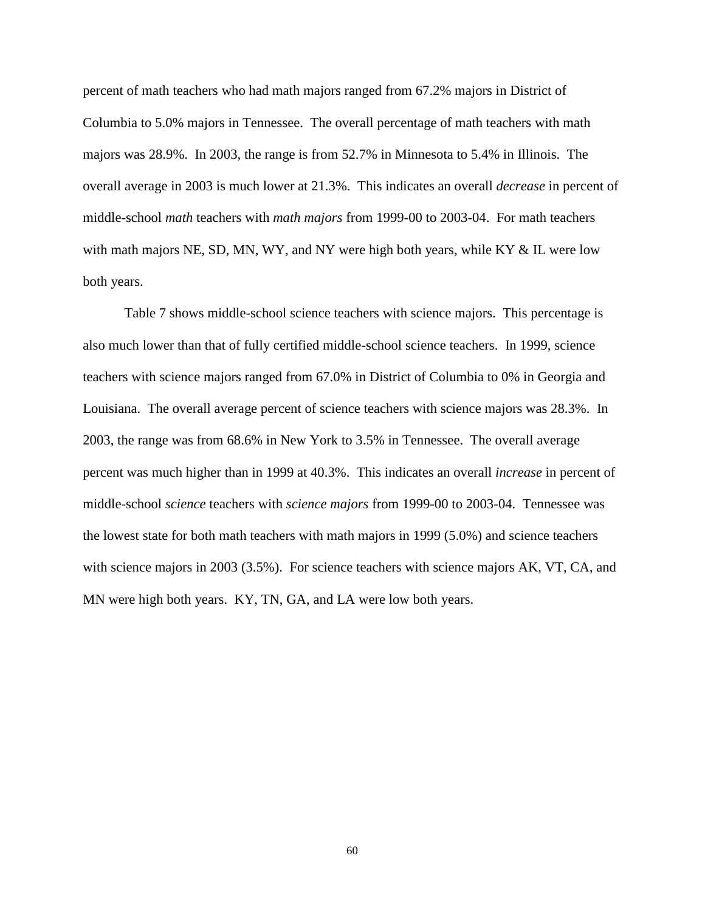percent of math teachers who had math majors ranged from 67.2% majors in District of Columbia to 5.0% majors in Tennessee. The overall percentage of math teachers with math majors was 28.9%. In 2003, the range is from 52.7% in Minnesota to 5.4% in Illinois. The overall average in 2003 is much lower at 21.3%. This indicates an overall *decrease* in percent of middle-school *math* teachers with *math majors* from 1999-00 to 2003-04. For math teachers with math majors NE, SD, MN, WY, and NY were high both years, while KY & IL were low both years.

Table 7 shows middle-school science teachers with science majors. This percentage is also much lower than that of fully certified middle-school science teachers. In 1999, science teachers with science majors ranged from 67.0% in District of Columbia to 0% in Georgia and Louisiana. The overall average percent of science teachers with science majors was 28.3%. In 2003, the range was from 68.6% in New York to 3.5% in Tennessee. The overall average percent was much higher than in 1999 at 40.3%. This indicates an overall *increase* in percent of middle-school *science* teachers with *science majors* from 1999-00 to 2003-04. Tennessee was the lowest state for both math teachers with math majors in 1999 (5.0%) and science teachers with science majors in 2003 (3.5%). For science teachers with science majors AK, VT, CA, and MN were high both years. KY, TN, GA, and LA were low both years.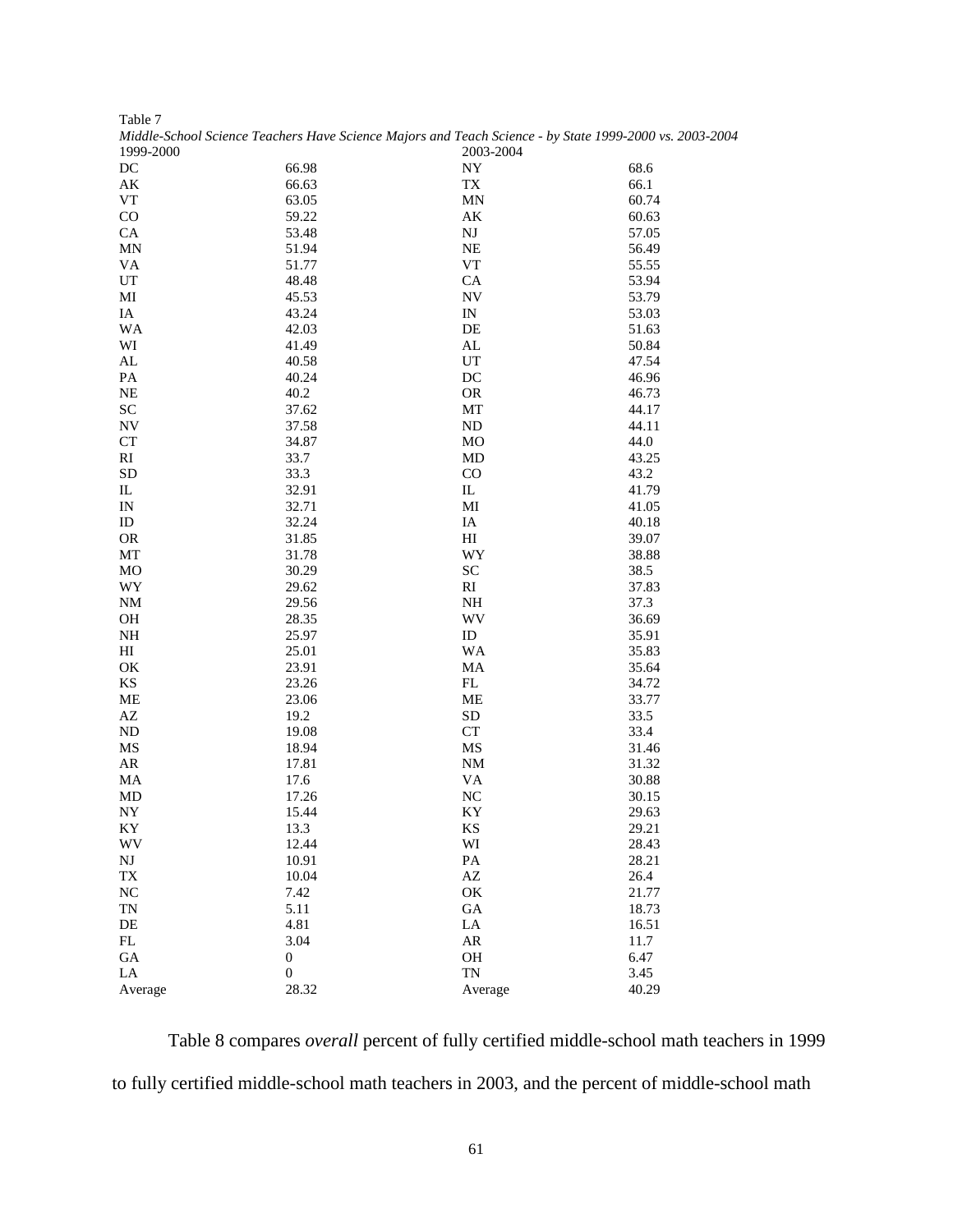Table 7

*Middle-School Science Teachers Have Science Majors and Teach Science - by State 1999-2000 vs. 2003-2004*

| 1999-2000 | | 2003-2004 | |
|---|---|---|---|
| DC | 66.98 | NY | 68.6 |
| AK | 66.63 | TX | 66.1 |
| VT | 63.05 | MN | 60.74 |
| CO | 59.22 | AK | 60.63 |
| CA | 53.48 | NJ | 57.05 |
| MN | 51.94 | NE | 56.49 |
| VA | 51.77 | VT | 55.55 |
| UT | 48.48 | CA | 53.94 |
| MI | 45.53 | NV | 53.79 |
| IA | 43.24 | IN | 53.03 |
| WA | 42.03 | DE | 51.63 |
| WI | 41.49 | AL | 50.84 |
| AL | 40.58 | UT | 47.54 |
| PA | 40.24 | DC | 46.96 |
| NE | 40.2 | OR | 46.73 |
| SC | 37.62 | MT | 44.17 |
| NV | 37.58 | ND | 44.11 |
| CT | 34.87 | MO | 44.0 |
| RI | 33.7 | MD | 43.25 |
| SD | 33.3 | CO | 43.2 |
| IL | 32.91 | IL | 41.79 |
| IN | 32.71 | MI | 41.05 |
| ID | 32.24 | IA | 40.18 |
| OR | 31.85 | HI | 39.07 |
| MT | 31.78 | WY | 38.88 |
| MO | 30.29 | SC | 38.5 |
| WY | 29.62 | RI | 37.83 |
| NM | 29.56 | NH | 37.3 |
| OH | 28.35 | WV | 36.69 |
| NH | 25.97 | ID | 35.91 |
| HI | 25.01 | WA | 35.83 |
| OK | 23.91 | MA | 35.64 |
| KS | 23.26 | FL | 34.72 |
| ME | 23.06 | ME | 33.77 |
| AZ | 19.2 | SD | 33.5 |
| ND | 19.08 | CT | 33.4 |
| MS | 18.94 | MS | 31.46 |
| AR | 17.81 | NM | 31.32 |
| MA | 17.6 | VA | 30.88 |
| MD | 17.26 | NC | 30.15 |
| NY | 15.44 | KY | 29.63 |
| KY | 13.3 | KS | 29.21 |
| WV | 12.44 | WI | 28.43 |
| NJ | 10.91 | PA | 28.21 |
| TX | 10.04 | AZ | 26.4 |
| NC | 7.42 | OK | 21.77 |
| TN | 5.11 | GA | 18.73 |
| DE | 4.81 | LA | 16.51 |
| FL | 3.04 | AR | 11.7 |
| GA | 0 | OH | 6.47 |
| LA | 0 | TN | 3.45 |
| Average | 28.32 | Average | 40.29 |

Table 8 compares *overall* percent of fully certified middle-school math teachers in 1999 to fully certified middle-school math teachers in 2003, and the percent of middle-school math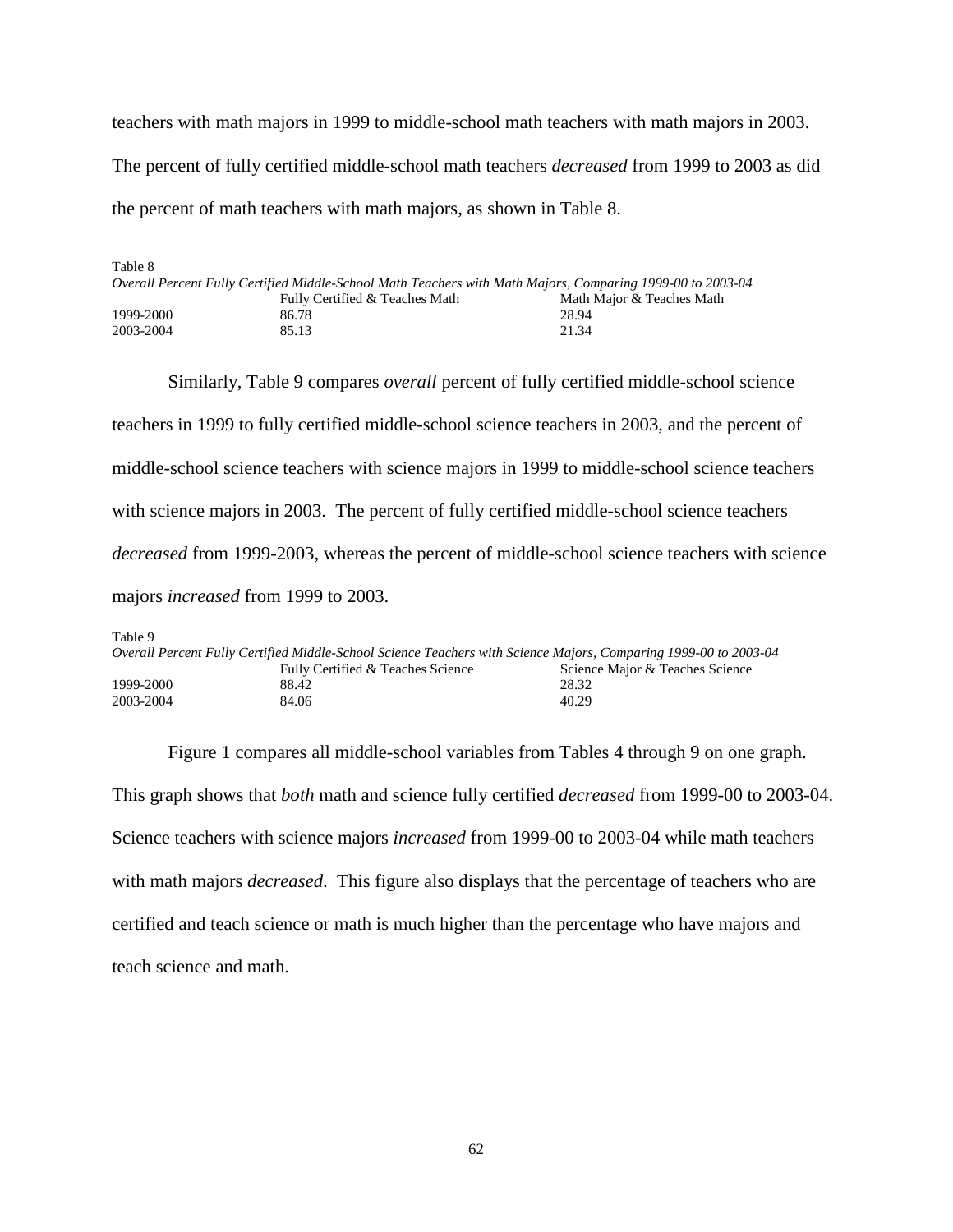teachers with math majors in 1999 to middle-school math teachers with math majors in 2003. The percent of fully certified middle-school math teachers *decreased* from 1999 to 2003 as did the percent of math teachers with math majors, as shown in Table 8.

Table 8

*Overall Percent Fully Certified Middle-School Math Teachers with Math Majors, Comparing 1999-00 to 2003-04*

| | Fully Certified & Teaches Math | Math Major & Teaches Math |
|---|---|---|
| 1999-2000 | 86.78 | 28.94 |
| 2003-2004 | 85.13 | 21.34 |

Similarly, Table 9 compares *overall* percent of fully certified middle-school science teachers in 1999 to fully certified middle-school science teachers in 2003, and the percent of middle-school science teachers with science majors in 1999 to middle-school science teachers with science majors in 2003. The percent of fully certified middle-school science teachers *decreased* from 1999-2003, whereas the percent of middle-school science teachers with science majors *increased* from 1999 to 2003.

Table 9

*Overall Percent Fully Certified Middle-School Science Teachers with Science Majors, Comparing 1999-00 to 2003-04*

| | Fully Certified & Teaches Science | Science Major & Teaches Science |
|---|---|---|
| 1999-2000 | 88.42 | 28.32 |
| 2003-2004 | 84.06 | 40.29 |

Figure 1 compares all middle-school variables from Tables 4 through 9 on one graph. This graph shows that *both* math and science fully certified *decreased* from 1999-00 to 2003-04. Science teachers with science majors *increased* from 1999-00 to 2003-04 while math teachers with math majors *decreased*. This figure also displays that the percentage of teachers who are certified and teach science or math is much higher than the percentage who have majors and teach science and math.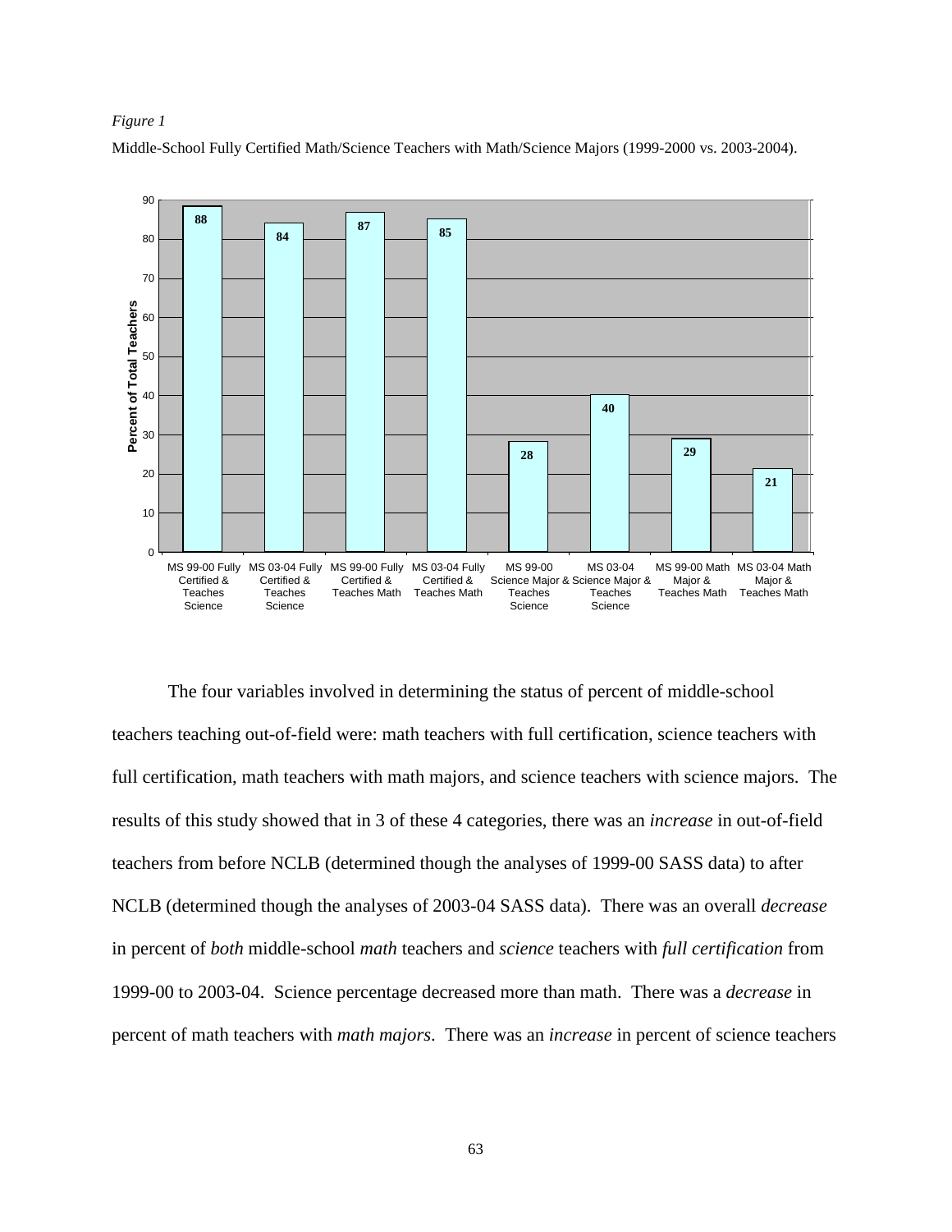*Figure 1*

Middle-School Fully Certified Math/Science Teachers with Math/Science Majors (1999-2000 vs. 2003-2004).

| Category | Percent of Total Teachers |
|---|---|
| MS 99-00 Fully Certified & Teaches Science | 88 |
| MS 03-04 Fully Certified & Teaches Science | 84 |
| MS 99-00 Fully Certified & Teaches Math | 87 |
| MS 03-04 Fully Certified & Teaches Math | 85 |
| MS 99-00 Science Major & Teaches Science | 28 |
| MS 03-04 Science Major & Teaches Science | 40 |
| MS 99-00 Math Major & Teaches Math | 29 |
| MS 03-04 Math Major & Teaches Math | 21 |

The four variables involved in determining the status of percent of middle-school teachers teaching out-of-field were: math teachers with full certification, science teachers with full certification, math teachers with math majors, and science teachers with science majors. The results of this study showed that in 3 of these 4 categories, there was an *increase* in out-of-field teachers from before NCLB (determined though the analyses of 1999-00 SASS data) to after NCLB (determined though the analyses of 2003-04 SASS data). There was an overall *decrease* in percent of *both* middle-school *math* teachers and *science* teachers with *full certification* from 1999-00 to 2003-04. Science percentage decreased more than math. There was a *decrease* in percent of math teachers with *math majors*. There was an *increase* in percent of science teachers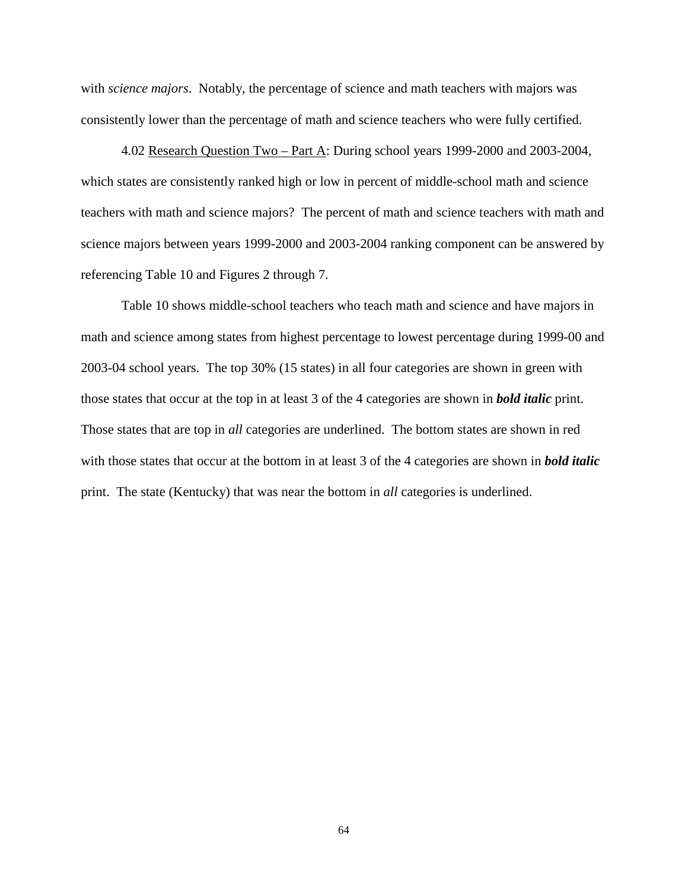with *science majors*. Notably, the percentage of science and math teachers with majors was consistently lower than the percentage of math and science teachers who were fully certified.

4.02 <u>Research Question Two – Part A</u>: During school years 1999-2000 and 2003-2004, which states are consistently ranked high or low in percent of middle-school math and science teachers with math and science majors? The percent of math and science teachers with math and science majors between years 1999-2000 and 2003-2004 ranking component can be answered by referencing Table 10 and Figures 2 through 7.

Table 10 shows middle-school teachers who teach math and science and have majors in math and science among states from highest percentage to lowest percentage during 1999-00 and 2003-04 school years. The top 30% (15 states) in all four categories are shown in green with those states that occur at the top in at least 3 of the 4 categories are shown in ***bold italic*** print. Those states that are top in *all* categories are underlined. The bottom states are shown in red with those states that occur at the bottom in at least 3 of the 4 categories are shown in ***bold italic*** print. The state (Kentucky) that was near the bottom in *all* categories is underlined.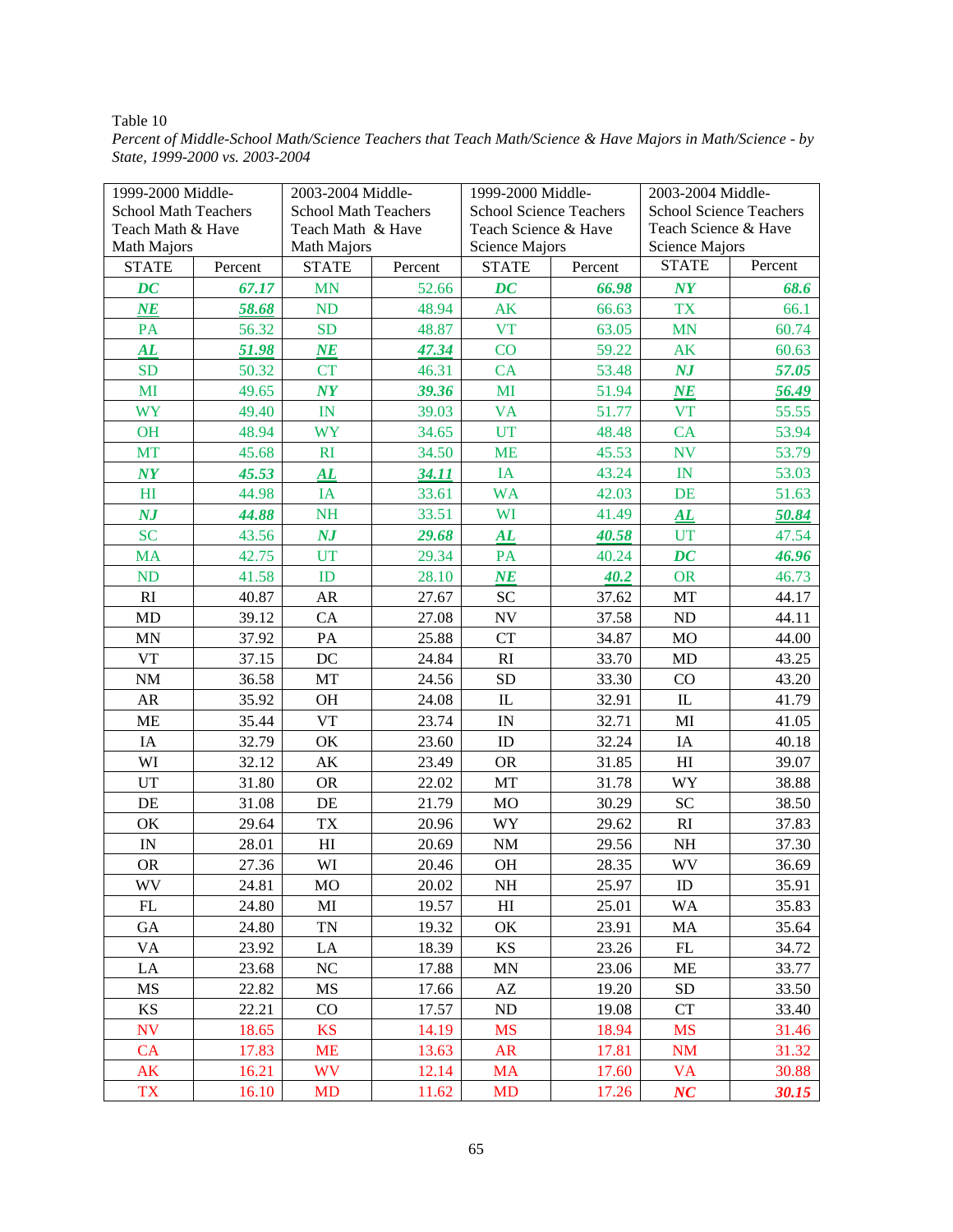Table 10

*Percent of Middle-School Math/Science Teachers that Teach Math/Science & Have Majors in Math/Science - by State, 1999-2000 vs. 2003-2004*

| 1999-2000 Middle-School Math Teachers Teach Math & Have Math Majors | | 2003-2004 Middle-School Math Teachers Teach Math & Have Math Majors | | 1999-2000 Middle-School Science Teachers Teach Science & Have Science Majors | | 2003-2004 Middle-School Science Teachers Teach Science & Have Science Majors | |
|---|---|---|---|---|---|---|---|
| STATE | Percent | STATE | Percent | STATE | Percent | STATE | Percent |
| ***DC*** | ***67.17*** | MN | 52.66 | ***DC*** | ***66.98*** | ***NY*** | ***68.6*** |
| ***NE*** | ***58.68*** | ND | 48.94 | AK | 66.63 | TX | 66.1 |
| PA | 56.32 | SD | 48.87 | VT | 63.05 | MN | 60.74 |
| ***AL*** | ***51.98*** | ***NE*** | ***47.34*** | CO | 59.22 | AK | 60.63 |
| SD | 50.32 | CT | 46.31 | CA | 53.48 | ***NJ*** | ***57.05*** |
| MI | 49.65 | ***NY*** | ***39.36*** | MI | 51.94 | ***NE*** | ***56.49*** |
| WY | 49.40 | IN | 39.03 | VA | 51.77 | VT | 55.55 |
| OH | 48.94 | WY | 34.65 | UT | 48.48 | CA | 53.94 |
| MT | 45.68 | RI | 34.50 | ME | 45.53 | NV | 53.79 |
| ***NY*** | ***45.53*** | ***AL*** | ***34.11*** | IA | 43.24 | IN | 53.03 |
| HI | 44.98 | IA | 33.61 | WA | 42.03 | DE | 51.63 |
| ***NJ*** | ***44.88*** | NH | 33.51 | WI | 41.49 | ***AL*** | ***50.84*** |
| SC | 43.56 | ***NJ*** | ***29.68*** | ***AL*** | ***40.58*** | UT | 47.54 |
| MA | 42.75 | UT | 29.34 | PA | 40.24 | ***DC*** | ***46.96*** |
| ND | 41.58 | ID | 28.10 | ***NE*** | ***40.2*** | OR | 46.73 |
| RI | 40.87 | AR | 27.67 | SC | 37.62 | MT | 44.17 |
| MD | 39.12 | CA | 27.08 | NV | 37.58 | ND | 44.11 |
| MN | 37.92 | PA | 25.88 | CT | 34.87 | MO | 44.00 |
| VT | 37.15 | DC | 24.84 | RI | 33.70 | MD | 43.25 |
| NM | 36.58 | MT | 24.56 | SD | 33.30 | CO | 43.20 |
| AR | 35.92 | OH | 24.08 | IL | 32.91 | IL | 41.79 |
| ME | 35.44 | VT | 23.74 | IN | 32.71 | MI | 41.05 |
| IA | 32.79 | OK | 23.60 | ID | 32.24 | IA | 40.18 |
| WI | 32.12 | AK | 23.49 | OR | 31.85 | HI | 39.07 |
| UT | 31.80 | OR | 22.02 | MT | 31.78 | WY | 38.88 |
| DE | 31.08 | DE | 21.79 | MO | 30.29 | SC | 38.50 |
| OK | 29.64 | TX | 20.96 | WY | 29.62 | RI | 37.83 |
| IN | 28.01 | HI | 20.69 | NM | 29.56 | NH | 37.30 |
| OR | 27.36 | WI | 20.46 | OH | 28.35 | WV | 36.69 |
| WV | 24.81 | MO | 20.02 | NH | 25.97 | ID | 35.91 |
| FL | 24.80 | MI | 19.57 | HI | 25.01 | WA | 35.83 |
| GA | 24.80 | TN | 19.32 | OK | 23.91 | MA | 35.64 |
| VA | 23.92 | LA | 18.39 | KS | 23.26 | FL | 34.72 |
| LA | 23.68 | NC | 17.88 | MN | 23.06 | ME | 33.77 |
| MS | 22.82 | MS | 17.66 | AZ | 19.20 | SD | 33.50 |
| KS | 22.21 | CO | 17.57 | ND | 19.08 | CT | 33.40 |
| NV | 18.65 | KS | 14.19 | MS | 18.94 | MS | 31.46 |
| CA | 17.83 | ME | 13.63 | AR | 17.81 | NM | 31.32 |
| AK | 16.21 | WV | 12.14 | MA | 17.60 | VA | 30.88 |
| TX | 16.10 | MD | 11.62 | MD | 17.26 | ***NC*** | ***30.15*** |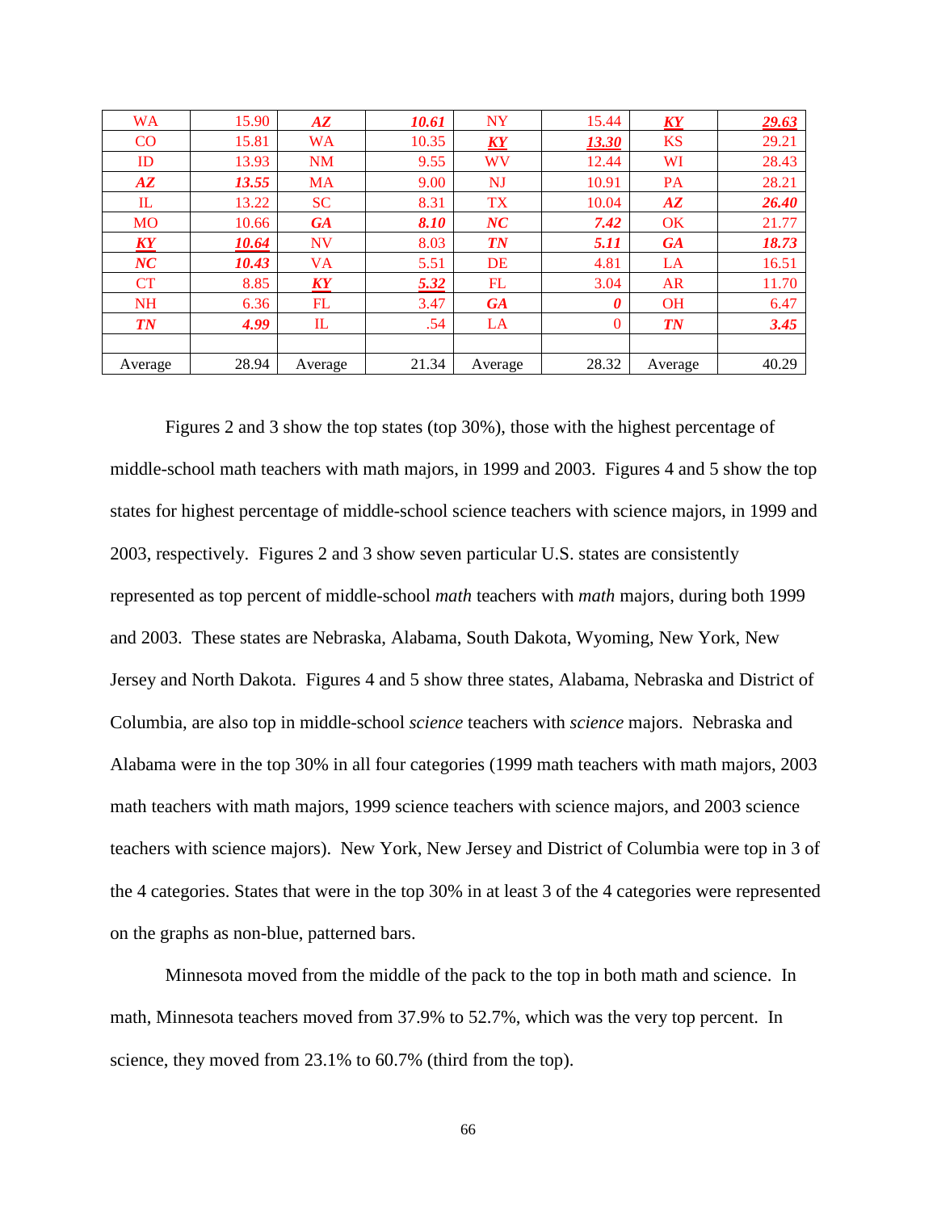| WA | 15.90 | ***AZ*** | ***10.61*** | NY | 15.44 | ***KY*** | ***29.63*** |
|---|---|---|---|---|---|---|---|
| CO | 15.81 | WA | 10.35 | ***KY*** | ***13.30*** | KS | 29.21 |
| ID | 13.93 | NM | 9.55 | WV | 12.44 | WI | 28.43 |
| ***AZ*** | ***13.55*** | MA | 9.00 | NJ | 10.91 | PA | 28.21 |
| IL | 13.22 | SC | 8.31 | TX | 10.04 | ***AZ*** | ***26.40*** |
| MO | 10.66 | ***GA*** | ***8.10*** | ***NC*** | ***7.42*** | OK | 21.77 |
| ***KY*** | ***10.64*** | NV | 8.03 | ***TN*** | ***5.11*** | ***GA*** | ***18.73*** |
| ***NC*** | ***10.43*** | VA | 5.51 | DE | 4.81 | LA | 16.51 |
| CT | 8.85 | ***KY*** | ***5.32*** | FL | 3.04 | AR | 11.70 |
| NH | 6.36 | FL | 3.47 | ***GA*** | ***0*** | OH | 6.47 |
| ***TN*** | ***4.99*** | IL | .54 | LA | 0 | ***TN*** | ***3.45*** |
| | | | | | | | |
| Average | 28.94 | Average | 21.34 | Average | 28.32 | Average | 40.29 |

Figures 2 and 3 show the top states (top 30%), those with the highest percentage of middle-school math teachers with math majors, in 1999 and 2003. Figures 4 and 5 show the top states for highest percentage of middle-school science teachers with science majors, in 1999 and 2003, respectively. Figures 2 and 3 show seven particular U.S. states are consistently represented as top percent of middle-school *math* teachers with *math* majors, during both 1999 and 2003. These states are Nebraska, Alabama, South Dakota, Wyoming, New York, New Jersey and North Dakota. Figures 4 and 5 show three states, Alabama, Nebraska and District of Columbia, are also top in middle-school *science* teachers with *science* majors. Nebraska and Alabama were in the top 30% in all four categories (1999 math teachers with math majors, 2003 math teachers with math majors, 1999 science teachers with science majors, and 2003 science teachers with science majors). New York, New Jersey and District of Columbia were top in 3 of the 4 categories. States that were in the top 30% in at least 3 of the 4 categories were represented on the graphs as non-blue, patterned bars.

Minnesota moved from the middle of the pack to the top in both math and science. In math, Minnesota teachers moved from 37.9% to 52.7%, which was the very top percent. In science, they moved from 23.1% to 60.7% (third from the top).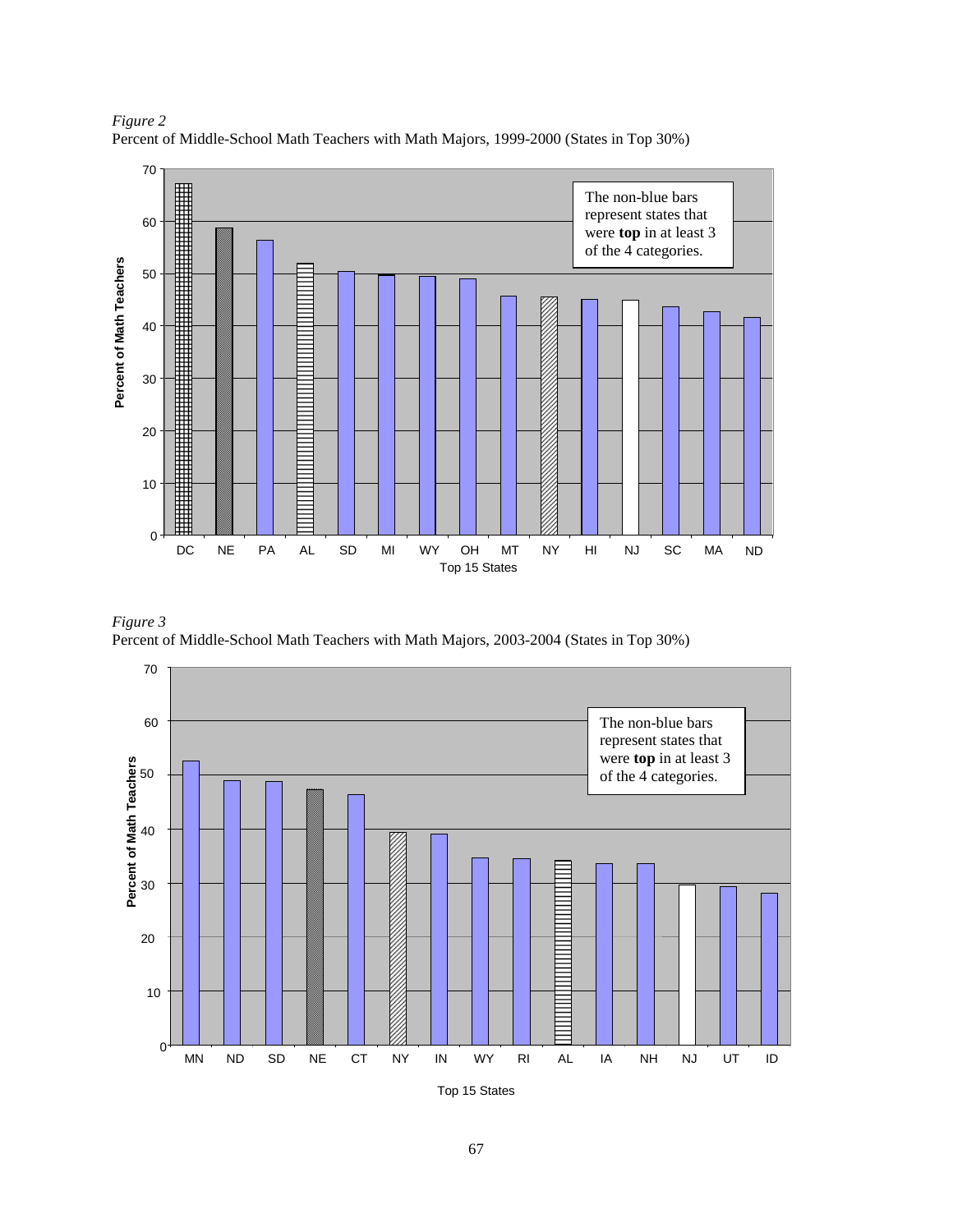*Figure 2*
Percent of Middle-School Math Teachers with Math Majors, 1999-2000 (States in Top 30%)

The non-blue bars represent states that were **top** in at least 3 of the 4 categories.

*Figure 3*
Percent of Middle-School Math Teachers with Math Majors, 2003-2004 (States in Top 30%)

The non-blue bars represent states that were **top** in at least 3 of the 4 categories.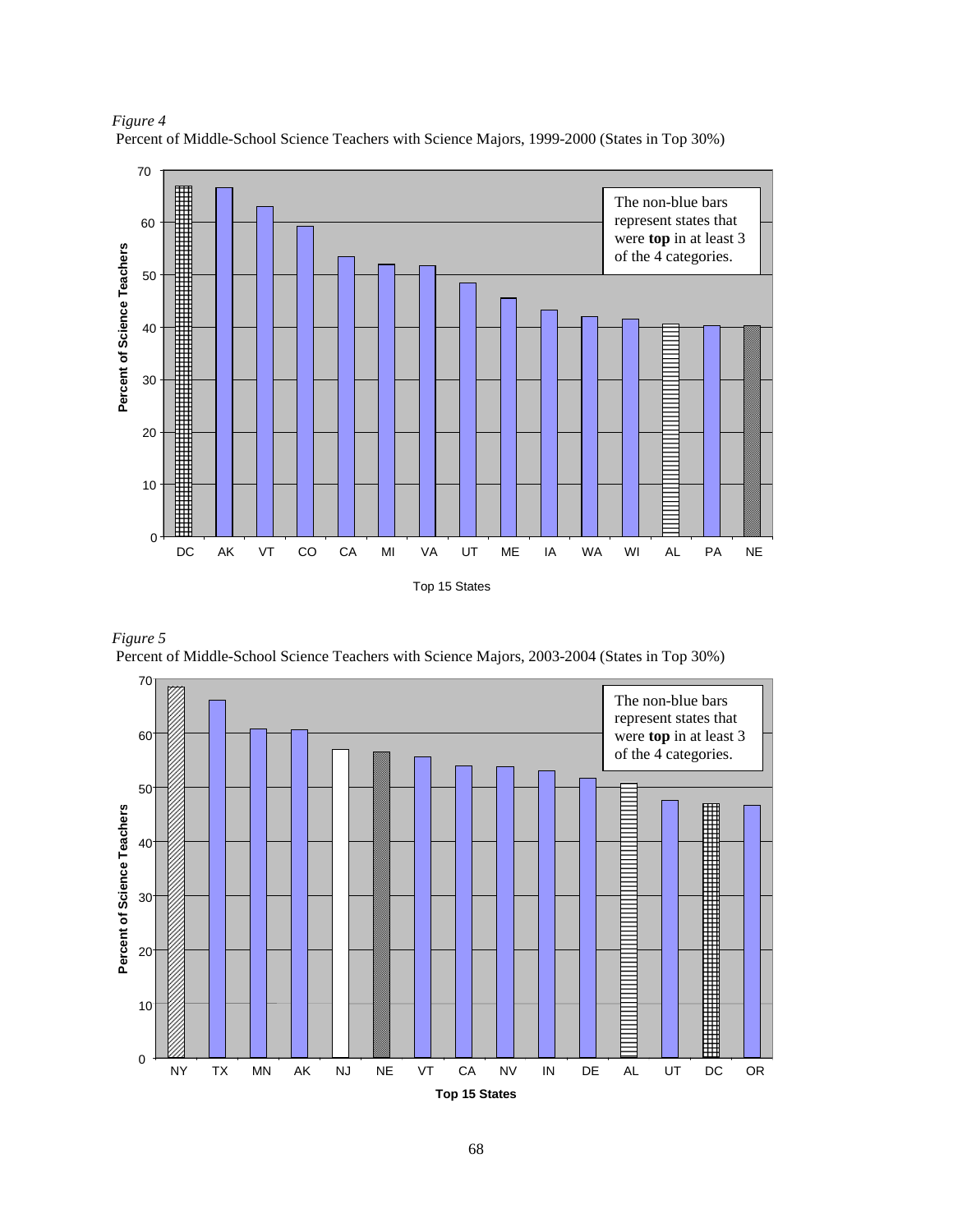*Figure 4*

Percent of Middle-School Science Teachers with Science Majors, 1999-2000 (States in Top 30%)

*Figure 5*

Percent of Middle-School Science Teachers with Science Majors, 2003-2004 (States in Top 30%)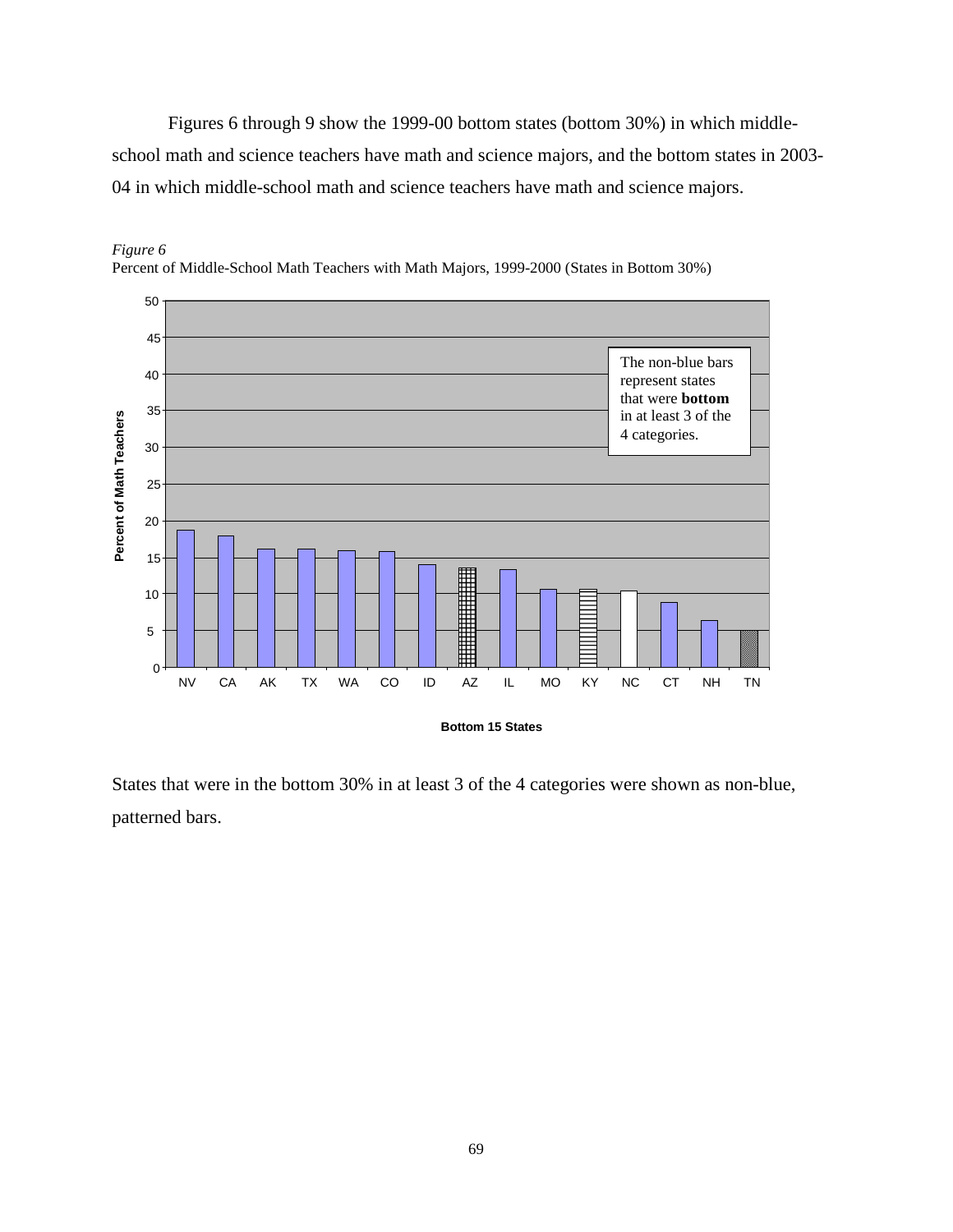Figures 6 through 9 show the 1999-00 bottom states (bottom 30%) in which middle-school math and science teachers have math and science majors, and the bottom states in 2003-04 in which middle-school math and science teachers have math and science majors.

*Figure 6*
Percent of Middle-School Math Teachers with Math Majors, 1999-2000 (States in Bottom 30%)

States that were in the bottom 30% in at least 3 of the 4 categories were shown as non-blue, patterned bars.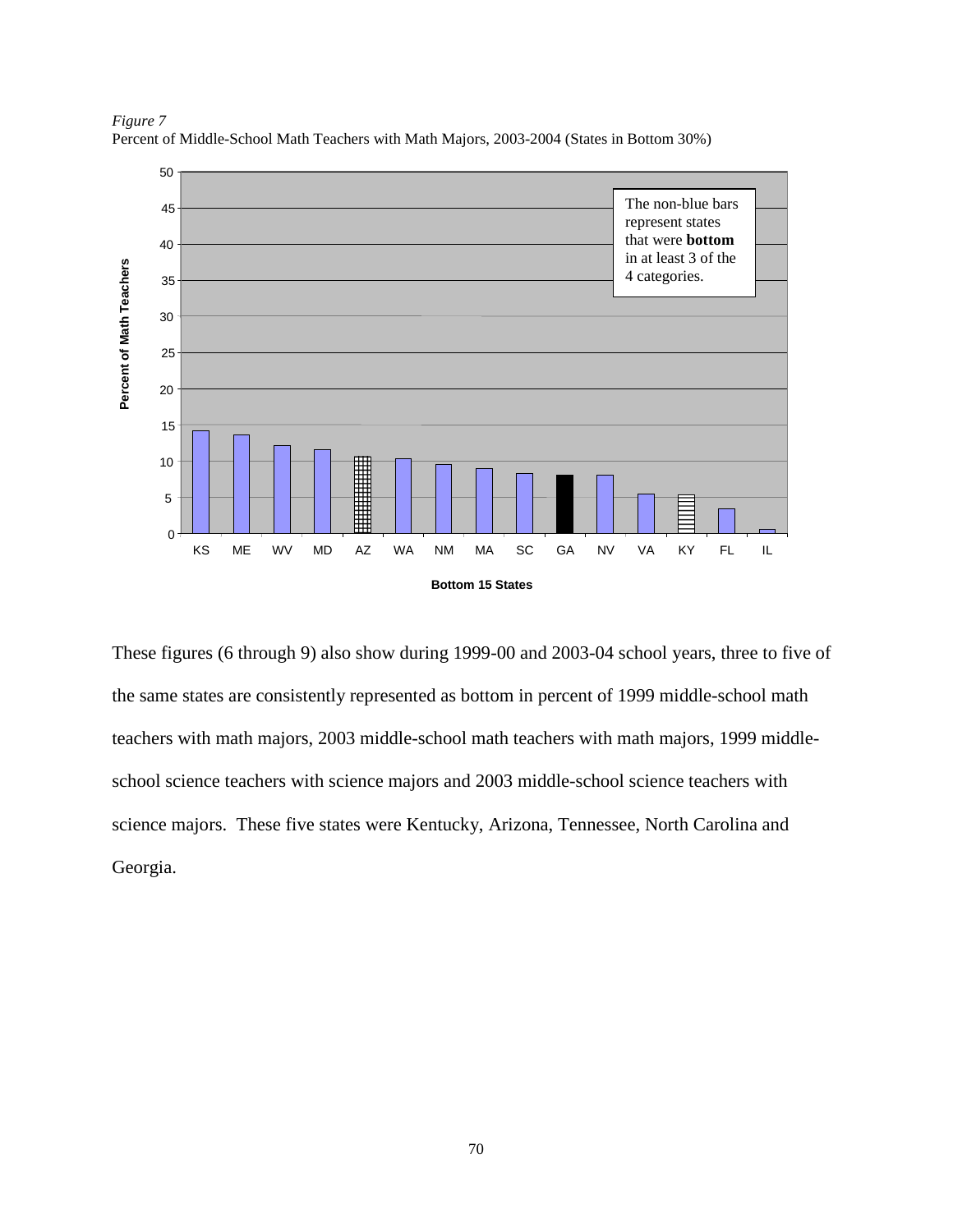*Figure 7*
Percent of Middle-School Math Teachers with Math Majors, 2003-2004 (States in Bottom 30%)

These figures (6 through 9) also show during 1999-00 and 2003-04 school years, three to five of the same states are consistently represented as bottom in percent of 1999 middle-school math teachers with math majors, 2003 middle-school math teachers with math majors, 1999 middle-school science teachers with science majors and 2003 middle-school science teachers with science majors. These five states were Kentucky, Arizona, Tennessee, North Carolina and Georgia.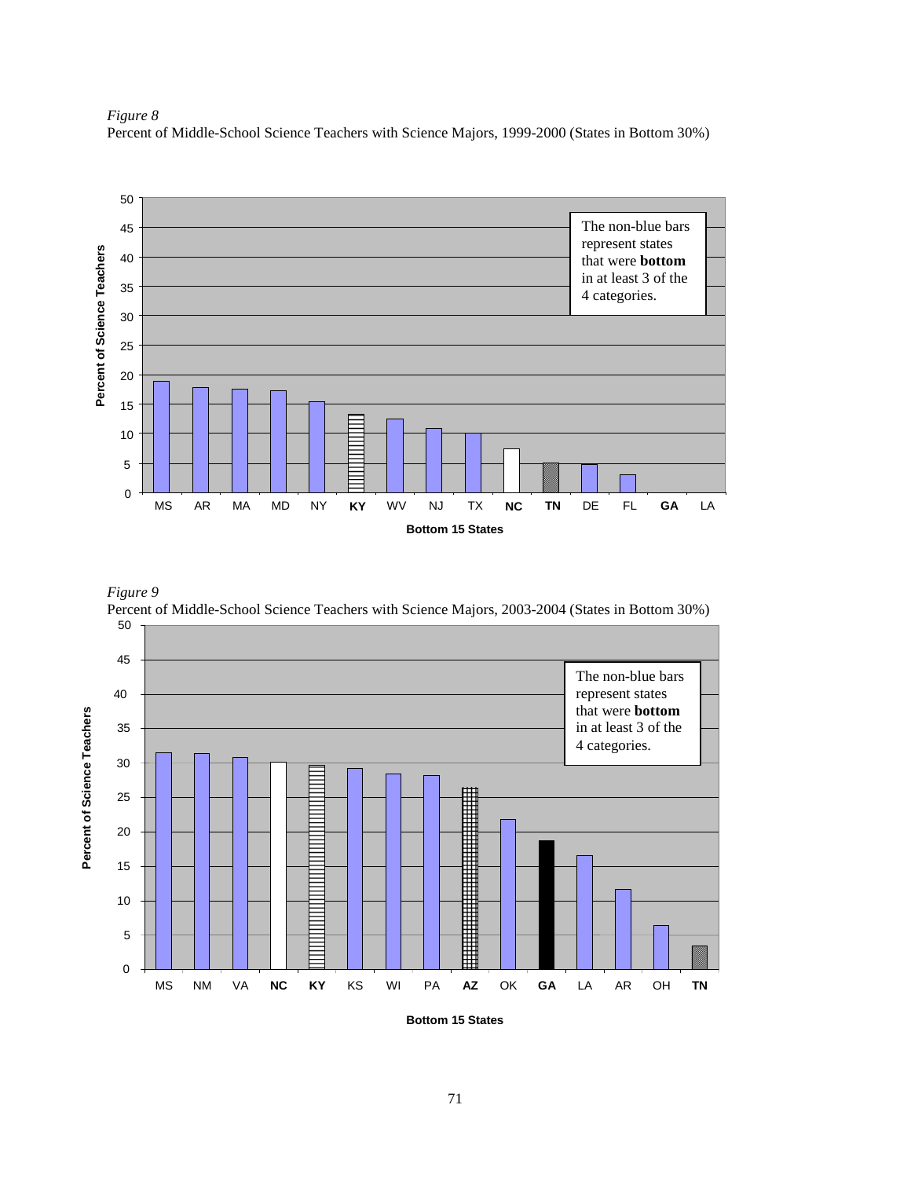*Figure 8*
Percent of Middle-School Science Teachers with Science Majors, 1999-2000 (States in Bottom 30%)

*Figure 9*
Percent of Middle-School Science Teachers with Science Majors, 2003-2004 (States in Bottom 30%)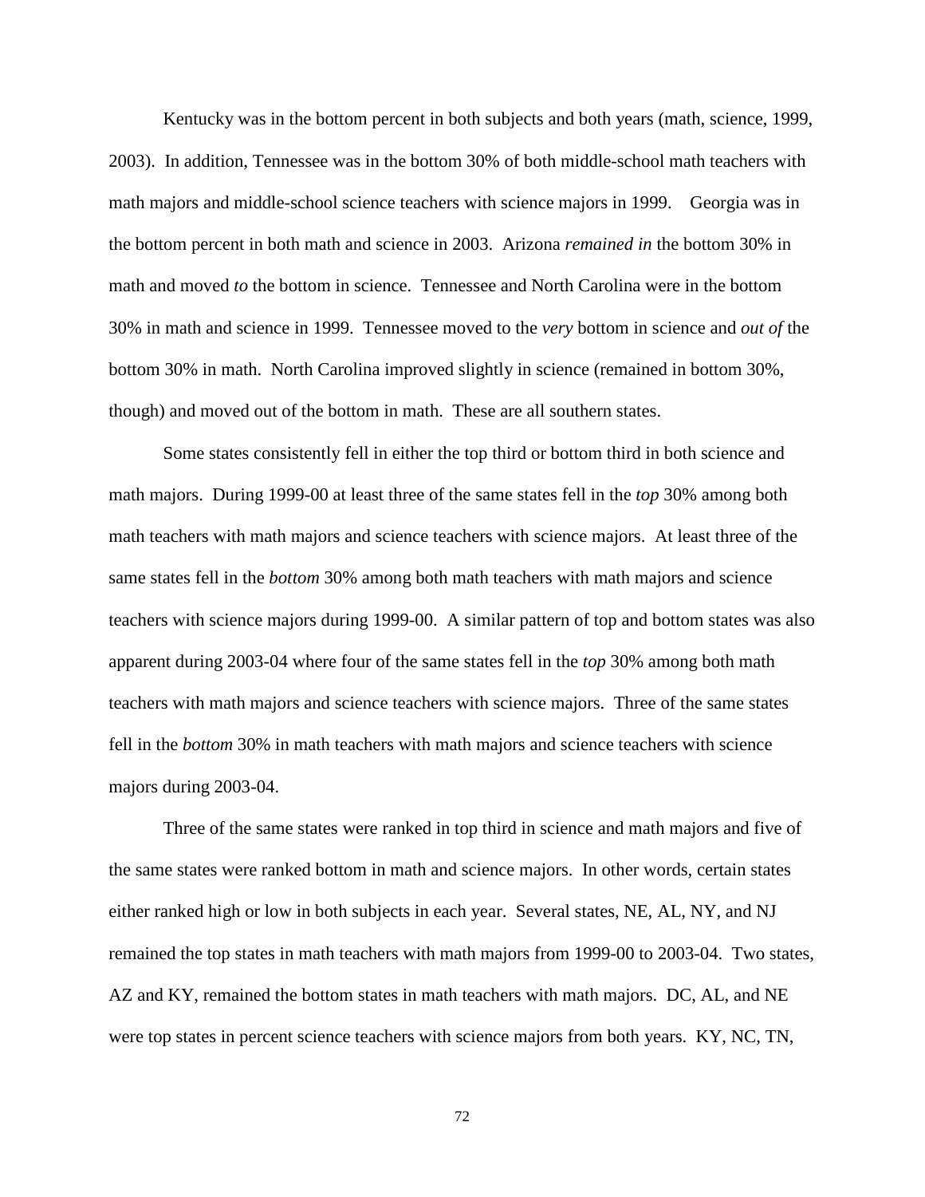Kentucky was in the bottom percent in both subjects and both years (math, science, 1999, 2003). In addition, Tennessee was in the bottom 30% of both middle-school math teachers with math majors and middle-school science teachers with science majors in 1999. Georgia was in the bottom percent in both math and science in 2003. Arizona *remained in* the bottom 30% in math and moved *to* the bottom in science. Tennessee and North Carolina were in the bottom 30% in math and science in 1999. Tennessee moved to the *very* bottom in science and *out of* the bottom 30% in math. North Carolina improved slightly in science (remained in bottom 30%, though) and moved out of the bottom in math. These are all southern states.

Some states consistently fell in either the top third or bottom third in both science and math majors. During 1999-00 at least three of the same states fell in the *top* 30% among both math teachers with math majors and science teachers with science majors. At least three of the same states fell in the *bottom* 30% among both math teachers with math majors and science teachers with science majors during 1999-00. A similar pattern of top and bottom states was also apparent during 2003-04 where four of the same states fell in the *top* 30% among both math teachers with math majors and science teachers with science majors. Three of the same states fell in the *bottom* 30% in math teachers with math majors and science teachers with science majors during 2003-04.

Three of the same states were ranked in top third in science and math majors and five of the same states were ranked bottom in math and science majors. In other words, certain states either ranked high or low in both subjects in each year. Several states, NE, AL, NY, and NJ remained the top states in math teachers with math majors from 1999-00 to 2003-04. Two states, AZ and KY, remained the bottom states in math teachers with math majors. DC, AL, and NE were top states in percent science teachers with science majors from both years. KY, NC, TN,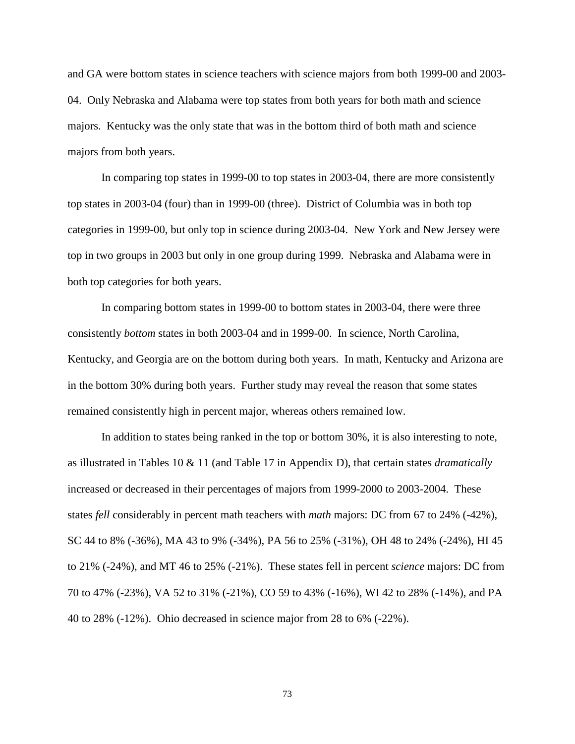and GA were bottom states in science teachers with science majors from both 1999-00 and 2003-04. Only Nebraska and Alabama were top states from both years for both math and science majors. Kentucky was the only state that was in the bottom third of both math and science majors from both years.

In comparing top states in 1999-00 to top states in 2003-04, there are more consistently top states in 2003-04 (four) than in 1999-00 (three). District of Columbia was in both top categories in 1999-00, but only top in science during 2003-04. New York and New Jersey were top in two groups in 2003 but only in one group during 1999. Nebraska and Alabama were in both top categories for both years.

In comparing bottom states in 1999-00 to bottom states in 2003-04, there were three consistently *bottom* states in both 2003-04 and in 1999-00. In science, North Carolina, Kentucky, and Georgia are on the bottom during both years. In math, Kentucky and Arizona are in the bottom 30% during both years. Further study may reveal the reason that some states remained consistently high in percent major, whereas others remained low.

In addition to states being ranked in the top or bottom 30%, it is also interesting to note, as illustrated in Tables 10 & 11 (and Table 17 in Appendix D), that certain states *dramatically* increased or decreased in their percentages of majors from 1999-2000 to 2003-2004. These states *fell* considerably in percent math teachers with *math* majors: DC from 67 to 24% (-42%), SC 44 to 8% (-36%), MA 43 to 9% (-34%), PA 56 to 25% (-31%), OH 48 to 24% (-24%), HI 45 to 21% (-24%), and MT 46 to 25% (-21%). These states fell in percent *science* majors: DC from 70 to 47% (-23%), VA 52 to 31% (-21%), CO 59 to 43% (-16%), WI 42 to 28% (-14%), and PA 40 to 28% (-12%). Ohio decreased in science major from 28 to 6% (-22%).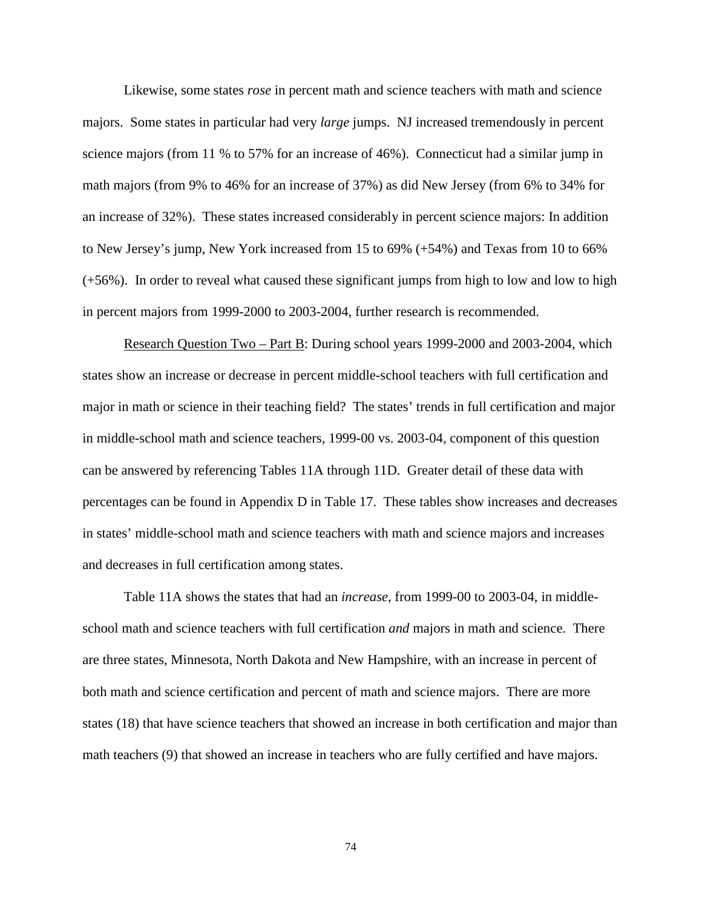Likewise, some states *rose* in percent math and science teachers with math and science majors. Some states in particular had very *large* jumps. NJ increased tremendously in percent science majors (from 11 % to 57% for an increase of 46%). Connecticut had a similar jump in math majors (from 9% to 46% for an increase of 37%) as did New Jersey (from 6% to 34% for an increase of 32%). These states increased considerably in percent science majors: In addition to New Jersey's jump, New York increased from 15 to 69% (+54%) and Texas from 10 to 66% (+56%). In order to reveal what caused these significant jumps from high to low and low to high in percent majors from 1999-2000 to 2003-2004, further research is recommended.

Research Question Two – Part B: During school years 1999-2000 and 2003-2004, which states show an increase or decrease in percent middle-school teachers with full certification and major in math or science in their teaching field? The states' trends in full certification and major in middle-school math and science teachers, 1999-00 vs. 2003-04, component of this question can be answered by referencing Tables 11A through 11D. Greater detail of these data with percentages can be found in Appendix D in Table 17. These tables show increases and decreases in states' middle-school math and science teachers with math and science majors and increases and decreases in full certification among states.

Table 11A shows the states that had an *increase*, from 1999-00 to 2003-04, in middle-school math and science teachers with full certification *and* majors in math and science. There are three states, Minnesota, North Dakota and New Hampshire, with an increase in percent of both math and science certification and percent of math and science majors. There are more states (18) that have science teachers that showed an increase in both certification and major than math teachers (9) that showed an increase in teachers who are fully certified and have majors.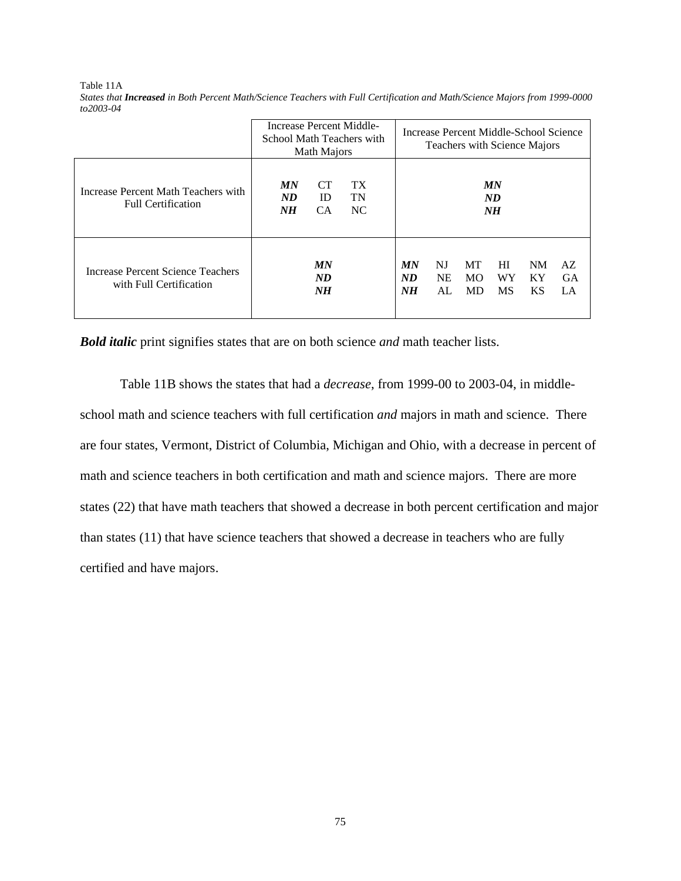Table 11A

*States that **Increased** in Both Percent Math/Science Teachers with Full Certification and Math/Science Majors from 1999-0000 to2003-04*

| | Increase Percent Middle-School Math Teachers with Math Majors | Increase Percent Middle-School Science Teachers with Science Majors |
|---|---|---|
| Increase Percent Math Teachers with Full Certification | ***MN*** CT TX<br>***ND*** ID TN<br>***NH*** CA NC | ***MN***<br>***ND***<br>***NH*** |
| Increase Percent Science Teachers with Full Certification | ***MN***<br>***ND***<br>***NH*** | ***MN*** NJ MT HI NM AZ<br>***ND*** NE MO WY KY GA<br>***NH*** AL MD MS KS LA |

***Bold italic*** print signifies states that are on both science *and* math teacher lists.

Table 11B shows the states that had a *decrease*, from 1999-00 to 2003-04, in middle-school math and science teachers with full certification *and* majors in math and science. There are four states, Vermont, District of Columbia, Michigan and Ohio, with a decrease in percent of math and science teachers in both certification and math and science majors. There are more states (22) that have math teachers that showed a decrease in both percent certification and major than states (11) that have science teachers that showed a decrease in teachers who are fully certified and have majors.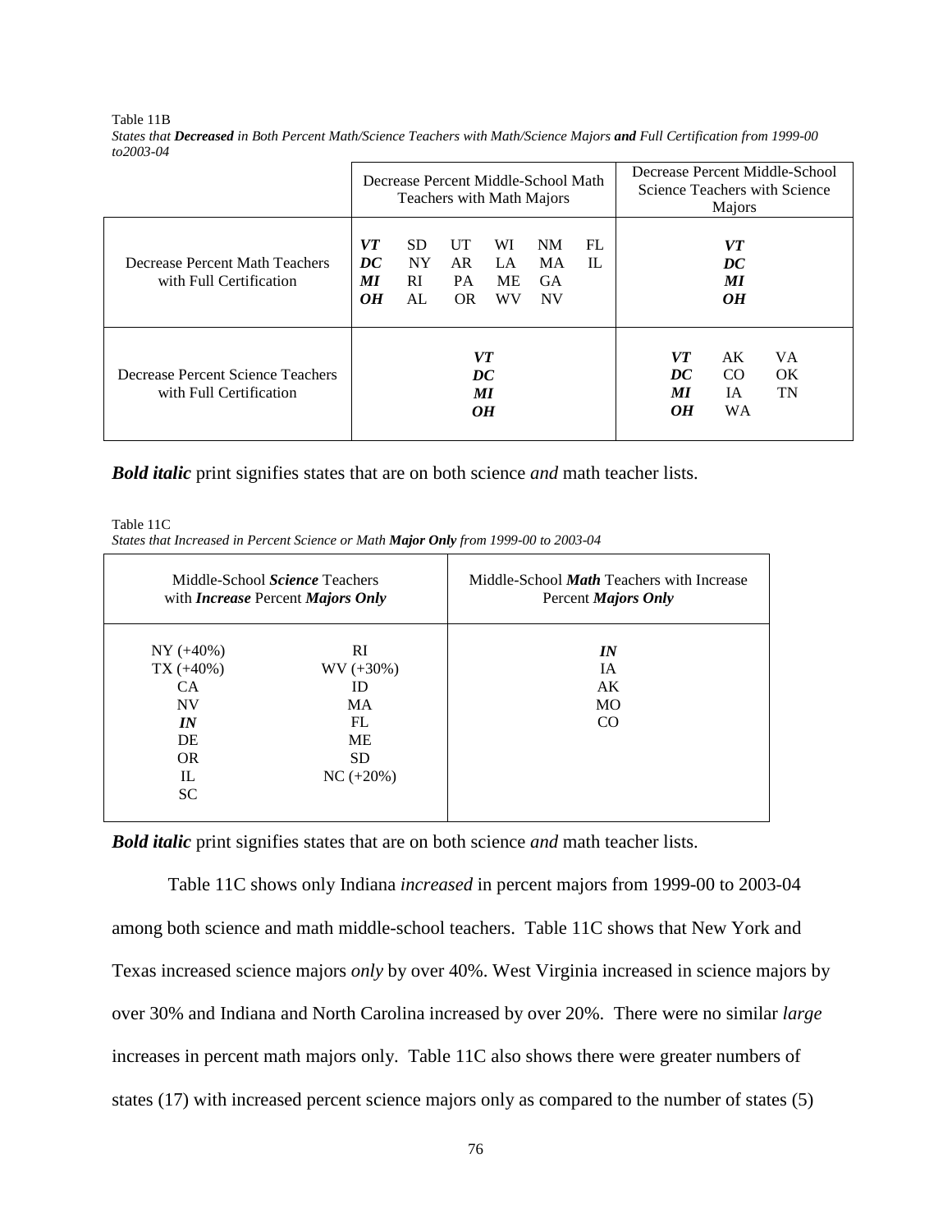Table 11B
*States that **Decreased** in Both Percent Math/Science Teachers with Math/Science Majors **and** Full Certification from 1999-00 to2003-04*

| | Decrease Percent Middle-School Math Teachers with Math Majors | Decrease Percent Middle-School Science Teachers with Science Majors |
|---|---|---|
| Decrease Percent Math Teachers with Full Certification | ***VT*** SD UT WI NM FL ***DC*** NY AR LA MA IL ***MI*** RI PA ME GA ***OH*** AL OR WV NV | ***VT*** ***DC*** ***MI*** ***OH*** |
| Decrease Percent Science Teachers with Full Certification | ***VT*** ***DC*** ***MI*** ***OH*** | ***VT*** AK VA ***DC*** CO OK ***MI*** IA TN ***OH*** WA |

***Bold italic*** print signifies states that are on both science *and* math teacher lists.

Table 11C
*States that Increased in Percent Science or Math **Major Only** from 1999-00 to 2003-04*

| Middle-School ***Science*** Teachers with ***Increase*** Percent ***Majors Only*** | | Middle-School ***Math*** Teachers with Increase Percent ***Majors Only*** |
|---|---|---|
| NY (+40%) | RI | ***IN*** |
| TX (+40%) | WV (+30%) | IA |
| CA | ID | AK |
| NV | MA | MO |
| ***IN*** | FL | CO |
| DE | ME | |
| OR | SD | |
| IL | NC (+20%) | |
| SC | | |

***Bold italic*** print signifies states that are on both science *and* math teacher lists.

Table 11C shows only Indiana *increased* in percent majors from 1999-00 to 2003-04 among both science and math middle-school teachers. Table 11C shows that New York and Texas increased science majors *only* by over 40%. West Virginia increased in science majors by over 30% and Indiana and North Carolina increased by over 20%. There were no similar *large* increases in percent math majors only. Table 11C also shows there were greater numbers of states (17) with increased percent science majors only as compared to the number of states (5)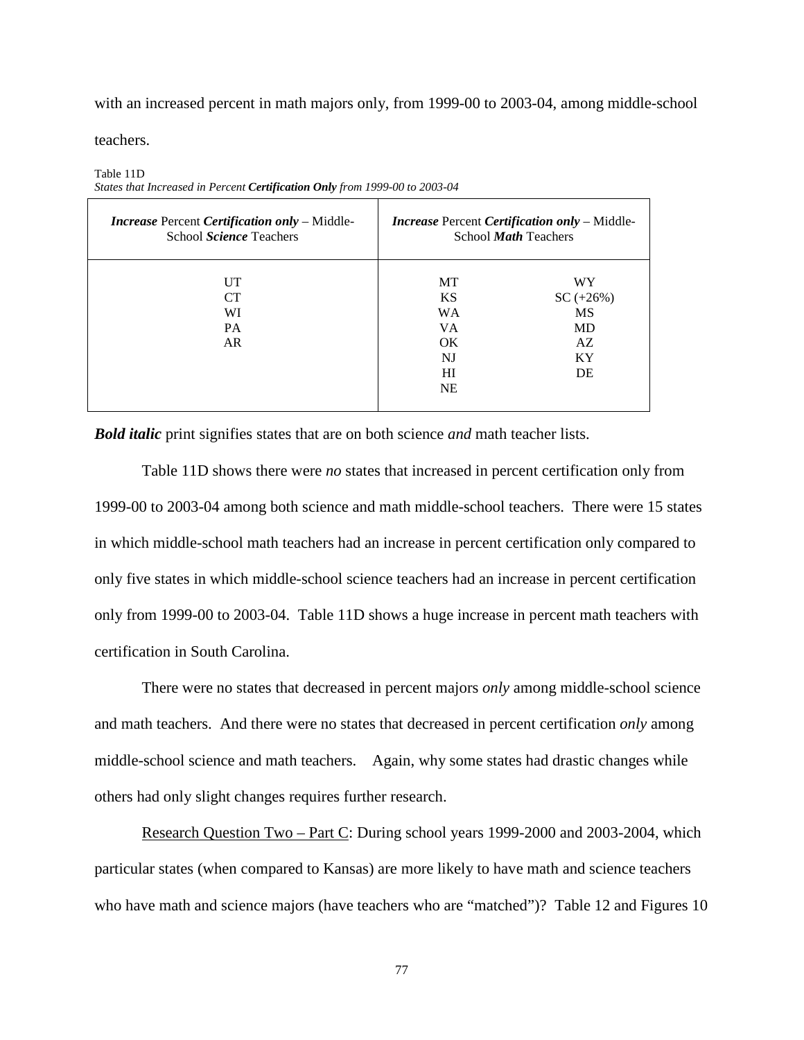with an increased percent in math majors only, from 1999-00 to 2003-04, among middle-school teachers.

Table 11D
*States that Increased in Percent **Certification Only** from 1999-00 to 2003-04*

| ***Increase*** Percent ***Certification only*** – Middle-School ***Science*** Teachers | ***Increase*** Percent ***Certification only*** – Middle-School ***Math*** Teachers | |
|---|---|---|
| UT | MT | WY |
| CT | KS | SC (+26%) |
| WI | WA | MS |
| PA | VA | MD |
| AR | OK | AZ |
| | NJ | KY |
| | HI | DE |
| | NE | |

***Bold italic*** print signifies states that are on both science *and* math teacher lists.

Table 11D shows there were *no* states that increased in percent certification only from 1999-00 to 2003-04 among both science and math middle-school teachers. There were 15 states in which middle-school math teachers had an increase in percent certification only compared to only five states in which middle-school science teachers had an increase in percent certification only from 1999-00 to 2003-04. Table 11D shows a huge increase in percent math teachers with certification in South Carolina.

There were no states that decreased in percent majors *only* among middle-school science and math teachers. And there were no states that decreased in percent certification *only* among middle-school science and math teachers. Again, why some states had drastic changes while others had only slight changes requires further research.

Research Question Two – Part C: During school years 1999-2000 and 2003-2004, which particular states (when compared to Kansas) are more likely to have math and science teachers who have math and science majors (have teachers who are "matched")? Table 12 and Figures 10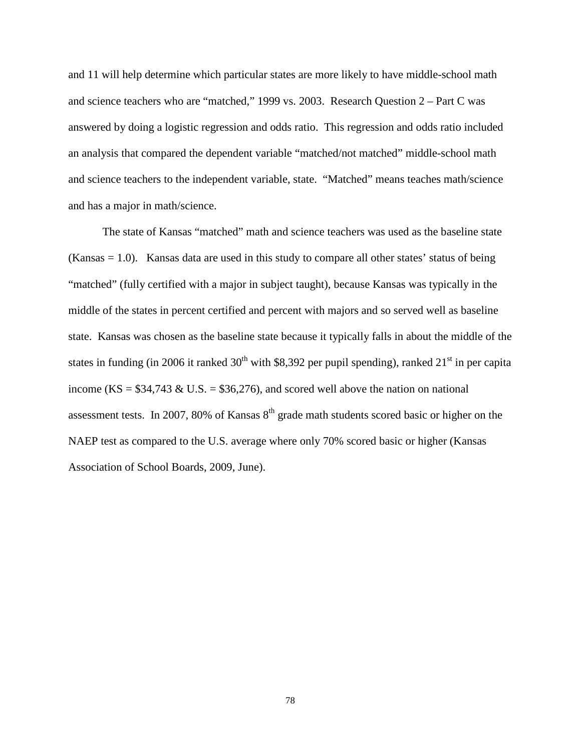and 11 will help determine which particular states are more likely to have middle-school math and science teachers who are "matched," 1999 vs. 2003. Research Question 2 – Part C was answered by doing a logistic regression and odds ratio. This regression and odds ratio included an analysis that compared the dependent variable "matched/not matched" middle-school math and science teachers to the independent variable, state. "Matched" means teaches math/science and has a major in math/science.

The state of Kansas "matched" math and science teachers was used as the baseline state (Kansas = 1.0). Kansas data are used in this study to compare all other states' status of being "matched" (fully certified with a major in subject taught), because Kansas was typically in the middle of the states in percent certified and percent with majors and so served well as baseline state. Kansas was chosen as the baseline state because it typically falls in about the middle of the states in funding (in 2006 it ranked 30th with $8,392 per pupil spending), ranked 21st in per capita income (KS = $34,743 & U.S. = $36,276), and scored well above the nation on national assessment tests. In 2007, 80% of Kansas 8th grade math students scored basic or higher on the NAEP test as compared to the U.S. average where only 70% scored basic or higher (Kansas Association of School Boards, 2009, June).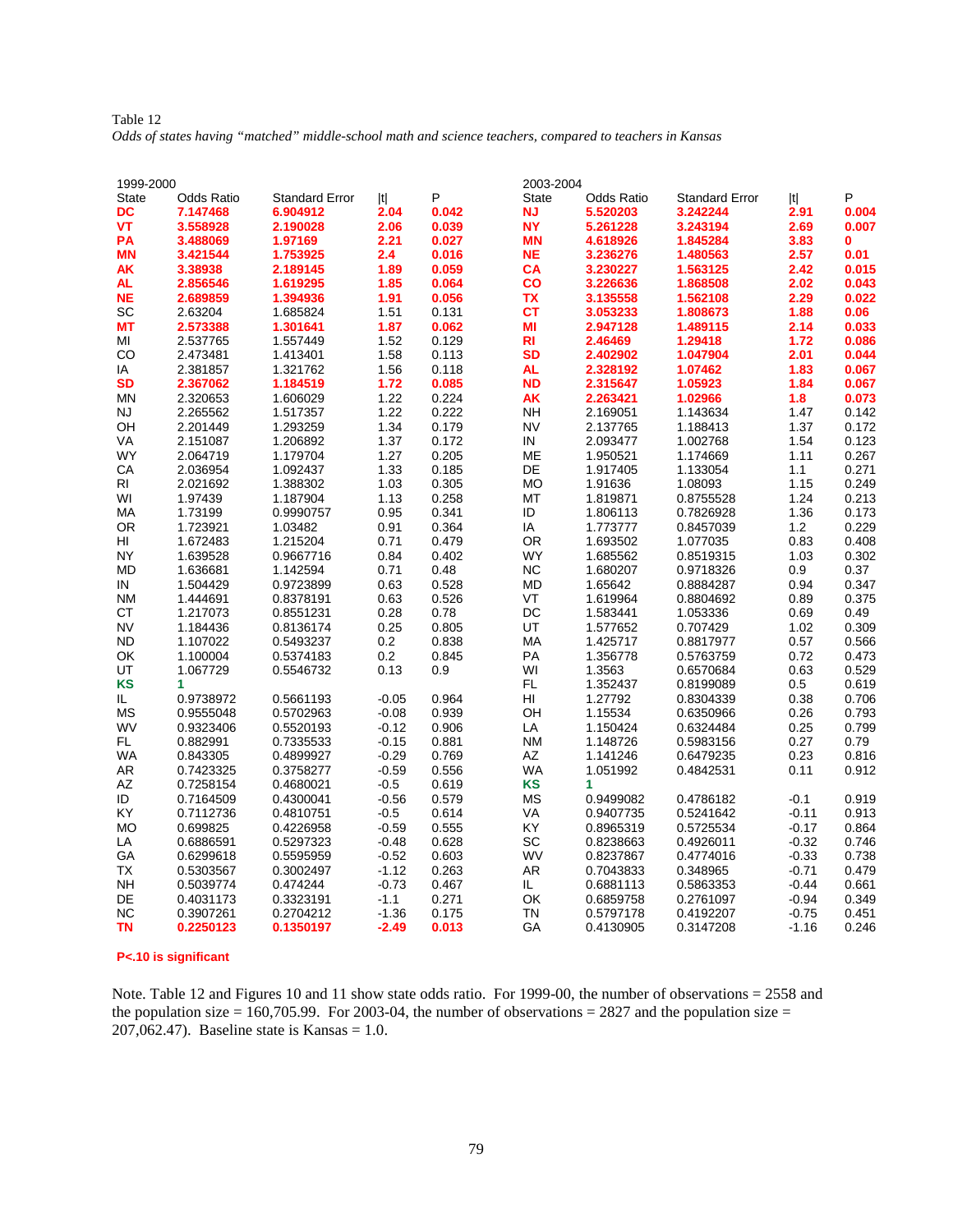Table 12

*Odds of states having "matched" middle-school math and science teachers, compared to teachers in Kansas*

| 1999-2000 | | | | | 2003-2004 | | | | |
|---|---|---|---|---|---|---|---|---|---|
| State | Odds Ratio | Standard Error | \|t\| | P | State | Odds Ratio | Standard Error | \|t\| | P |
| **DC** | **7.147468** | **6.904912** | **2.04** | **0.042** | **NJ** | **5.520203** | **3.242244** | **2.91** | **0.004** |
| **VT** | **3.558928** | **2.190028** | **2.06** | **0.039** | **NY** | **5.261228** | **3.243194** | **2.69** | **0.007** |
| **PA** | **3.488069** | **1.97169** | **2.21** | **0.027** | **MN** | **4.618926** | **1.845284** | **3.83** | **0** |
| **MN** | **3.421544** | **1.753925** | **2.4** | **0.016** | **NE** | **3.236276** | **1.480563** | **2.57** | **0.01** |
| **AK** | **3.38938** | **2.189145** | **1.89** | **0.059** | **CA** | **3.230227** | **1.563125** | **2.42** | **0.015** |
| **AL** | **2.856546** | **1.619295** | **1.85** | **0.064** | **CO** | **3.226636** | **1.868508** | **2.02** | **0.043** |
| **NE** | **2.689859** | **1.394936** | **1.91** | **0.056** | **TX** | **3.135558** | **1.562108** | **2.29** | **0.022** |
| SC | 2.63204 | 1.685824 | 1.51 | 0.131 | **CT** | **3.053233** | **1.808673** | **1.88** | **0.06** |
| **MT** | **2.573388** | **1.301641** | **1.87** | **0.062** | **MI** | **2.947128** | **1.489115** | **2.14** | **0.033** |
| MI | 2.537765 | 1.557449 | 1.52 | 0.129 | **RI** | **2.46469** | **1.29418** | **1.72** | **0.086** |
| CO | 2.473481 | 1.413401 | 1.58 | 0.113 | **SD** | **2.402902** | **1.047904** | **2.01** | **0.044** |
| IA | 2.381857 | 1.321762 | 1.56 | 0.118 | **AL** | **2.328192** | **1.07462** | **1.83** | **0.067** |
| **SD** | **2.367062** | **1.184519** | **1.72** | **0.085** | **ND** | **2.315647** | **1.05923** | **1.84** | **0.067** |
| MN | 2.320653 | 1.606029 | 1.22 | 0.224 | **AK** | **2.263421** | **1.02966** | **1.8** | **0.073** |
| NJ | 2.265562 | 1.517357 | 1.22 | 0.222 | NH | 2.169051 | 1.143634 | 1.47 | 0.142 |
| OH | 2.201449 | 1.293259 | 1.34 | 0.179 | NV | 2.137765 | 1.188413 | 1.37 | 0.172 |
| VA | 2.151087 | 1.206892 | 1.37 | 0.172 | IN | 2.093477 | 1.002768 | 1.54 | 0.123 |
| WY | 2.064719 | 1.179704 | 1.27 | 0.205 | ME | 1.950521 | 1.174669 | 1.11 | 0.267 |
| CA | 2.036954 | 1.092437 | 1.33 | 0.185 | DE | 1.917405 | 1.133054 | 1.1 | 0.271 |
| RI | 2.021692 | 1.388302 | 1.03 | 0.305 | MO | 1.91636 | 1.08093 | 1.15 | 0.249 |
| WI | 1.97439 | 1.187904 | 1.13 | 0.258 | MT | 1.819871 | 0.8755528 | 1.24 | 0.213 |
| MA | 1.73199 | 0.9990757 | 0.95 | 0.341 | ID | 1.806113 | 0.7826928 | 1.36 | 0.173 |
| OR | 1.723921 | 1.03482 | 0.91 | 0.364 | IA | 1.773777 | 0.8457039 | 1.2 | 0.229 |
| HI | 1.672483 | 1.215204 | 0.71 | 0.479 | OR | 1.693502 | 1.077035 | 0.83 | 0.408 |
| NY | 1.639528 | 0.9667716 | 0.84 | 0.402 | WY | 1.685562 | 0.8519315 | 1.03 | 0.302 |
| MD | 1.636681 | 1.142594 | 0.71 | 0.48 | NC | 1.680207 | 0.9718326 | 0.9 | 0.37 |
| IN | 1.504429 | 0.9723899 | 0.63 | 0.528 | MD | 1.65642 | 0.8884287 | 0.94 | 0.347 |
| NM | 1.444691 | 0.8378191 | 0.63 | 0.526 | VT | 1.619964 | 0.8804692 | 0.89 | 0.375 |
| CT | 1.217073 | 0.8551231 | 0.28 | 0.78 | DC | 1.583441 | 1.053336 | 0.69 | 0.49 |
| NV | 1.184436 | 0.8136174 | 0.25 | 0.805 | UT | 1.577652 | 0.707429 | 1.02 | 0.309 |
| ND | 1.107022 | 0.5493237 | 0.2 | 0.838 | MA | 1.425717 | 0.8817977 | 0.57 | 0.566 |
| OK | 1.100004 | 0.5374183 | 0.2 | 0.845 | PA | 1.356778 | 0.5763759 | 0.72 | 0.473 |
| UT | 1.067729 | 0.5546732 | 0.13 | 0.9 | WI | 1.3563 | 0.6570684 | 0.63 | 0.529 |
| **KS** | **1** | | | | FL | 1.352437 | 0.8199089 | 0.5 | 0.619 |
| IL | 0.9738972 | 0.5661193 | -0.05 | 0.964 | HI | 1.27792 | 0.8304339 | 0.38 | 0.706 |
| MS | 0.9555048 | 0.5702963 | -0.08 | 0.939 | OH | 1.15534 | 0.6350966 | 0.26 | 0.793 |
| WV | 0.9323406 | 0.5520193 | -0.12 | 0.906 | LA | 1.150424 | 0.6324484 | 0.25 | 0.799 |
| FL | 0.882991 | 0.7335533 | -0.15 | 0.881 | NM | 1.148726 | 0.5983156 | 0.27 | 0.79 |
| WA | 0.843305 | 0.4899927 | -0.29 | 0.769 | AZ | 1.141246 | 0.6479235 | 0.23 | 0.816 |
| AR | 0.7423325 | 0.3758277 | -0.59 | 0.556 | WA | 1.051992 | 0.4842531 | 0.11 | 0.912 |
| AZ | 0.7258154 | 0.4680021 | -0.5 | 0.619 | **KS** | **1** | | | |
| ID | 0.7164509 | 0.4300041 | -0.56 | 0.579 | MS | 0.9499082 | 0.4786182 | -0.1 | 0.919 |
| KY | 0.7112736 | 0.4810751 | -0.5 | 0.614 | VA | 0.9407735 | 0.5241642 | -0.11 | 0.913 |
| MO | 0.699825 | 0.4226958 | -0.59 | 0.555 | KY | 0.8965319 | 0.5725534 | -0.17 | 0.864 |
| LA | 0.6886591 | 0.5297323 | -0.48 | 0.628 | SC | 0.8238663 | 0.4926011 | -0.32 | 0.746 |
| GA | 0.6299618 | 0.5595959 | -0.52 | 0.603 | WV | 0.8237867 | 0.4774016 | -0.33 | 0.738 |
| TX | 0.5303567 | 0.3002497 | -1.12 | 0.263 | AR | 0.7043833 | 0.348965 | -0.71 | 0.479 |
| NH | 0.5039774 | 0.474244 | -0.73 | 0.467 | IL | 0.6881113 | 0.5863353 | -0.44 | 0.661 |
| DE | 0.4031173 | 0.3323191 | -1.1 | 0.271 | OK | 0.6859758 | 0.2761097 | -0.94 | 0.349 |
| NC | 0.3907261 | 0.2704212 | -1.36 | 0.175 | TN | 0.5797178 | 0.4192207 | -0.75 | 0.451 |
| **TN** | **0.2250123** | **0.1350197** | **-2.49** | **0.013** | GA | 0.4130905 | 0.3147208 | -1.16 | 0.246 |

**P<.10 is significant**

Note. Table 12 and Figures 10 and 11 show state odds ratio. For 1999-00, the number of observations = 2558 and the population size = 160,705.99. For 2003-04, the number of observations = 2827 and the population size = 207,062.47). Baseline state is Kansas = 1.0.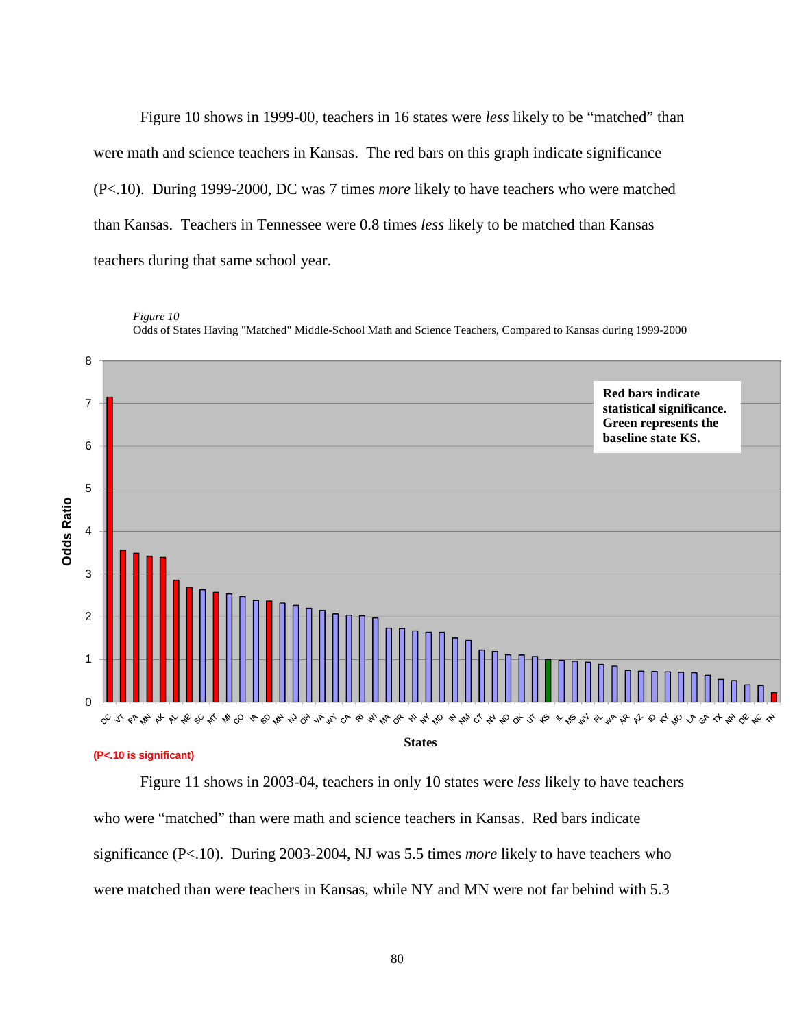Figure 10 shows in 1999-00, teachers in 16 states were *less* likely to be "matched" than were math and science teachers in Kansas. The red bars on this graph indicate significance (P<.10). During 1999-2000, DC was 7 times *more* likely to have teachers who were matched than Kansas. Teachers in Tennessee were 0.8 times *less* likely to be matched than Kansas teachers during that same school year.

*Figure 10*
Odds of States Having "Matched" Middle-School Math and Science Teachers, Compared to Kansas during 1999-2000

**Red bars indicate statistical significance. Green represents the baseline state KS.**

**(P<.10 is significant)**

Figure 11 shows in 2003-04, teachers in only 10 states were *less* likely to have teachers who were "matched" than were math and science teachers in Kansas. Red bars indicate significance (P<.10). During 2003-2004, NJ was 5.5 times *more* likely to have teachers who were matched than were teachers in Kansas, while NY and MN were not far behind with 5.3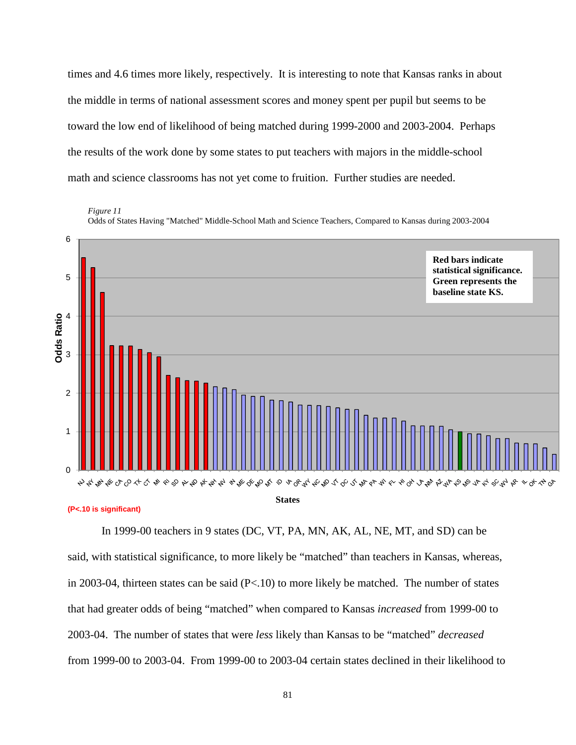times and 4.6 times more likely, respectively. It is interesting to note that Kansas ranks in about the middle in terms of national assessment scores and money spent per pupil but seems to be toward the low end of likelihood of being matched during 1999-2000 and 2003-2004. Perhaps the results of the work done by some states to put teachers with majors in the middle-school math and science classrooms has not yet come to fruition. Further studies are needed.

*Figure 11*

Odds of States Having "Matched" Middle-School Math and Science Teachers, Compared to Kansas during 2003-2004

**Red bars indicate statistical significance. Green represents the baseline state KS.**

(P<.10 is significant)

In 1999-00 teachers in 9 states (DC, VT, PA, MN, AK, AL, NE, MT, and SD) can be said, with statistical significance, to more likely be "matched" than teachers in Kansas, whereas, in 2003-04, thirteen states can be said (P<.10) to more likely be matched. The number of states that had greater odds of being "matched" when compared to Kansas *increased* from 1999-00 to 2003-04. The number of states that were *less* likely than Kansas to be "matched" *decreased* from 1999-00 to 2003-04. From 1999-00 to 2003-04 certain states declined in their likelihood to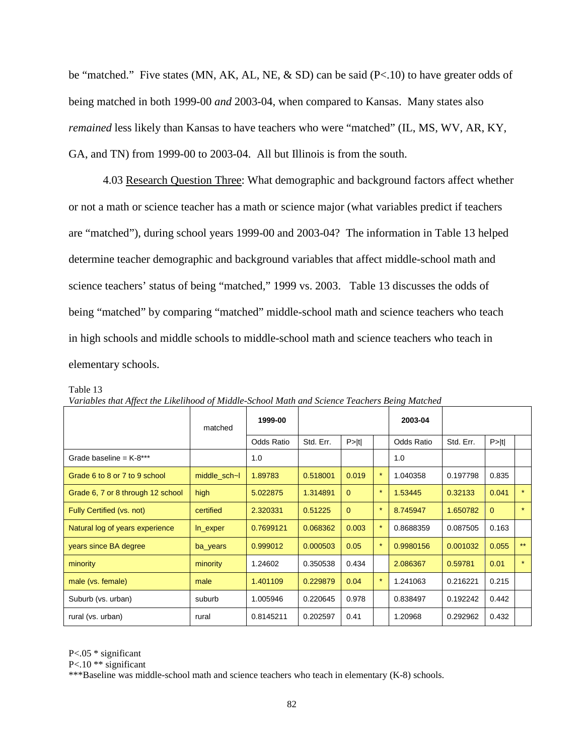be "matched." Five states (MN, AK, AL, NE, & SD) can be said (P<.10) to have greater odds of being matched in both 1999-00 *and* 2003-04, when compared to Kansas. Many states also *remained* less likely than Kansas to have teachers who were "matched" (IL, MS, WV, AR, KY, GA, and TN) from 1999-00 to 2003-04. All but Illinois is from the south.

4.03 Research Question Three: What demographic and background factors affect whether or not a math or science teacher has a math or science major (what variables predict if teachers are "matched"), during school years 1999-00 and 2003-04? The information in Table 13 helped determine teacher demographic and background variables that affect middle-school math and science teachers' status of being "matched," 1999 vs. 2003. Table 13 discusses the odds of being "matched" by comparing "matched" middle-school math and science teachers who teach in high schools and middle schools to middle-school math and science teachers who teach in elementary schools.

Table 13

*Variables that Affect the Likelihood of Middle-School Math and Science Teachers Being Matched*

| | matched | 1999-00 | | | | 2003-04 | | | |
|---|---|---|---|---|---|---|---|---|---|
| | | Odds Ratio | Std. Err. | P>\|t\| | | Odds Ratio | Std. Err. | P>\|t\| | |
| Grade baseline = K-8*** | | 1.0 | | | | 1.0 | | | |
| Grade 6 to 8 or 7 to 9 school | middle_sch~l | 1.89783 | 0.518001 | 0.019 | * | 1.040358 | 0.197798 | 0.835 | |
| Grade 6, 7 or 8 through 12 school | high | 5.022875 | 1.314891 | 0 | * | 1.53445 | 0.32133 | 0.041 | * |
| Fully Certified (vs. not) | certified | 2.320331 | 0.51225 | 0 | * | 8.745947 | 1.650782 | 0 | * |
| Natural log of years experience | ln_exper | 0.7699121 | 0.068362 | 0.003 | * | 0.8688359 | 0.087505 | 0.163 | |
| years since BA degree | ba_years | 0.999012 | 0.000503 | 0.05 | * | 0.9980156 | 0.001032 | 0.055 | ** |
| minority | minority | 1.24602 | 0.350538 | 0.434 | | 2.086367 | 0.59781 | 0.01 | * |
| male (vs. female) | male | 1.401109 | 0.229879 | 0.04 | * | 1.241063 | 0.216221 | 0.215 | |
| Suburb (vs. urban) | suburb | 1.005946 | 0.220645 | 0.978 | | 0.838497 | 0.192242 | 0.442 | |
| rural (vs. urban) | rural | 0.8145211 | 0.202597 | 0.41 | | 1.20968 | 0.292962 | 0.432 | |

P<.05 * significant
P<.10 ** significant
***Baseline was middle-school math and science teachers who teach in elementary (K-8) schools.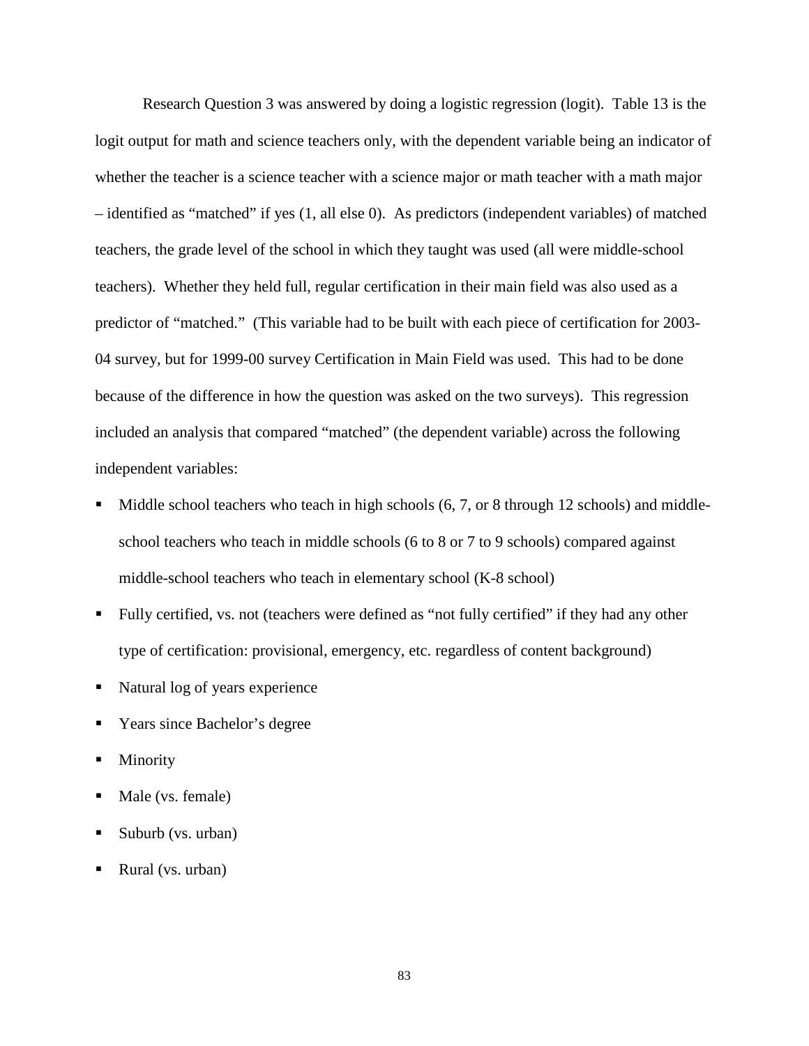Research Question 3 was answered by doing a logistic regression (logit). Table 13 is the logit output for math and science teachers only, with the dependent variable being an indicator of whether the teacher is a science teacher with a science major or math teacher with a math major – identified as "matched" if yes (1, all else 0). As predictors (independent variables) of matched teachers, the grade level of the school in which they taught was used (all were middle-school teachers). Whether they held full, regular certification in their main field was also used as a predictor of "matched." (This variable had to be built with each piece of certification for 2003-04 survey, but for 1999-00 survey Certification in Main Field was used. This had to be done because of the difference in how the question was asked on the two surveys). This regression included an analysis that compared "matched" (the dependent variable) across the following independent variables:

- Middle school teachers who teach in high schools (6, 7, or 8 through 12 schools) and middle-school teachers who teach in middle schools (6 to 8 or 7 to 9 schools) compared against middle-school teachers who teach in elementary school (K-8 school)
- Fully certified, vs. not (teachers were defined as "not fully certified" if they had any other type of certification: provisional, emergency, etc. regardless of content background)
- Natural log of years experience
- Years since Bachelor's degree
- Minority
- Male (vs. female)
- Suburb (vs. urban)
- Rural (vs. urban)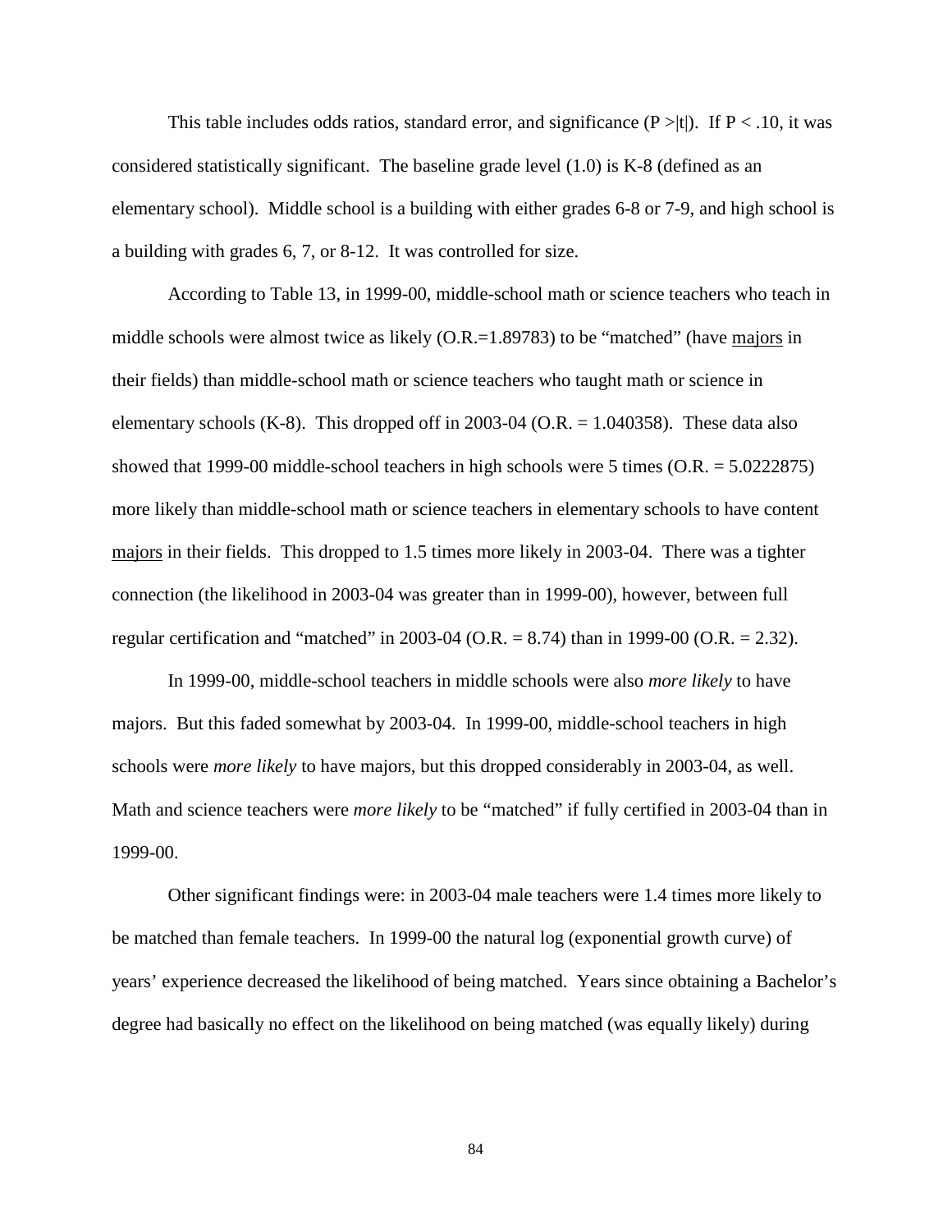This table includes odds ratios, standard error, and significance ($P > |t|$). If $P < .10$, it was considered statistically significant. The baseline grade level (1.0) is K-8 (defined as an elementary school). Middle school is a building with either grades 6-8 or 7-9, and high school is a building with grades 6, 7, or 8-12. It was controlled for size.

According to Table 13, in 1999-00, middle-school math or science teachers who teach in middle schools were almost twice as likely (O.R.=1.89783) to be "matched" (have <u>majors</u> in their fields) than middle-school math or science teachers who taught math or science in elementary schools (K-8). This dropped off in 2003-04 (O.R. = 1.040358). These data also showed that 1999-00 middle-school teachers in high schools were 5 times (O.R. = 5.0222875) more likely than middle-school math or science teachers in elementary schools to have content <u>majors</u> in their fields. This dropped to 1.5 times more likely in 2003-04. There was a tighter connection (the likelihood in 2003-04 was greater than in 1999-00), however, between full regular certification and "matched" in 2003-04 (O.R. = 8.74) than in 1999-00 (O.R. = 2.32).

In 1999-00, middle-school teachers in middle schools were also *more likely* to have majors. But this faded somewhat by 2003-04. In 1999-00, middle-school teachers in high schools were *more likely* to have majors, but this dropped considerably in 2003-04, as well. Math and science teachers were *more likely* to be "matched" if fully certified in 2003-04 than in 1999-00.

Other significant findings were: in 2003-04 male teachers were 1.4 times more likely to be matched than female teachers. In 1999-00 the natural log (exponential growth curve) of years' experience decreased the likelihood of being matched. Years since obtaining a Bachelor's degree had basically no effect on the likelihood on being matched (was equally likely) during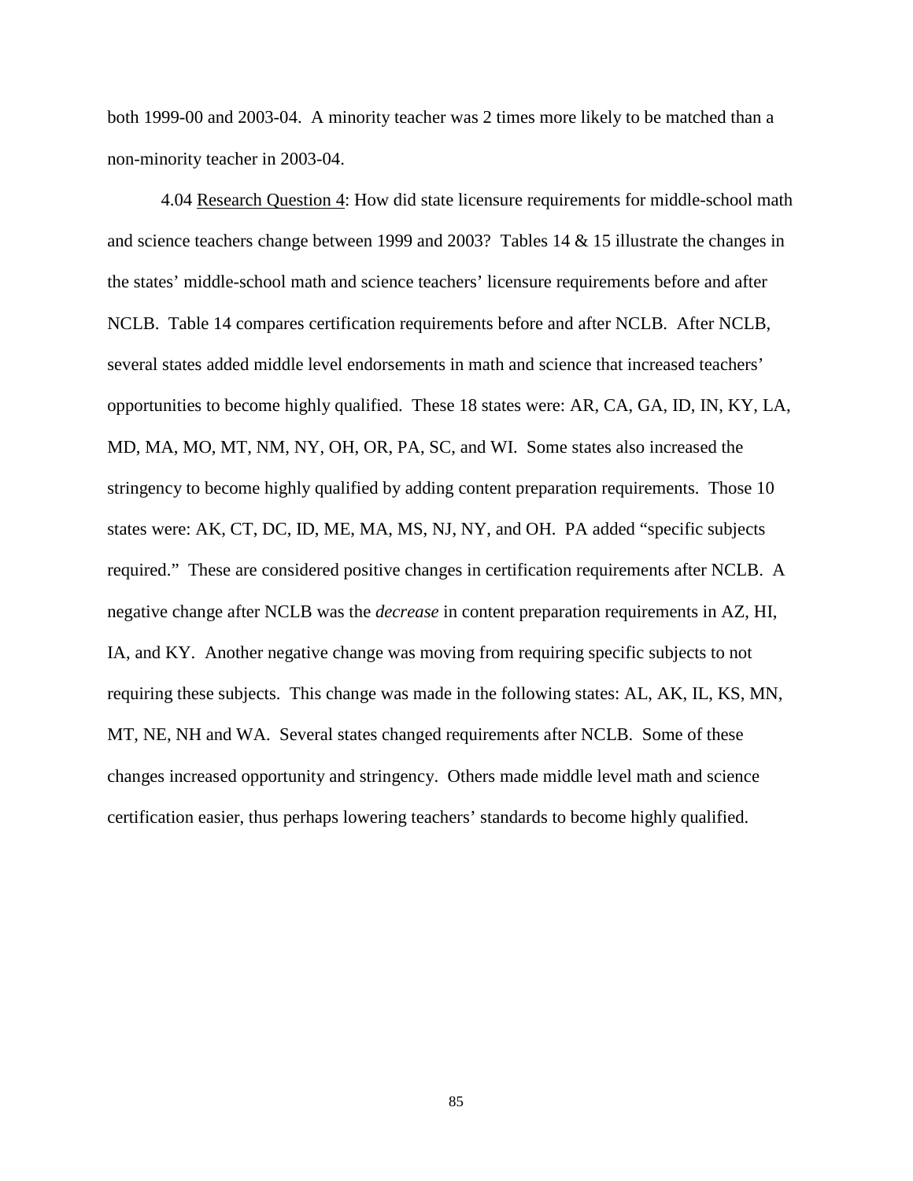both 1999-00 and 2003-04. A minority teacher was 2 times more likely to be matched than a non-minority teacher in 2003-04.

4.04 Research Question 4: How did state licensure requirements for middle-school math and science teachers change between 1999 and 2003? Tables 14 & 15 illustrate the changes in the states' middle-school math and science teachers' licensure requirements before and after NCLB. Table 14 compares certification requirements before and after NCLB. After NCLB, several states added middle level endorsements in math and science that increased teachers' opportunities to become highly qualified. These 18 states were: AR, CA, GA, ID, IN, KY, LA, MD, MA, MO, MT, NM, NY, OH, OR, PA, SC, and WI. Some states also increased the stringency to become highly qualified by adding content preparation requirements. Those 10 states were: AK, CT, DC, ID, ME, MA, MS, NJ, NY, and OH. PA added "specific subjects required." These are considered positive changes in certification requirements after NCLB. A negative change after NCLB was the *decrease* in content preparation requirements in AZ, HI, IA, and KY. Another negative change was moving from requiring specific subjects to not requiring these subjects. This change was made in the following states: AL, AK, IL, KS, MN, MT, NE, NH and WA. Several states changed requirements after NCLB. Some of these changes increased opportunity and stringency. Others made middle level math and science certification easier, thus perhaps lowering teachers' standards to become highly qualified.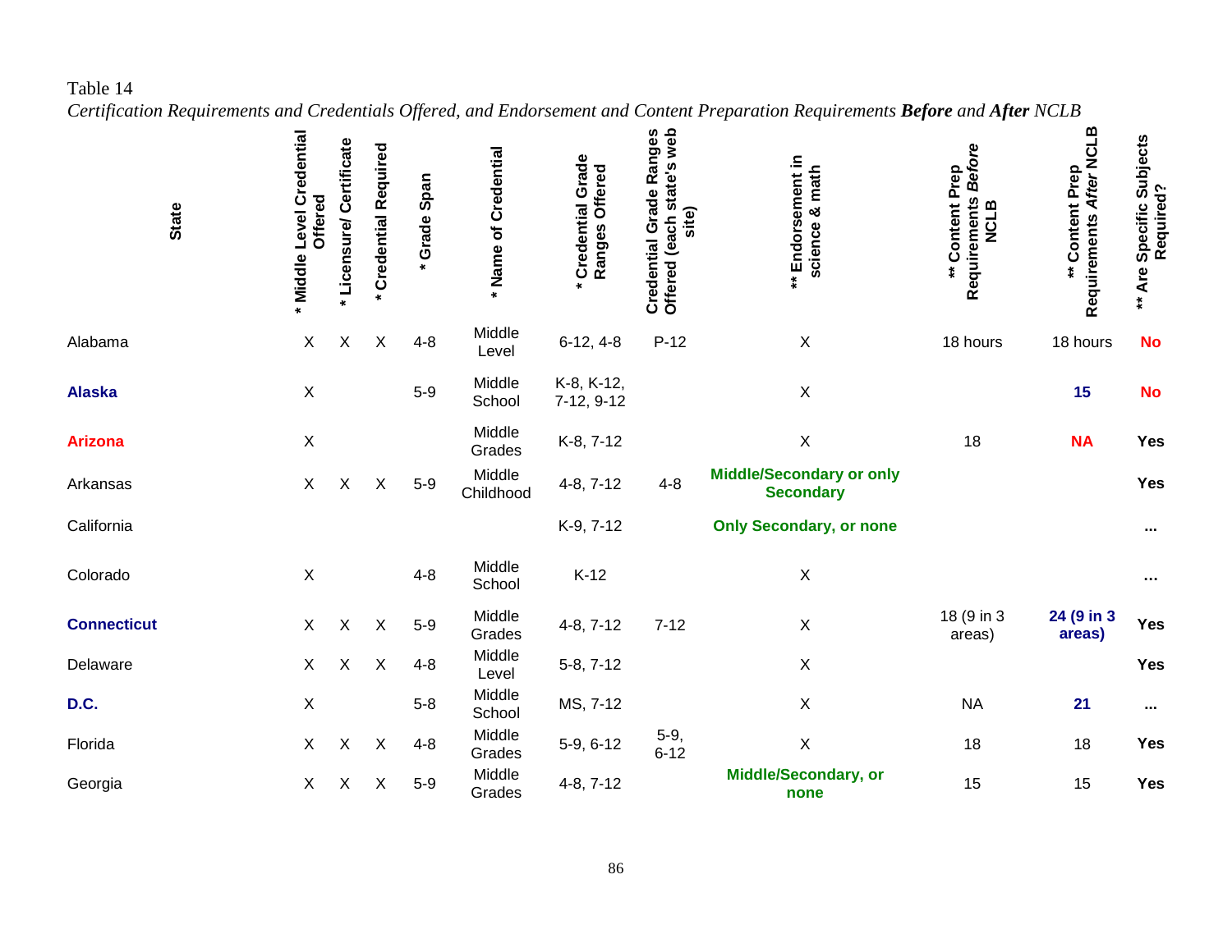Table 14

*Certification Requirements and Credentials Offered, and Endorsement and Content Preparation Requirements **Before** and **After** NCLB*

| State | * Middle Level Credential Offered | * Licensure/ Certificate | * Credential Required | * Grade Span | * Name of Credential | * Credential Grade Ranges Offered | Credential Grade Ranges Offered (each state's web site) | ** Endorsement in science & math | ** Content Prep Requirements *Before* NCLB | ** Content Prep Requirements *After* NCLB | ** Are Specific Subjects Required? |
|---|---|---|---|---|---|---|---|---|---|---|---|
| Alabama | X | X | X | 4-8 | Middle Level | 6-12, 4-8 | P-12 | X | 18 hours | 18 hours | **No** |
| **Alaska** | X | | | 5-9 | Middle School | K-8, K-12, 7-12, 9-12 | | X | | **15** | **No** |
| **Arizona** | X | | | | Middle Grades | K-8, 7-12 | | X | 18 | **NA** | **Yes** |
| Arkansas | X | X | X | 5-9 | Middle Childhood | 4-8, 7-12 | 4-8 | **Middle/Secondary or only Secondary** | | | **Yes** |
| California | | | | | | K-9, 7-12 | | **Only Secondary, or none** | | | **...** |
| Colorado | X | | | 4-8 | Middle School | K-12 | | X | | | **...** |
| **Connecticut** | X | X | X | 5-9 | Middle Grades | 4-8, 7-12 | 7-12 | X | 18 (9 in 3 areas) | **24 (9 in 3 areas)** | **Yes** |
| Delaware | X | X | X | 4-8 | Middle Level | 5-8, 7-12 | | X | | | **Yes** |
| **D.C.** | X | | | 5-8 | Middle School | MS, 7-12 | | X | NA | **21** | **...** |
| Florida | X | X | X | 4-8 | Middle Grades | 5-9, 6-12 | 5-9, 6-12 | X | 18 | 18 | **Yes** |
| Georgia | X | X | X | 5-9 | Middle Grades | 4-8, 7-12 | | **Middle/Secondary, or none** | 15 | 15 | **Yes** |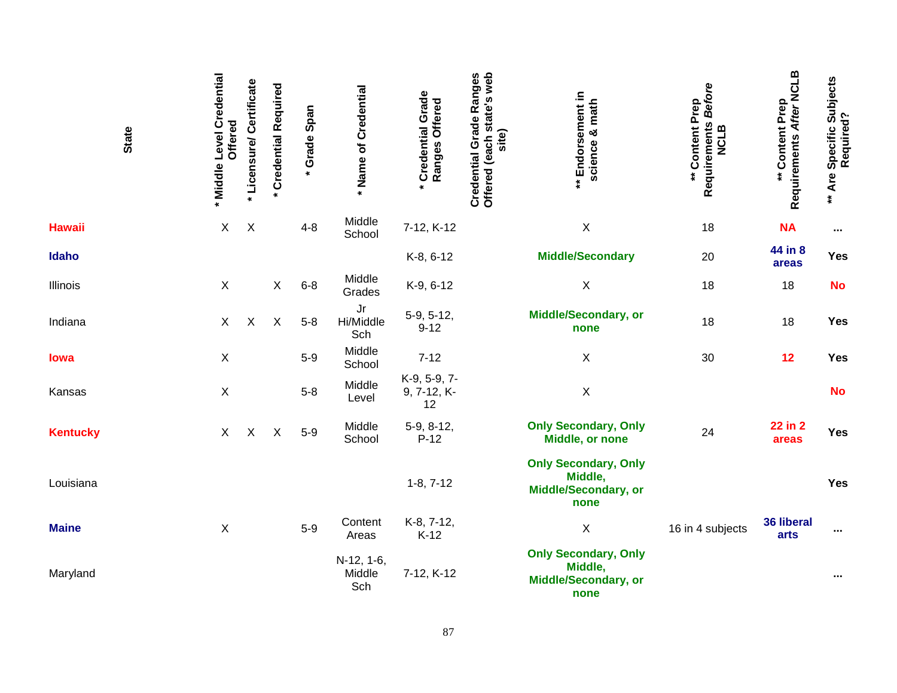| State | * Middle Level Credential Offered | * Licensure/ Certificate | * Credential Required | * Grade Span | * Name of Credential | * Credential Grade Ranges Offered | Credential Grade Ranges Offered (each state's web site) | ** Endorsement in science & math | ** Content Prep Requirements *Before* NCLB | ** Content Prep Requirements *After* NCLB | ** Are Specific Subjects Required? |
|---|---|---|---|---|---|---|---|---|---|---|---|
| **Hawaii** | X | X | | 4-8 | Middle School | 7-12, K-12 | | X | 18 | **NA** | ... |
| **Idaho** | | | | | | K-8, 6-12 | | **Middle/Secondary** | 20 | **44 in 8 areas** | **Yes** |
| Illinois | X | | X | 6-8 | Middle Grades | K-9, 6-12 | | X | 18 | 18 | **No** |
| Indiana | X | X | X | 5-8 | Jr Hi/Middle Sch | 5-9, 5-12, 9-12 | | **Middle/Secondary, or none** | 18 | 18 | **Yes** |
| **Iowa** | X | | | 5-9 | Middle School | 7-12 | | X | 30 | **12** | **Yes** |
| Kansas | X | | | 5-8 | Middle Level | K-9, 5-9, 7-9, 7-12, K-12 | | X | | | **No** |
| **Kentucky** | X | X | X | 5-9 | Middle School | 5-9, 8-12, P-12 | | **Only Secondary, Only Middle, or none** | 24 | **22 in 2 areas** | **Yes** |
| Louisiana | | | | | | 1-8, 7-12 | | **Only Secondary, Only Middle, Middle/Secondary, or none** | | | **Yes** |
| **Maine** | X | | | 5-9 | Content Areas | K-8, 7-12, K-12 | | X | 16 in 4 subjects | **36 liberal arts** | ... |
| Maryland | | | | | N-12, 1-6, Middle Sch | 7-12, K-12 | | **Only Secondary, Only Middle, Middle/Secondary, or none** | | | ... |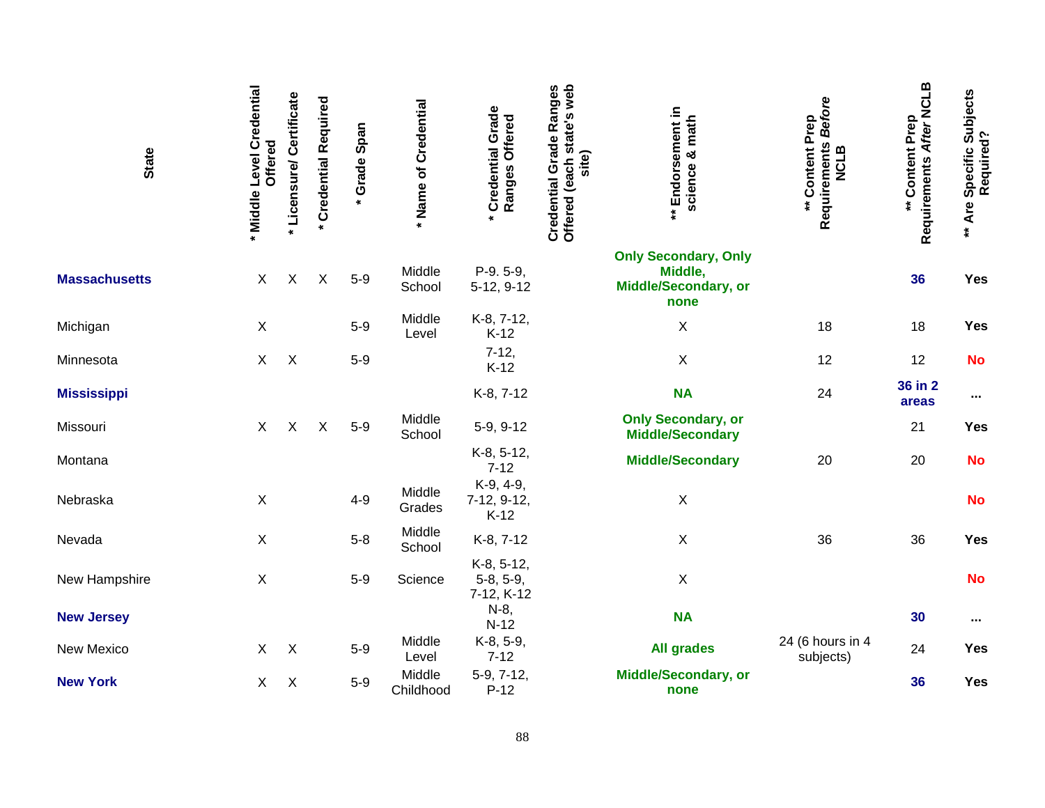| State | * Middle Level Credential Offered | * Licensure/ Certificate | * Credential Required | * Grade Span | * Name of Credential | * Credential Grade Ranges Offered | Credential Grade Ranges Offered (each state's web site) | ** Endorsement in science & math | ** Content Prep Requirements *Before* NCLB | ** Content Prep Requirements *After* NCLB | ** Are Specific Subjects Required? |
|---|---|---|---|---|---|---|---|---|---|---|---|
| **Massachusetts** | X | X | X | 5-9 | Middle School | P-9. 5-9, 5-12, 9-12 | | **Only Secondary, Only Middle, Middle/Secondary, or none** | | **36** | **Yes** |
| Michigan | X | | | 5-9 | Middle Level | K-8, 7-12, K-12 | | X | 18 | 18 | **Yes** |
| Minnesota | X | X | | 5-9 | | 7-12, K-12 | | X | 12 | 12 | **No** |
| **Mississippi** | | | | | | K-8, 7-12 | | **NA** | 24 | **36 in 2 areas** | **...** |
| Missouri | X | X | X | 5-9 | Middle School | 5-9, 9-12 | | **Only Secondary, or Middle/Secondary** | | 21 | **Yes** |
| Montana | | | | | | K-8, 5-12, 7-12 | | **Middle/Secondary** | 20 | 20 | **No** |
| Nebraska | X | | | 4-9 | Middle Grades | K-9, 4-9, 7-12, 9-12, K-12 | | X | | | **No** |
| Nevada | X | | | 5-8 | Middle School | K-8, 7-12 | | X | 36 | 36 | **Yes** |
| New Hampshire | X | | | 5-9 | Science | K-8, 5-12, 5-8, 5-9, 7-12, K-12 | | X | | | **No** |
| **New Jersey** | | | | | | N-8, N-12 | | **NA** | | **30** | **...** |
| New Mexico | X | X | | 5-9 | Middle Level | K-8, 5-9, 7-12 | | **All grades** | 24 (6 hours in 4 subjects) | 24 | **Yes** |
| **New York** | X | X | | 5-9 | Middle Childhood | 5-9, 7-12, P-12 | | **Middle/Secondary, or none** | | **36** | **Yes** |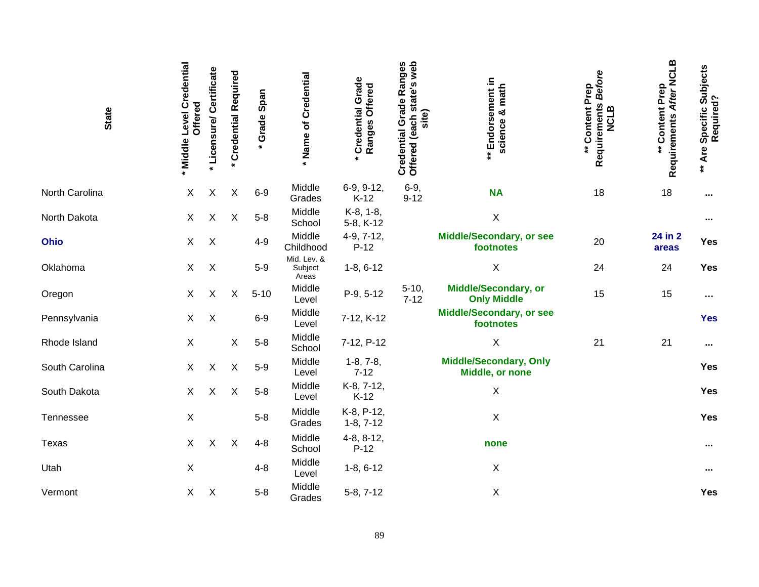| State | * Middle Level Credential Offered | * Licensure/ Certificate | * Credential Required | * Grade Span | * Name of Credential | * Credential Grade Ranges Offered | Credential Grade Ranges Offered (each state's web site) | ** Endorsement in science & math | ** Content Prep Requirements *Before* NCLB | ** Content Prep Requirements *After* NCLB | ** Are Specific Subjects Required? |
|---|---|---|---|---|---|---|---|---|---|---|---|
| North Carolina | X | X | X | 6-9 | Middle Grades | 6-9, 9-12, K-12 | 6-9, 9-12 | **NA** | 18 | 18 | ... |
| North Dakota | X | X | X | 5-8 | Middle School | K-8, 1-8, 5-8, K-12 | | X | | | ... |
| **Ohio** | X | X | | 4-9 | Middle Childhood | 4-9, 7-12, P-12 | | **Middle/Secondary, or see footnotes** | 20 | **24 in 2 areas** | **Yes** |
| Oklahoma | X | X | | 5-9 | Mid. Lev. & Subject Areas | 1-8, 6-12 | | X | 24 | 24 | **Yes** |
| Oregon | X | X | X | 5-10 | Middle Level | P-9, 5-12 | 5-10, 7-12 | **Middle/Secondary, or Only Middle** | 15 | 15 | ... |
| Pennsylvania | X | X | | 6-9 | Middle Level | 7-12, K-12 | | **Middle/Secondary, or see footnotes** | | | **Yes** |
| Rhode Island | X | | X | 5-8 | Middle School | 7-12, P-12 | | X | 21 | 21 | ... |
| South Carolina | X | X | X | 5-9 | Middle Level | 1-8, 7-8, 7-12 | | **Middle/Secondary, Only Middle, or none** | | | **Yes** |
| South Dakota | X | X | X | 5-8 | Middle Level | K-8, 7-12, K-12 | | X | | | **Yes** |
| Tennessee | X | | | 5-8 | Middle Grades | K-8, P-12, 1-8, 7-12 | | X | | | **Yes** |
| Texas | X | X | X | 4-8 | Middle School | 4-8, 8-12, P-12 | | **none** | | | ... |
| Utah | X | | | 4-8 | Middle Level | 1-8, 6-12 | | X | | | ... |
| Vermont | X | X | | 5-8 | Middle Grades | 5-8, 7-12 | | X | | | **Yes** |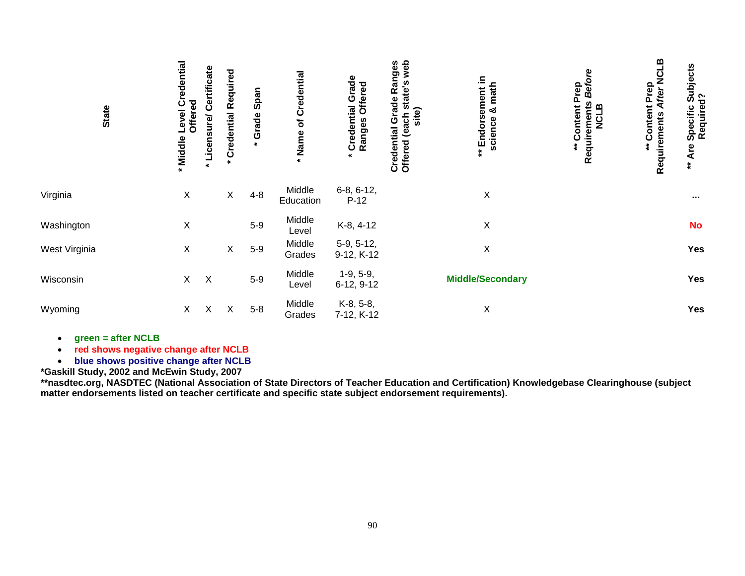| State | * Middle Level Credential Offered | * Licensure/ Certificate | * Credential Required | * Grade Span | * Name of Credential | * Credential Grade Ranges Offered | Credential Grade Ranges Offered (each state's web site) | ** Endorsement in science & math | ** Content Prep Requirements *Before* NCLB | ** Content Prep Requirements *After* NCLB | ** Are Specific Subjects Required? |
|---|---|---|---|---|---|---|---|---|---|---|---|
| Virginia | X | | X | 4-8 | Middle Education | 6-8, 6-12, P-12 | | X | | | ... |
| Washington | X | | | 5-9 | Middle Level | K-8, 4-12 | | X | | | **No** |
| West Virginia | X | | X | 5-9 | Middle Grades | 5-9, 5-12, 9-12, K-12 | | X | | | **Yes** |
| Wisconsin | X | X | | 5-9 | Middle Level | 1-9, 5-9, 6-12, 9-12 | | **Middle/Secondary** | | | **Yes** |
| Wyoming | X | X | X | 5-8 | Middle Grades | K-8, 5-8, 7-12, K-12 | | X | | | **Yes** |

- **green = after NCLB**
- **red shows negative change after NCLB**
- **blue shows positive change after NCLB**

**\*Gaskill Study, 2002 and McEwin Study, 2007**

**\*\*nasdtec.org, NASDTEC (National Association of State Directors of Teacher Education and Certification) Knowledgebase Clearinghouse (subject matter endorsements listed on teacher certificate and specific state subject endorsement requirements).**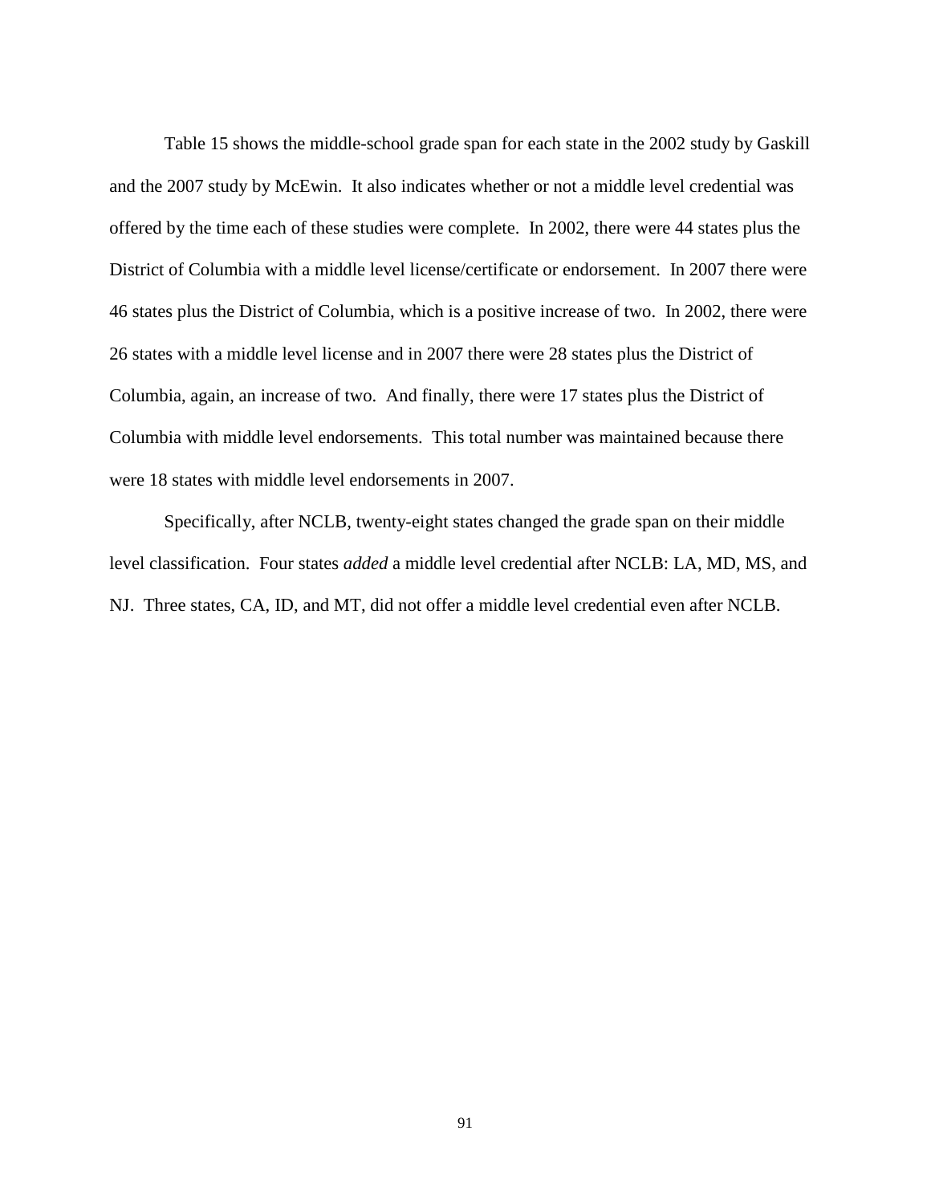Table 15 shows the middle-school grade span for each state in the 2002 study by Gaskill and the 2007 study by McEwin. It also indicates whether or not a middle level credential was offered by the time each of these studies were complete. In 2002, there were 44 states plus the District of Columbia with a middle level license/certificate or endorsement. In 2007 there were 46 states plus the District of Columbia, which is a positive increase of two. In 2002, there were 26 states with a middle level license and in 2007 there were 28 states plus the District of Columbia, again, an increase of two. And finally, there were 17 states plus the District of Columbia with middle level endorsements. This total number was maintained because there were 18 states with middle level endorsements in 2007.

Specifically, after NCLB, twenty-eight states changed the grade span on their middle level classification. Four states *added* a middle level credential after NCLB: LA, MD, MS, and NJ. Three states, CA, ID, and MT, did not offer a middle level credential even after NCLB.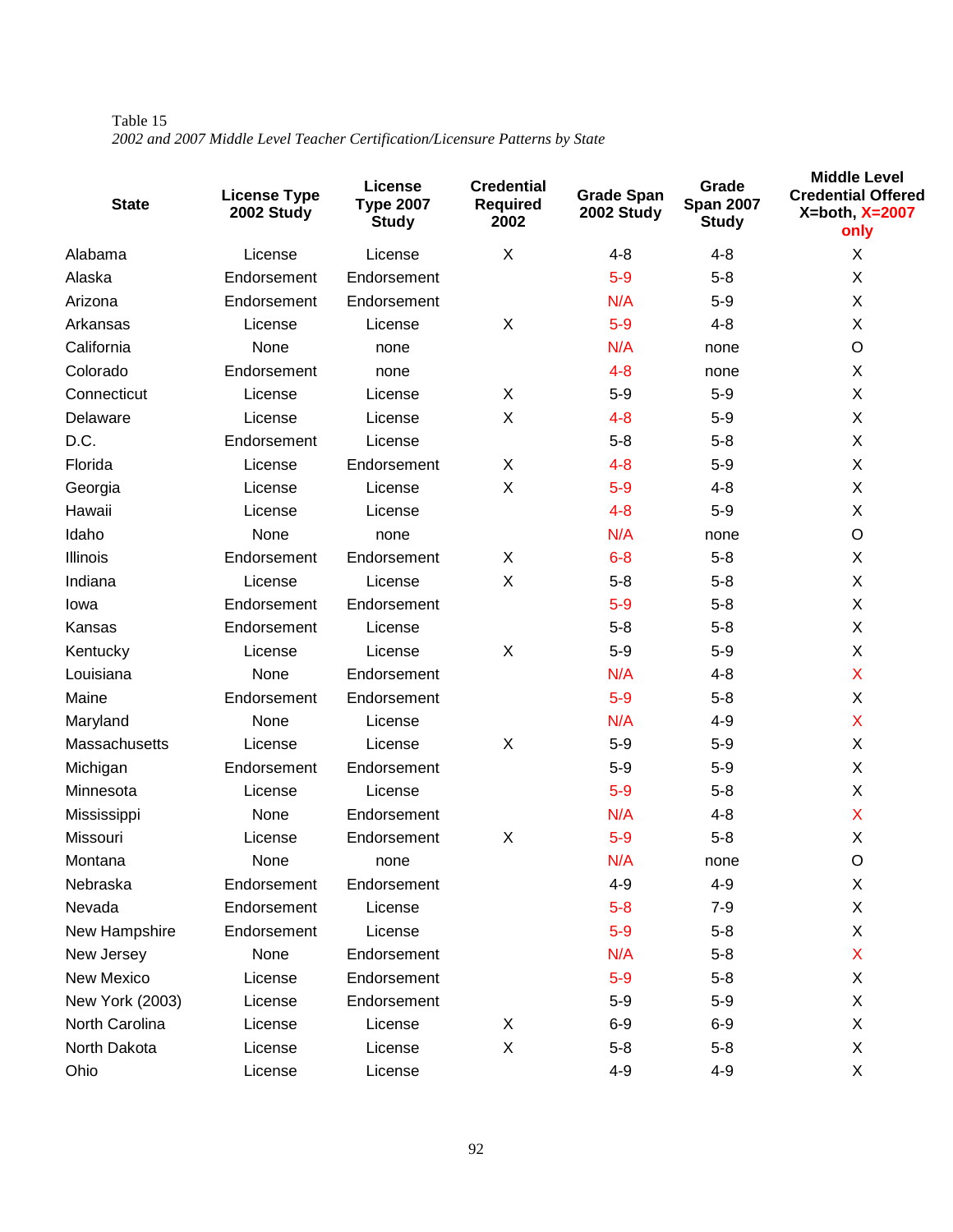Table 15

*2002 and 2007 Middle Level Teacher Certification/Licensure Patterns by State*

| State | License Type 2002 Study | License Type 2007 Study | Credential Required 2002 | Grade Span 2002 Study | Grade Span 2007 Study | Middle Level Credential Offered X=both, X=2007 only |
|---|---|---|---|---|---|---|
| Alabama | License | License | X | 4-8 | 4-8 | X |
| Alaska | Endorsement | Endorsement | | 5-9 | 5-8 | X |
| Arizona | Endorsement | Endorsement | | N/A | 5-9 | X |
| Arkansas | License | License | X | 5-9 | 4-8 | X |
| California | None | none | | N/A | none | O |
| Colorado | Endorsement | none | | 4-8 | none | X |
| Connecticut | License | License | X | 5-9 | 5-9 | X |
| Delaware | License | License | X | 4-8 | 5-9 | X |
| D.C. | Endorsement | License | | 5-8 | 5-8 | X |
| Florida | License | Endorsement | X | 4-8 | 5-9 | X |
| Georgia | License | License | X | 5-9 | 4-8 | X |
| Hawaii | License | License | | 4-8 | 5-9 | X |
| Idaho | None | none | | N/A | none | O |
| Illinois | Endorsement | Endorsement | X | 6-8 | 5-8 | X |
| Indiana | License | License | X | 5-8 | 5-8 | X |
| Iowa | Endorsement | Endorsement | | 5-9 | 5-8 | X |
| Kansas | Endorsement | License | | 5-8 | 5-8 | X |
| Kentucky | License | License | X | 5-9 | 5-9 | X |
| Louisiana | None | Endorsement | | N/A | 4-8 | X |
| Maine | Endorsement | Endorsement | | 5-9 | 5-8 | X |
| Maryland | None | License | | N/A | 4-9 | X |
| Massachusetts | License | License | X | 5-9 | 5-9 | X |
| Michigan | Endorsement | Endorsement | | 5-9 | 5-9 | X |
| Minnesota | License | License | | 5-9 | 5-8 | X |
| Mississippi | None | Endorsement | | N/A | 4-8 | X |
| Missouri | License | Endorsement | X | 5-9 | 5-8 | X |
| Montana | None | none | | N/A | none | O |
| Nebraska | Endorsement | Endorsement | | 4-9 | 4-9 | X |
| Nevada | Endorsement | License | | 5-8 | 7-9 | X |
| New Hampshire | Endorsement | License | | 5-9 | 5-8 | X |
| New Jersey | None | Endorsement | | N/A | 5-8 | X |
| New Mexico | License | Endorsement | | 5-9 | 5-8 | X |
| New York (2003) | License | Endorsement | | 5-9 | 5-9 | X |
| North Carolina | License | License | X | 6-9 | 6-9 | X |
| North Dakota | License | License | X | 5-8 | 5-8 | X |
| Ohio | License | License | | 4-9 | 4-9 | X |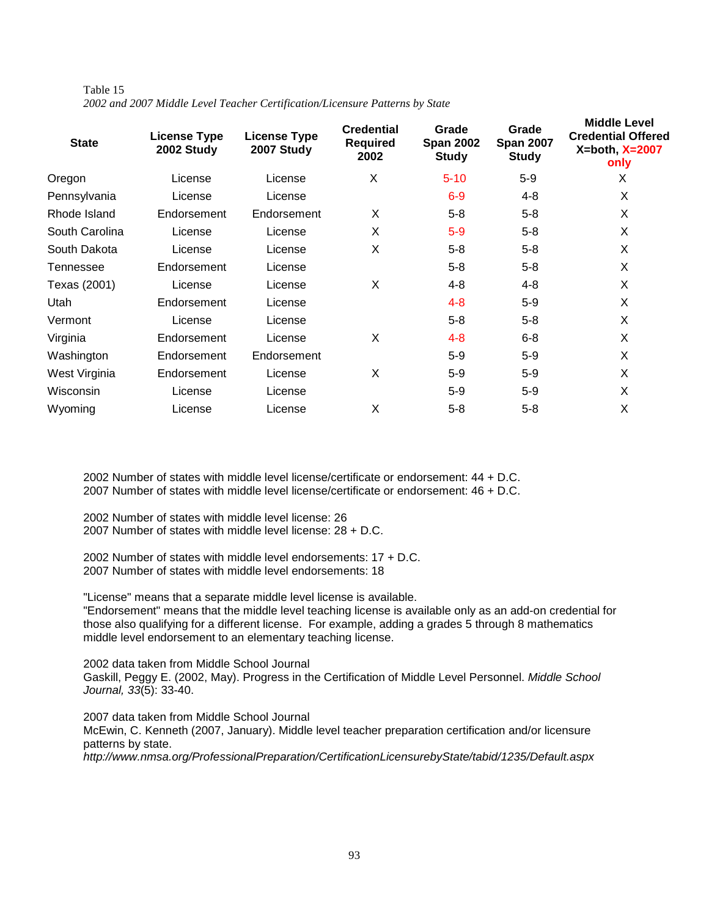Table 15

*2002 and 2007 Middle Level Teacher Certification/Licensure Patterns by State*

| State | License Type 2002 Study | License Type 2007 Study | Credential Required 2002 | Grade Span 2002 Study | Grade Span 2007 Study | Middle Level Credential Offered X=both, X=2007 only |
|---|---|---|---|---|---|---|
| Oregon | License | License | X | 5-10 | 5-9 | X |
| Pennsylvania | License | License | | 6-9 | 4-8 | X |
| Rhode Island | Endorsement | Endorsement | X | 5-8 | 5-8 | X |
| South Carolina | License | License | X | 5-9 | 5-8 | X |
| South Dakota | License | License | X | 5-8 | 5-8 | X |
| Tennessee | Endorsement | License | | 5-8 | 5-8 | X |
| Texas (2001) | License | License | X | 4-8 | 4-8 | X |
| Utah | Endorsement | License | | 4-8 | 5-9 | X |
| Vermont | License | License | | 5-8 | 5-8 | X |
| Virginia | Endorsement | License | X | 4-8 | 6-8 | X |
| Washington | Endorsement | Endorsement | | 5-9 | 5-9 | X |
| West Virginia | Endorsement | License | X | 5-9 | 5-9 | X |
| Wisconsin | License | License | | 5-9 | 5-9 | X |
| Wyoming | License | License | X | 5-8 | 5-8 | X |

2002 Number of states with middle level license/certificate or endorsement: 44 + D.C.
2007 Number of states with middle level license/certificate or endorsement: 46 + D.C.

2002 Number of states with middle level license: 26
2007 Number of states with middle level license: 28 + D.C.

2002 Number of states with middle level endorsements: 17 + D.C.
2007 Number of states with middle level endorsements: 18

"License" means that a separate middle level license is available.
"Endorsement" means that the middle level teaching license is available only as an add-on credential for those also qualifying for a different license. For example, adding a grades 5 through 8 mathematics middle level endorsement to an elementary teaching license.

2002 data taken from Middle School Journal
Gaskill, Peggy E. (2002, May). Progress in the Certification of Middle Level Personnel. *Middle School Journal, 33*(5): 33-40.

2007 data taken from Middle School Journal
McEwin, C. Kenneth (2007, January). Middle level teacher preparation certification and/or licensure patterns by state.
*http://www.nmsa.org/ProfessionalPreparation/CertificationLicensurebyState/tabid/1235/Default.aspx*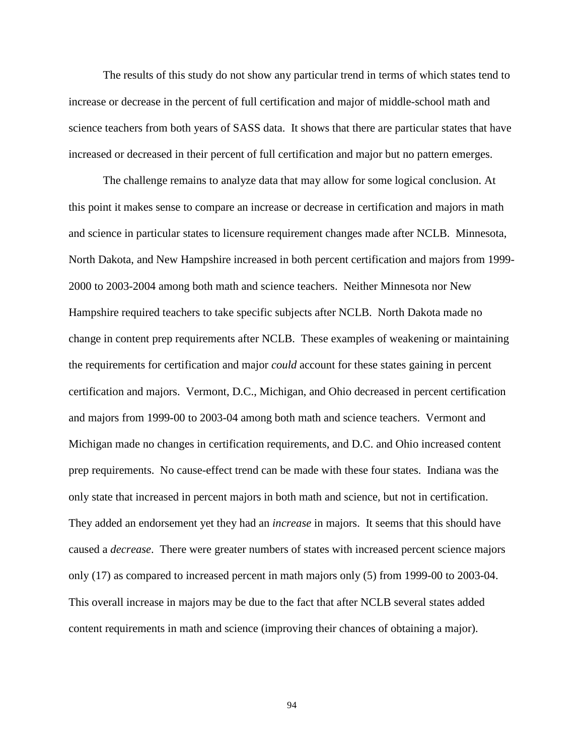The results of this study do not show any particular trend in terms of which states tend to increase or decrease in the percent of full certification and major of middle-school math and science teachers from both years of SASS data. It shows that there are particular states that have increased or decreased in their percent of full certification and major but no pattern emerges.

The challenge remains to analyze data that may allow for some logical conclusion. At this point it makes sense to compare an increase or decrease in certification and majors in math and science in particular states to licensure requirement changes made after NCLB. Minnesota, North Dakota, and New Hampshire increased in both percent certification and majors from 1999-2000 to 2003-2004 among both math and science teachers. Neither Minnesota nor New Hampshire required teachers to take specific subjects after NCLB. North Dakota made no change in content prep requirements after NCLB. These examples of weakening or maintaining the requirements for certification and major *could* account for these states gaining in percent certification and majors. Vermont, D.C., Michigan, and Ohio decreased in percent certification and majors from 1999-00 to 2003-04 among both math and science teachers. Vermont and Michigan made no changes in certification requirements, and D.C. and Ohio increased content prep requirements. No cause-effect trend can be made with these four states. Indiana was the only state that increased in percent majors in both math and science, but not in certification. They added an endorsement yet they had an *increase* in majors. It seems that this should have caused a *decrease*. There were greater numbers of states with increased percent science majors only (17) as compared to increased percent in math majors only (5) from 1999-00 to 2003-04. This overall increase in majors may be due to the fact that after NCLB several states added content requirements in math and science (improving their chances of obtaining a major).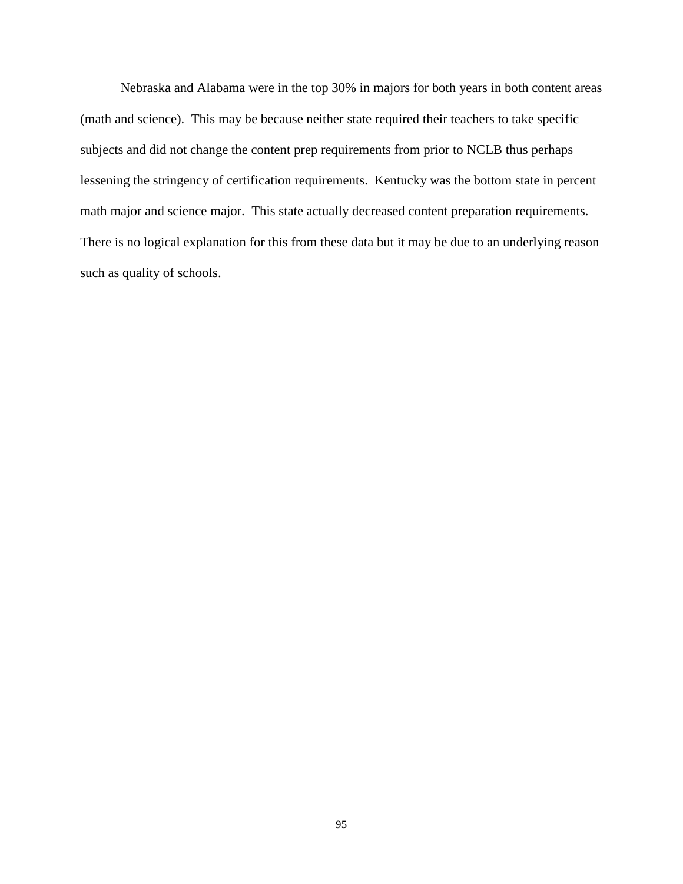Nebraska and Alabama were in the top 30% in majors for both years in both content areas (math and science). This may be because neither state required their teachers to take specific subjects and did not change the content prep requirements from prior to NCLB thus perhaps lessening the stringency of certification requirements. Kentucky was the bottom state in percent math major and science major. This state actually decreased content preparation requirements. There is no logical explanation for this from these data but it may be due to an underlying reason such as quality of schools.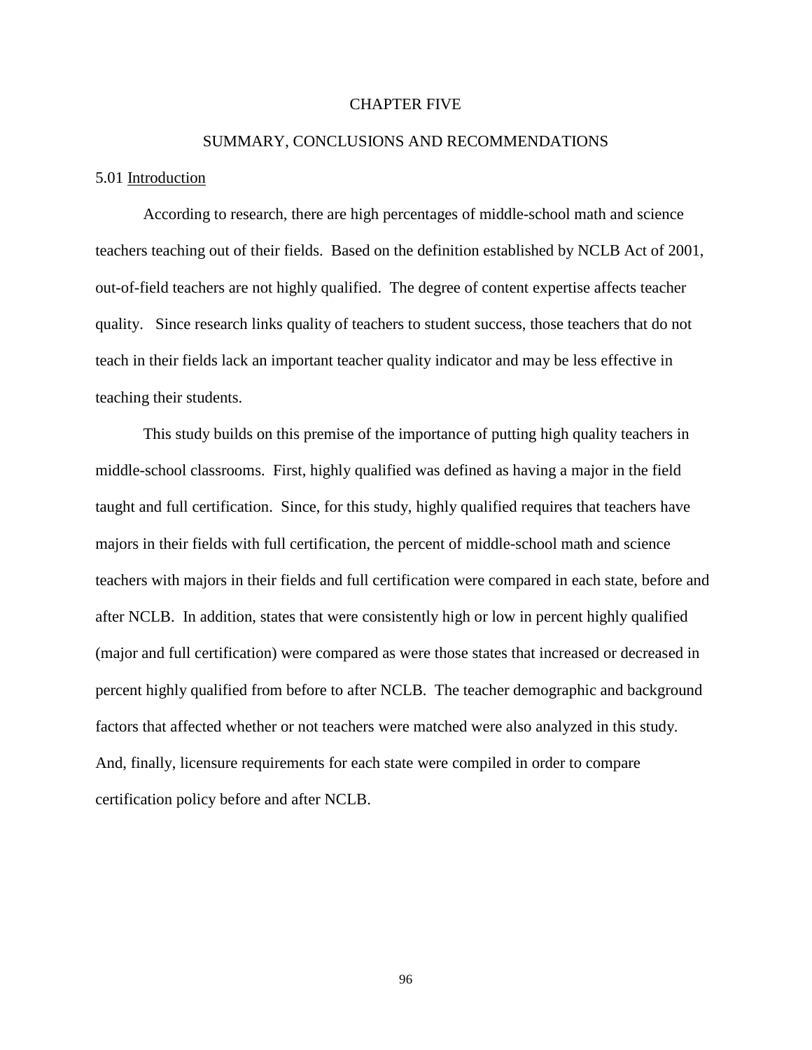# CHAPTER FIVE

# SUMMARY, CONCLUSIONS AND RECOMMENDATIONS

## 5.01 Introduction

According to research, there are high percentages of middle-school math and science teachers teaching out of their fields. Based on the definition established by NCLB Act of 2001, out-of-field teachers are not highly qualified. The degree of content expertise affects teacher quality. Since research links quality of teachers to student success, those teachers that do not teach in their fields lack an important teacher quality indicator and may be less effective in teaching their students.

This study builds on this premise of the importance of putting high quality teachers in middle-school classrooms. First, highly qualified was defined as having a major in the field taught and full certification. Since, for this study, highly qualified requires that teachers have majors in their fields with full certification, the percent of middle-school math and science teachers with majors in their fields and full certification were compared in each state, before and after NCLB. In addition, states that were consistently high or low in percent highly qualified (major and full certification) were compared as were those states that increased or decreased in percent highly qualified from before to after NCLB. The teacher demographic and background factors that affected whether or not teachers were matched were also analyzed in this study. And, finally, licensure requirements for each state were compiled in order to compare certification policy before and after NCLB.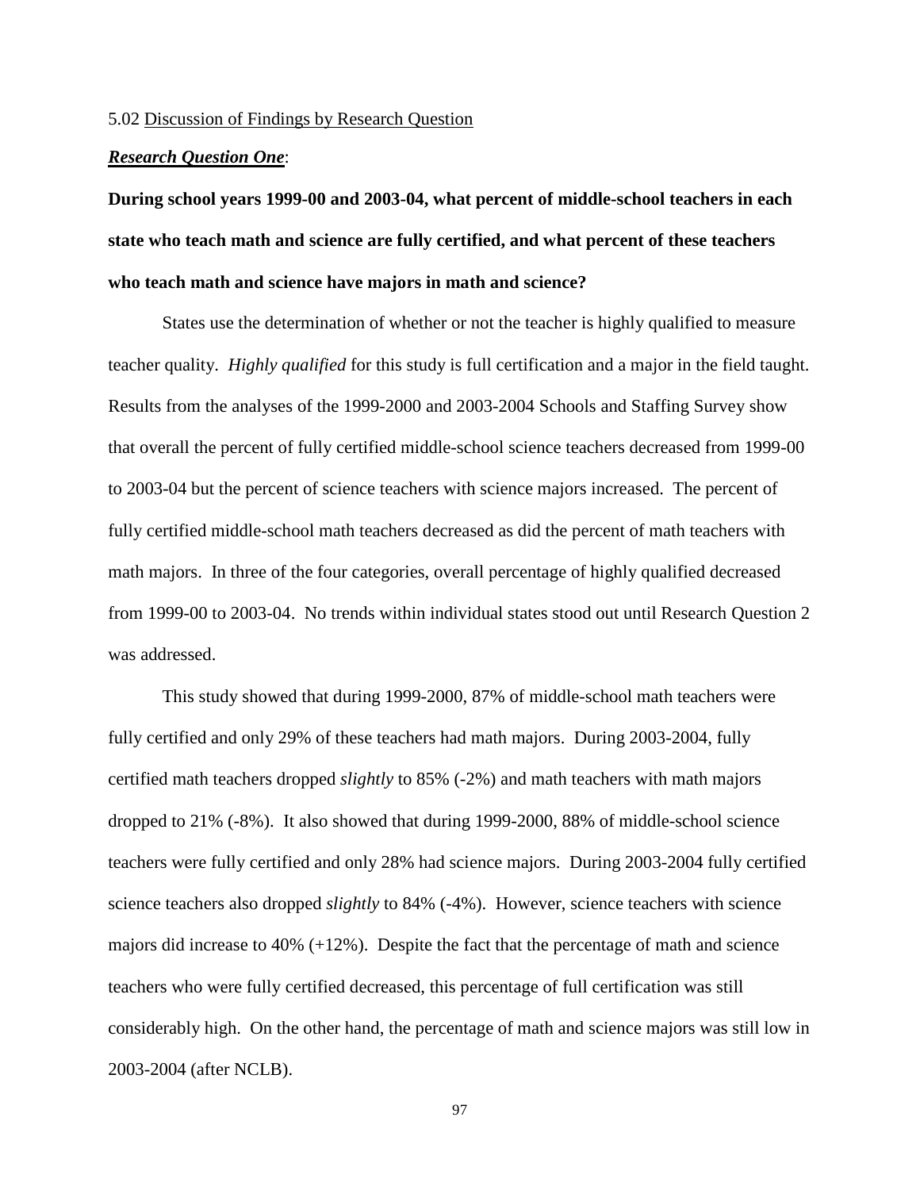5.02 Discussion of Findings by Research Question

***Research Question One***:

**During school years 1999-00 and 2003-04, what percent of middle-school teachers in each state who teach math and science are fully certified, and what percent of these teachers who teach math and science have majors in math and science?**

States use the determination of whether or not the teacher is highly qualified to measure teacher quality. *Highly qualified* for this study is full certification and a major in the field taught. Results from the analyses of the 1999-2000 and 2003-2004 Schools and Staffing Survey show that overall the percent of fully certified middle-school science teachers decreased from 1999-00 to 2003-04 but the percent of science teachers with science majors increased. The percent of fully certified middle-school math teachers decreased as did the percent of math teachers with math majors. In three of the four categories, overall percentage of highly qualified decreased from 1999-00 to 2003-04. No trends within individual states stood out until Research Question 2 was addressed.

This study showed that during 1999-2000, 87% of middle-school math teachers were fully certified and only 29% of these teachers had math majors. During 2003-2004, fully certified math teachers dropped *slightly* to 85% (-2%) and math teachers with math majors dropped to 21% (-8%). It also showed that during 1999-2000, 88% of middle-school science teachers were fully certified and only 28% had science majors. During 2003-2004 fully certified science teachers also dropped *slightly* to 84% (-4%). However, science teachers with science majors did increase to 40% (+12%). Despite the fact that the percentage of math and science teachers who were fully certified decreased, this percentage of full certification was still considerably high. On the other hand, the percentage of math and science majors was still low in 2003-2004 (after NCLB).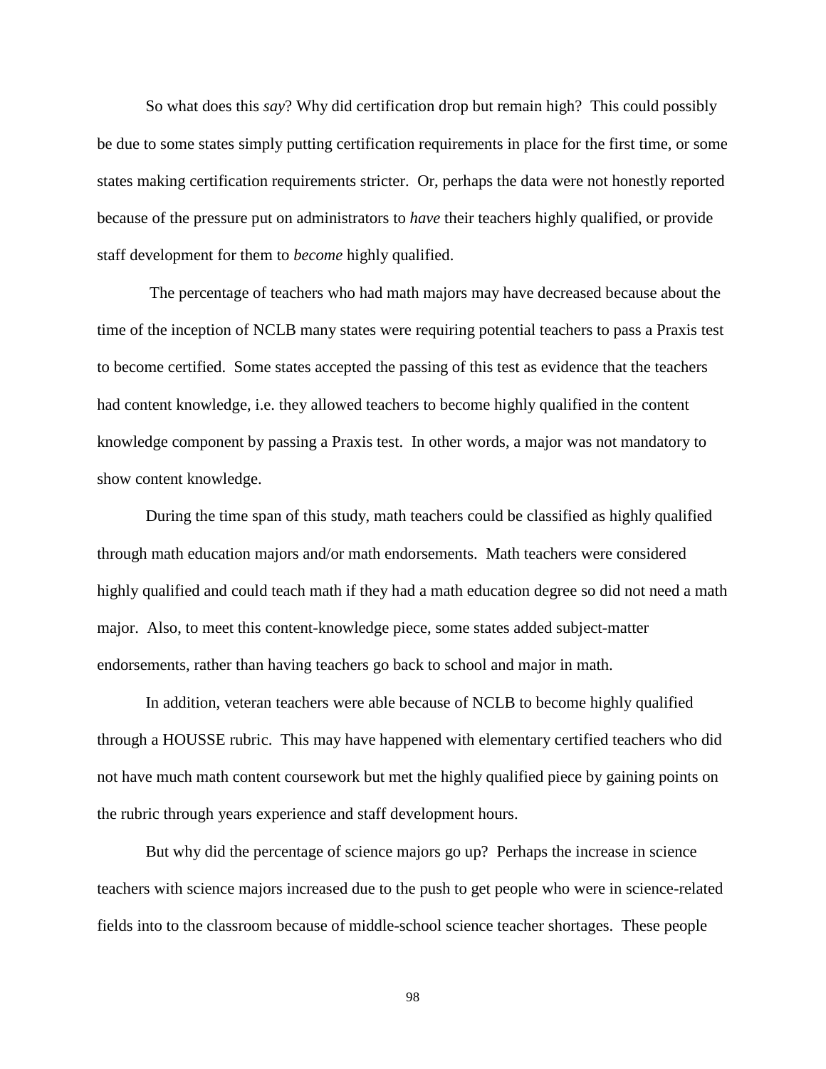So what does this *say*? Why did certification drop but remain high? This could possibly be due to some states simply putting certification requirements in place for the first time, or some states making certification requirements stricter. Or, perhaps the data were not honestly reported because of the pressure put on administrators to *have* their teachers highly qualified, or provide staff development for them to *become* highly qualified.

The percentage of teachers who had math majors may have decreased because about the time of the inception of NCLB many states were requiring potential teachers to pass a Praxis test to become certified. Some states accepted the passing of this test as evidence that the teachers had content knowledge, i.e. they allowed teachers to become highly qualified in the content knowledge component by passing a Praxis test. In other words, a major was not mandatory to show content knowledge.

During the time span of this study, math teachers could be classified as highly qualified through math education majors and/or math endorsements. Math teachers were considered highly qualified and could teach math if they had a math education degree so did not need a math major. Also, to meet this content-knowledge piece, some states added subject-matter endorsements, rather than having teachers go back to school and major in math.

In addition, veteran teachers were able because of NCLB to become highly qualified through a HOUSSE rubric. This may have happened with elementary certified teachers who did not have much math content coursework but met the highly qualified piece by gaining points on the rubric through years experience and staff development hours.

But why did the percentage of science majors go up? Perhaps the increase in science teachers with science majors increased due to the push to get people who were in science-related fields into to the classroom because of middle-school science teacher shortages. These people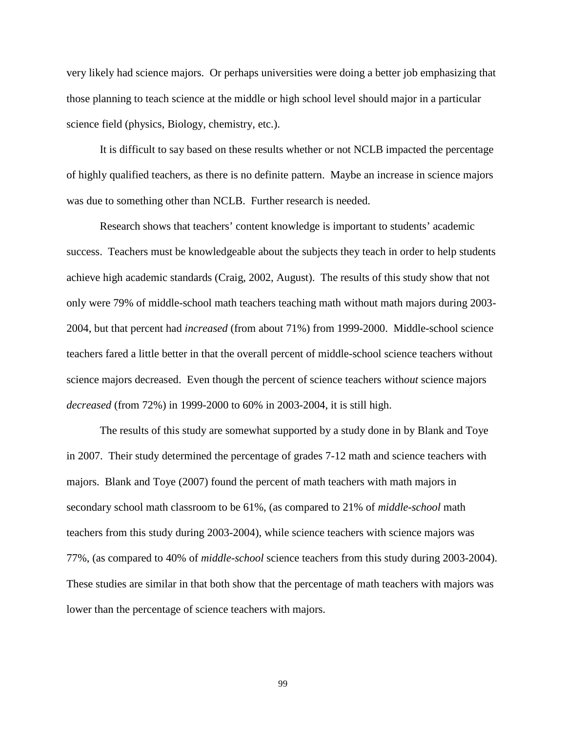very likely had science majors. Or perhaps universities were doing a better job emphasizing that those planning to teach science at the middle or high school level should major in a particular science field (physics, Biology, chemistry, etc.).

It is difficult to say based on these results whether or not NCLB impacted the percentage of highly qualified teachers, as there is no definite pattern. Maybe an increase in science majors was due to something other than NCLB. Further research is needed.

Research shows that teachers' content knowledge is important to students' academic success. Teachers must be knowledgeable about the subjects they teach in order to help students achieve high academic standards (Craig, 2002, August). The results of this study show that not only were 79% of middle-school math teachers teaching math without math majors during 2003-2004, but that percent had *increased* (from about 71%) from 1999-2000. Middle-school science teachers fared a little better in that the overall percent of middle-school science teachers without science majors decreased. Even though the percent of science teachers with*out* science majors *decreased* (from 72%) in 1999-2000 to 60% in 2003-2004, it is still high.

The results of this study are somewhat supported by a study done in by Blank and Toye in 2007. Their study determined the percentage of grades 7-12 math and science teachers with majors. Blank and Toye (2007) found the percent of math teachers with math majors in secondary school math classroom to be 61%, (as compared to 21% of *middle-school* math teachers from this study during 2003-2004), while science teachers with science majors was 77%, (as compared to 40% of *middle-school* science teachers from this study during 2003-2004). These studies are similar in that both show that the percentage of math teachers with majors was lower than the percentage of science teachers with majors.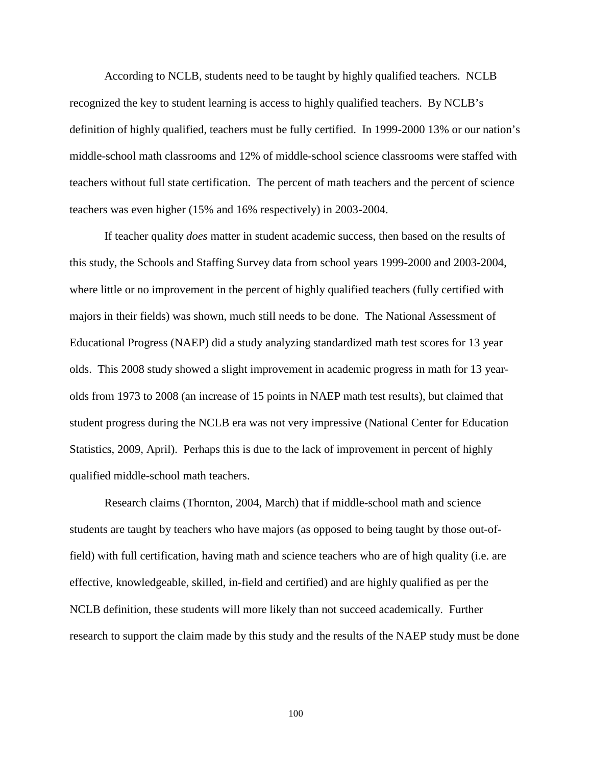According to NCLB, students need to be taught by highly qualified teachers. NCLB recognized the key to student learning is access to highly qualified teachers. By NCLB's definition of highly qualified, teachers must be fully certified. In 1999-2000 13% or our nation's middle-school math classrooms and 12% of middle-school science classrooms were staffed with teachers without full state certification. The percent of math teachers and the percent of science teachers was even higher (15% and 16% respectively) in 2003-2004.

If teacher quality *does* matter in student academic success, then based on the results of this study, the Schools and Staffing Survey data from school years 1999-2000 and 2003-2004, where little or no improvement in the percent of highly qualified teachers (fully certified with majors in their fields) was shown, much still needs to be done. The National Assessment of Educational Progress (NAEP) did a study analyzing standardized math test scores for 13 year olds. This 2008 study showed a slight improvement in academic progress in math for 13 year-olds from 1973 to 2008 (an increase of 15 points in NAEP math test results), but claimed that student progress during the NCLB era was not very impressive (National Center for Education Statistics, 2009, April). Perhaps this is due to the lack of improvement in percent of highly qualified middle-school math teachers.

Research claims (Thornton, 2004, March) that if middle-school math and science students are taught by teachers who have majors (as opposed to being taught by those out-of-field) with full certification, having math and science teachers who are of high quality (i.e. are effective, knowledgeable, skilled, in-field and certified) and are highly qualified as per the NCLB definition, these students will more likely than not succeed academically. Further research to support the claim made by this study and the results of the NAEP study must be done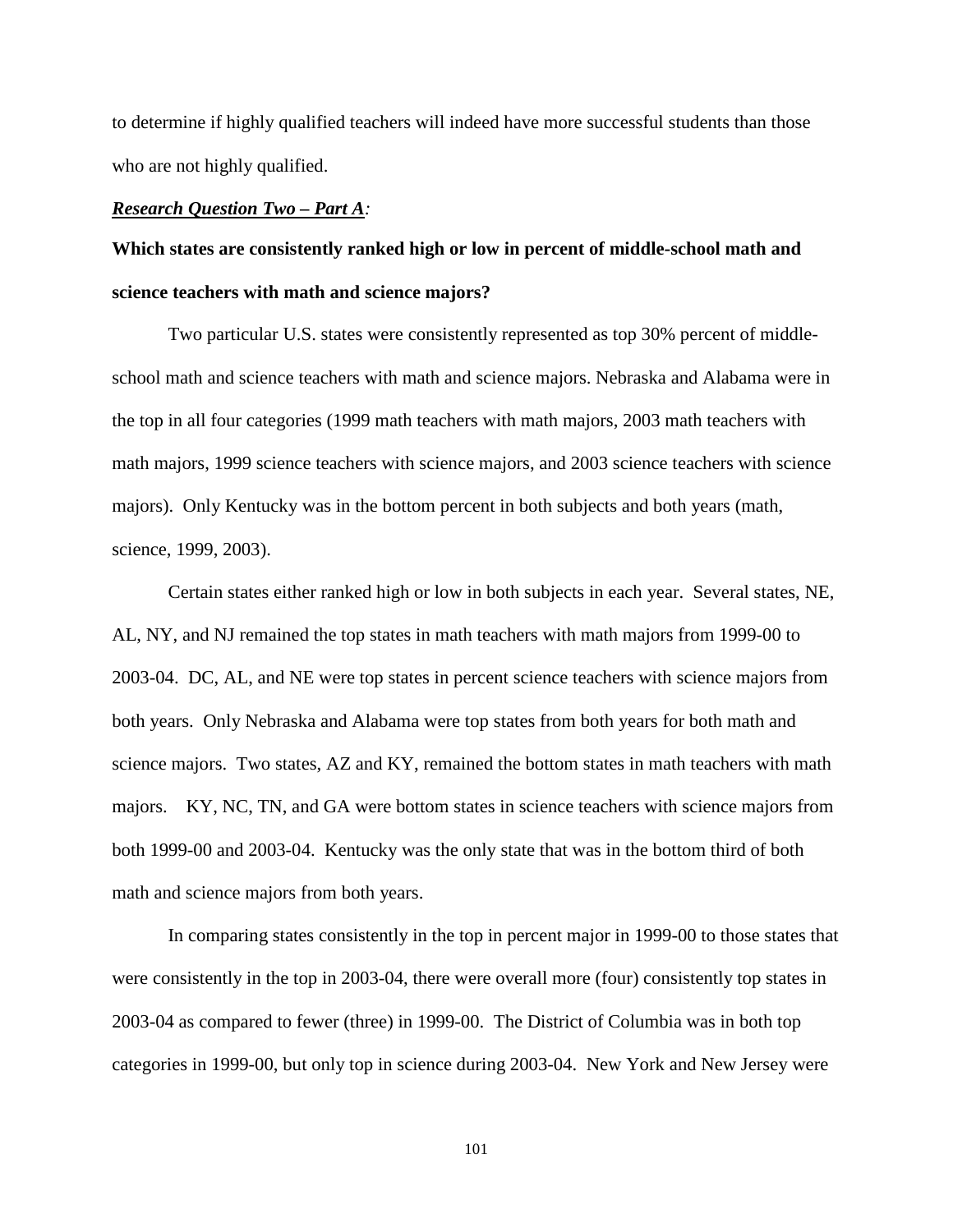to determine if highly qualified teachers will indeed have more successful students than those who are not highly qualified.

***<u>Research Question Two – Part A</u>:***

**Which states are consistently ranked high or low in percent of middle-school math and science teachers with math and science majors?**

Two particular U.S. states were consistently represented as top 30% percent of middle-school math and science teachers with math and science majors. Nebraska and Alabama were in the top in all four categories (1999 math teachers with math majors, 2003 math teachers with math majors, 1999 science teachers with science majors, and 2003 science teachers with science majors). Only Kentucky was in the bottom percent in both subjects and both years (math, science, 1999, 2003).

Certain states either ranked high or low in both subjects in each year. Several states, NE, AL, NY, and NJ remained the top states in math teachers with math majors from 1999-00 to 2003-04. DC, AL, and NE were top states in percent science teachers with science majors from both years. Only Nebraska and Alabama were top states from both years for both math and science majors. Two states, AZ and KY, remained the bottom states in math teachers with math majors. KY, NC, TN, and GA were bottom states in science teachers with science majors from both 1999-00 and 2003-04. Kentucky was the only state that was in the bottom third of both math and science majors from both years.

In comparing states consistently in the top in percent major in 1999-00 to those states that were consistently in the top in 2003-04, there were overall more (four) consistently top states in 2003-04 as compared to fewer (three) in 1999-00. The District of Columbia was in both top categories in 1999-00, but only top in science during 2003-04. New York and New Jersey were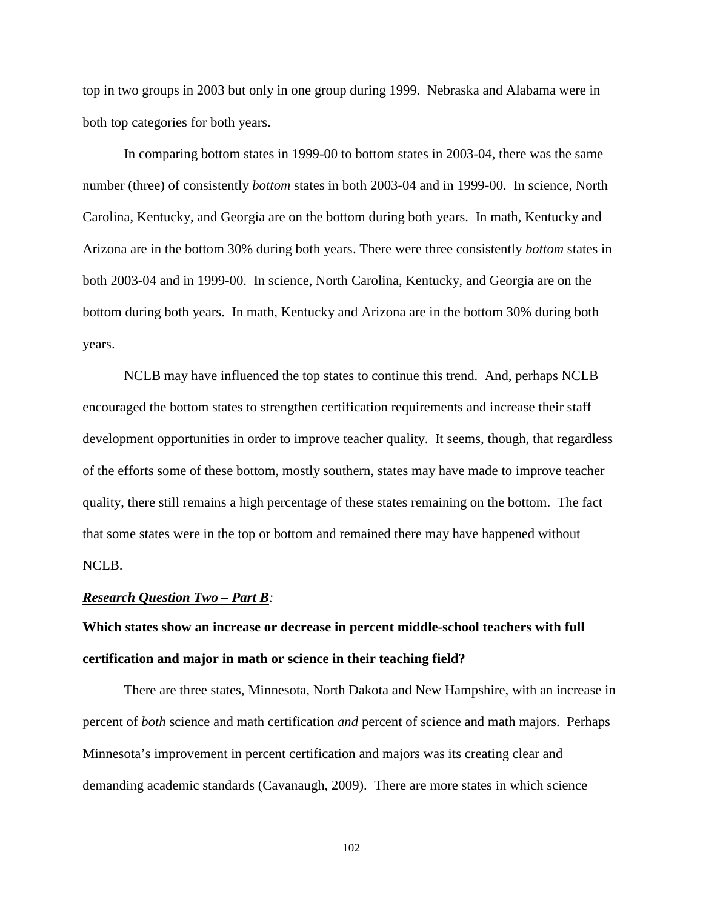top in two groups in 2003 but only in one group during 1999. Nebraska and Alabama were in both top categories for both years.

In comparing bottom states in 1999-00 to bottom states in 2003-04, there was the same number (three) of consistently *bottom* states in both 2003-04 and in 1999-00. In science, North Carolina, Kentucky, and Georgia are on the bottom during both years. In math, Kentucky and Arizona are in the bottom 30% during both years. There were three consistently *bottom* states in both 2003-04 and in 1999-00. In science, North Carolina, Kentucky, and Georgia are on the bottom during both years. In math, Kentucky and Arizona are in the bottom 30% during both years.

NCLB may have influenced the top states to continue this trend. And, perhaps NCLB encouraged the bottom states to strengthen certification requirements and increase their staff development opportunities in order to improve teacher quality. It seems, though, that regardless of the efforts some of these bottom, mostly southern, states may have made to improve teacher quality, there still remains a high percentage of these states remaining on the bottom. The fact that some states were in the top or bottom and remained there may have happened without NCLB.

***Research Question Two – Part B**:*

**Which states show an increase or decrease in percent middle-school teachers with full certification and major in math or science in their teaching field?**

There are three states, Minnesota, North Dakota and New Hampshire, with an increase in percent of *both* science and math certification *and* percent of science and math majors. Perhaps Minnesota's improvement in percent certification and majors was its creating clear and demanding academic standards (Cavanaugh, 2009). There are more states in which science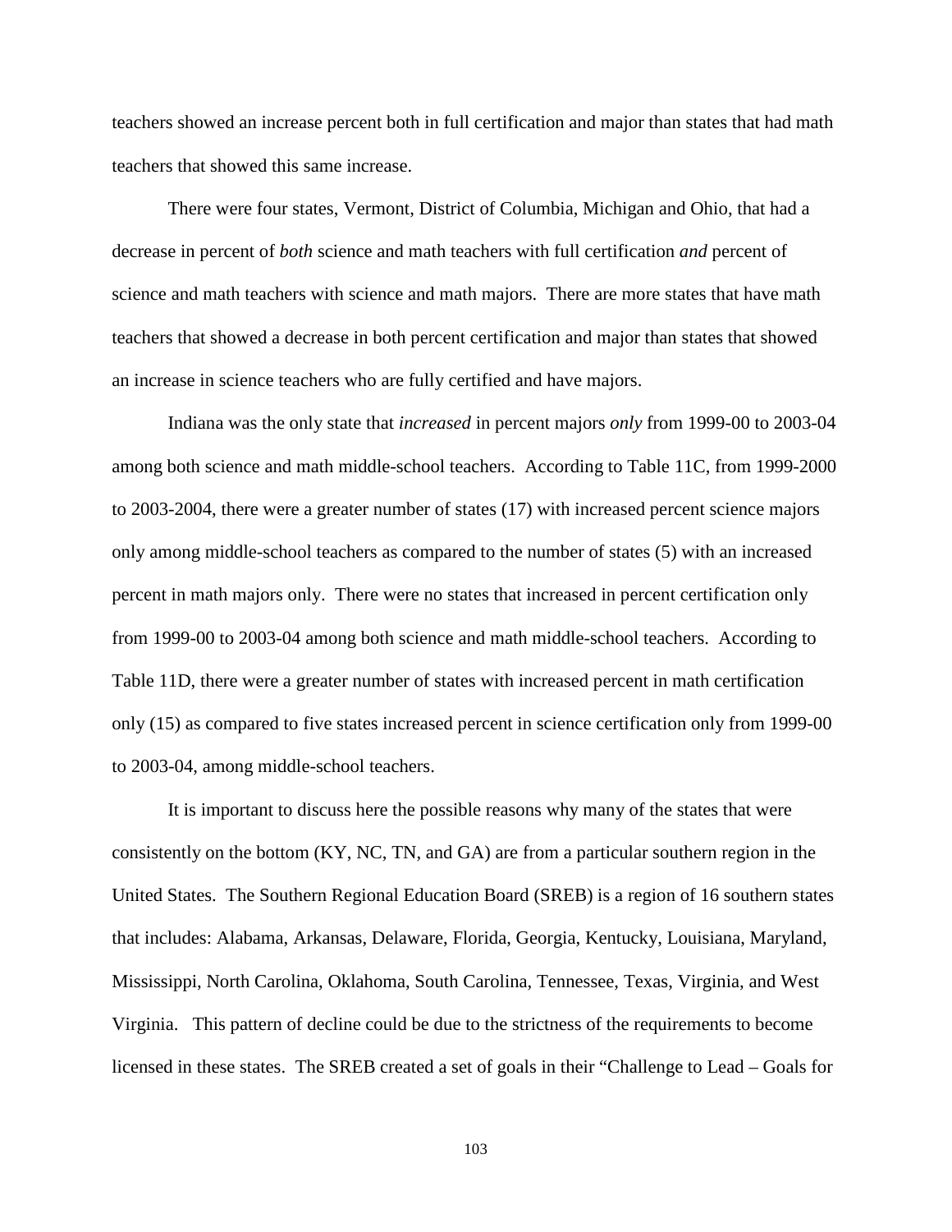teachers showed an increase percent both in full certification and major than states that had math teachers that showed this same increase.

There were four states, Vermont, District of Columbia, Michigan and Ohio, that had a decrease in percent of *both* science and math teachers with full certification *and* percent of science and math teachers with science and math majors. There are more states that have math teachers that showed a decrease in both percent certification and major than states that showed an increase in science teachers who are fully certified and have majors.

Indiana was the only state that *increased* in percent majors *only* from 1999-00 to 2003-04 among both science and math middle-school teachers. According to Table 11C, from 1999-2000 to 2003-2004, there were a greater number of states (17) with increased percent science majors only among middle-school teachers as compared to the number of states (5) with an increased percent in math majors only. There were no states that increased in percent certification only from 1999-00 to 2003-04 among both science and math middle-school teachers. According to Table 11D, there were a greater number of states with increased percent in math certification only (15) as compared to five states increased percent in science certification only from 1999-00 to 2003-04, among middle-school teachers.

It is important to discuss here the possible reasons why many of the states that were consistently on the bottom (KY, NC, TN, and GA) are from a particular southern region in the United States. The Southern Regional Education Board (SREB) is a region of 16 southern states that includes: Alabama, Arkansas, Delaware, Florida, Georgia, Kentucky, Louisiana, Maryland, Mississippi, North Carolina, Oklahoma, South Carolina, Tennessee, Texas, Virginia, and West Virginia. This pattern of decline could be due to the strictness of the requirements to become licensed in these states. The SREB created a set of goals in their "Challenge to Lead – Goals for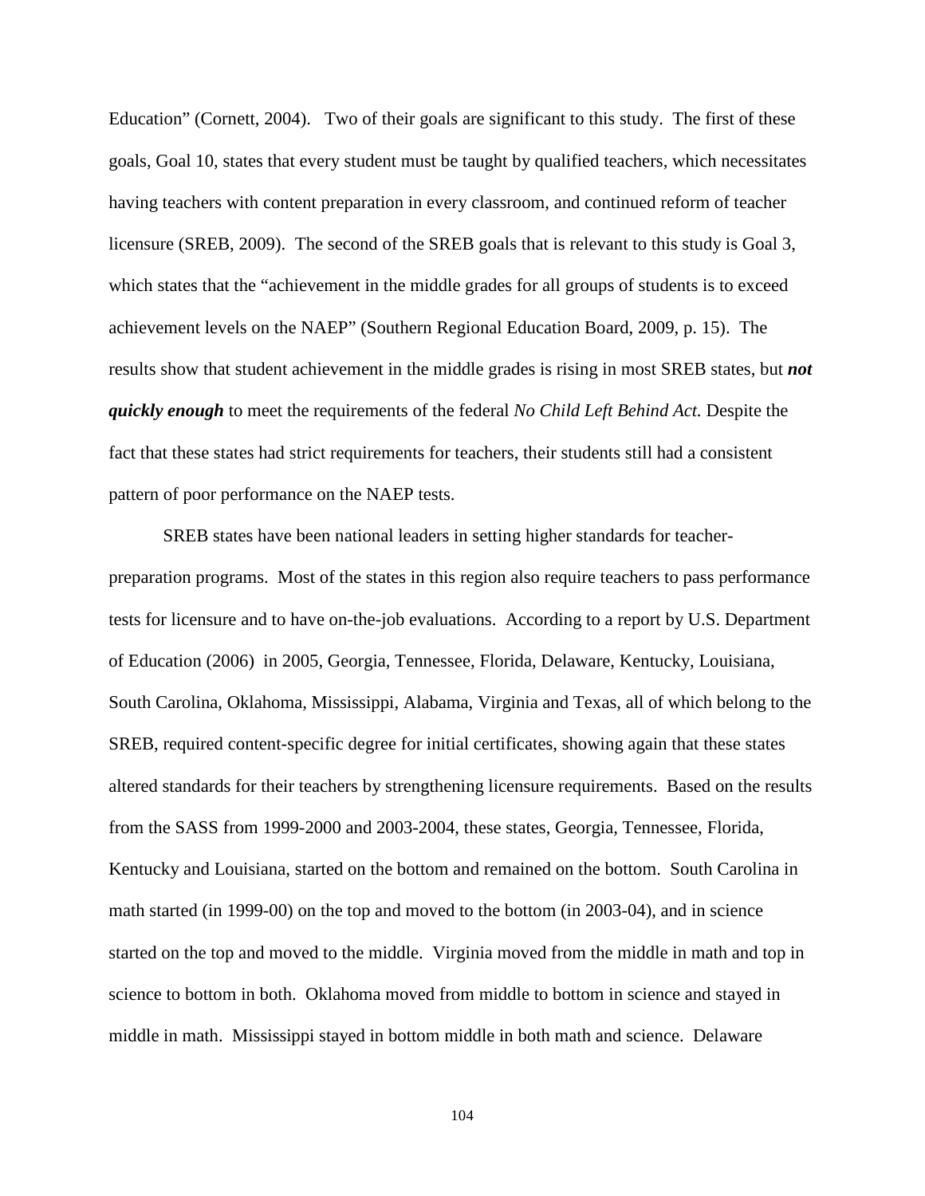Education" (Cornett, 2004). Two of their goals are significant to this study. The first of these goals, Goal 10, states that every student must be taught by qualified teachers, which necessitates having teachers with content preparation in every classroom, and continued reform of teacher licensure (SREB, 2009). The second of the SREB goals that is relevant to this study is Goal 3, which states that the "achievement in the middle grades for all groups of students is to exceed achievement levels on the NAEP" (Southern Regional Education Board, 2009, p. 15). The results show that student achievement in the middle grades is rising in most SREB states, but ***not quickly enough*** to meet the requirements of the federal *No Child Left Behind Act.* Despite the fact that these states had strict requirements for teachers, their students still had a consistent pattern of poor performance on the NAEP tests.

SREB states have been national leaders in setting higher standards for teacher-preparation programs. Most of the states in this region also require teachers to pass performance tests for licensure and to have on-the-job evaluations. According to a report by U.S. Department of Education (2006) in 2005, Georgia, Tennessee, Florida, Delaware, Kentucky, Louisiana, South Carolina, Oklahoma, Mississippi, Alabama, Virginia and Texas, all of which belong to the SREB, required content-specific degree for initial certificates, showing again that these states altered standards for their teachers by strengthening licensure requirements. Based on the results from the SASS from 1999-2000 and 2003-2004, these states, Georgia, Tennessee, Florida, Kentucky and Louisiana, started on the bottom and remained on the bottom. South Carolina in math started (in 1999-00) on the top and moved to the bottom (in 2003-04), and in science started on the top and moved to the middle. Virginia moved from the middle in math and top in science to bottom in both. Oklahoma moved from middle to bottom in science and stayed in middle in math. Mississippi stayed in bottom middle in both math and science. Delaware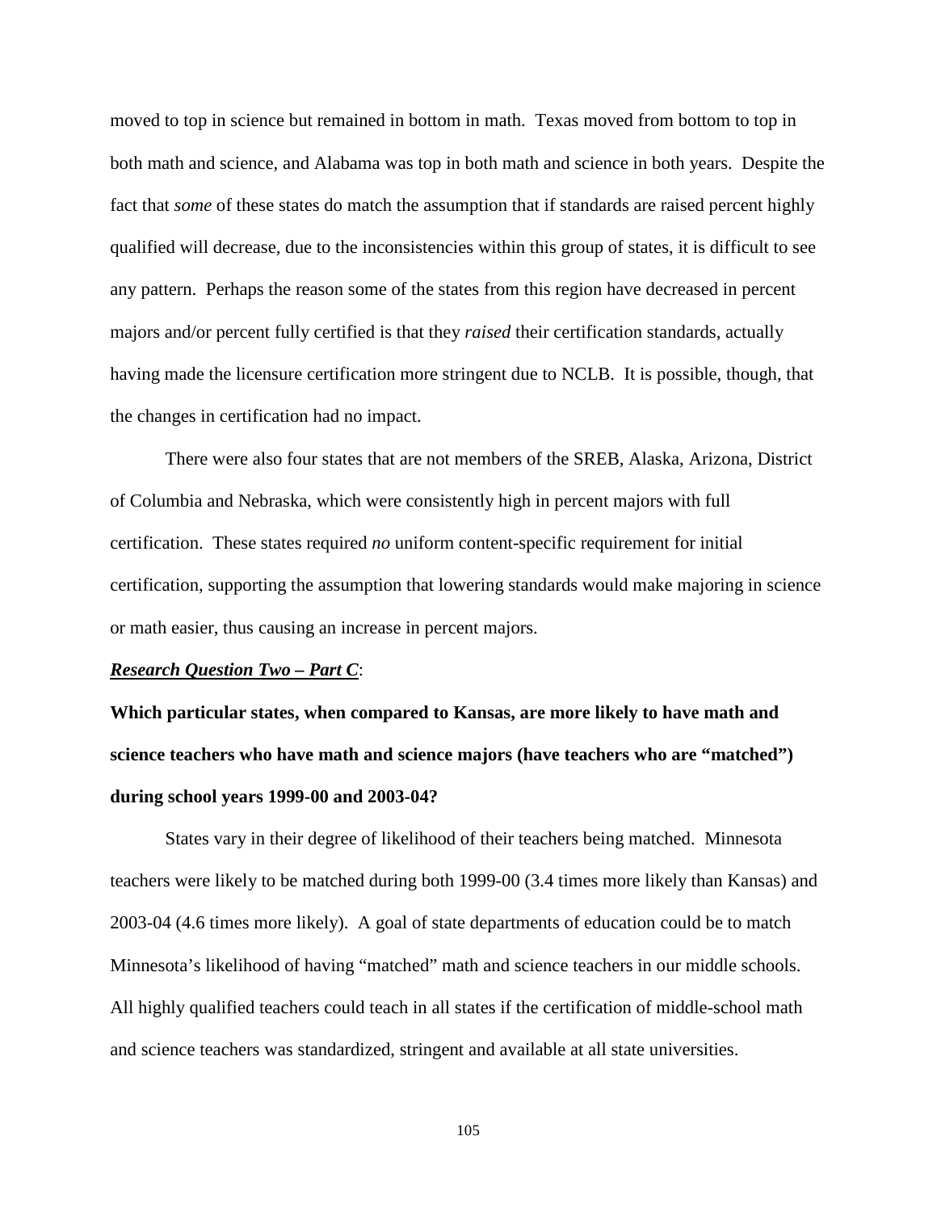moved to top in science but remained in bottom in math. Texas moved from bottom to top in both math and science, and Alabama was top in both math and science in both years. Despite the fact that *some* of these states do match the assumption that if standards are raised percent highly qualified will decrease, due to the inconsistencies within this group of states, it is difficult to see any pattern. Perhaps the reason some of the states from this region have decreased in percent majors and/or percent fully certified is that they *raised* their certification standards, actually having made the licensure certification more stringent due to NCLB. It is possible, though, that the changes in certification had no impact.

There were also four states that are not members of the SREB, Alaska, Arizona, District of Columbia and Nebraska, which were consistently high in percent majors with full certification. These states required *no* uniform content-specific requirement for initial certification, supporting the assumption that lowering standards would make majoring in science or math easier, thus causing an increase in percent majors.

***Research Question Two – Part C***:

**Which particular states, when compared to Kansas, are more likely to have math and science teachers who have math and science majors (have teachers who are "matched") during school years 1999-00 and 2003-04?**

States vary in their degree of likelihood of their teachers being matched. Minnesota teachers were likely to be matched during both 1999-00 (3.4 times more likely than Kansas) and 2003-04 (4.6 times more likely). A goal of state departments of education could be to match Minnesota's likelihood of having "matched" math and science teachers in our middle schools. All highly qualified teachers could teach in all states if the certification of middle-school math and science teachers was standardized, stringent and available at all state universities.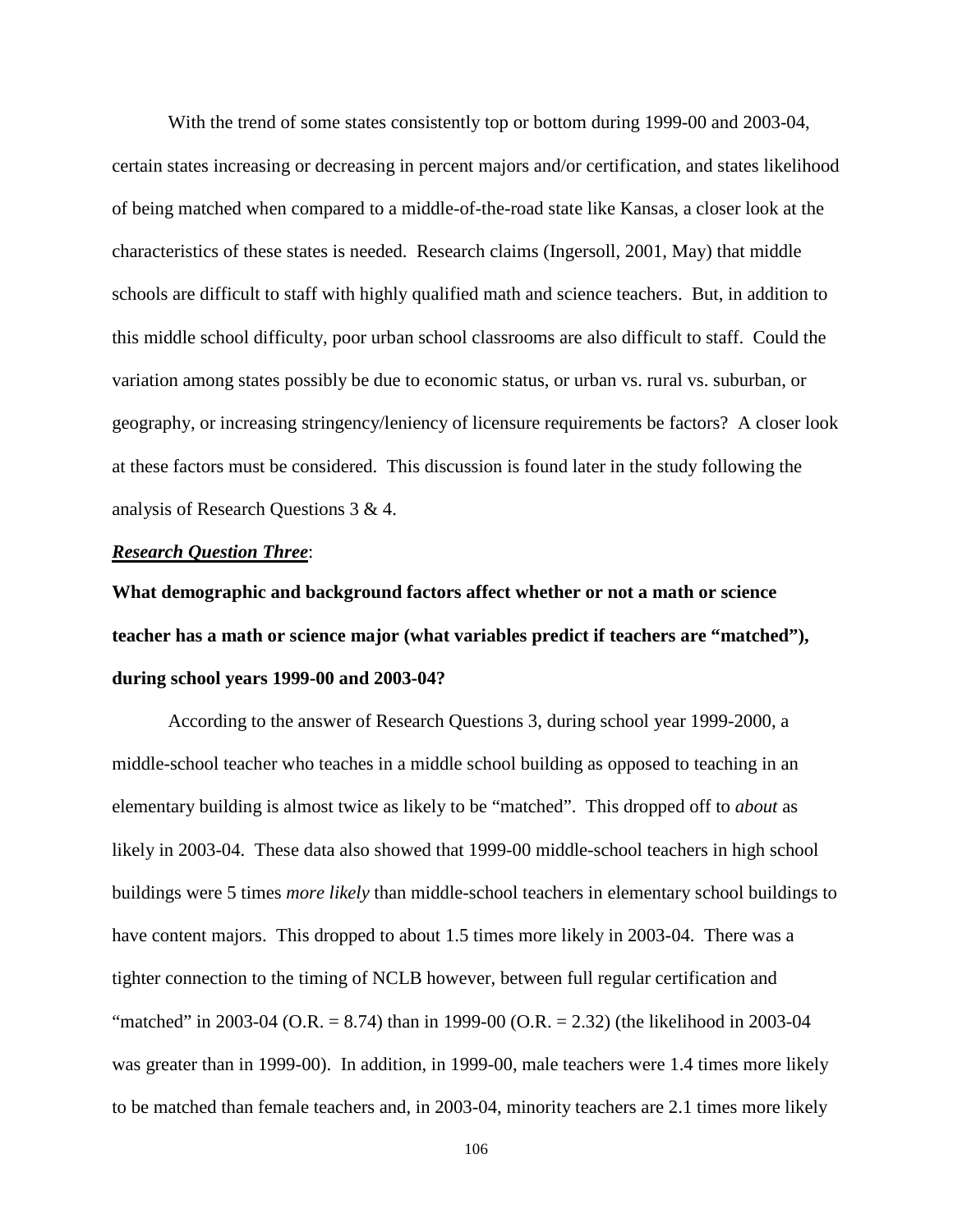With the trend of some states consistently top or bottom during 1999-00 and 2003-04, certain states increasing or decreasing in percent majors and/or certification, and states likelihood of being matched when compared to a middle-of-the-road state like Kansas, a closer look at the characteristics of these states is needed. Research claims (Ingersoll, 2001, May) that middle schools are difficult to staff with highly qualified math and science teachers. But, in addition to this middle school difficulty, poor urban school classrooms are also difficult to staff. Could the variation among states possibly be due to economic status, or urban vs. rural vs. suburban, or geography, or increasing stringency/leniency of licensure requirements be factors? A closer look at these factors must be considered. This discussion is found later in the study following the analysis of Research Questions 3 & 4.

***Research Question Three***:

**What demographic and background factors affect whether or not a math or science teacher has a math or science major (what variables predict if teachers are "matched"), during school years 1999-00 and 2003-04?**

According to the answer of Research Questions 3, during school year 1999-2000, a middle-school teacher who teaches in a middle school building as opposed to teaching in an elementary building is almost twice as likely to be "matched". This dropped off to *about* as likely in 2003-04. These data also showed that 1999-00 middle-school teachers in high school buildings were 5 times *more likely* than middle-school teachers in elementary school buildings to have content majors. This dropped to about 1.5 times more likely in 2003-04. There was a tighter connection to the timing of NCLB however, between full regular certification and "matched" in 2003-04 (O.R. = 8.74) than in 1999-00 (O.R. = 2.32) (the likelihood in 2003-04 was greater than in 1999-00). In addition, in 1999-00, male teachers were 1.4 times more likely to be matched than female teachers and, in 2003-04, minority teachers are 2.1 times more likely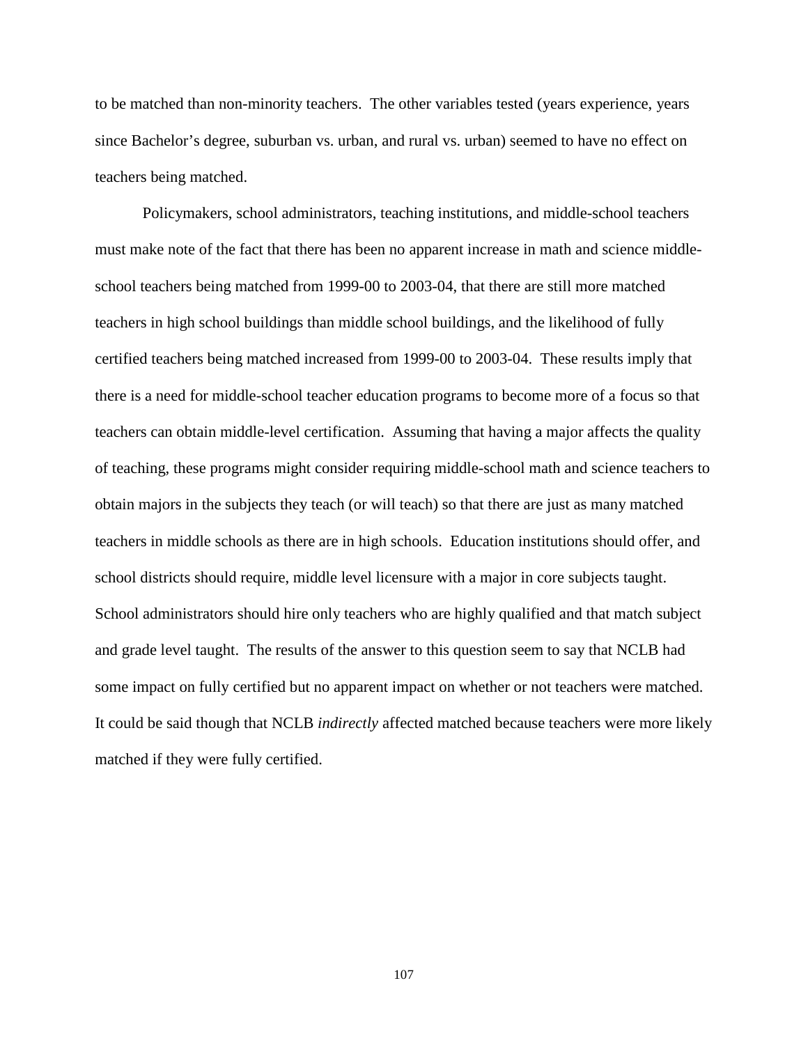to be matched than non-minority teachers. The other variables tested (years experience, years since Bachelor's degree, suburban vs. urban, and rural vs. urban) seemed to have no effect on teachers being matched.

Policymakers, school administrators, teaching institutions, and middle-school teachers must make note of the fact that there has been no apparent increase in math and science middle-school teachers being matched from 1999-00 to 2003-04, that there are still more matched teachers in high school buildings than middle school buildings, and the likelihood of fully certified teachers being matched increased from 1999-00 to 2003-04. These results imply that there is a need for middle-school teacher education programs to become more of a focus so that teachers can obtain middle-level certification. Assuming that having a major affects the quality of teaching, these programs might consider requiring middle-school math and science teachers to obtain majors in the subjects they teach (or will teach) so that there are just as many matched teachers in middle schools as there are in high schools. Education institutions should offer, and school districts should require, middle level licensure with a major in core subjects taught. School administrators should hire only teachers who are highly qualified and that match subject and grade level taught. The results of the answer to this question seem to say that NCLB had some impact on fully certified but no apparent impact on whether or not teachers were matched. It could be said though that NCLB *indirectly* affected matched because teachers were more likely matched if they were fully certified.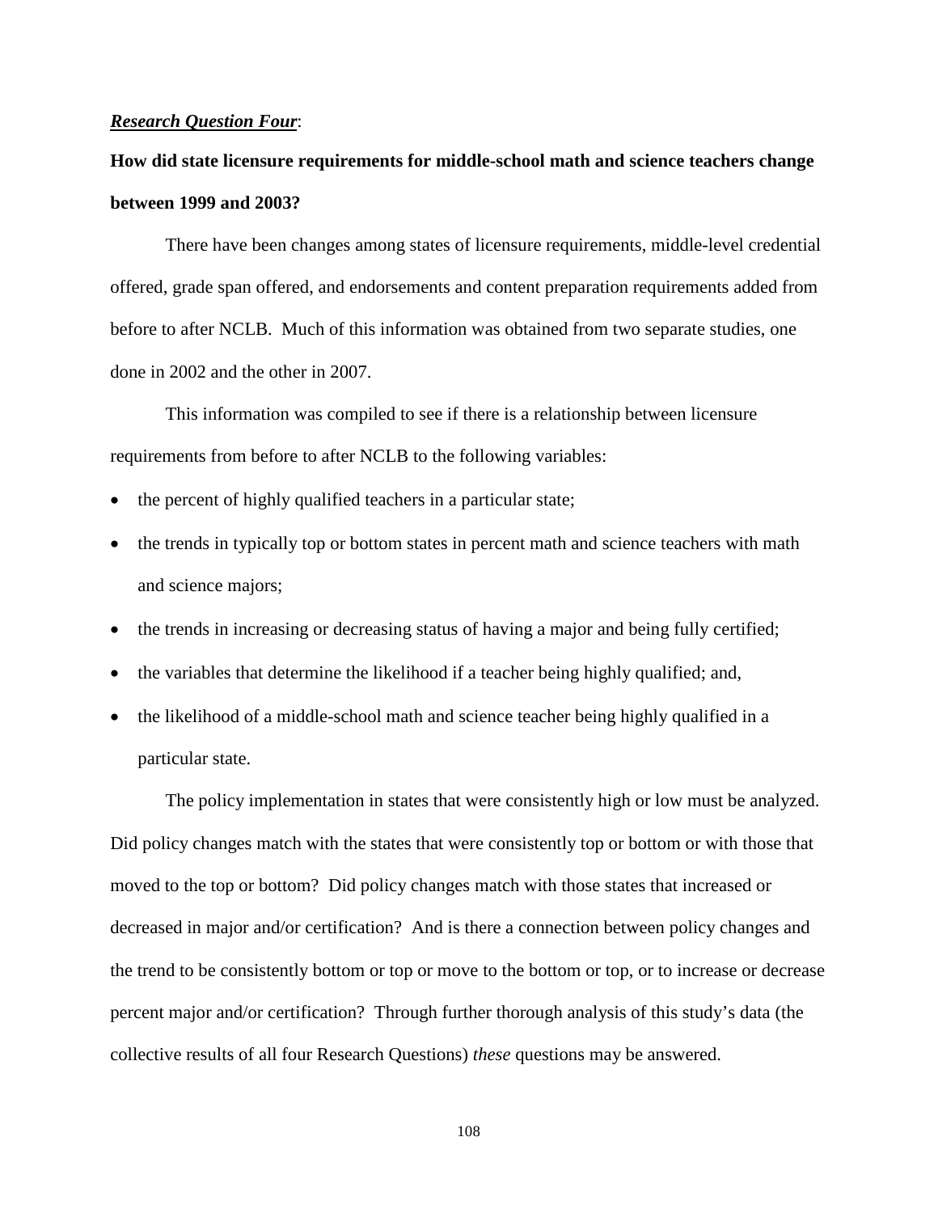***Research Question Four***:

**How did state licensure requirements for middle-school math and science teachers change between 1999 and 2003?**

There have been changes among states of licensure requirements, middle-level credential offered, grade span offered, and endorsements and content preparation requirements added from before to after NCLB. Much of this information was obtained from two separate studies, one done in 2002 and the other in 2007.

This information was compiled to see if there is a relationship between licensure requirements from before to after NCLB to the following variables:

- the percent of highly qualified teachers in a particular state;
- the trends in typically top or bottom states in percent math and science teachers with math and science majors;
- the trends in increasing or decreasing status of having a major and being fully certified;
- the variables that determine the likelihood if a teacher being highly qualified; and,
- the likelihood of a middle-school math and science teacher being highly qualified in a particular state.

The policy implementation in states that were consistently high or low must be analyzed. Did policy changes match with the states that were consistently top or bottom or with those that moved to the top or bottom? Did policy changes match with those states that increased or decreased in major and/or certification? And is there a connection between policy changes and the trend to be consistently bottom or top or move to the bottom or top, or to increase or decrease percent major and/or certification? Through further thorough analysis of this study's data (the collective results of all four Research Questions) *these* questions may be answered.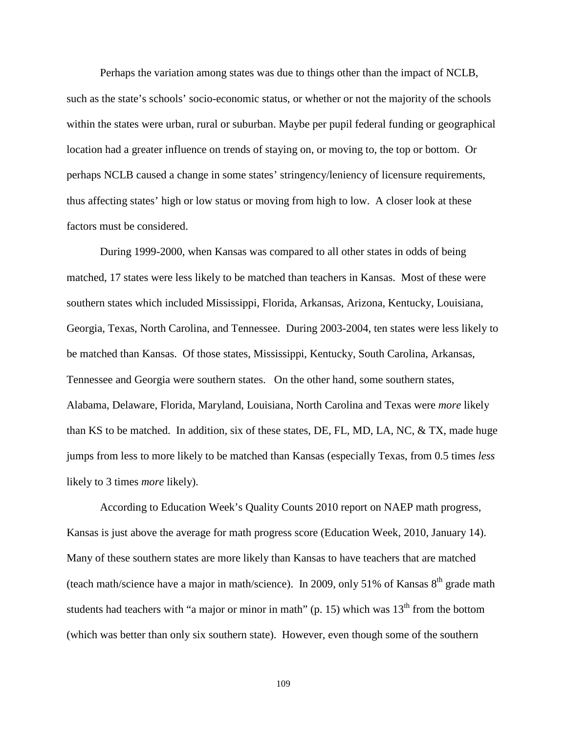Perhaps the variation among states was due to things other than the impact of NCLB, such as the state's schools' socio-economic status, or whether or not the majority of the schools within the states were urban, rural or suburban. Maybe per pupil federal funding or geographical location had a greater influence on trends of staying on, or moving to, the top or bottom. Or perhaps NCLB caused a change in some states' stringency/leniency of licensure requirements, thus affecting states' high or low status or moving from high to low. A closer look at these factors must be considered.

During 1999-2000, when Kansas was compared to all other states in odds of being matched, 17 states were less likely to be matched than teachers in Kansas. Most of these were southern states which included Mississippi, Florida, Arkansas, Arizona, Kentucky, Louisiana, Georgia, Texas, North Carolina, and Tennessee. During 2003-2004, ten states were less likely to be matched than Kansas. Of those states, Mississippi, Kentucky, South Carolina, Arkansas, Tennessee and Georgia were southern states. On the other hand, some southern states, Alabama, Delaware, Florida, Maryland, Louisiana, North Carolina and Texas were *more* likely than KS to be matched. In addition, six of these states, DE, FL, MD, LA, NC, & TX, made huge jumps from less to more likely to be matched than Kansas (especially Texas, from 0.5 times *less* likely to 3 times *more* likely).

According to Education Week's Quality Counts 2010 report on NAEP math progress, Kansas is just above the average for math progress score (Education Week, 2010, January 14). Many of these southern states are more likely than Kansas to have teachers that are matched (teach math/science have a major in math/science). In 2009, only 51% of Kansas 8th grade math students had teachers with "a major or minor in math" (p. 15) which was 13th from the bottom (which was better than only six southern state). However, even though some of the southern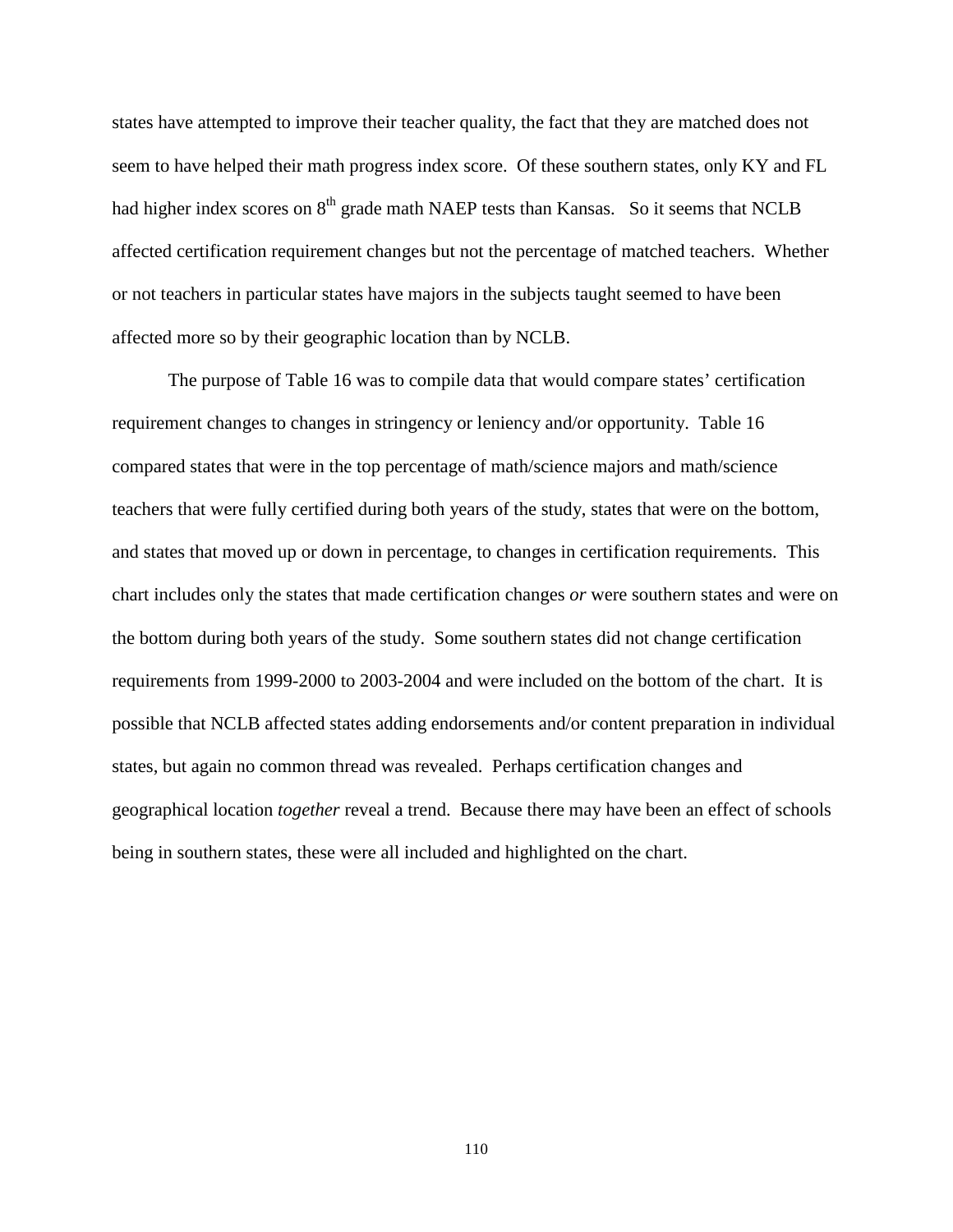states have attempted to improve their teacher quality, the fact that they are matched does not seem to have helped their math progress index score. Of these southern states, only KY and FL had higher index scores on 8th grade math NAEP tests than Kansas. So it seems that NCLB affected certification requirement changes but not the percentage of matched teachers. Whether or not teachers in particular states have majors in the subjects taught seemed to have been affected more so by their geographic location than by NCLB.

The purpose of Table 16 was to compile data that would compare states' certification requirement changes to changes in stringency or leniency and/or opportunity. Table 16 compared states that were in the top percentage of math/science majors and math/science teachers that were fully certified during both years of the study, states that were on the bottom, and states that moved up or down in percentage, to changes in certification requirements. This chart includes only the states that made certification changes *or* were southern states and were on the bottom during both years of the study. Some southern states did not change certification requirements from 1999-2000 to 2003-2004 and were included on the bottom of the chart. It is possible that NCLB affected states adding endorsements and/or content preparation in individual states, but again no common thread was revealed. Perhaps certification changes and geographical location *together* reveal a trend. Because there may have been an effect of schools being in southern states, these were all included and highlighted on the chart.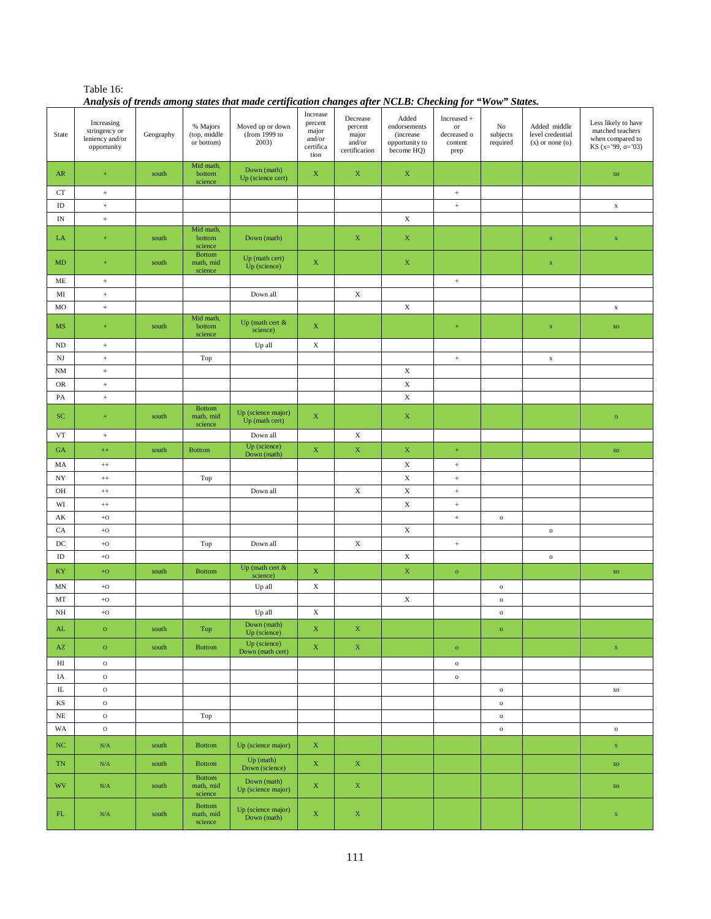Table 16:

***Analysis of trends among states that made certification changes after NCLB: Checking for "Wow" States.***

| State | Increasing stringency or leniency and/or opportunity | Geography | % Majors (top, middle or bottom) | Moved up or down (from 1999 to 2003) | Increase percent major and/or certification | Decrease percent major and/or certification | Added endorsements (increase opportunity to become HQ) | Increased + or decreased o content prep | No subjects required | Added middle level credential (x) or none (o) | Less likely to have matched teachers when compared to KS (x='99, o='03) |
|---|---|---|---|---|---|---|---|---|---|---|---|
| AR | + | south | Mid math, bottom science | Down (math) Up (science cert) | X | X | X | | | | xo |
| CT | + | | | | | | | + | | | |
| ID | + | | | | | | | + | | | x |
| IN | + | | | | | | X | | | | |
| LA | + | south | Mid math, bottom science | Down (math) | | X | X | | | x | x |
| MD | + | south | Bottom math, mid science | Up (math cert) Up (science) | X | | X | | | x | |
| ME | + | | | | | | | + | | | |
| MI | + | | | Down all | | X | | | | | |
| MO | + | | | | | | X | | | | x |
| MS | + | south | Mid math, bottom science | Up (math cert & science) | X | | | + | | x | xo |
| ND | + | | | Up all | X | | | | | | |
| NJ | + | | Top | | | | | + | | x | |
| NM | + | | | | | | X | | | | |
| OR | + | | | | | | X | | | | |
| PA | + | | | | | | X | | | | |
| SC | + | south | Bottom math, mid science | Up (science major) Up (math cert) | X | | X | | | | o |
| VT | + | | | Down all | | X | | | | | |
| GA | ++ | south | Bottom | Up (science) Down (math) | X | X | X | + | | | xo |
| MA | ++ | | | | | | X | + | | | |
| NY | ++ | | Top | | | | X | + | | | |
| OH | ++ | | | Down all | | X | X | + | | | |
| WI | ++ | | | | | | X | + | | | |
| AK | +O | | | | | | | + | o | | |
| CA | +O | | | | | | X | | | o | |
| DC | +O | | Top | Down all | | X | | + | | | |
| ID | +O | | | | | | X | | | o | |
| KY | +O | south | Bottom | Up (math cert & science) | X | | X | o | | | xo |
| MN | +O | | | Up all | X | | | | o | | |
| MT | +O | | | | | | X | | o | | |
| NH | +O | | | Up all | X | | | | o | | |
| AL | O | south | Top | Down (math) Up (science) | X | X | | | o | | |
| AZ | O | south | Bottom | Up (science) Down (math cert) | X | X | | o | | | x |
| HI | O | | | | | | | o | | | |
| IA | O | | | | | | | o | | | |
| IL | O | | | | | | | | o | | xo |
| KS | O | | | | | | | | o | | |
| NE | O | | Top | | | | | | o | | |
| WA | O | | | | | | | | o | | o |
| NC | N/A | south | Bottom | Up (science major) | X | | | | | | x |
| TN | N/A | south | Bottom | Up (math) Down (science) | X | X | | | | | xo |
| WV | N/A | south | Bottom math, mid science | Down (math) Up (science major) | X | X | | | | | xo |
| FL | N/A | south | Bottom math, mid science | Up (science major) Down (math) | X | X | | | | | x |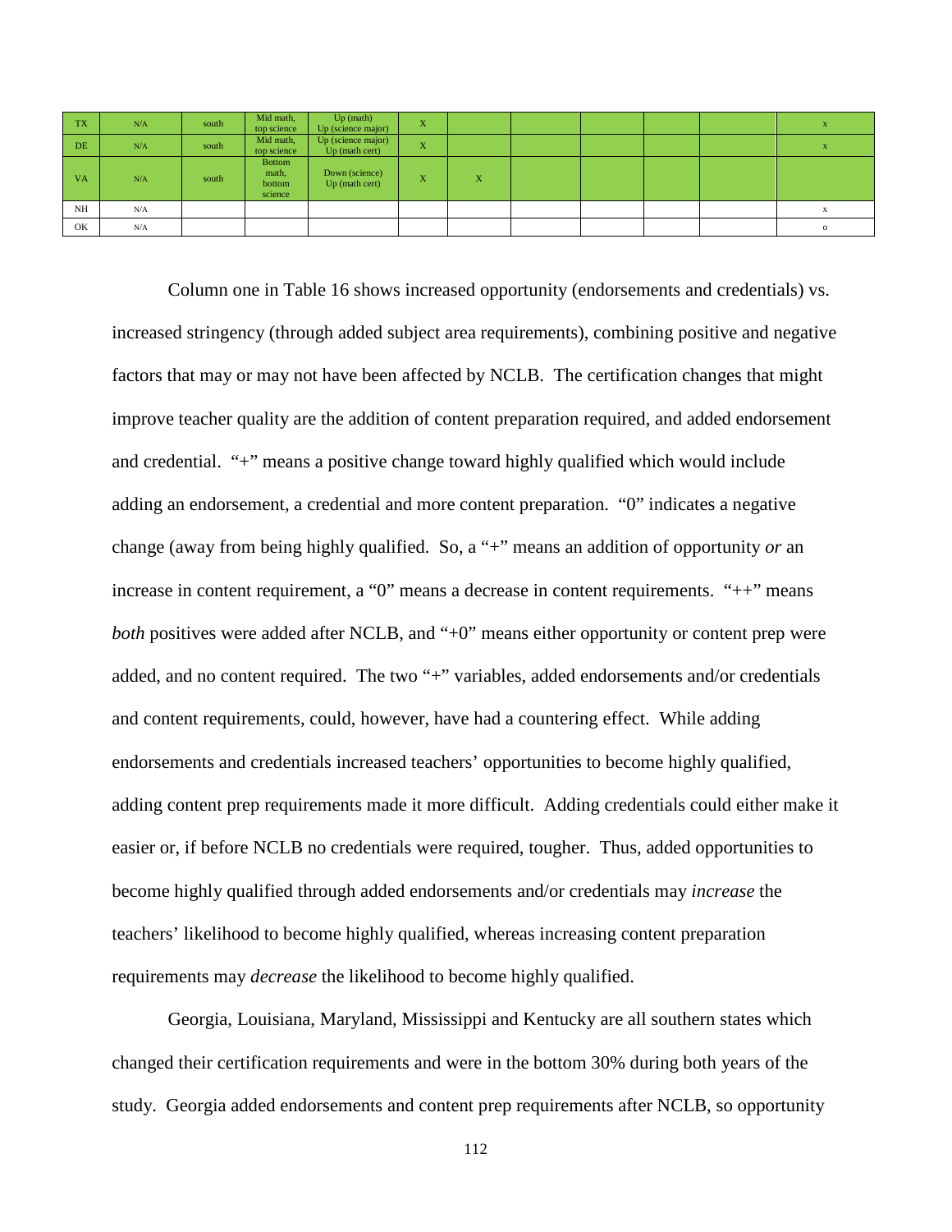| TX | N/A | south | Mid math, top science | Up (math) Up (science major) | X | | | | | | x |
|---|---|---|---|---|---|---|---|---|---|---|---|
| DE | N/A | south | Mid math, top science | Up (science major) Up (math cert) | X | | | | | | x |
| VA | N/A | south | Bottom math, bottom science | Down (science) Up (math cert) | X | X | | | | | |
| NH | N/A | | | | | | | | | | x |
| OK | N/A | | | | | | | | | | o |

Column one in Table 16 shows increased opportunity (endorsements and credentials) vs. increased stringency (through added subject area requirements), combining positive and negative factors that may or may not have been affected by NCLB. The certification changes that might improve teacher quality are the addition of content preparation required, and added endorsement and credential. "+" means a positive change toward highly qualified which would include adding an endorsement, a credential and more content preparation. "0" indicates a negative change (away from being highly qualified. So, a "+" means an addition of opportunity *or* an increase in content requirement, a "0" means a decrease in content requirements. "++" means *both* positives were added after NCLB, and "+0" means either opportunity or content prep were added, and no content required. The two "+" variables, added endorsements and/or credentials and content requirements, could, however, have had a countering effect. While adding endorsements and credentials increased teachers' opportunities to become highly qualified, adding content prep requirements made it more difficult. Adding credentials could either make it easier or, if before NCLB no credentials were required, tougher. Thus, added opportunities to become highly qualified through added endorsements and/or credentials may *increase* the teachers' likelihood to become highly qualified, whereas increasing content preparation requirements may *decrease* the likelihood to become highly qualified.

Georgia, Louisiana, Maryland, Mississippi and Kentucky are all southern states which changed their certification requirements and were in the bottom 30% during both years of the study. Georgia added endorsements and content prep requirements after NCLB, so opportunity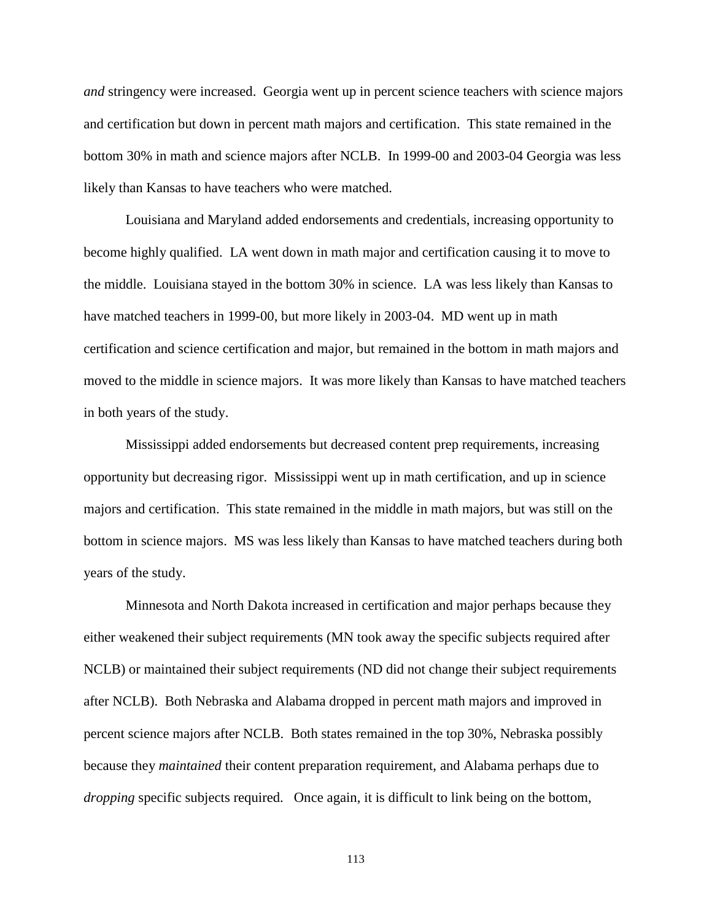*and* stringency were increased. Georgia went up in percent science teachers with science majors and certification but down in percent math majors and certification. This state remained in the bottom 30% in math and science majors after NCLB. In 1999-00 and 2003-04 Georgia was less likely than Kansas to have teachers who were matched.

Louisiana and Maryland added endorsements and credentials, increasing opportunity to become highly qualified. LA went down in math major and certification causing it to move to the middle. Louisiana stayed in the bottom 30% in science. LA was less likely than Kansas to have matched teachers in 1999-00, but more likely in 2003-04. MD went up in math certification and science certification and major, but remained in the bottom in math majors and moved to the middle in science majors. It was more likely than Kansas to have matched teachers in both years of the study.

Mississippi added endorsements but decreased content prep requirements, increasing opportunity but decreasing rigor. Mississippi went up in math certification, and up in science majors and certification. This state remained in the middle in math majors, but was still on the bottom in science majors. MS was less likely than Kansas to have matched teachers during both years of the study.

Minnesota and North Dakota increased in certification and major perhaps because they either weakened their subject requirements (MN took away the specific subjects required after NCLB) or maintained their subject requirements (ND did not change their subject requirements after NCLB). Both Nebraska and Alabama dropped in percent math majors and improved in percent science majors after NCLB. Both states remained in the top 30%, Nebraska possibly because they *maintained* their content preparation requirement, and Alabama perhaps due to *dropping* specific subjects required. Once again, it is difficult to link being on the bottom,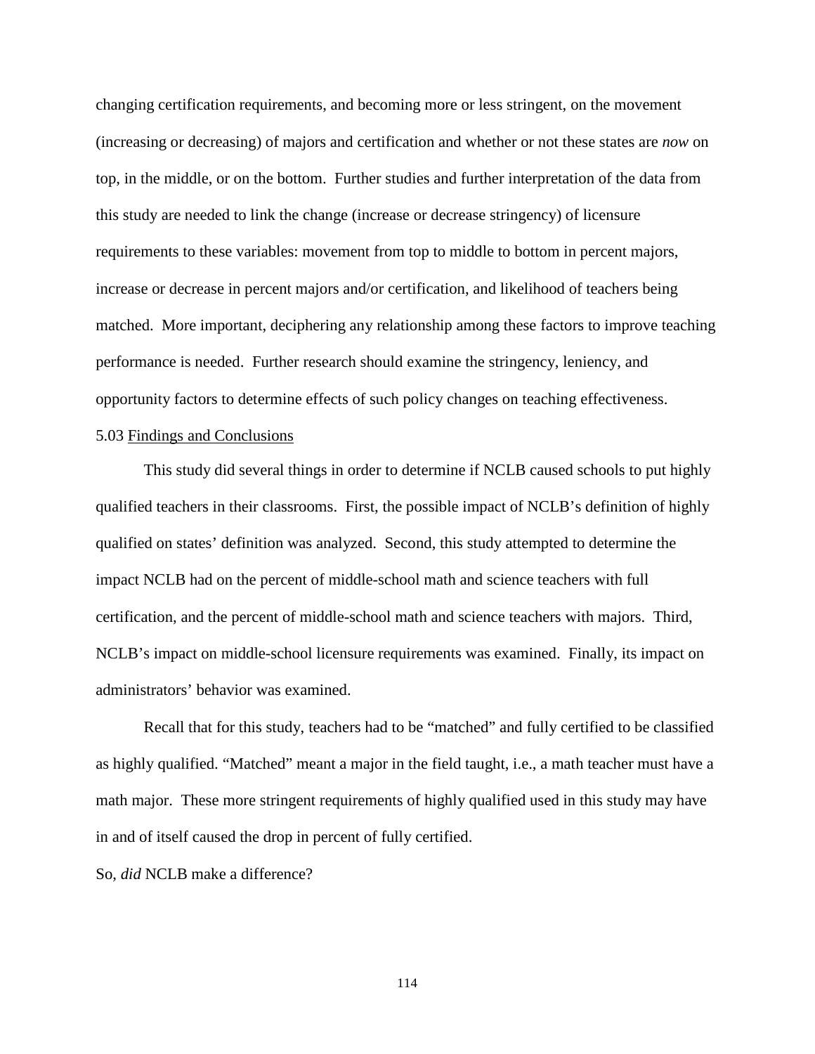changing certification requirements, and becoming more or less stringent, on the movement (increasing or decreasing) of majors and certification and whether or not these states are *now* on top, in the middle, or on the bottom. Further studies and further interpretation of the data from this study are needed to link the change (increase or decrease stringency) of licensure requirements to these variables: movement from top to middle to bottom in percent majors, increase or decrease in percent majors and/or certification, and likelihood of teachers being matched. More important, deciphering any relationship among these factors to improve teaching performance is needed. Further research should examine the stringency, leniency, and opportunity factors to determine effects of such policy changes on teaching effectiveness.

### 5.03 Findings and Conclusions

This study did several things in order to determine if NCLB caused schools to put highly qualified teachers in their classrooms. First, the possible impact of NCLB's definition of highly qualified on states' definition was analyzed. Second, this study attempted to determine the impact NCLB had on the percent of middle-school math and science teachers with full certification, and the percent of middle-school math and science teachers with majors. Third, NCLB's impact on middle-school licensure requirements was examined. Finally, its impact on administrators' behavior was examined.

Recall that for this study, teachers had to be "matched" and fully certified to be classified as highly qualified. "Matched" meant a major in the field taught, i.e., a math teacher must have a math major. These more stringent requirements of highly qualified used in this study may have in and of itself caused the drop in percent of fully certified.

So, *did* NCLB make a difference?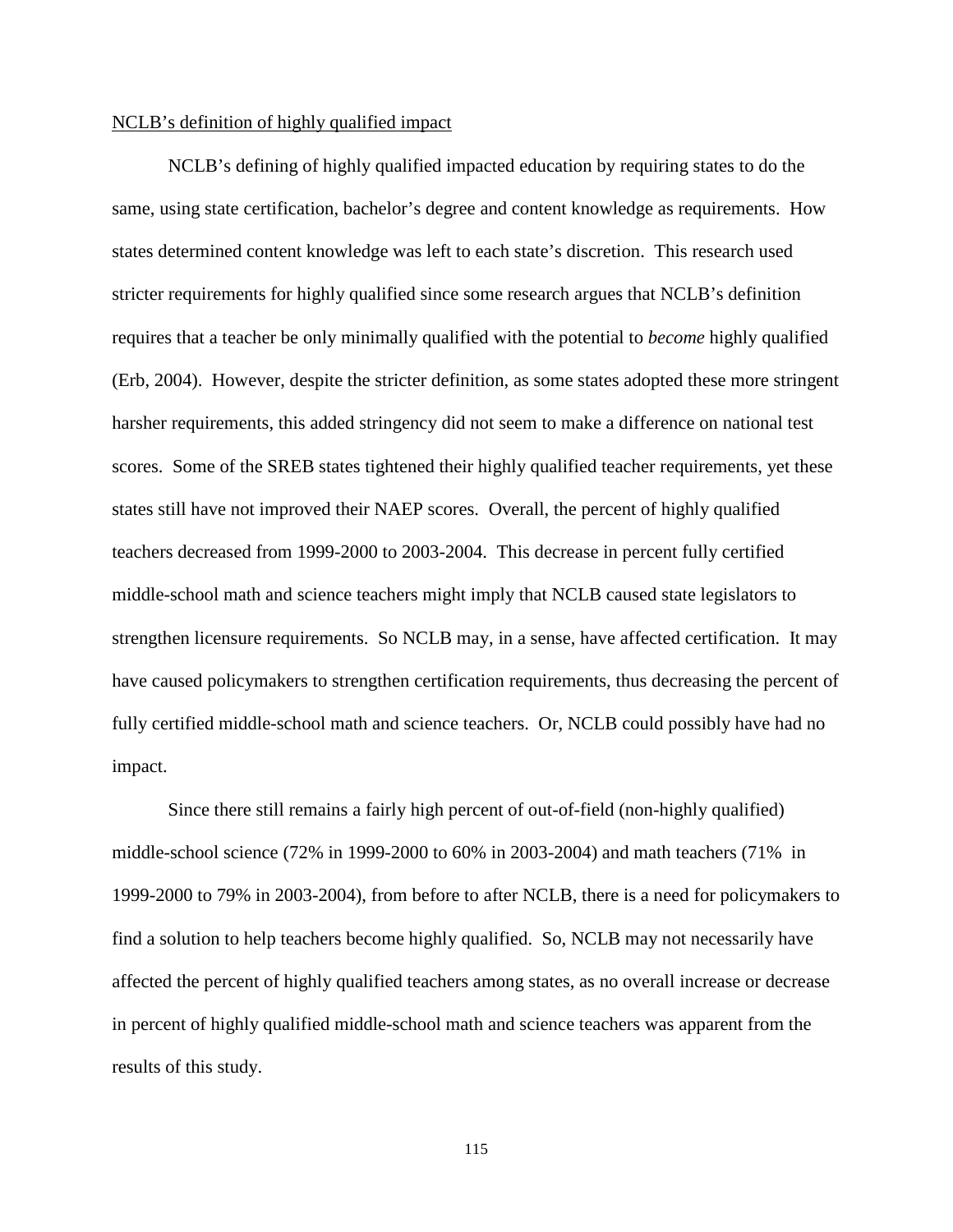NCLB's definition of highly qualified impact

NCLB's defining of highly qualified impacted education by requiring states to do the same, using state certification, bachelor's degree and content knowledge as requirements. How states determined content knowledge was left to each state's discretion. This research used stricter requirements for highly qualified since some research argues that NCLB's definition requires that a teacher be only minimally qualified with the potential to *become* highly qualified (Erb, 2004). However, despite the stricter definition, as some states adopted these more stringent harsher requirements, this added stringency did not seem to make a difference on national test scores. Some of the SREB states tightened their highly qualified teacher requirements, yet these states still have not improved their NAEP scores. Overall, the percent of highly qualified teachers decreased from 1999-2000 to 2003-2004. This decrease in percent fully certified middle-school math and science teachers might imply that NCLB caused state legislators to strengthen licensure requirements. So NCLB may, in a sense, have affected certification. It may have caused policymakers to strengthen certification requirements, thus decreasing the percent of fully certified middle-school math and science teachers. Or, NCLB could possibly have had no impact.

Since there still remains a fairly high percent of out-of-field (non-highly qualified) middle-school science (72% in 1999-2000 to 60% in 2003-2004) and math teachers (71% in 1999-2000 to 79% in 2003-2004), from before to after NCLB, there is a need for policymakers to find a solution to help teachers become highly qualified. So, NCLB may not necessarily have affected the percent of highly qualified teachers among states, as no overall increase or decrease in percent of highly qualified middle-school math and science teachers was apparent from the results of this study.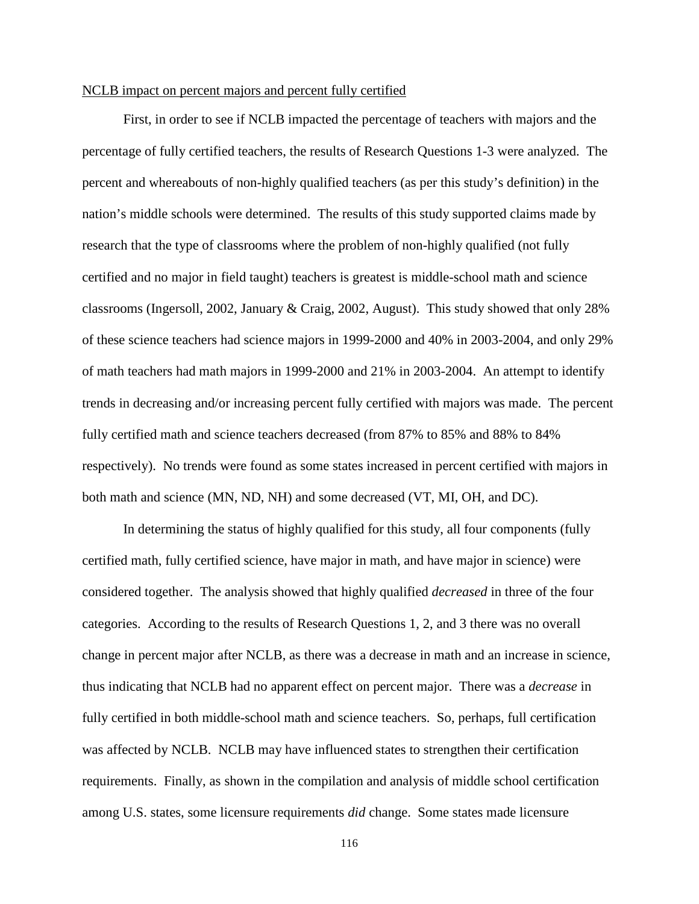NCLB impact on percent majors and percent fully certified

First, in order to see if NCLB impacted the percentage of teachers with majors and the percentage of fully certified teachers, the results of Research Questions 1-3 were analyzed. The percent and whereabouts of non-highly qualified teachers (as per this study's definition) in the nation's middle schools were determined. The results of this study supported claims made by research that the type of classrooms where the problem of non-highly qualified (not fully certified and no major in field taught) teachers is greatest is middle-school math and science classrooms (Ingersoll, 2002, January & Craig, 2002, August). This study showed that only 28% of these science teachers had science majors in 1999-2000 and 40% in 2003-2004, and only 29% of math teachers had math majors in 1999-2000 and 21% in 2003-2004. An attempt to identify trends in decreasing and/or increasing percent fully certified with majors was made. The percent fully certified math and science teachers decreased (from 87% to 85% and 88% to 84% respectively). No trends were found as some states increased in percent certified with majors in both math and science (MN, ND, NH) and some decreased (VT, MI, OH, and DC).

In determining the status of highly qualified for this study, all four components (fully certified math, fully certified science, have major in math, and have major in science) were considered together. The analysis showed that highly qualified *decreased* in three of the four categories. According to the results of Research Questions 1, 2, and 3 there was no overall change in percent major after NCLB, as there was a decrease in math and an increase in science, thus indicating that NCLB had no apparent effect on percent major. There was a *decrease* in fully certified in both middle-school math and science teachers. So, perhaps, full certification was affected by NCLB. NCLB may have influenced states to strengthen their certification requirements. Finally, as shown in the compilation and analysis of middle school certification among U.S. states, some licensure requirements *did* change. Some states made licensure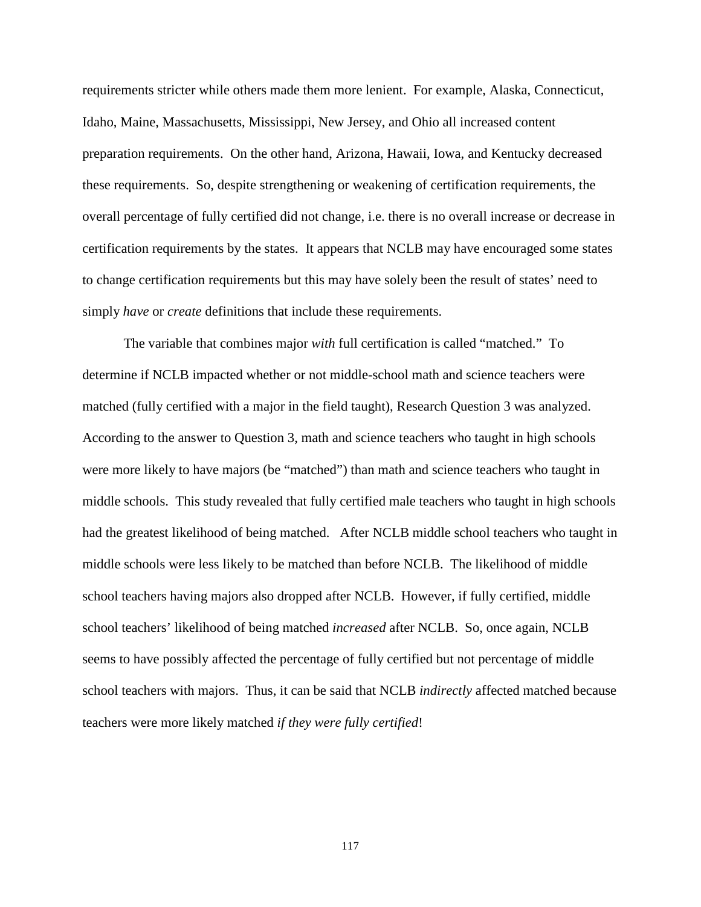requirements stricter while others made them more lenient. For example, Alaska, Connecticut, Idaho, Maine, Massachusetts, Mississippi, New Jersey, and Ohio all increased content preparation requirements. On the other hand, Arizona, Hawaii, Iowa, and Kentucky decreased these requirements. So, despite strengthening or weakening of certification requirements, the overall percentage of fully certified did not change, i.e. there is no overall increase or decrease in certification requirements by the states. It appears that NCLB may have encouraged some states to change certification requirements but this may have solely been the result of states' need to simply *have* or *create* definitions that include these requirements.

The variable that combines major *with* full certification is called "matched." To determine if NCLB impacted whether or not middle-school math and science teachers were matched (fully certified with a major in the field taught), Research Question 3 was analyzed. According to the answer to Question 3, math and science teachers who taught in high schools were more likely to have majors (be "matched") than math and science teachers who taught in middle schools. This study revealed that fully certified male teachers who taught in high schools had the greatest likelihood of being matched. After NCLB middle school teachers who taught in middle schools were less likely to be matched than before NCLB. The likelihood of middle school teachers having majors also dropped after NCLB. However, if fully certified, middle school teachers' likelihood of being matched *increased* after NCLB. So, once again, NCLB seems to have possibly affected the percentage of fully certified but not percentage of middle school teachers with majors. Thus, it can be said that NCLB *indirectly* affected matched because teachers were more likely matched *if they were fully certified*!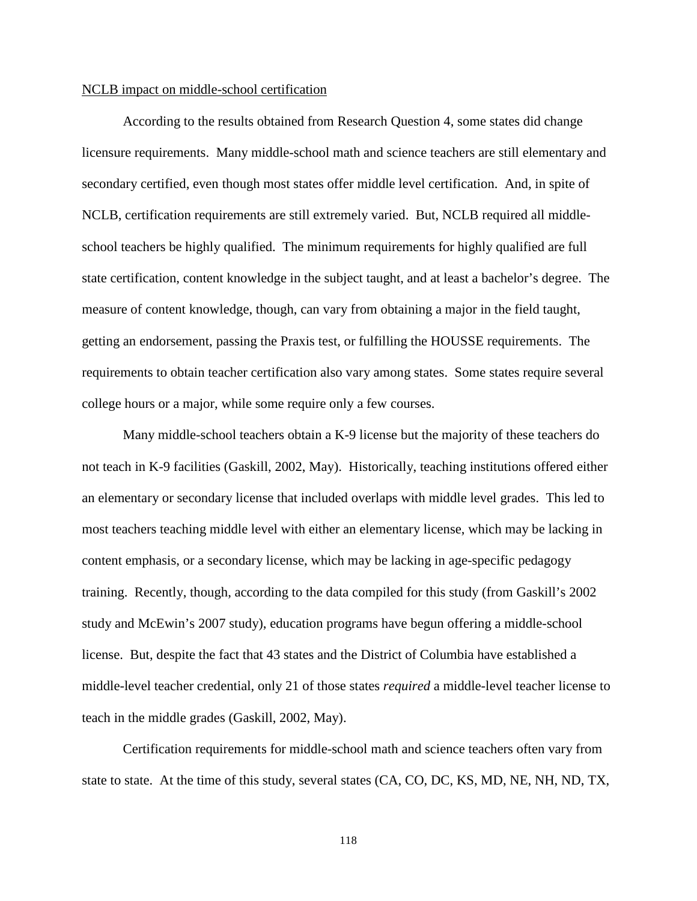NCLB impact on middle-school certification

According to the results obtained from Research Question 4, some states did change licensure requirements. Many middle-school math and science teachers are still elementary and secondary certified, even though most states offer middle level certification. And, in spite of NCLB, certification requirements are still extremely varied. But, NCLB required all middle-school teachers be highly qualified. The minimum requirements for highly qualified are full state certification, content knowledge in the subject taught, and at least a bachelor's degree. The measure of content knowledge, though, can vary from obtaining a major in the field taught, getting an endorsement, passing the Praxis test, or fulfilling the HOUSSE requirements. The requirements to obtain teacher certification also vary among states. Some states require several college hours or a major, while some require only a few courses.

Many middle-school teachers obtain a K-9 license but the majority of these teachers do not teach in K-9 facilities (Gaskill, 2002, May). Historically, teaching institutions offered either an elementary or secondary license that included overlaps with middle level grades. This led to most teachers teaching middle level with either an elementary license, which may be lacking in content emphasis, or a secondary license, which may be lacking in age-specific pedagogy training. Recently, though, according to the data compiled for this study (from Gaskill's 2002 study and McEwin's 2007 study), education programs have begun offering a middle-school license. But, despite the fact that 43 states and the District of Columbia have established a middle-level teacher credential, only 21 of those states *required* a middle-level teacher license to teach in the middle grades (Gaskill, 2002, May).

Certification requirements for middle-school math and science teachers often vary from state to state. At the time of this study, several states (CA, CO, DC, KS, MD, NE, NH, ND, TX,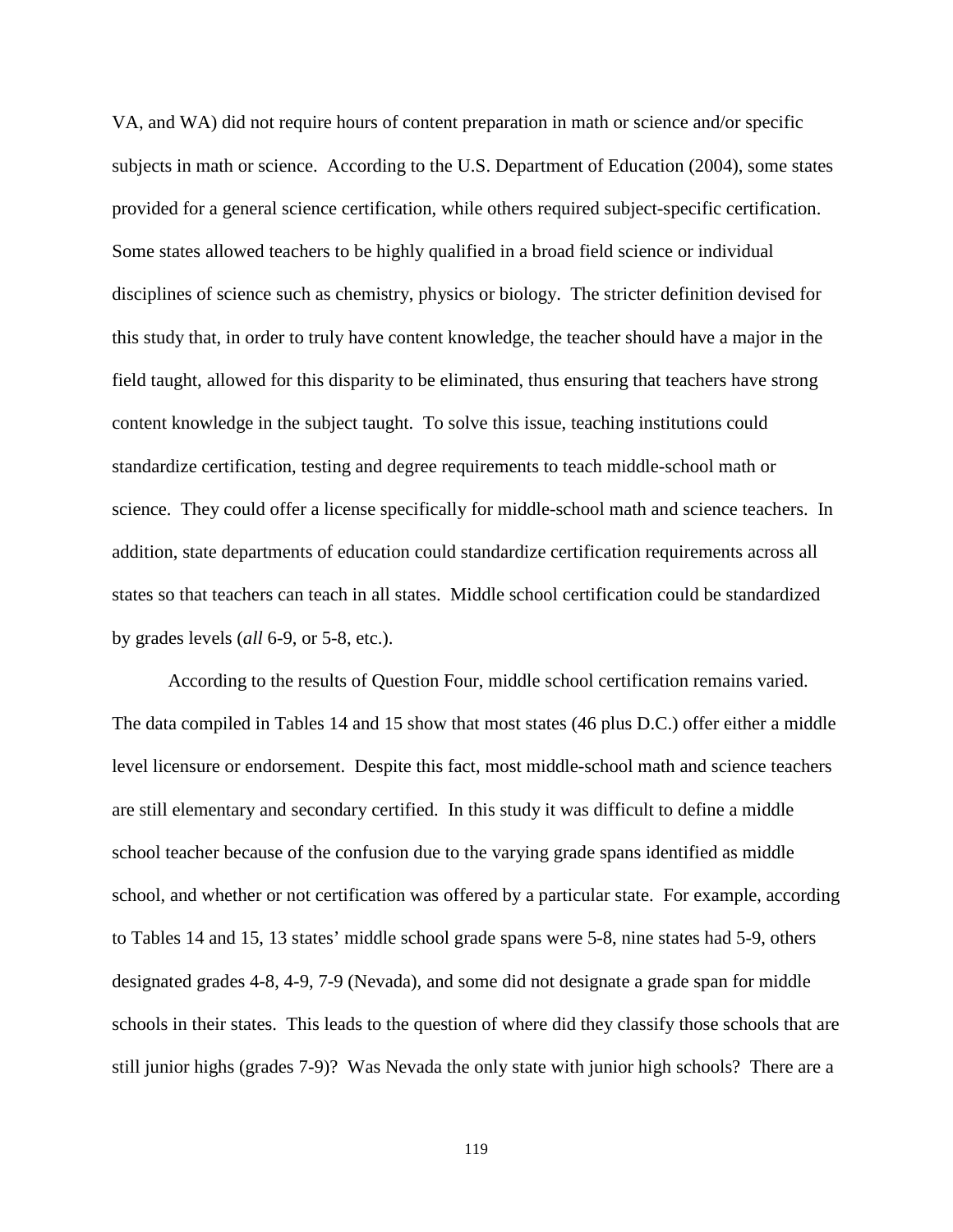VA, and WA) did not require hours of content preparation in math or science and/or specific subjects in math or science. According to the U.S. Department of Education (2004), some states provided for a general science certification, while others required subject-specific certification. Some states allowed teachers to be highly qualified in a broad field science or individual disciplines of science such as chemistry, physics or biology. The stricter definition devised for this study that, in order to truly have content knowledge, the teacher should have a major in the field taught, allowed for this disparity to be eliminated, thus ensuring that teachers have strong content knowledge in the subject taught. To solve this issue, teaching institutions could standardize certification, testing and degree requirements to teach middle-school math or science. They could offer a license specifically for middle-school math and science teachers. In addition, state departments of education could standardize certification requirements across all states so that teachers can teach in all states. Middle school certification could be standardized by grades levels (*all* 6-9, or 5-8, etc.).

According to the results of Question Four, middle school certification remains varied. The data compiled in Tables 14 and 15 show that most states (46 plus D.C.) offer either a middle level licensure or endorsement. Despite this fact, most middle-school math and science teachers are still elementary and secondary certified. In this study it was difficult to define a middle school teacher because of the confusion due to the varying grade spans identified as middle school, and whether or not certification was offered by a particular state. For example, according to Tables 14 and 15, 13 states' middle school grade spans were 5-8, nine states had 5-9, others designated grades 4-8, 4-9, 7-9 (Nevada), and some did not designate a grade span for middle schools in their states. This leads to the question of where did they classify those schools that are still junior highs (grades 7-9)? Was Nevada the only state with junior high schools? There are a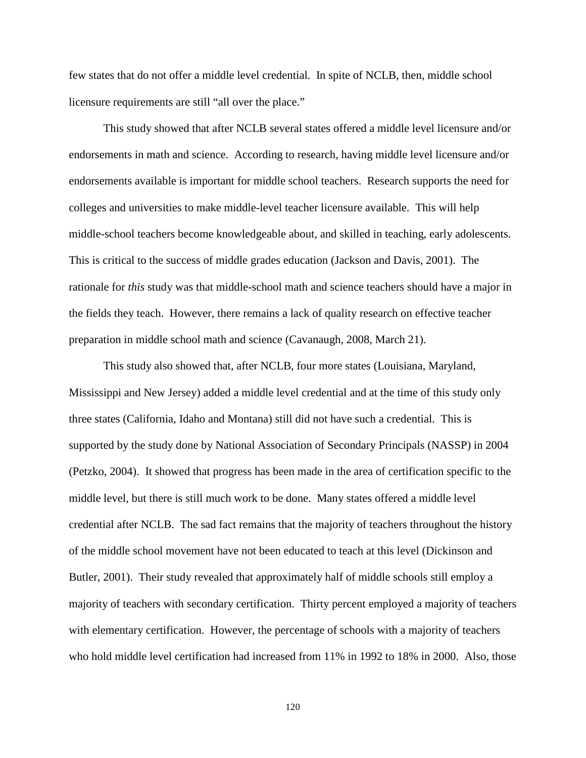few states that do not offer a middle level credential. In spite of NCLB, then, middle school licensure requirements are still "all over the place."

This study showed that after NCLB several states offered a middle level licensure and/or endorsements in math and science. According to research, having middle level licensure and/or endorsements available is important for middle school teachers. Research supports the need for colleges and universities to make middle-level teacher licensure available. This will help middle-school teachers become knowledgeable about, and skilled in teaching, early adolescents. This is critical to the success of middle grades education (Jackson and Davis, 2001). The rationale for *this* study was that middle-school math and science teachers should have a major in the fields they teach. However, there remains a lack of quality research on effective teacher preparation in middle school math and science (Cavanaugh, 2008, March 21).

This study also showed that, after NCLB, four more states (Louisiana, Maryland, Mississippi and New Jersey) added a middle level credential and at the time of this study only three states (California, Idaho and Montana) still did not have such a credential. This is supported by the study done by National Association of Secondary Principals (NASSP) in 2004 (Petzko, 2004). It showed that progress has been made in the area of certification specific to the middle level, but there is still much work to be done. Many states offered a middle level credential after NCLB. The sad fact remains that the majority of teachers throughout the history of the middle school movement have not been educated to teach at this level (Dickinson and Butler, 2001). Their study revealed that approximately half of middle schools still employ a majority of teachers with secondary certification. Thirty percent employed a majority of teachers with elementary certification. However, the percentage of schools with a majority of teachers who hold middle level certification had increased from 11% in 1992 to 18% in 2000. Also, those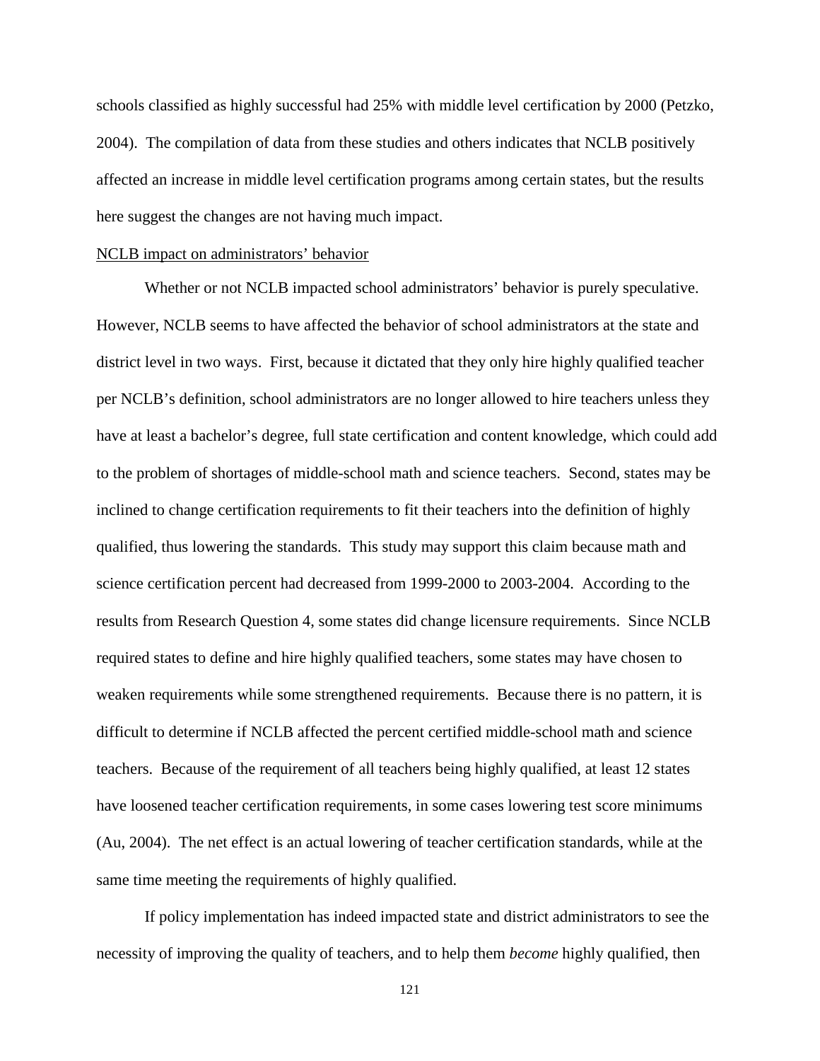schools classified as highly successful had 25% with middle level certification by 2000 (Petzko, 2004). The compilation of data from these studies and others indicates that NCLB positively affected an increase in middle level certification programs among certain states, but the results here suggest the changes are not having much impact.

<u>NCLB impact on administrators' behavior</u>

Whether or not NCLB impacted school administrators' behavior is purely speculative. However, NCLB seems to have affected the behavior of school administrators at the state and district level in two ways. First, because it dictated that they only hire highly qualified teacher per NCLB's definition, school administrators are no longer allowed to hire teachers unless they have at least a bachelor's degree, full state certification and content knowledge, which could add to the problem of shortages of middle-school math and science teachers. Second, states may be inclined to change certification requirements to fit their teachers into the definition of highly qualified, thus lowering the standards. This study may support this claim because math and science certification percent had decreased from 1999-2000 to 2003-2004. According to the results from Research Question 4, some states did change licensure requirements. Since NCLB required states to define and hire highly qualified teachers, some states may have chosen to weaken requirements while some strengthened requirements. Because there is no pattern, it is difficult to determine if NCLB affected the percent certified middle-school math and science teachers. Because of the requirement of all teachers being highly qualified, at least 12 states have loosened teacher certification requirements, in some cases lowering test score minimums (Au, 2004). The net effect is an actual lowering of teacher certification standards, while at the same time meeting the requirements of highly qualified.

If policy implementation has indeed impacted state and district administrators to see the necessity of improving the quality of teachers, and to help them *become* highly qualified, then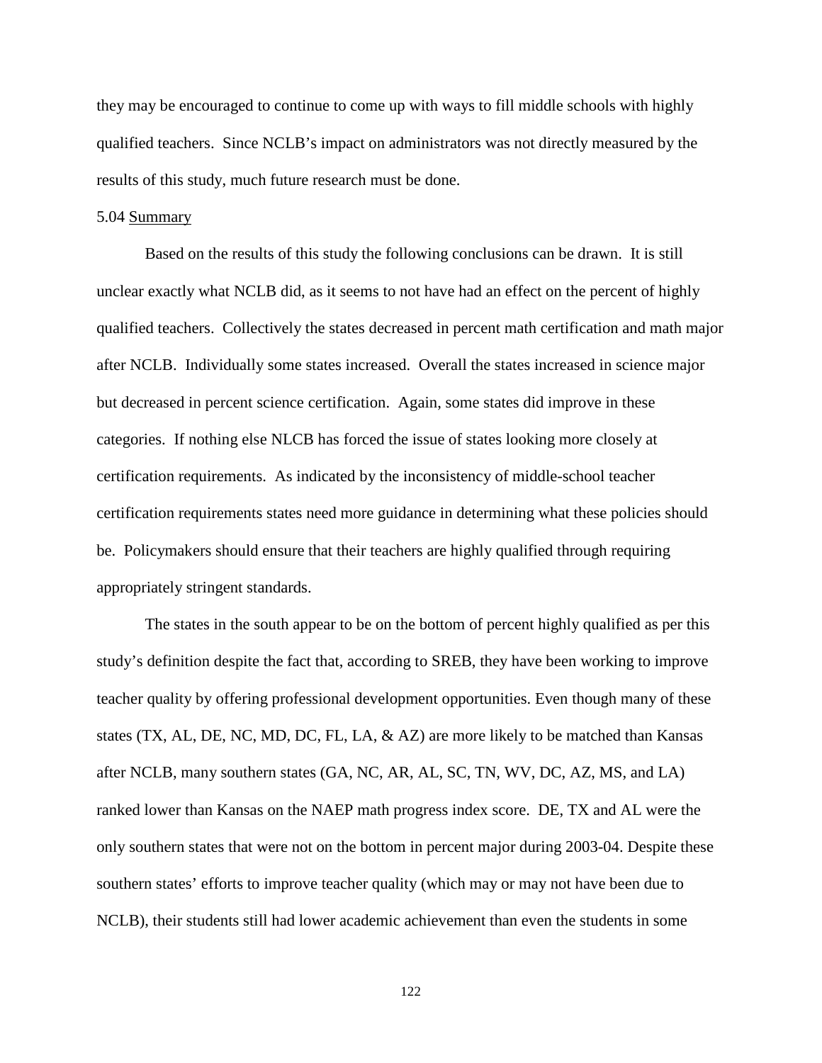they may be encouraged to continue to come up with ways to fill middle schools with highly qualified teachers. Since NCLB's impact on administrators was not directly measured by the results of this study, much future research must be done.

### 5.04 Summary

Based on the results of this study the following conclusions can be drawn. It is still unclear exactly what NCLB did, as it seems to not have had an effect on the percent of highly qualified teachers. Collectively the states decreased in percent math certification and math major after NCLB. Individually some states increased. Overall the states increased in science major but decreased in percent science certification. Again, some states did improve in these categories. If nothing else NLCB has forced the issue of states looking more closely at certification requirements. As indicated by the inconsistency of middle-school teacher certification requirements states need more guidance in determining what these policies should be. Policymakers should ensure that their teachers are highly qualified through requiring appropriately stringent standards.

The states in the south appear to be on the bottom of percent highly qualified as per this study's definition despite the fact that, according to SREB, they have been working to improve teacher quality by offering professional development opportunities. Even though many of these states (TX, AL, DE, NC, MD, DC, FL, LA, & AZ) are more likely to be matched than Kansas after NCLB, many southern states (GA, NC, AR, AL, SC, TN, WV, DC, AZ, MS, and LA) ranked lower than Kansas on the NAEP math progress index score. DE, TX and AL were the only southern states that were not on the bottom in percent major during 2003-04. Despite these southern states' efforts to improve teacher quality (which may or may not have been due to NCLB), their students still had lower academic achievement than even the students in some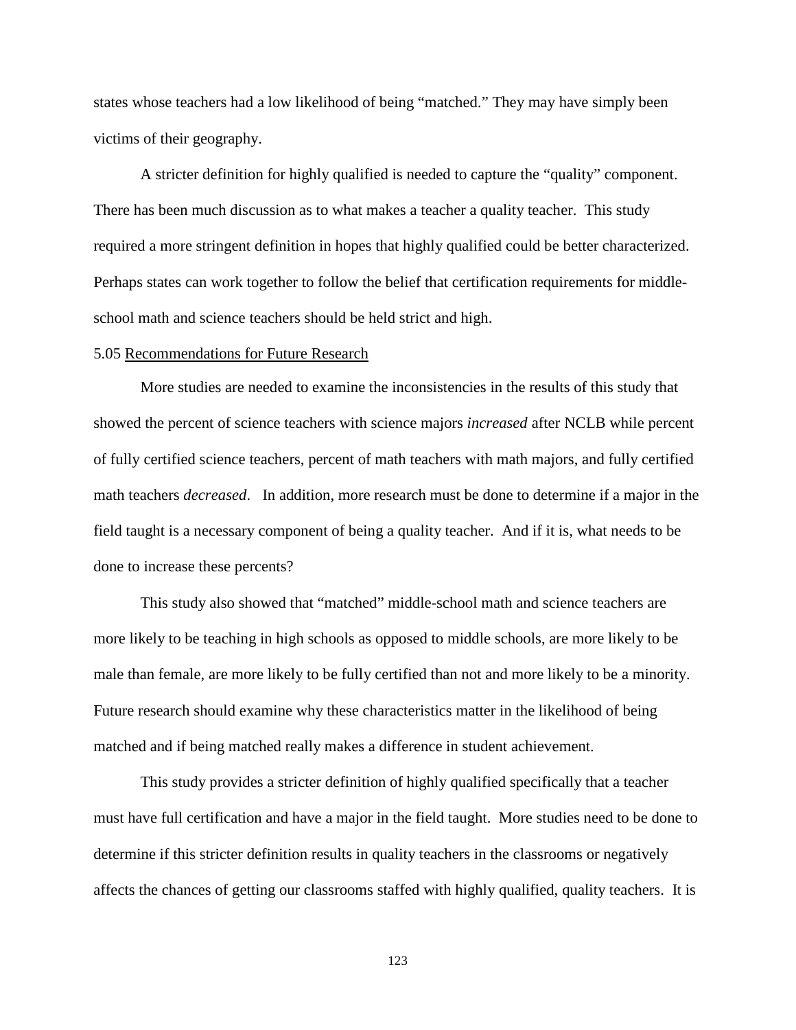states whose teachers had a low likelihood of being "matched." They may have simply been victims of their geography.

A stricter definition for highly qualified is needed to capture the "quality" component. There has been much discussion as to what makes a teacher a quality teacher. This study required a more stringent definition in hopes that highly qualified could be better characterized. Perhaps states can work together to follow the belief that certification requirements for middle-school math and science teachers should be held strict and high.

5.05 <u>Recommendations for Future Research</u>

More studies are needed to examine the inconsistencies in the results of this study that showed the percent of science teachers with science majors *increased* after NCLB while percent of fully certified science teachers, percent of math teachers with math majors, and fully certified math teachers *decreased*. In addition, more research must be done to determine if a major in the field taught is a necessary component of being a quality teacher. And if it is, what needs to be done to increase these percents?

This study also showed that "matched" middle-school math and science teachers are more likely to be teaching in high schools as opposed to middle schools, are more likely to be male than female, are more likely to be fully certified than not and more likely to be a minority. Future research should examine why these characteristics matter in the likelihood of being matched and if being matched really makes a difference in student achievement.

This study provides a stricter definition of highly qualified specifically that a teacher must have full certification and have a major in the field taught. More studies need to be done to determine if this stricter definition results in quality teachers in the classrooms or negatively affects the chances of getting our classrooms staffed with highly qualified, quality teachers. It is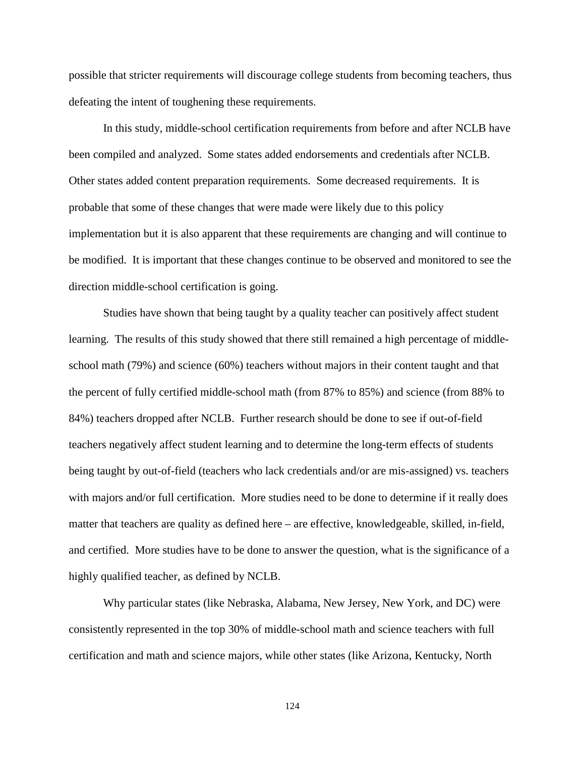possible that stricter requirements will discourage college students from becoming teachers, thus defeating the intent of toughening these requirements.

In this study, middle-school certification requirements from before and after NCLB have been compiled and analyzed. Some states added endorsements and credentials after NCLB. Other states added content preparation requirements. Some decreased requirements. It is probable that some of these changes that were made were likely due to this policy implementation but it is also apparent that these requirements are changing and will continue to be modified. It is important that these changes continue to be observed and monitored to see the direction middle-school certification is going.

Studies have shown that being taught by a quality teacher can positively affect student learning. The results of this study showed that there still remained a high percentage of middle-school math (79%) and science (60%) teachers without majors in their content taught and that the percent of fully certified middle-school math (from 87% to 85%) and science (from 88% to 84%) teachers dropped after NCLB. Further research should be done to see if out-of-field teachers negatively affect student learning and to determine the long-term effects of students being taught by out-of-field (teachers who lack credentials and/or are mis-assigned) vs. teachers with majors and/or full certification. More studies need to be done to determine if it really does matter that teachers are quality as defined here – are effective, knowledgeable, skilled, in-field, and certified. More studies have to be done to answer the question, what is the significance of a highly qualified teacher, as defined by NCLB.

Why particular states (like Nebraska, Alabama, New Jersey, New York, and DC) were consistently represented in the top 30% of middle-school math and science teachers with full certification and math and science majors, while other states (like Arizona, Kentucky, North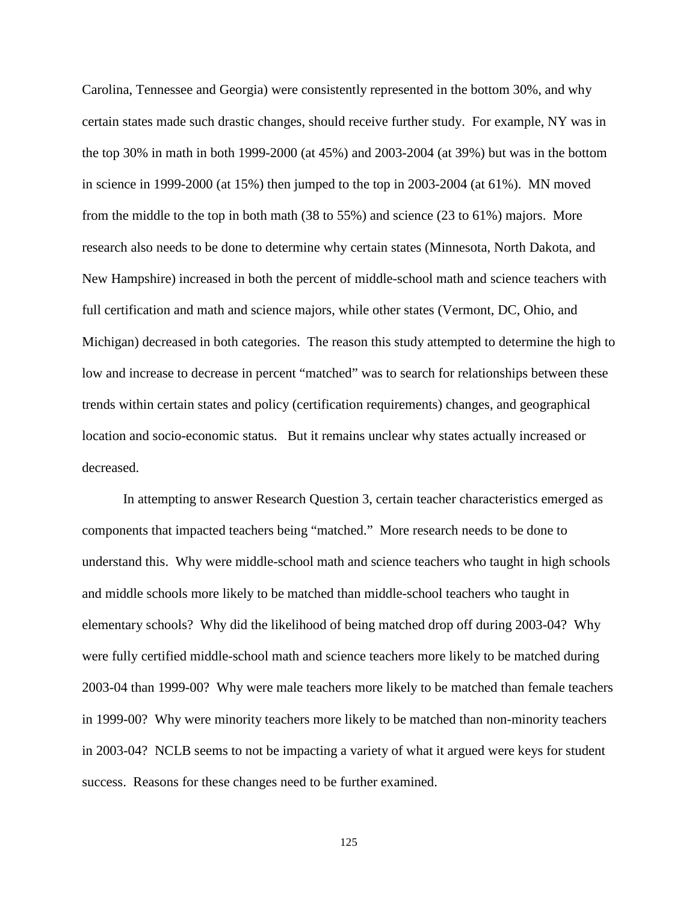Carolina, Tennessee and Georgia) were consistently represented in the bottom 30%, and why certain states made such drastic changes, should receive further study. For example, NY was in the top 30% in math in both 1999-2000 (at 45%) and 2003-2004 (at 39%) but was in the bottom in science in 1999-2000 (at 15%) then jumped to the top in 2003-2004 (at 61%). MN moved from the middle to the top in both math (38 to 55%) and science (23 to 61%) majors. More research also needs to be done to determine why certain states (Minnesota, North Dakota, and New Hampshire) increased in both the percent of middle-school math and science teachers with full certification and math and science majors, while other states (Vermont, DC, Ohio, and Michigan) decreased in both categories. The reason this study attempted to determine the high to low and increase to decrease in percent "matched" was to search for relationships between these trends within certain states and policy (certification requirements) changes, and geographical location and socio-economic status. But it remains unclear why states actually increased or decreased.

In attempting to answer Research Question 3, certain teacher characteristics emerged as components that impacted teachers being "matched." More research needs to be done to understand this. Why were middle-school math and science teachers who taught in high schools and middle schools more likely to be matched than middle-school teachers who taught in elementary schools? Why did the likelihood of being matched drop off during 2003-04? Why were fully certified middle-school math and science teachers more likely to be matched during 2003-04 than 1999-00? Why were male teachers more likely to be matched than female teachers in 1999-00? Why were minority teachers more likely to be matched than non-minority teachers in 2003-04? NCLB seems to not be impacting a variety of what it argued were keys for student success. Reasons for these changes need to be further examined.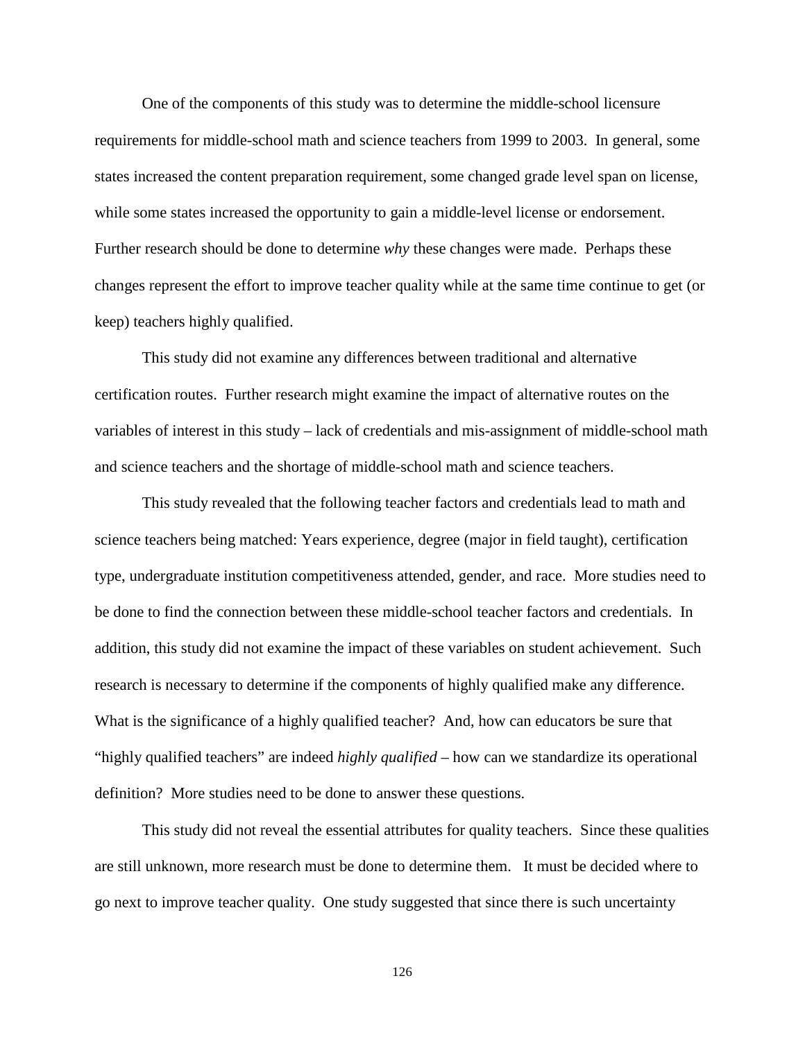One of the components of this study was to determine the middle-school licensure requirements for middle-school math and science teachers from 1999 to 2003. In general, some states increased the content preparation requirement, some changed grade level span on license, while some states increased the opportunity to gain a middle-level license or endorsement. Further research should be done to determine *why* these changes were made. Perhaps these changes represent the effort to improve teacher quality while at the same time continue to get (or keep) teachers highly qualified.

This study did not examine any differences between traditional and alternative certification routes. Further research might examine the impact of alternative routes on the variables of interest in this study – lack of credentials and mis-assignment of middle-school math and science teachers and the shortage of middle-school math and science teachers.

This study revealed that the following teacher factors and credentials lead to math and science teachers being matched: Years experience, degree (major in field taught), certification type, undergraduate institution competitiveness attended, gender, and race. More studies need to be done to find the connection between these middle-school teacher factors and credentials. In addition, this study did not examine the impact of these variables on student achievement. Such research is necessary to determine if the components of highly qualified make any difference. What is the significance of a highly qualified teacher? And, how can educators be sure that "highly qualified teachers" are indeed *highly qualified* – how can we standardize its operational definition? More studies need to be done to answer these questions.

This study did not reveal the essential attributes for quality teachers. Since these qualities are still unknown, more research must be done to determine them. It must be decided where to go next to improve teacher quality. One study suggested that since there is such uncertainty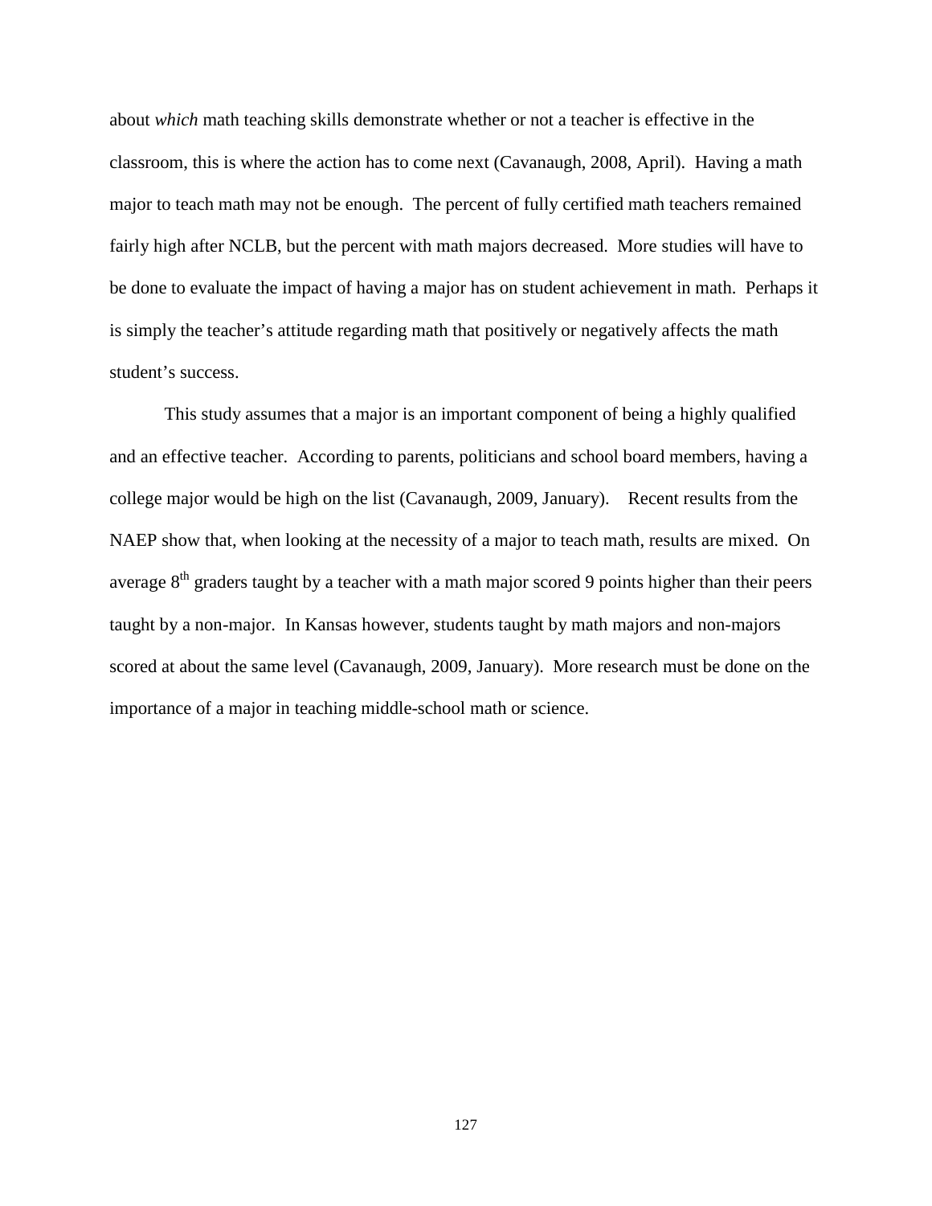about *which* math teaching skills demonstrate whether or not a teacher is effective in the classroom, this is where the action has to come next (Cavanaugh, 2008, April). Having a math major to teach math may not be enough. The percent of fully certified math teachers remained fairly high after NCLB, but the percent with math majors decreased. More studies will have to be done to evaluate the impact of having a major has on student achievement in math. Perhaps it is simply the teacher's attitude regarding math that positively or negatively affects the math student's success.

This study assumes that a major is an important component of being a highly qualified and an effective teacher. According to parents, politicians and school board members, having a college major would be high on the list (Cavanaugh, 2009, January). Recent results from the NAEP show that, when looking at the necessity of a major to teach math, results are mixed. On average $8^{th}$ graders taught by a teacher with a math major scored 9 points higher than their peers taught by a non-major. In Kansas however, students taught by math majors and non-majors scored at about the same level (Cavanaugh, 2009, January). More research must be done on the importance of a major in teaching middle-school math or science.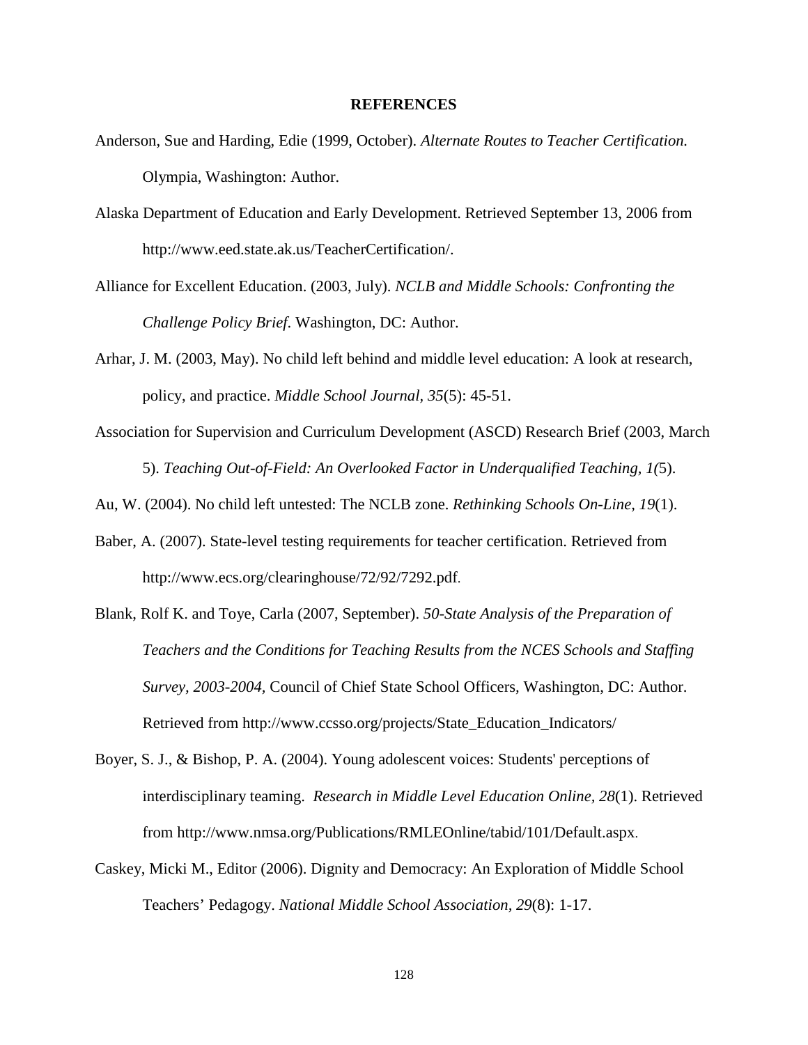## REFERENCES

Anderson, Sue and Harding, Edie (1999, October). *Alternate Routes to Teacher Certification.* Olympia, Washington: Author.

Alaska Department of Education and Early Development. Retrieved September 13, 2006 from http://www.eed.state.ak.us/TeacherCertification/.

Alliance for Excellent Education. (2003, July). *NCLB and Middle Schools: Confronting the Challenge Policy Brief*. Washington, DC: Author.

Arhar, J. M. (2003, May). No child left behind and middle level education: A look at research, policy, and practice. *Middle School Journal, 35*(5): 45-51.

Association for Supervision and Curriculum Development (ASCD) Research Brief (2003, March 5). *Teaching Out-of-Field: An Overlooked Factor in Underqualified Teaching, 1(*5).

Au, W. (2004). No child left untested: The NCLB zone. *Rethinking Schools On-Line, 19*(1).

Baber, A. (2007). State-level testing requirements for teacher certification. Retrieved from http://www.ecs.org/clearinghouse/72/92/7292.pdf.

Blank, Rolf K. and Toye, Carla (2007, September). *50-State Analysis of the Preparation of Teachers and the Conditions for Teaching Results from the NCES Schools and Staffing Survey, 2003-2004*, Council of Chief State School Officers, Washington, DC: Author. Retrieved from http://www.ccsso.org/projects/State_Education_Indicators/

Boyer, S. J., & Bishop, P. A. (2004). Young adolescent voices: Students' perceptions of interdisciplinary teaming. *Research in Middle Level Education Online, 28*(1). Retrieved from http://www.nmsa.org/Publications/RMLEOnline/tabid/101/Default.aspx.

Caskey, Micki M., Editor (2006). Dignity and Democracy: An Exploration of Middle School Teachers' Pedagogy. *National Middle School Association, 29*(8): 1-17.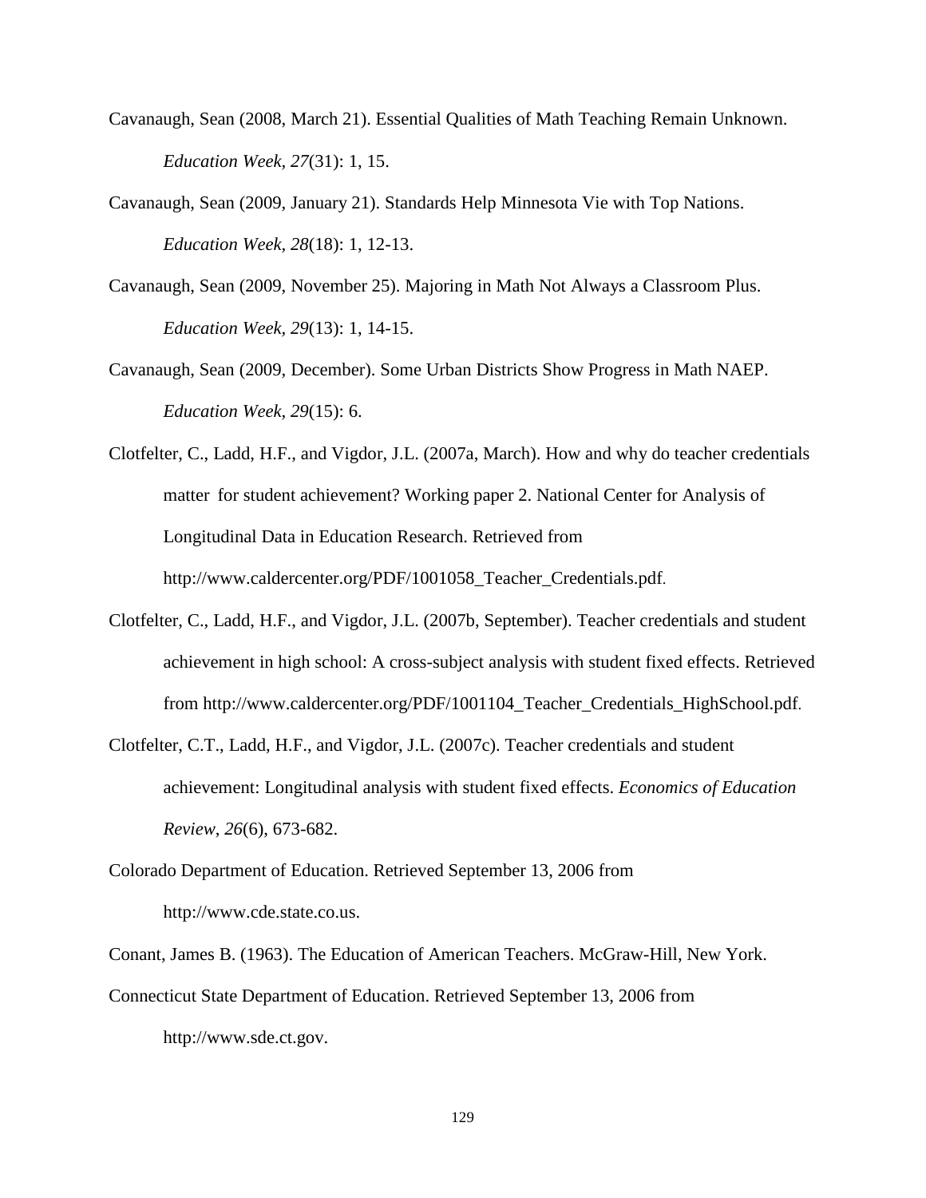Cavanaugh, Sean (2008, March 21). Essential Qualities of Math Teaching Remain Unknown. *Education Week*, *27*(31): 1, 15.

Cavanaugh, Sean (2009, January 21). Standards Help Minnesota Vie with Top Nations. *Education Week*, *28*(18): 1, 12-13.

Cavanaugh, Sean (2009, November 25). Majoring in Math Not Always a Classroom Plus. *Education Week*, *29*(13): 1, 14-15.

Cavanaugh, Sean (2009, December). Some Urban Districts Show Progress in Math NAEP. *Education Week*, *29*(15): 6.

Clotfelter, C., Ladd, H.F., and Vigdor, J.L. (2007a, March). How and why do teacher credentials matter for student achievement? Working paper 2. National Center for Analysis of Longitudinal Data in Education Research. Retrieved from http://www.caldercenter.org/PDF/1001058_Teacher_Credentials.pdf.

Clotfelter, C., Ladd, H.F., and Vigdor, J.L. (2007b, September). Teacher credentials and student achievement in high school: A cross-subject analysis with student fixed effects. Retrieved from http://www.caldercenter.org/PDF/1001104_Teacher_Credentials_HighSchool.pdf.

Clotfelter, C.T., Ladd, H.F., and Vigdor, J.L. (2007c). Teacher credentials and student achievement: Longitudinal analysis with student fixed effects. *Economics of Education Review*, *26*(6), 673-682.

Colorado Department of Education. Retrieved September 13, 2006 from http://www.cde.state.co.us.

Conant, James B. (1963). The Education of American Teachers. McGraw-Hill, New York.

Connecticut State Department of Education. Retrieved September 13, 2006 from http://www.sde.ct.gov.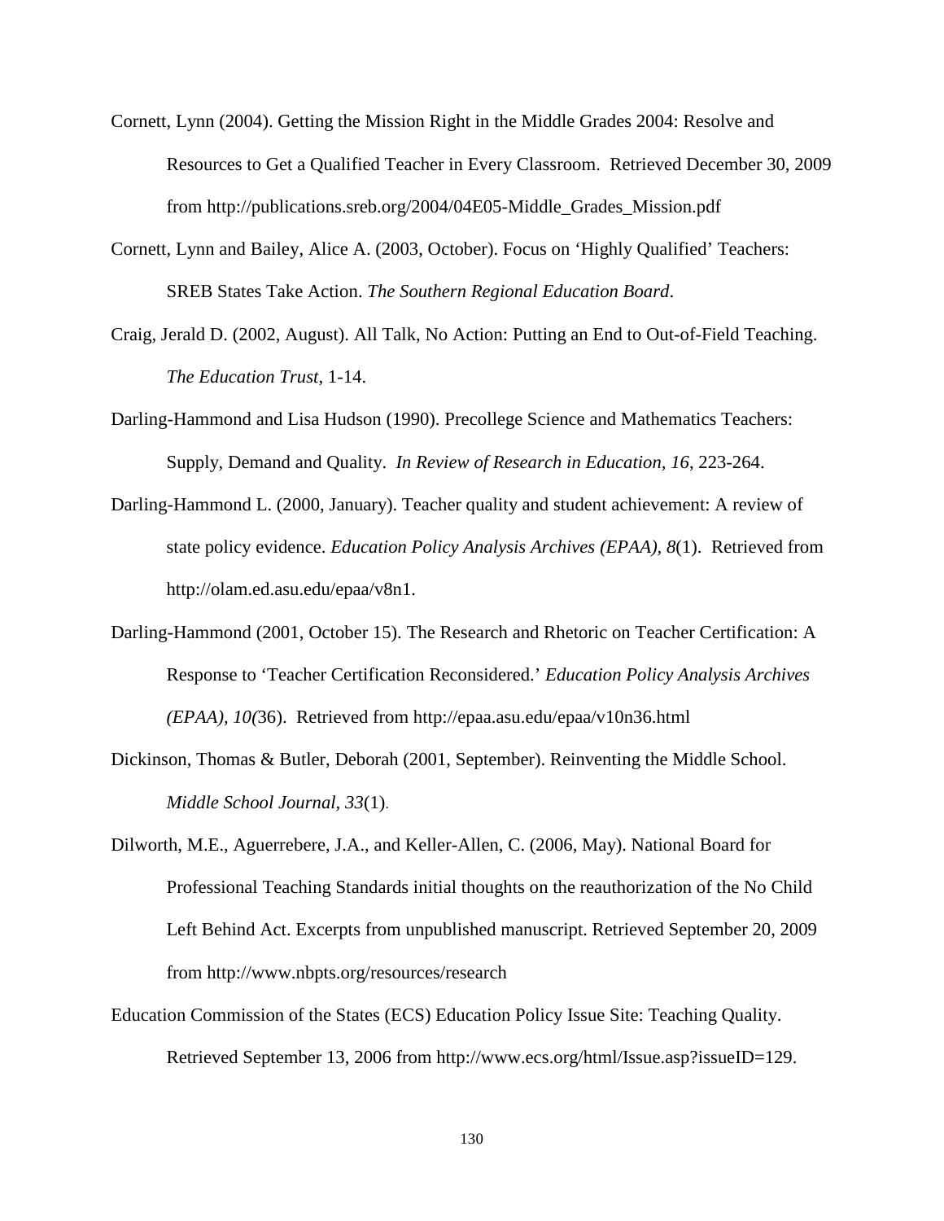Cornett, Lynn (2004). Getting the Mission Right in the Middle Grades 2004: Resolve and Resources to Get a Qualified Teacher in Every Classroom. Retrieved December 30, 2009 from http://publications.sreb.org/2004/04E05-Middle_Grades_Mission.pdf

Cornett, Lynn and Bailey, Alice A. (2003, October). Focus on 'Highly Qualified' Teachers: SREB States Take Action. *The Southern Regional Education Board*.

Craig, Jerald D. (2002, August). All Talk, No Action: Putting an End to Out-of-Field Teaching. *The Education Trust*, 1-14.

Darling-Hammond and Lisa Hudson (1990). Precollege Science and Mathematics Teachers: Supply, Demand and Quality. *In Review of Research in Education, 16*, 223-264.

Darling-Hammond L. (2000, January). Teacher quality and student achievement: A review of state policy evidence. *Education Policy Analysis Archives (EPAA), 8*(1). Retrieved from http://olam.ed.asu.edu/epaa/v8n1.

Darling-Hammond (2001, October 15). The Research and Rhetoric on Teacher Certification: A Response to 'Teacher Certification Reconsidered.' *Education Policy Analysis Archives (EPAA), 10(*36). Retrieved from http://epaa.asu.edu/epaa/v10n36.html

Dickinson, Thomas & Butler, Deborah (2001, September). Reinventing the Middle School. *Middle School Journal, 33*(1).

Dilworth, M.E., Aguerrebere, J.A., and Keller-Allen, C. (2006, May). National Board for Professional Teaching Standards initial thoughts on the reauthorization of the No Child Left Behind Act. Excerpts from unpublished manuscript. Retrieved September 20, 2009 from http://www.nbpts.org/resources/research

Education Commission of the States (ECS) Education Policy Issue Site: Teaching Quality. Retrieved September 13, 2006 from http://www.ecs.org/html/Issue.asp?issueID=129.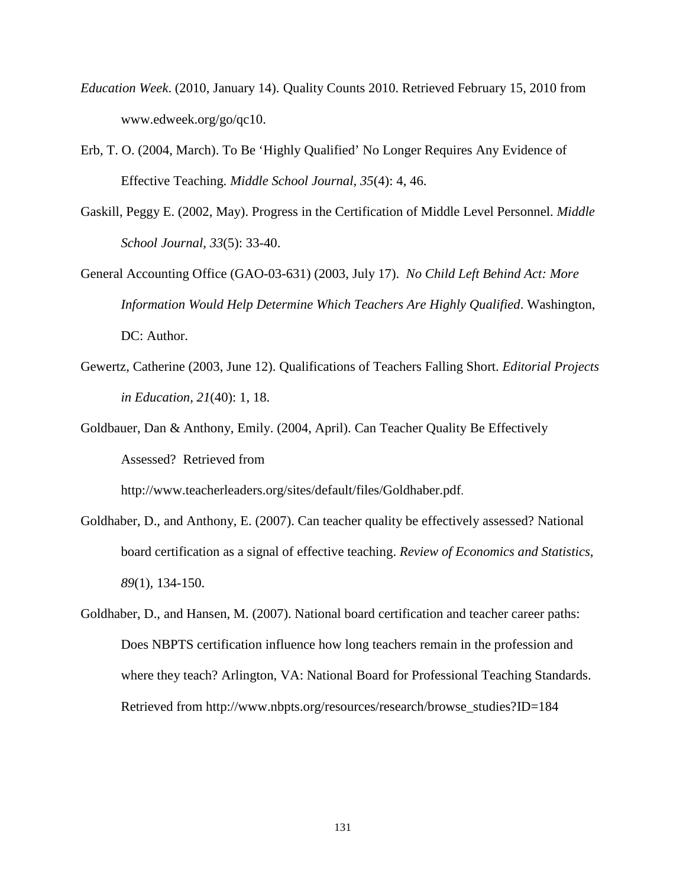*Education Week*. (2010, January 14). Quality Counts 2010. Retrieved February 15, 2010 from www.edweek.org/go/qc10.

Erb, T. O. (2004, March). To Be 'Highly Qualified' No Longer Requires Any Evidence of Effective Teaching. *Middle School Journal, 35*(4): 4, 46.

Gaskill, Peggy E. (2002, May). Progress in the Certification of Middle Level Personnel. *Middle School Journal, 33*(5): 33-40.

General Accounting Office (GAO-03-631) (2003, July 17). *No Child Left Behind Act: More Information Would Help Determine Which Teachers Are Highly Qualified*. Washington, DC: Author.

Gewertz, Catherine (2003, June 12). Qualifications of Teachers Falling Short. *Editorial Projects in Education, 21*(40): 1, 18.

Goldbauer, Dan & Anthony, Emily. (2004, April). Can Teacher Quality Be Effectively Assessed? Retrieved from http://www.teacherleaders.org/sites/default/files/Goldhaber.pdf.

Goldhaber, D., and Anthony, E. (2007). Can teacher quality be effectively assessed? National board certification as a signal of effective teaching. *Review of Economics and Statistics*, *89*(1), 134-150.

Goldhaber, D., and Hansen, M. (2007). National board certification and teacher career paths: Does NBPTS certification influence how long teachers remain in the profession and where they teach? Arlington, VA: National Board for Professional Teaching Standards. Retrieved from http://www.nbpts.org/resources/research/browse_studies?ID=184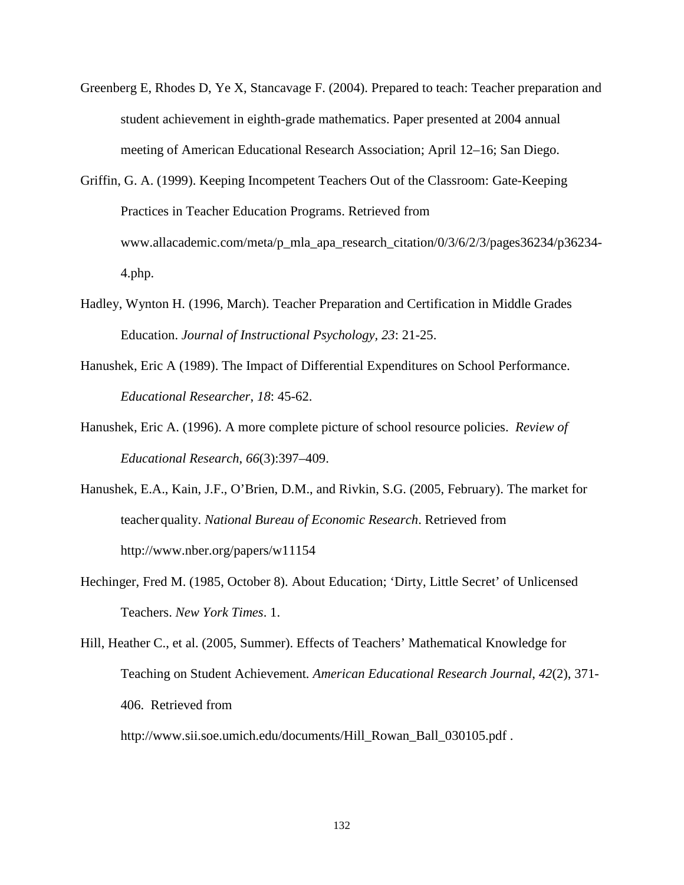Greenberg E, Rhodes D, Ye X, Stancavage F. (2004). Prepared to teach: Teacher preparation and student achievement in eighth-grade mathematics. Paper presented at 2004 annual meeting of American Educational Research Association; April 12–16; San Diego.

Griffin, G. A. (1999). Keeping Incompetent Teachers Out of the Classroom: Gate-Keeping Practices in Teacher Education Programs. Retrieved from www.allacademic.com/meta/p_mla_apa_research_citation/0/3/6/2/3/pages36234/p36234-4.php.

Hadley, Wynton H. (1996, March). Teacher Preparation and Certification in Middle Grades Education. *Journal of Instructional Psychology, 23*: 21-25.

Hanushek, Eric A (1989). The Impact of Differential Expenditures on School Performance. *Educational Researcher*, *18*: 45-62.

Hanushek, Eric A. (1996). A more complete picture of school resource policies. *Review of Educational Research, 66*(3):397–409.

Hanushek, E.A., Kain, J.F., O'Brien, D.M., and Rivkin, S.G. (2005, February). The market for teacher quality. *National Bureau of Economic Research*. Retrieved from http://www.nber.org/papers/w11154

Hechinger, Fred M. (1985, October 8). About Education; 'Dirty, Little Secret' of Unlicensed Teachers. *New York Times*. 1.

Hill, Heather C., et al. (2005, Summer). Effects of Teachers' Mathematical Knowledge for Teaching on Student Achievement. *American Educational Research Journal*, *42*(2), 371-406. Retrieved from http://www.sii.soe.umich.edu/documents/Hill_Rowan_Ball_030105.pdf .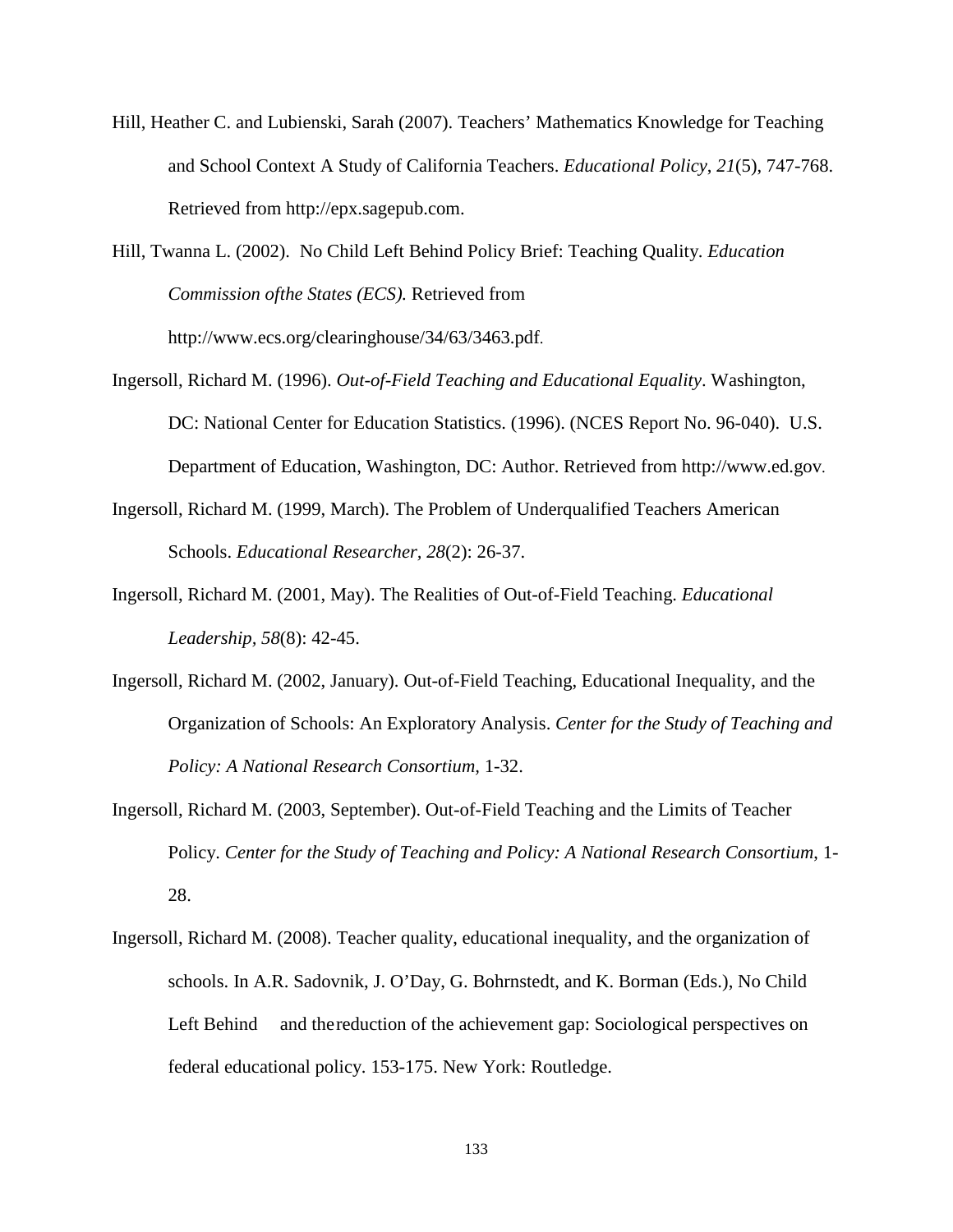Hill, Heather C. and Lubienski, Sarah (2007). Teachers' Mathematics Knowledge for Teaching and School Context A Study of California Teachers. *Educational Policy, 21*(5), 747-768. Retrieved from http://epx.sagepub.com.

Hill, Twanna L. (2002). No Child Left Behind Policy Brief: Teaching Quality. *Education Commission ofthe States (ECS).* Retrieved from http://www.ecs.org/clearinghouse/34/63/3463.pdf.

Ingersoll, Richard M. (1996). *Out-of-Field Teaching and Educational Equality*. Washington, DC: National Center for Education Statistics. (1996). (NCES Report No. 96-040). U.S. Department of Education, Washington, DC: Author. Retrieved from http://www.ed.gov.

Ingersoll, Richard M. (1999, March). The Problem of Underqualified Teachers American Schools. *Educational Researcher, 28*(2): 26-37.

Ingersoll, Richard M. (2001, May). The Realities of Out-of-Field Teaching. *Educational Leadership, 58*(8): 42-45.

Ingersoll, Richard M. (2002, January). Out-of-Field Teaching, Educational Inequality, and the Organization of Schools: An Exploratory Analysis. *Center for the Study of Teaching and Policy: A National Research Consortium,* 1-32.

Ingersoll, Richard M. (2003, September). Out-of-Field Teaching and the Limits of Teacher Policy. *Center for the Study of Teaching and Policy: A National Research Consortium*, 1-28.

Ingersoll, Richard M. (2008). Teacher quality, educational inequality, and the organization of schools. In A.R. Sadovnik, J. O'Day, G. Bohrnstedt, and K. Borman (Eds.), No Child Left Behind and thereduction of the achievement gap: Sociological perspectives on federal educational policy. 153-175. New York: Routledge.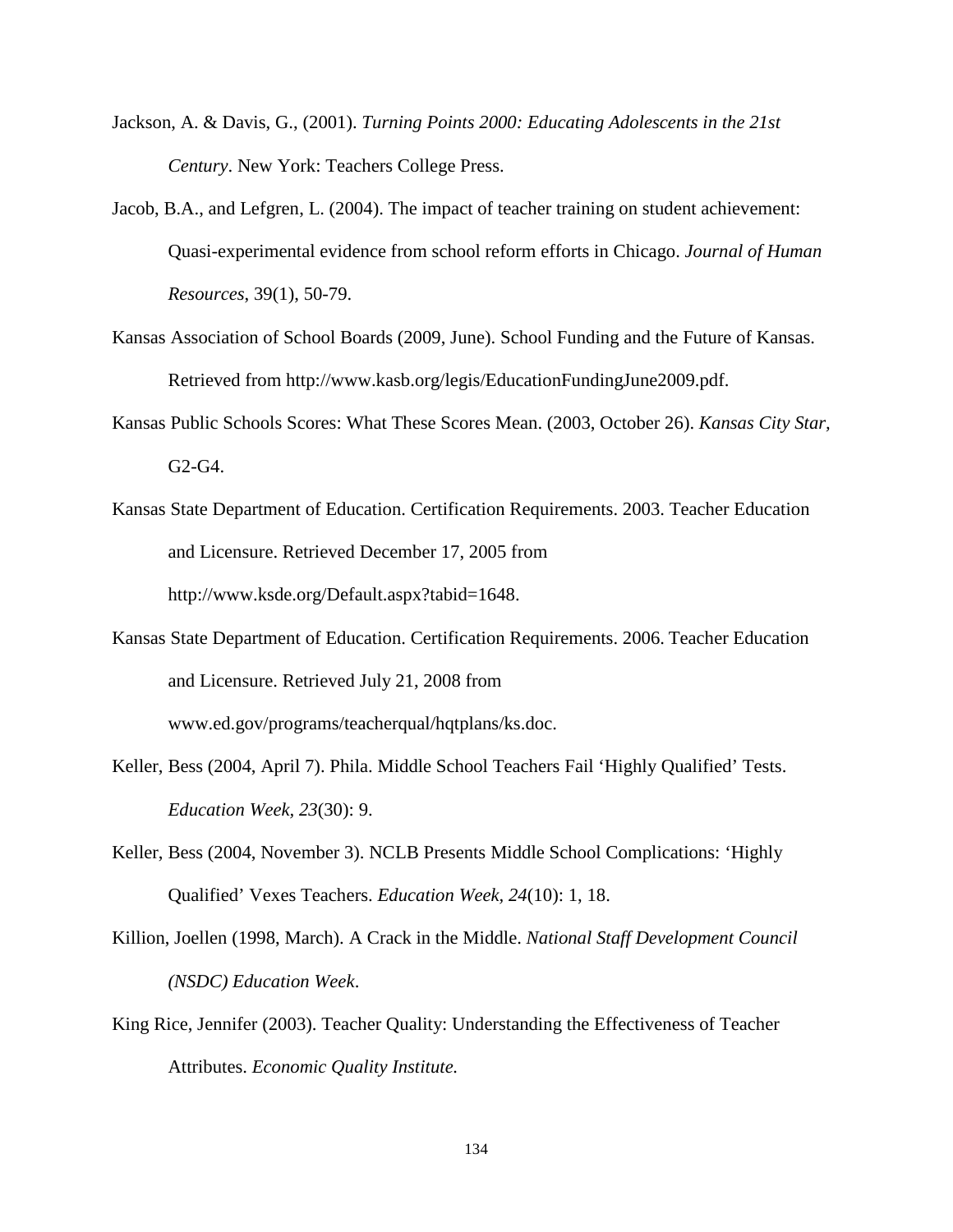Jackson, A. & Davis, G., (2001). *Turning Points 2000: Educating Adolescents in the 21st Century*. New York: Teachers College Press.

Jacob, B.A., and Lefgren, L. (2004). The impact of teacher training on student achievement: Quasi-experimental evidence from school reform efforts in Chicago. *Journal of Human Resources*, 39(1), 50-79.

Kansas Association of School Boards (2009, June). School Funding and the Future of Kansas. Retrieved from http://www.kasb.org/legis/EducationFundingJune2009.pdf.

Kansas Public Schools Scores: What These Scores Mean. (2003, October 26). *Kansas City Star*, G2-G4.

Kansas State Department of Education. Certification Requirements. 2003. Teacher Education and Licensure. Retrieved December 17, 2005 from http://www.ksde.org/Default.aspx?tabid=1648.

Kansas State Department of Education. Certification Requirements. 2006. Teacher Education and Licensure. Retrieved July 21, 2008 from www.ed.gov/programs/teacherqual/hqtplans/ks.doc.

Keller, Bess (2004, April 7). Phila. Middle School Teachers Fail 'Highly Qualified' Tests. *Education Week*, *23*(30): 9.

Keller, Bess (2004, November 3). NCLB Presents Middle School Complications: 'Highly Qualified' Vexes Teachers. *Education Week*, *24*(10): 1, 18.

Killion, Joellen (1998, March). A Crack in the Middle. *National Staff Development Council (NSDC) Education Week*.

King Rice, Jennifer (2003). Teacher Quality: Understanding the Effectiveness of Teacher Attributes. *Economic Quality Institute.*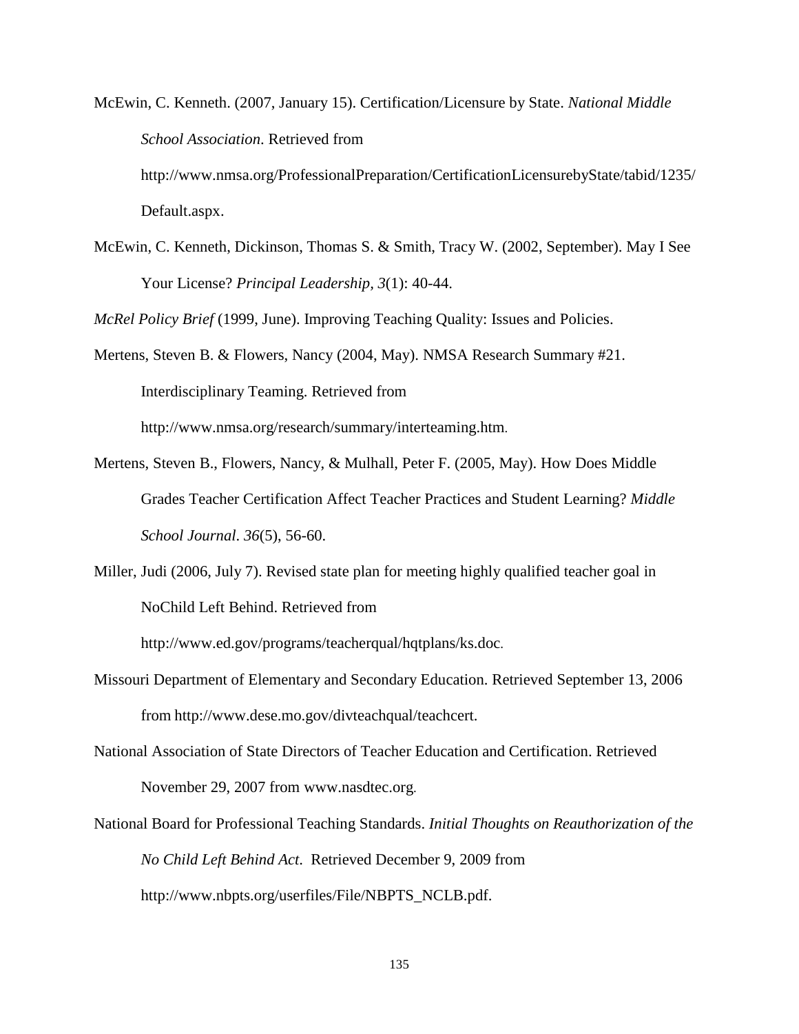McEwin, C. Kenneth. (2007, January 15). Certification/Licensure by State. *National Middle School Association*. Retrieved from http://www.nmsa.org/ProfessionalPreparation/CertificationLicensurebyState/tabid/1235/Default.aspx.

McEwin, C. Kenneth, Dickinson, Thomas S. & Smith, Tracy W. (2002, September). May I See Your License? *Principal Leadership*, *3*(1): 40-44.

*McRel Policy Brief* (1999, June). Improving Teaching Quality: Issues and Policies.

Mertens, Steven B. & Flowers, Nancy (2004, May). NMSA Research Summary #21. Interdisciplinary Teaming. Retrieved from http://www.nmsa.org/research/summary/interteaming.htm.

Mertens, Steven B., Flowers, Nancy, & Mulhall, Peter F. (2005, May). How Does Middle Grades Teacher Certification Affect Teacher Practices and Student Learning? *Middle School Journal*. *36*(5), 56-60.

Miller, Judi (2006, July 7). Revised state plan for meeting highly qualified teacher goal in NoChild Left Behind. Retrieved from http://www.ed.gov/programs/teacherqual/hqtplans/ks.doc.

Missouri Department of Elementary and Secondary Education. Retrieved September 13, 2006 from http://www.dese.mo.gov/divteachqual/teachcert.

National Association of State Directors of Teacher Education and Certification. Retrieved November 29, 2007 from www.nasdtec.org.

National Board for Professional Teaching Standards. *Initial Thoughts on Reauthorization of the No Child Left Behind Act*. Retrieved December 9, 2009 from http://www.nbpts.org/userfiles/File/NBPTS_NCLB.pdf.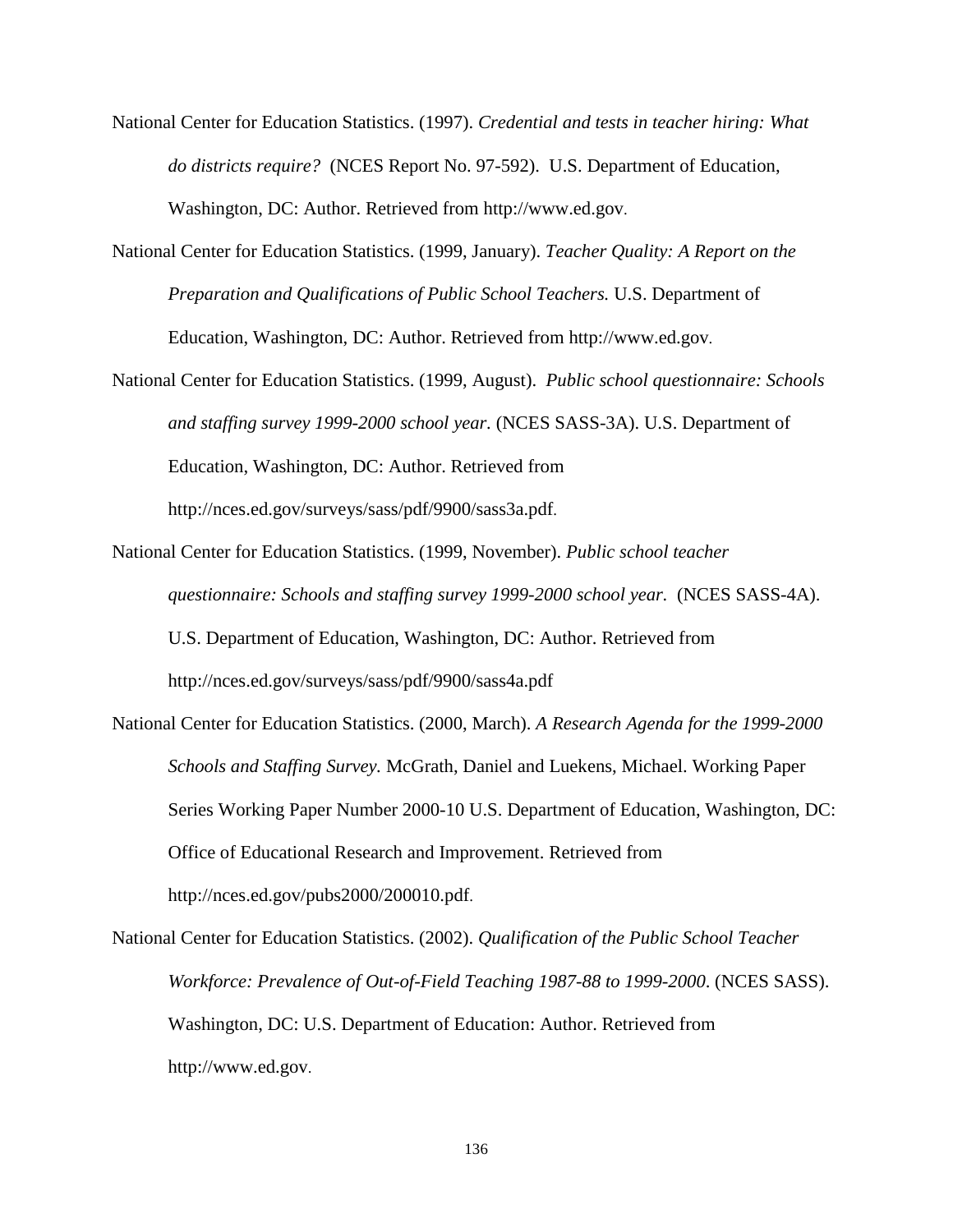National Center for Education Statistics. (1997). *Credential and tests in teacher hiring: What do districts require?* (NCES Report No. 97-592). U.S. Department of Education, Washington, DC: Author. Retrieved from http://www.ed.gov.

National Center for Education Statistics. (1999, January). *Teacher Quality: A Report on the Preparation and Qualifications of Public School Teachers.* U.S. Department of Education, Washington, DC: Author. Retrieved from http://www.ed.gov.

National Center for Education Statistics. (1999, August). *Public school questionnaire: Schools and staffing survey 1999-2000 school year.* (NCES SASS-3A). U.S. Department of Education, Washington, DC: Author. Retrieved from http://nces.ed.gov/surveys/sass/pdf/9900/sass3a.pdf.

National Center for Education Statistics. (1999, November). *Public school teacher questionnaire: Schools and staffing survey 1999-2000 school year.* (NCES SASS-4A). U.S. Department of Education, Washington, DC: Author. Retrieved from http://nces.ed.gov/surveys/sass/pdf/9900/sass4a.pdf

National Center for Education Statistics. (2000, March). *A Research Agenda for the 1999-2000 Schools and Staffing Survey.* McGrath, Daniel and Luekens, Michael. Working Paper Series Working Paper Number 2000-10 U.S. Department of Education, Washington, DC: Office of Educational Research and Improvement. Retrieved from http://nces.ed.gov/pubs2000/200010.pdf.

National Center for Education Statistics. (2002). *Qualification of the Public School Teacher Workforce: Prevalence of Out-of-Field Teaching 1987-88 to 1999-2000*. (NCES SASS). Washington, DC: U.S. Department of Education: Author. Retrieved from http://www.ed.gov.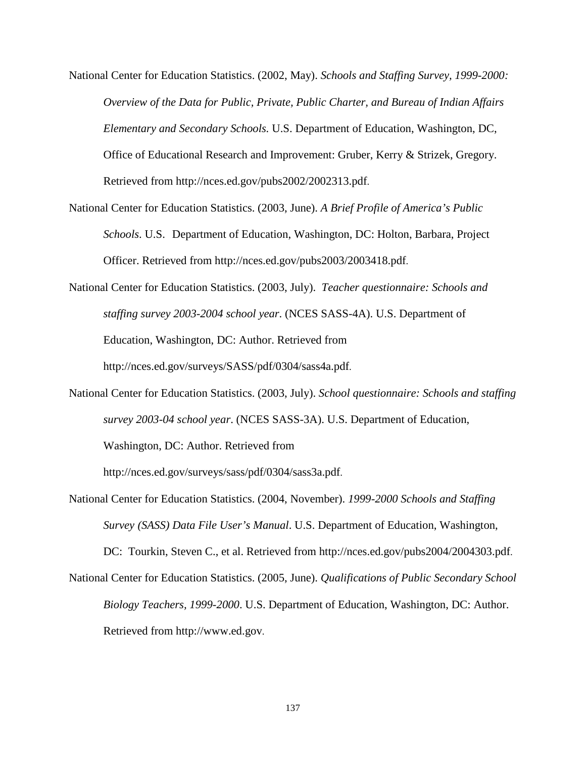National Center for Education Statistics. (2002, May). *Schools and Staffing Survey, 1999-2000: Overview of the Data for Public, Private, Public Charter, and Bureau of Indian Affairs Elementary and Secondary Schools.* U.S. Department of Education, Washington, DC, Office of Educational Research and Improvement: Gruber, Kerry & Strizek, Gregory. Retrieved from http://nces.ed.gov/pubs2002/2002313.pdf.

National Center for Education Statistics. (2003, June). *A Brief Profile of America's Public Schools*. U.S. Department of Education, Washington, DC: Holton, Barbara, Project Officer. Retrieved from http://nces.ed.gov/pubs2003/2003418.pdf.

National Center for Education Statistics. (2003, July). *Teacher questionnaire: Schools and staffing survey 2003-2004 school year*. (NCES SASS-4A). U.S. Department of Education, Washington, DC: Author. Retrieved from http://nces.ed.gov/surveys/SASS/pdf/0304/sass4a.pdf.

National Center for Education Statistics. (2003, July). *School questionnaire: Schools and staffing survey 2003-04 school year*. (NCES SASS-3A). U.S. Department of Education, Washington, DC: Author. Retrieved from http://nces.ed.gov/surveys/sass/pdf/0304/sass3a.pdf.

National Center for Education Statistics. (2004, November). *1999-2000 Schools and Staffing Survey (SASS) Data File User's Manual*. U.S. Department of Education, Washington, DC: Tourkin, Steven C., et al. Retrieved from http://nces.ed.gov/pubs2004/2004303.pdf.

National Center for Education Statistics. (2005, June). *Qualifications of Public Secondary School Biology Teachers, 1999-2000*. U.S. Department of Education, Washington, DC: Author. Retrieved from http://www.ed.gov.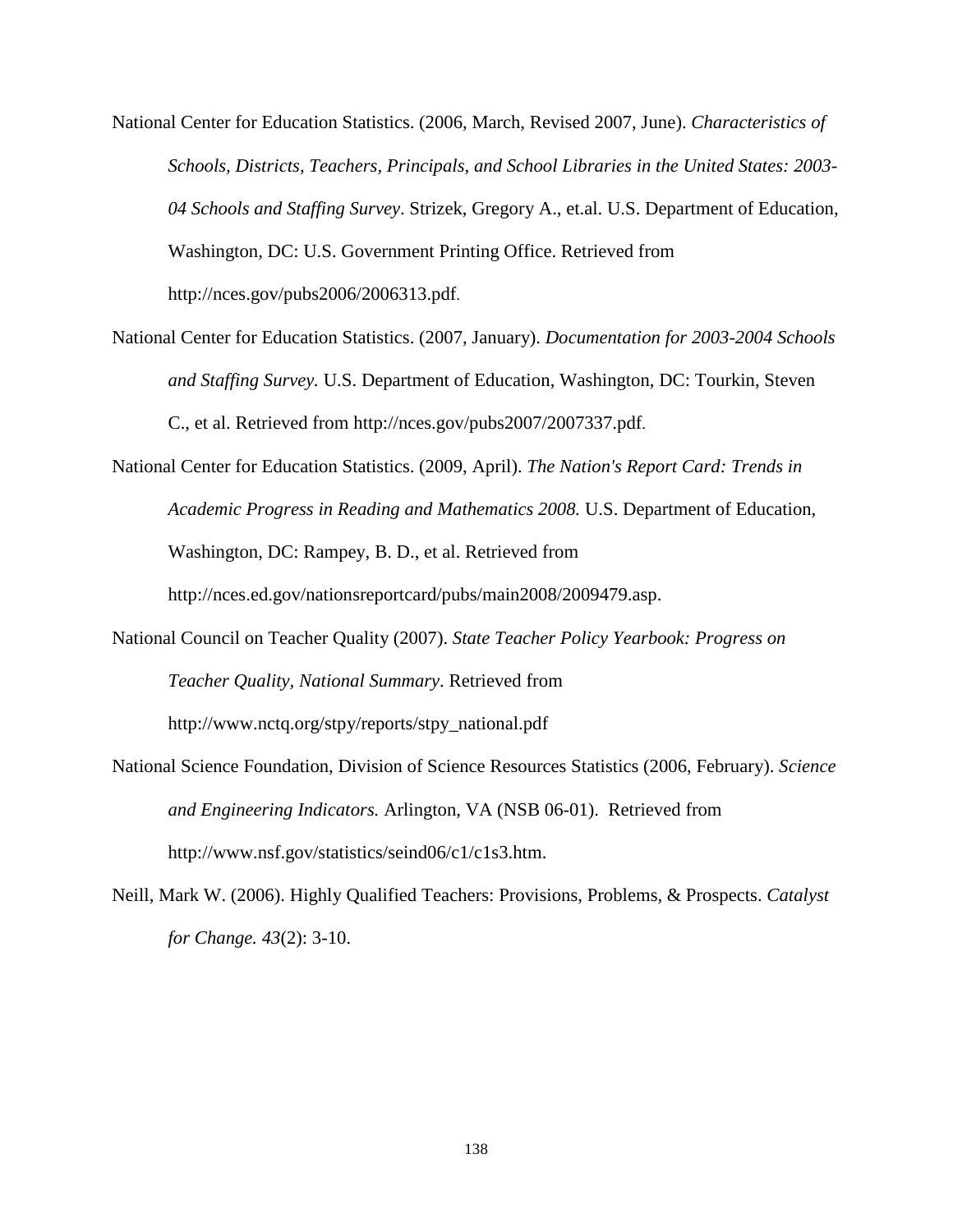National Center for Education Statistics. (2006, March, Revised 2007, June). *Characteristics of Schools, Districts, Teachers, Principals, and School Libraries in the United States: 2003-04 Schools and Staffing Survey*. Strizek, Gregory A., et.al. U.S. Department of Education, Washington, DC: U.S. Government Printing Office. Retrieved from http://nces.gov/pubs2006/2006313.pdf.

National Center for Education Statistics. (2007, January). *Documentation for 2003-2004 Schools and Staffing Survey.* U.S. Department of Education, Washington, DC: Tourkin, Steven C., et al. Retrieved from http://nces.gov/pubs2007/2007337.pdf.

National Center for Education Statistics. (2009, April). *The Nation's Report Card: Trends in Academic Progress in Reading and Mathematics 2008.* U.S. Department of Education, Washington, DC: Rampey, B. D., et al. Retrieved from http://nces.ed.gov/nationsreportcard/pubs/main2008/2009479.asp.

National Council on Teacher Quality (2007). *State Teacher Policy Yearbook: Progress on Teacher Quality, National Summary*. Retrieved from http://www.nctq.org/stpy/reports/stpy_national.pdf

National Science Foundation, Division of Science Resources Statistics (2006, February). *Science and Engineering Indicators.* Arlington, VA (NSB 06-01). Retrieved from http://www.nsf.gov/statistics/seind06/c1/c1s3.htm.

Neill, Mark W. (2006). Highly Qualified Teachers: Provisions, Problems, & Prospects. *Catalyst for Change. 43*(2): 3-10.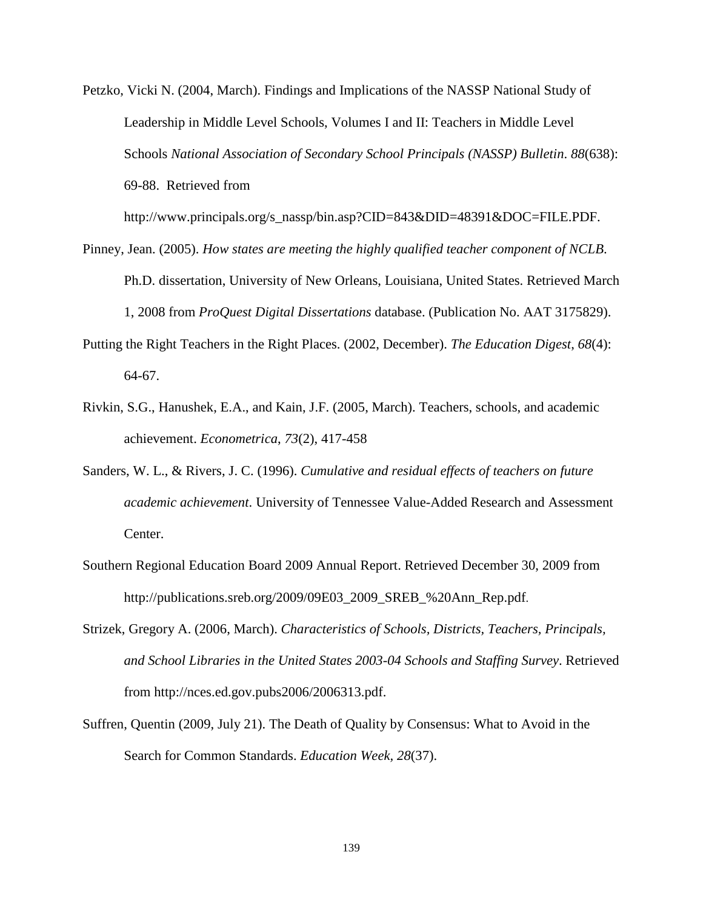Petzko, Vicki N. (2004, March). Findings and Implications of the NASSP National Study of Leadership in Middle Level Schools, Volumes I and II: Teachers in Middle Level Schools *National Association of Secondary School Principals (NASSP) Bulletin*. *88*(638): 69-88. Retrieved from http://www.principals.org/s_nassp/bin.asp?CID=843&DID=48391&DOC=FILE.PDF.

Pinney, Jean. (2005). *How states are meeting the highly qualified teacher component of NCLB.* Ph.D. dissertation, University of New Orleans, Louisiana, United States. Retrieved March 1, 2008 from *ProQuest Digital Dissertations* database. (Publication No. AAT 3175829).

Putting the Right Teachers in the Right Places. (2002, December). *The Education Digest*, *68*(4): 64-67.

Rivkin, S.G., Hanushek, E.A., and Kain, J.F. (2005, March). Teachers, schools, and academic achievement. *Econometrica*, *73*(2), 417-458

Sanders, W. L., & Rivers, J. C. (1996). *Cumulative and residual effects of teachers on future academic achievement*. University of Tennessee Value-Added Research and Assessment Center.

Southern Regional Education Board 2009 Annual Report. Retrieved December 30, 2009 from http://publications.sreb.org/2009/09E03_2009_SREB_%20Ann_Rep.pdf.

Strizek, Gregory A. (2006, March). *Characteristics of Schools, Districts, Teachers, Principals, and School Libraries in the United States 2003-04 Schools and Staffing Survey*. Retrieved from http://nces.ed.gov.pubs2006/2006313.pdf.

Suffren, Quentin (2009, July 21). The Death of Quality by Consensus: What to Avoid in the Search for Common Standards. *Education Week*, *28*(37).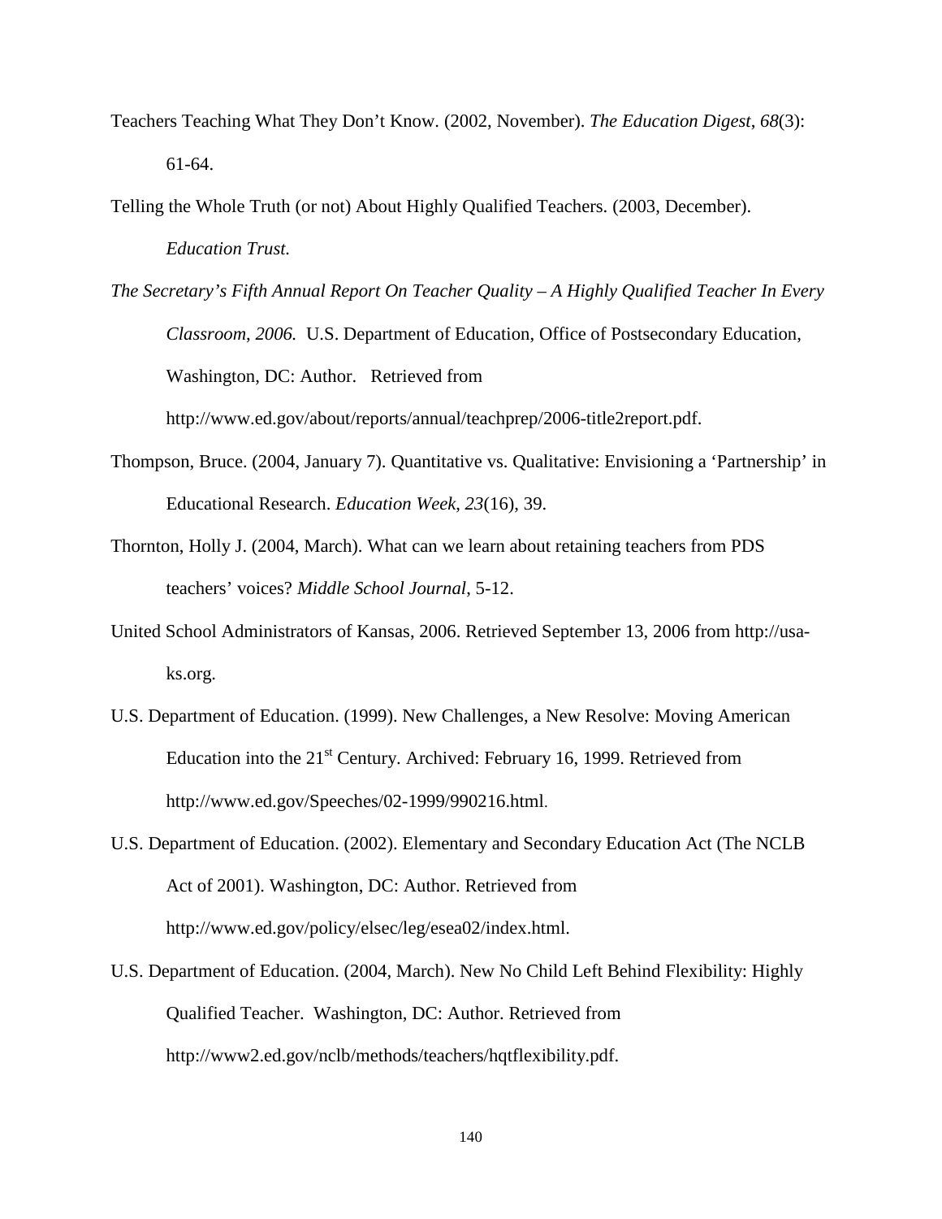Teachers Teaching What They Don't Know. (2002, November). *The Education Digest*, *68*(3): 61-64.

Telling the Whole Truth (or not) About Highly Qualified Teachers. (2003, December). *Education Trust.*

*The Secretary's Fifth Annual Report On Teacher Quality – A Highly Qualified Teacher In Every Classroom*, *2006.* U.S. Department of Education, Office of Postsecondary Education, Washington, DC: Author. Retrieved from http://www.ed.gov/about/reports/annual/teachprep/2006-title2report.pdf.

Thompson, Bruce. (2004, January 7). Quantitative vs. Qualitative: Envisioning a 'Partnership' in Educational Research. *Education Week*, *23*(16), 39.

Thornton, Holly J. (2004, March). What can we learn about retaining teachers from PDS teachers' voices? *Middle School Journal*, 5-12.

United School Administrators of Kansas, 2006. Retrieved September 13, 2006 from http://usa-ks.org.

U.S. Department of Education. (1999). New Challenges, a New Resolve: Moving American Education into the 21st Century. Archived: February 16, 1999. Retrieved from http://www.ed.gov/Speeches/02-1999/990216.html.

U.S. Department of Education. (2002). Elementary and Secondary Education Act (The NCLB Act of 2001). Washington, DC: Author. Retrieved from http://www.ed.gov/policy/elsec/leg/esea02/index.html.

U.S. Department of Education. (2004, March). New No Child Left Behind Flexibility: Highly Qualified Teacher. Washington, DC: Author. Retrieved from http://www2.ed.gov/nclb/methods/teachers/hqtflexibility.pdf.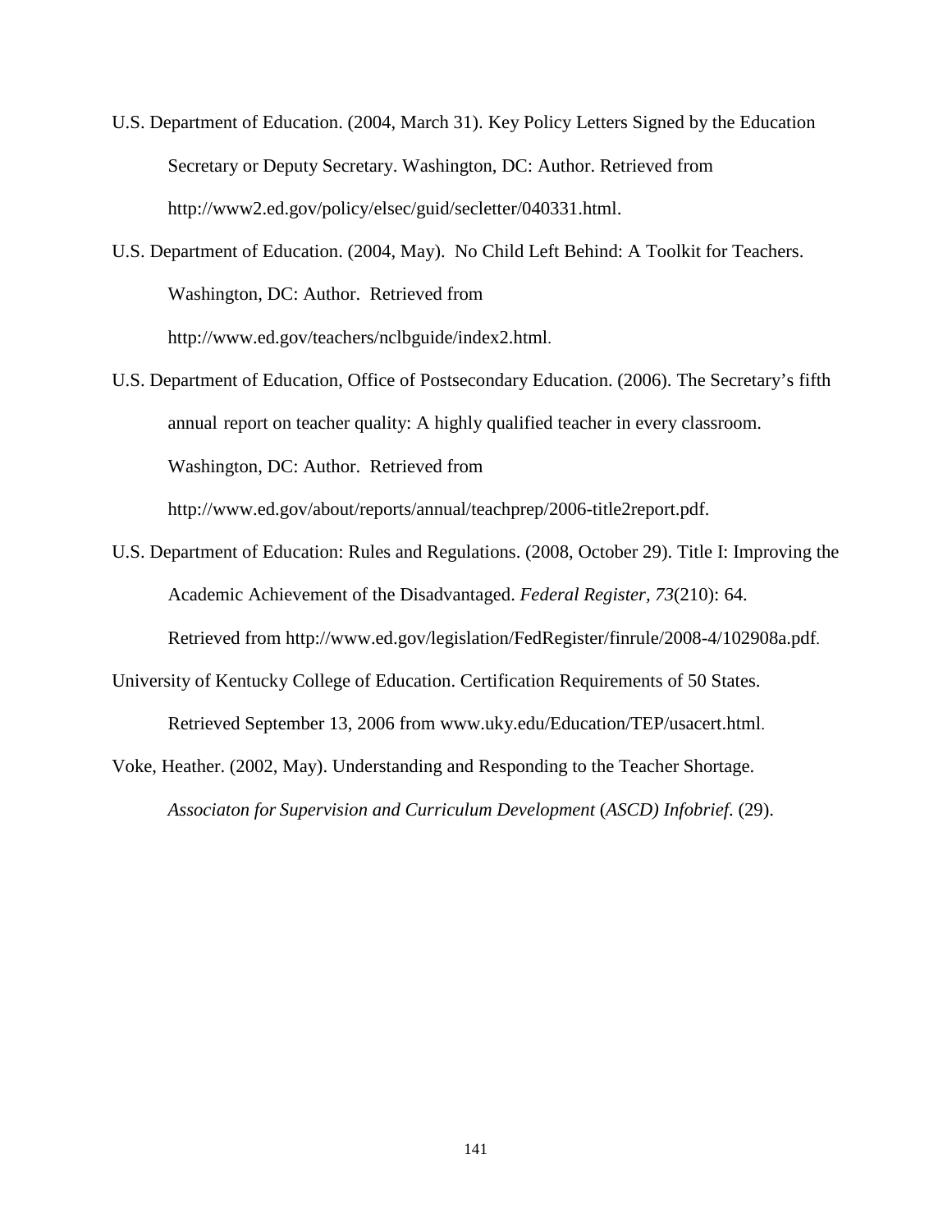U.S. Department of Education. (2004, March 31). Key Policy Letters Signed by the Education Secretary or Deputy Secretary. Washington, DC: Author. Retrieved from http://www2.ed.gov/policy/elsec/guid/secletter/040331.html.

U.S. Department of Education. (2004, May). No Child Left Behind: A Toolkit for Teachers. Washington, DC: Author. Retrieved from http://www.ed.gov/teachers/nclbguide/index2.html.

U.S. Department of Education, Office of Postsecondary Education. (2006). The Secretary's fifth annual report on teacher quality: A highly qualified teacher in every classroom. Washington, DC: Author. Retrieved from http://www.ed.gov/about/reports/annual/teachprep/2006-title2report.pdf.

U.S. Department of Education: Rules and Regulations. (2008, October 29). Title I: Improving the Academic Achievement of the Disadvantaged. *Federal Register, 73*(210): 64. Retrieved from http://www.ed.gov/legislation/FedRegister/finrule/2008-4/102908a.pdf.

University of Kentucky College of Education. Certification Requirements of 50 States. Retrieved September 13, 2006 from www.uky.edu/Education/TEP/usacert.html.

Voke, Heather. (2002, May). Understanding and Responding to the Teacher Shortage. *Associaton for Supervision and Curriculum Development (ASCD) Infobrief*. (29).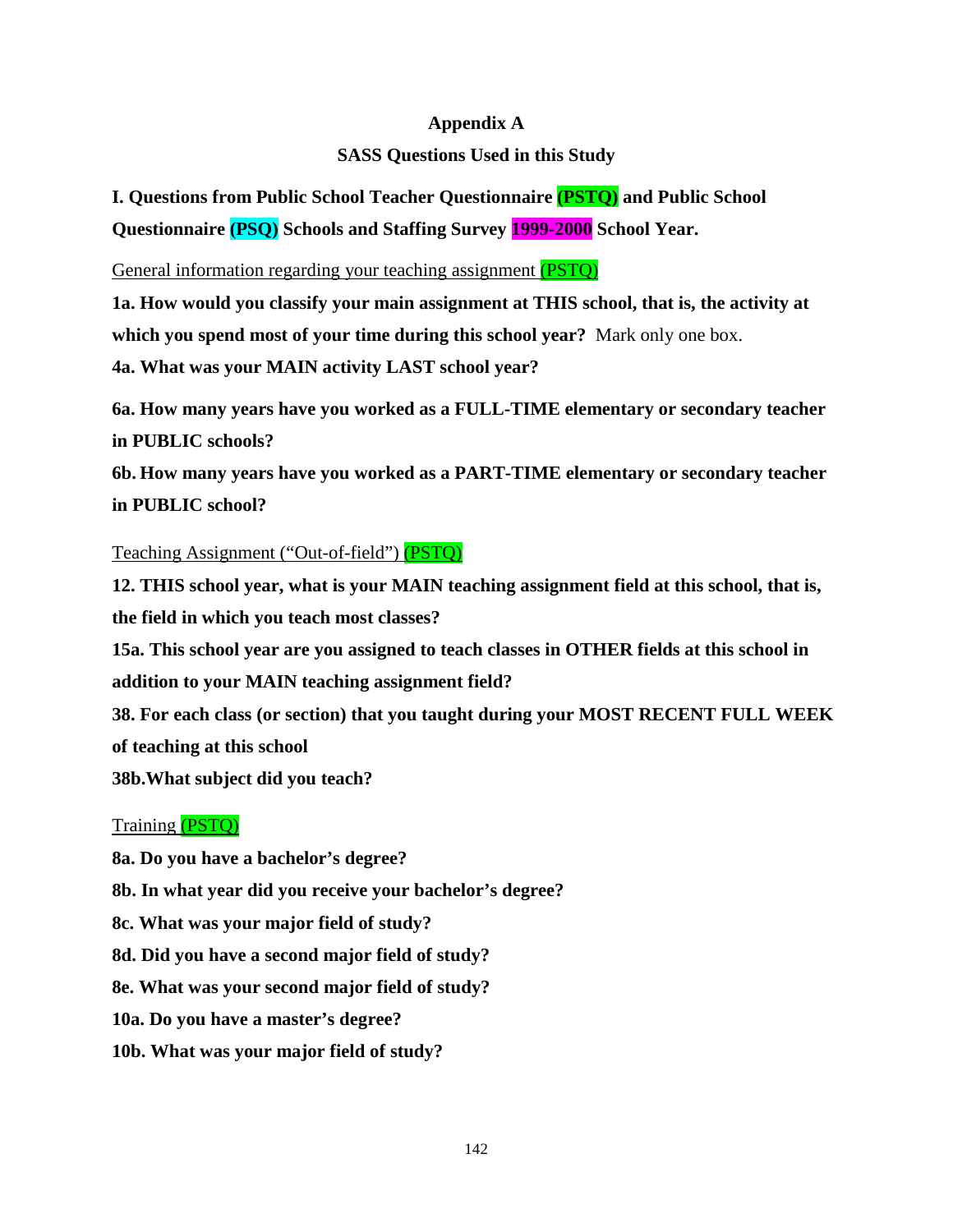# Appendix A

## SASS Questions Used in this Study

**I. Questions from Public School Teacher Questionnaire (PSTQ) and Public School Questionnaire (PSQ) Schools and Staffing Survey 1999-2000 School Year.**

General information regarding your teaching assignment (PSTQ)

**1a. How would you classify your main assignment at THIS school, that is, the activity at which you spend most of your time during this school year?** Mark only one box.

**4a. What was your MAIN activity LAST school year?**

**6a. How many years have you worked as a FULL-TIME elementary or secondary teacher in PUBLIC schools?**

**6b. How many years have you worked as a PART-TIME elementary or secondary teacher in PUBLIC school?**

Teaching Assignment ("Out-of-field") (PSTQ)

**12. THIS school year, what is your MAIN teaching assignment field at this school, that is, the field in which you teach most classes?**

**15a. This school year are you assigned to teach classes in OTHER fields at this school in addition to your MAIN teaching assignment field?**

**38. For each class (or section) that you taught during your MOST RECENT FULL WEEK of teaching at this school**

**38b.What subject did you teach?**

Training (PSTQ)

**8a. Do you have a bachelor's degree?**

**8b. In what year did you receive your bachelor's degree?**

**8c. What was your major field of study?**

**8d. Did you have a second major field of study?**

**8e. What was your second major field of study?**

**10a. Do you have a master's degree?**

**10b. What was your major field of study?**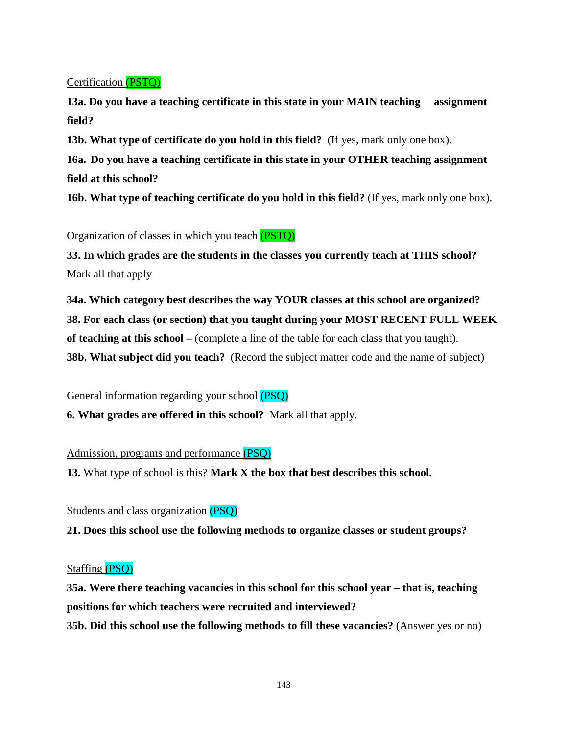Certification (PSTQ)

**13a. Do you have a teaching certificate in this state in your MAIN teaching assignment field?**

**13b. What type of certificate do you hold in this field?** (If yes, mark only one box).

**16a. Do you have a teaching certificate in this state in your OTHER teaching assignment field at this school?**

**16b. What type of teaching certificate do you hold in this field?** (If yes, mark only one box).

Organization of classes in which you teach (PSTQ)

**33. In which grades are the students in the classes you currently teach at THIS school?** Mark all that apply

**34a. Which category best describes the way YOUR classes at this school are organized?**

**38. For each class (or section) that you taught during your MOST RECENT FULL WEEK of teaching at this school –** (complete a line of the table for each class that you taught).

**38b. What subject did you teach?** (Record the subject matter code and the name of subject)

General information regarding your school (PSQ)

**6. What grades are offered in this school?** Mark all that apply.

Admission, programs and performance (PSQ)

**13.** What type of school is this? **Mark X the box that best describes this school.**

Students and class organization (PSQ)

**21. Does this school use the following methods to organize classes or student groups?**

Staffing (PSQ)

**35a. Were there teaching vacancies in this school for this school year – that is, teaching positions for which teachers were recruited and interviewed?**

**35b. Did this school use the following methods to fill these vacancies?** (Answer yes or no)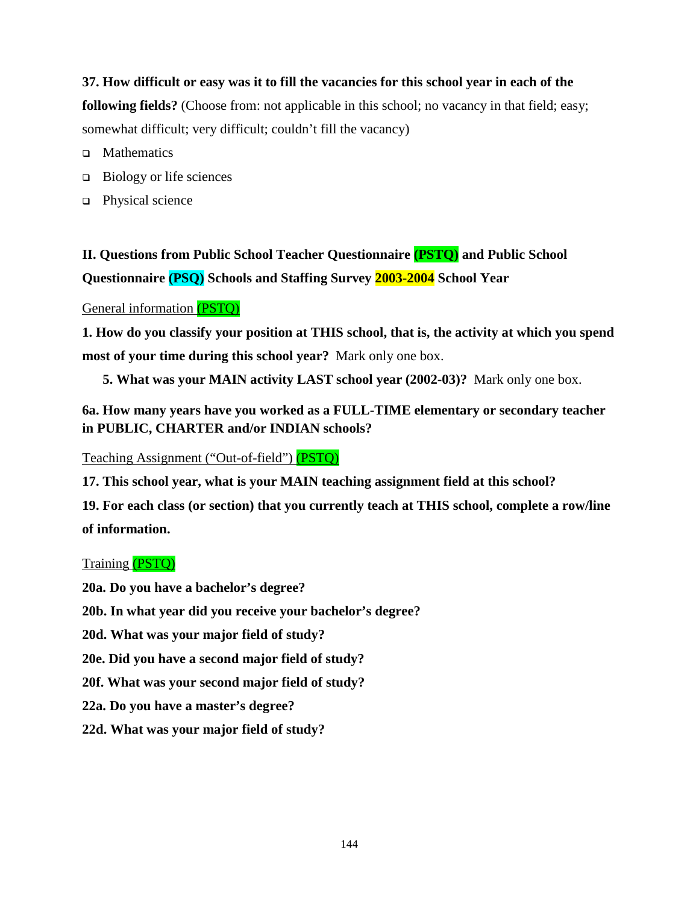**37. How difficult or easy was it to fill the vacancies for this school year in each of the following fields?** (Choose from: not applicable in this school; no vacancy in that field; easy; somewhat difficult; very difficult; couldn't fill the vacancy)

- Mathematics
- Biology or life sciences
- Physical science

## II. Questions from Public School Teacher Questionnaire (PSTQ) and Public School Questionnaire (PSQ) Schools and Staffing Survey 2003-2004 School Year

General information (PSTQ)

**1. How do you classify your position at THIS school, that is, the activity at which you spend most of your time during this school year?** Mark only one box.

**5. What was your MAIN activity LAST school year (2002-03)?** Mark only one box.

**6a. How many years have you worked as a FULL-TIME elementary or secondary teacher in PUBLIC, CHARTER and/or INDIAN schools?**

Teaching Assignment ("Out-of-field") (PSTQ)

**17. This school year, what is your MAIN teaching assignment field at this school?**

**19. For each class (or section) that you currently teach at THIS school, complete a row/line of information.**

Training (PSTQ)

**20a. Do you have a bachelor's degree?**

**20b. In what year did you receive your bachelor's degree?**

**20d. What was your major field of study?**

**20e. Did you have a second major field of study?**

**20f. What was your second major field of study?**

**22a. Do you have a master's degree?**

**22d. What was your major field of study?**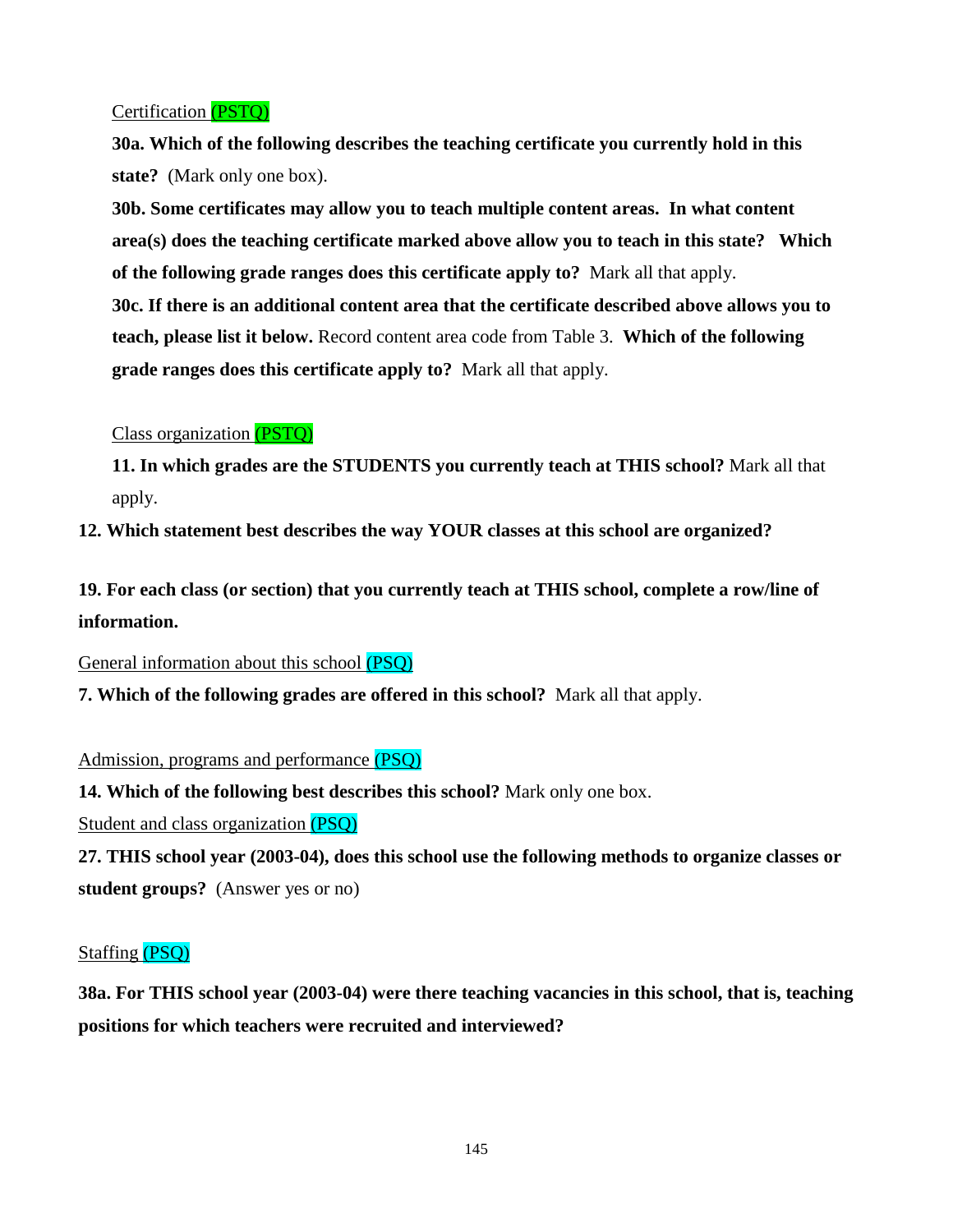Certification (PSTQ)

**30a. Which of the following describes the teaching certificate you currently hold in this state?** (Mark only one box).

**30b. Some certificates may allow you to teach multiple content areas. In what content area(s) does the teaching certificate marked above allow you to teach in this state? Which of the following grade ranges does this certificate apply to?** Mark all that apply.

**30c. If there is an additional content area that the certificate described above allows you to teach, please list it below.** Record content area code from Table 3. **Which of the following grade ranges does this certificate apply to?** Mark all that apply.

Class organization (PSTQ)

**11. In which grades are the STUDENTS you currently teach at THIS school?** Mark all that apply.

**12. Which statement best describes the way YOUR classes at this school are organized?**

**19. For each class (or section) that you currently teach at THIS school, complete a row/line of information.**

General information about this school (PSQ)

**7. Which of the following grades are offered in this school?** Mark all that apply.

Admission, programs and performance (PSQ)

**14. Which of the following best describes this school?** Mark only one box.

Student and class organization (PSQ)

**27. THIS school year (2003-04), does this school use the following methods to organize classes or student groups?** (Answer yes or no)

Staffing (PSQ)

**38a. For THIS school year (2003-04) were there teaching vacancies in this school, that is, teaching positions for which teachers were recruited and interviewed?**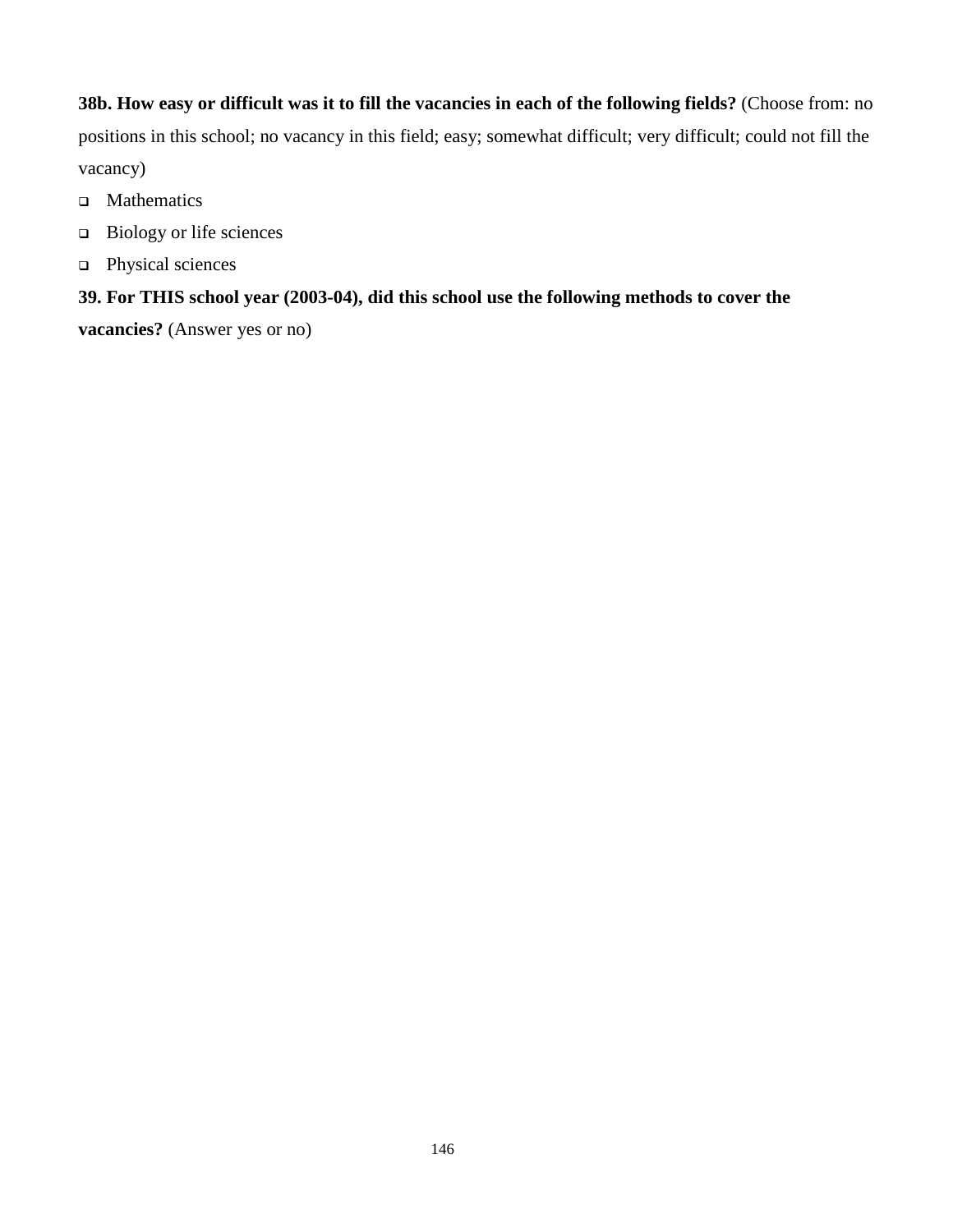**38b. How easy or difficult was it to fill the vacancies in each of the following fields?** (Choose from: no positions in this school; no vacancy in this field; easy; somewhat difficult; very difficult; could not fill the vacancy)

- Mathematics
- Biology or life sciences
- Physical sciences

**39. For THIS school year (2003-04), did this school use the following methods to cover the vacancies?** (Answer yes or no)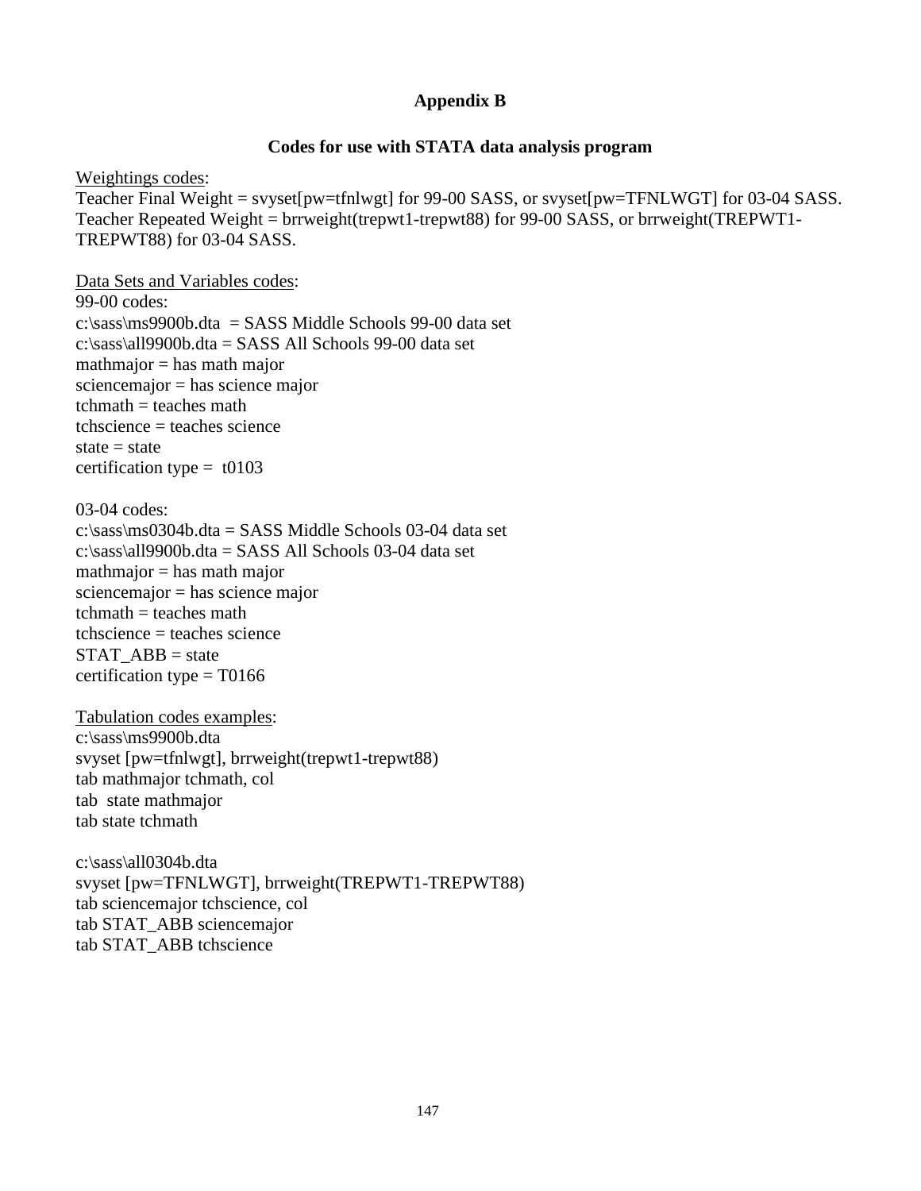## Appendix B

### Codes for use with STATA data analysis program

Weightings codes:
Teacher Final Weight = svyset[pw=tfnlwgt] for 99-00 SASS, or svyset[pw=TFNLWGT] for 03-04 SASS.
Teacher Repeated Weight = brrweight(trepwt1-trepwt88) for 99-00 SASS, or brrweight(TREPWT1-TREPWT88) for 03-04 SASS.

Data Sets and Variables codes:
99-00 codes:
c:\sass\ms9900b.dta = SASS Middle Schools 99-00 data set
c:\sass\all9900b.dta = SASS All Schools 99-00 data set
mathmajor = has math major
sciencemajor = has science major
tchmath = teaches math
tchscience = teaches science
state = state
certification type = t0103

03-04 codes:
c:\sass\ms0304b.dta = SASS Middle Schools 03-04 data set
c:\sass\all9900b.dta = SASS All Schools 03-04 data set
mathmajor = has math major
sciencemajor = has science major
tchmath = teaches math
tchscience = teaches science
STAT_ABB = state
certification type = T0166

Tabulation codes examples:

```
c:\sass\ms9900b.dta
svyset [pw=tfnlwgt], brrweight(trepwt1-trepwt88)
tab mathmajor tchmath, col
tab  state mathmajor
tab state tchmath
```

```
c:\sass\all0304b.dta
svyset [pw=TFNLWGT], brrweight(TREPWT1-TREPWT88)
tab sciencemajor tchscience, col
tab STAT_ABB sciencemajor
tab STAT_ABB tchscience
```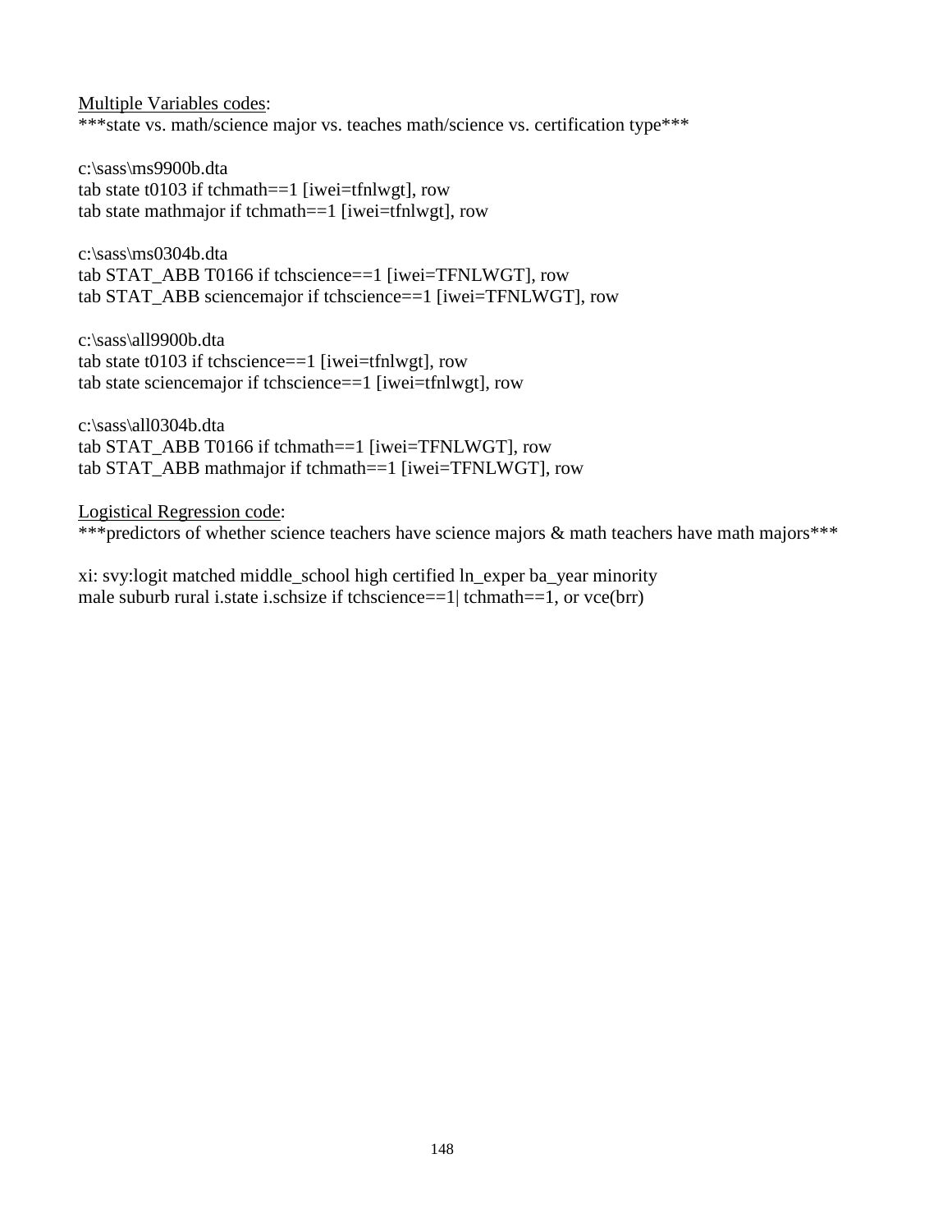Multiple Variables codes:

***state vs. math/science major vs. teaches math/science vs. certification type***

```
c:\sass\ms9900b.dta
tab state t0103 if tchmath==1 [iwei=tfnlwgt], row
tab state mathmajor if tchmath==1 [iwei=tfnlwgt], row

c:\sass\ms0304b.dta
tab STAT_ABB T0166 if tchscience==1 [iwei=TFNLWGT], row
tab STAT_ABB sciencemajor if tchscience==1 [iwei=TFNLWGT], row

c:\sass\all9900b.dta
tab state t0103 if tchscience==1 [iwei=tfnlwgt], row
tab state sciencemajor if tchscience==1 [iwei=tfnlwgt], row

c:\sass\all0304b.dta
tab STAT_ABB T0166 if tchmath==1 [iwei=TFNLWGT], row
tab STAT_ABB mathmajor if tchmath==1 [iwei=TFNLWGT], row
```

Logistical Regression code:

***predictors of whether science teachers have science majors & math teachers have math majors***

```
xi: svy:logit matched middle_school high certified ln_exper ba_year minority
male suburb rural i.state i.schsize if tchscience==1| tchmath==1, or vce(brr)
```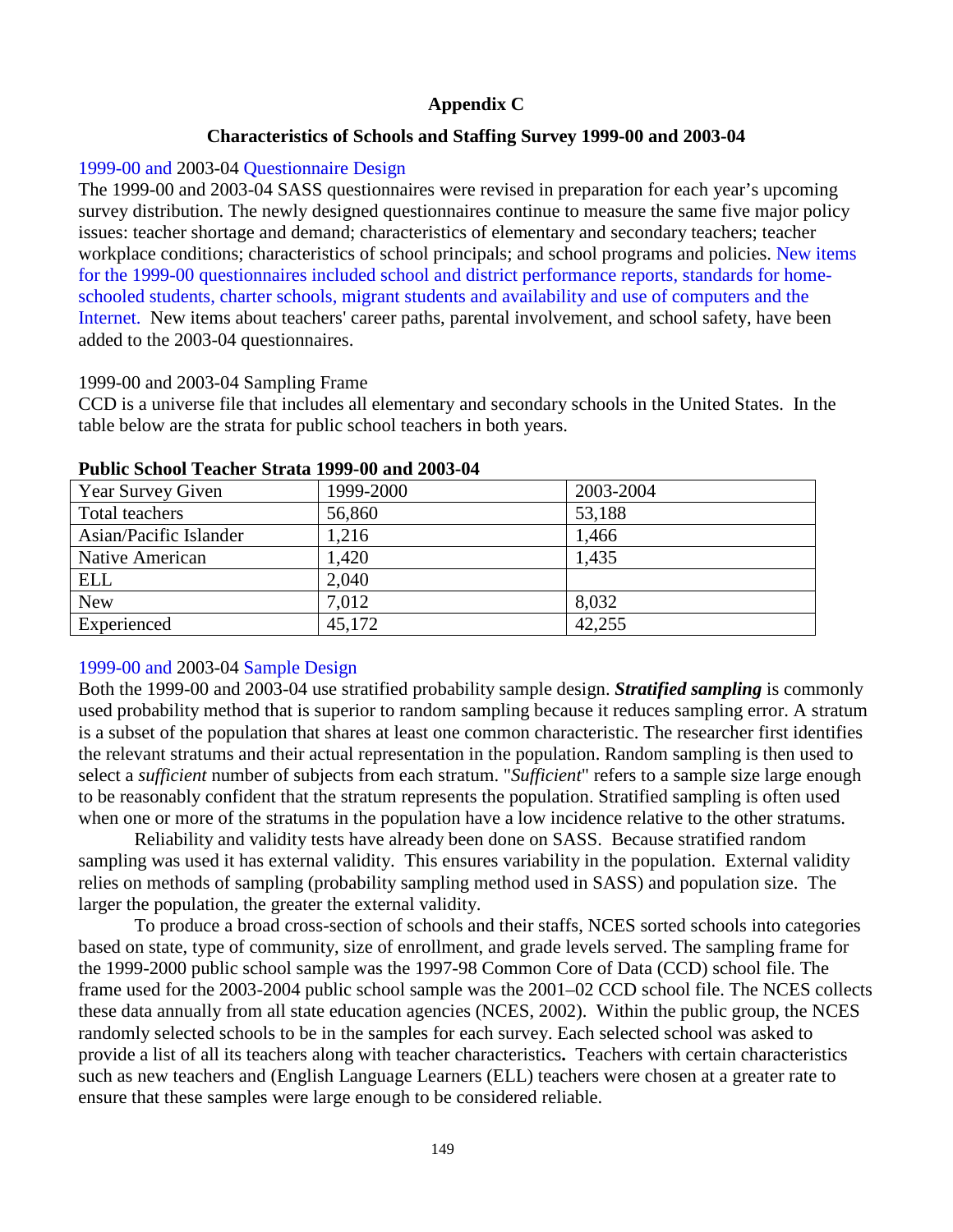# Appendix C

## Characteristics of Schools and Staffing Survey 1999-00 and 2003-04

1999-00 and 2003-04 Questionnaire Design

The 1999-00 and 2003-04 SASS questionnaires were revised in preparation for each year's upcoming survey distribution. The newly designed questionnaires continue to measure the same five major policy issues: teacher shortage and demand; characteristics of elementary and secondary teachers; teacher workplace conditions; characteristics of school principals; and school programs and policies. New items for the 1999-00 questionnaires included school and district performance reports, standards for home-schooled students, charter schools, migrant students and availability and use of computers and the Internet. New items about teachers' career paths, parental involvement, and school safety, have been added to the 2003-04 questionnaires.

1999-00 and 2003-04 Sampling Frame

CCD is a universe file that includes all elementary and secondary schools in the United States. In the table below are the strata for public school teachers in both years.

**Public School Teacher Strata 1999-00 and 2003-04**

| Year Survey Given | 1999-2000 | 2003-2004 |
|---|---|---|
| Total teachers | 56,860 | 53,188 |
| Asian/Pacific Islander | 1,216 | 1,466 |
| Native American | 1,420 | 1,435 |
| ELL | 2,040 | |
| New | 7,012 | 8,032 |
| Experienced | 45,172 | 42,255 |

1999-00 and 2003-04 Sample Design

Both the 1999-00 and 2003-04 use stratified probability sample design. ***Stratified sampling*** is commonly used probability method that is superior to random sampling because it reduces sampling error. A stratum is a subset of the population that shares at least one common characteristic. The researcher first identifies the relevant stratums and their actual representation in the population. Random sampling is then used to select a *sufficient* number of subjects from each stratum. "*Sufficient*" refers to a sample size large enough to be reasonably confident that the stratum represents the population. Stratified sampling is often used when one or more of the stratums in the population have a low incidence relative to the other stratums.

Reliability and validity tests have already been done on SASS. Because stratified random sampling was used it has external validity. This ensures variability in the population. External validity relies on methods of sampling (probability sampling method used in SASS) and population size. The larger the population, the greater the external validity.

To produce a broad cross-section of schools and their staffs, NCES sorted schools into categories based on state, type of community, size of enrollment, and grade levels served. The sampling frame for the 1999-2000 public school sample was the 1997-98 Common Core of Data (CCD) school file. The frame used for the 2003-2004 public school sample was the 2001–02 CCD school file. The NCES collects these data annually from all state education agencies (NCES, 2002). Within the public group, the NCES randomly selected schools to be in the samples for each survey. Each selected school was asked to provide a list of all its teachers along with teacher characteristics**.** Teachers with certain characteristics such as new teachers and (English Language Learners (ELL) teachers were chosen at a greater rate to ensure that these samples were large enough to be considered reliable.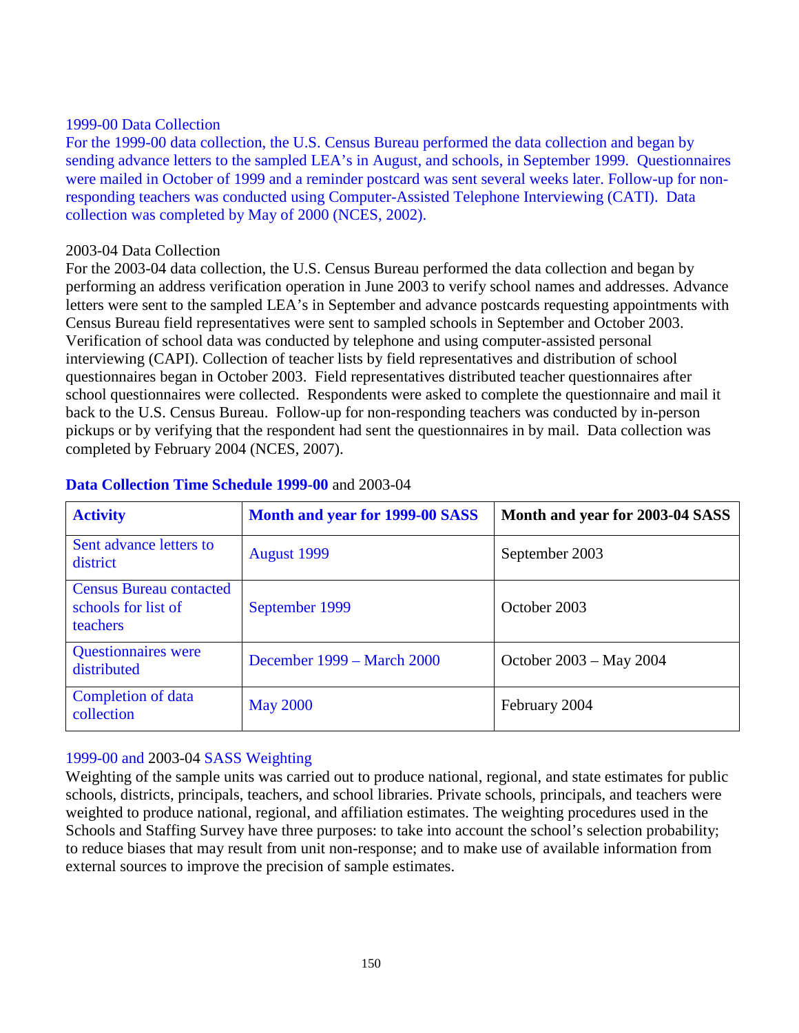### 1999-00 Data Collection

For the 1999-00 data collection, the U.S. Census Bureau performed the data collection and began by sending advance letters to the sampled LEA's in August, and schools, in September 1999. Questionnaires were mailed in October of 1999 and a reminder postcard was sent several weeks later. Follow-up for non-responding teachers was conducted using Computer-Assisted Telephone Interviewing (CATI). Data collection was completed by May of 2000 (NCES, 2002).

### 2003-04 Data Collection

For the 2003-04 data collection, the U.S. Census Bureau performed the data collection and began by performing an address verification operation in June 2003 to verify school names and addresses. Advance letters were sent to the sampled LEA's in September and advance postcards requesting appointments with Census Bureau field representatives were sent to sampled schools in September and October 2003. Verification of school data was conducted by telephone and using computer-assisted personal interviewing (CAPI). Collection of teacher lists by field representatives and distribution of school questionnaires began in October 2003. Field representatives distributed teacher questionnaires after school questionnaires were collected. Respondents were asked to complete the questionnaire and mail it back to the U.S. Census Bureau. Follow-up for non-responding teachers was conducted by in-person pickups or by verifying that the respondent had sent the questionnaires in by mail. Data collection was completed by February 2004 (NCES, 2007).

**Data Collection Time Schedule 1999-00** and 2003-04

| **Activity** | **Month and year for 1999-00 SASS** | **Month and year for 2003-04 SASS** |
|---|---|---|
| Sent advance letters to district | August 1999 | September 2003 |
| Census Bureau contacted schools for list of teachers | September 1999 | October 2003 |
| Questionnaires were distributed | December 1999 – March 2000 | October 2003 – May 2004 |
| Completion of data collection | May 2000 | February 2004 |

### 1999-00 and 2003-04 SASS Weighting

Weighting of the sample units was carried out to produce national, regional, and state estimates for public schools, districts, principals, teachers, and school libraries. Private schools, principals, and teachers were weighted to produce national, regional, and affiliation estimates. The weighting procedures used in the Schools and Staffing Survey have three purposes: to take into account the school's selection probability; to reduce biases that may result from unit non-response; and to make use of available information from external sources to improve the precision of sample estimates.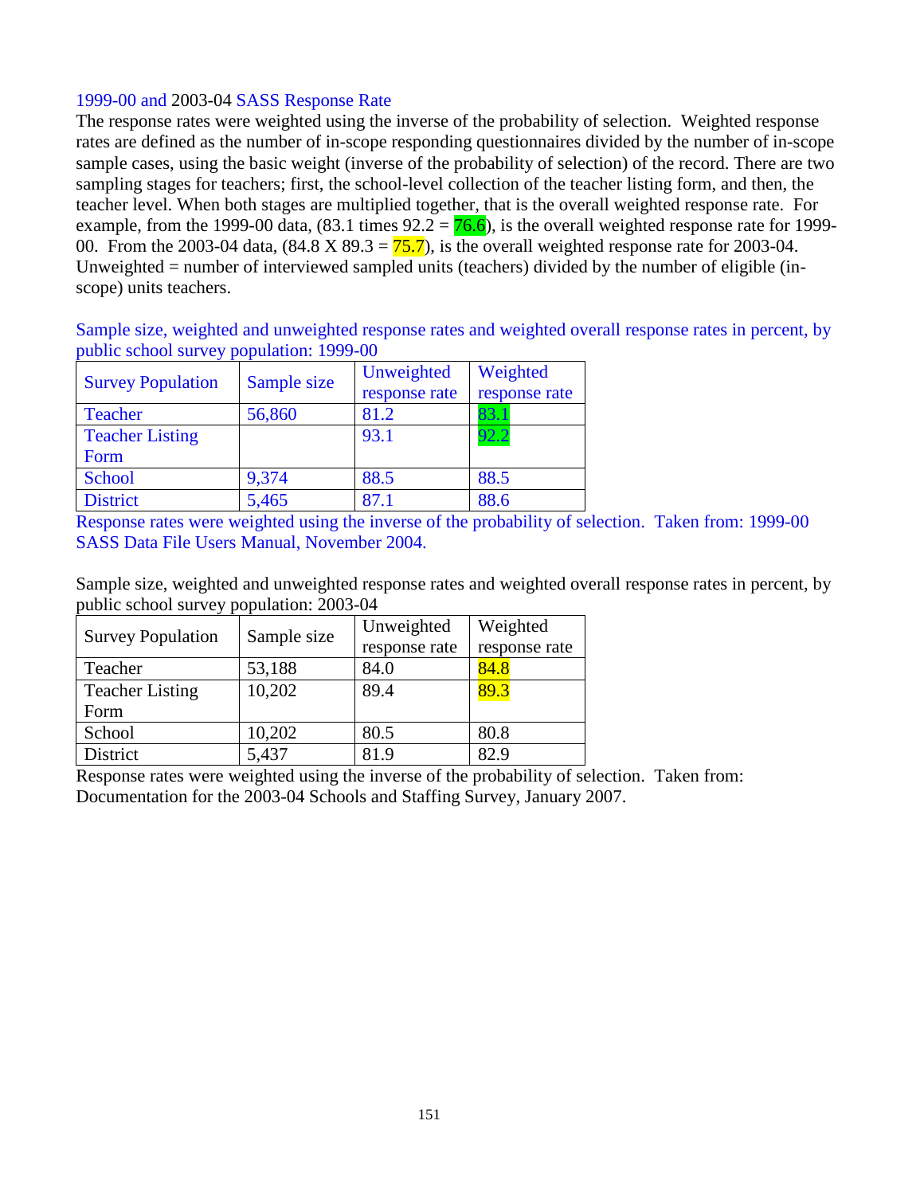### 1999-00 and 2003-04 SASS Response Rate

The response rates were weighted using the inverse of the probability of selection. Weighted response rates are defined as the number of in-scope responding questionnaires divided by the number of in-scope sample cases, using the basic weight (inverse of the probability of selection) of the record. There are two sampling stages for teachers; first, the school-level collection of the teacher listing form, and then, the teacher level. When both stages are multiplied together, that is the overall weighted response rate. For example, from the 1999-00 data, (83.1 times 92.2 = 76.6), is the overall weighted response rate for 1999-00. From the 2003-04 data, (84.8 X 89.3 = 75.7), is the overall weighted response rate for 2003-04. Unweighted = number of interviewed sampled units (teachers) divided by the number of eligible (in-scope) units teachers.

Sample size, weighted and unweighted response rates and weighted overall response rates in percent, by public school survey population: 1999-00

| Survey Population | Sample size | Unweighted response rate | Weighted response rate |
|---|---|---|---|
| Teacher | 56,860 | 81.2 | 83.1 |
| Teacher Listing Form | | 93.1 | 92.2 |
| School | 9,374 | 88.5 | 88.5 |
| District | 5,465 | 87.1 | 88.6 |

Response rates were weighted using the inverse of the probability of selection. Taken from: 1999-00 SASS Data File Users Manual, November 2004.

Sample size, weighted and unweighted response rates and weighted overall response rates in percent, by public school survey population: 2003-04

| Survey Population | Sample size | Unweighted response rate | Weighted response rate |
|---|---|---|---|
| Teacher | 53,188 | 84.0 | 84.8 |
| Teacher Listing Form | 10,202 | 89.4 | 89.3 |
| School | 10,202 | 80.5 | 80.8 |
| District | 5,437 | 81.9 | 82.9 |

Response rates were weighted using the inverse of the probability of selection. Taken from: Documentation for the 2003-04 Schools and Staffing Survey, January 2007.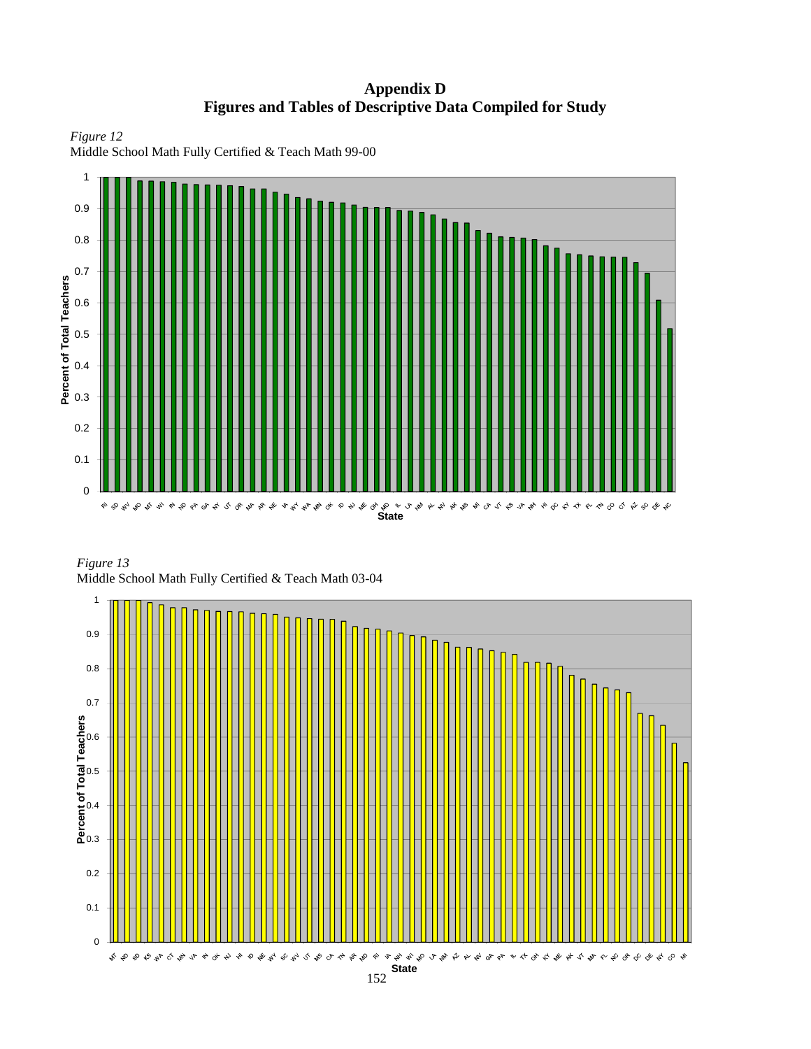# Appendix D
## Figures and Tables of Descriptive Data Compiled for Study

*Figure 12*
Middle School Math Fully Certified & Teach Math 99-00

*Figure 13*
Middle School Math Fully Certified & Teach Math 03-04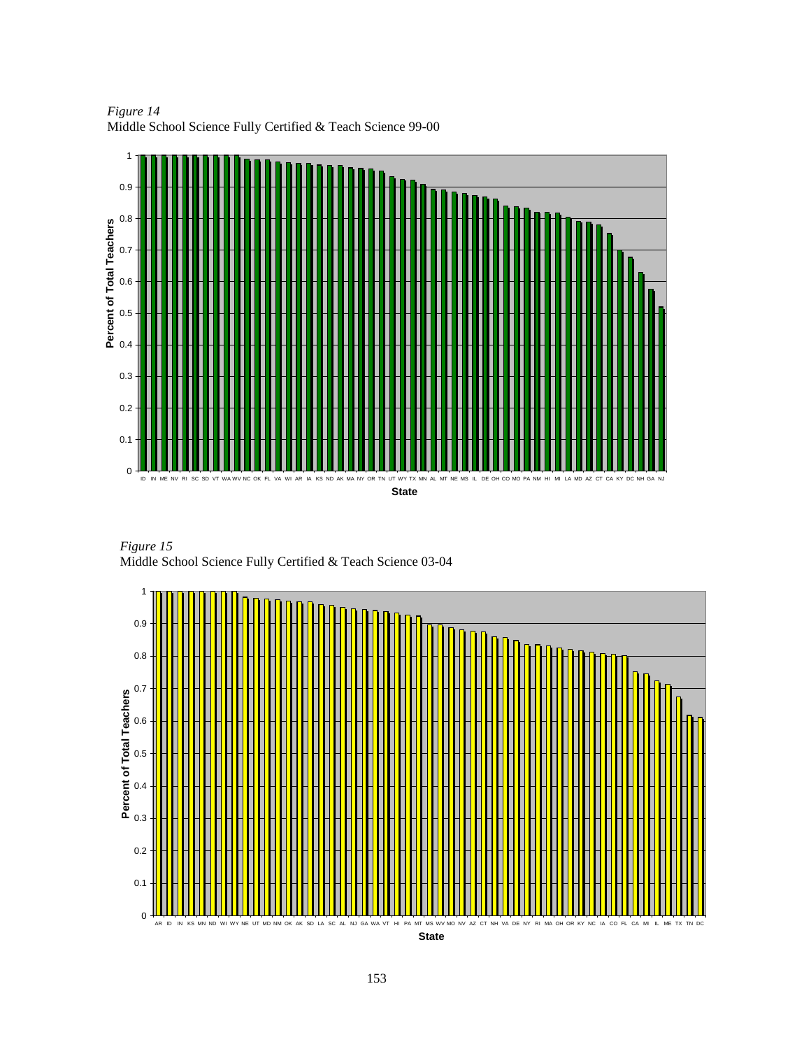*Figure 14*
Middle School Science Fully Certified & Teach Science 99-00

*Figure 15*
Middle School Science Fully Certified & Teach Science 03-04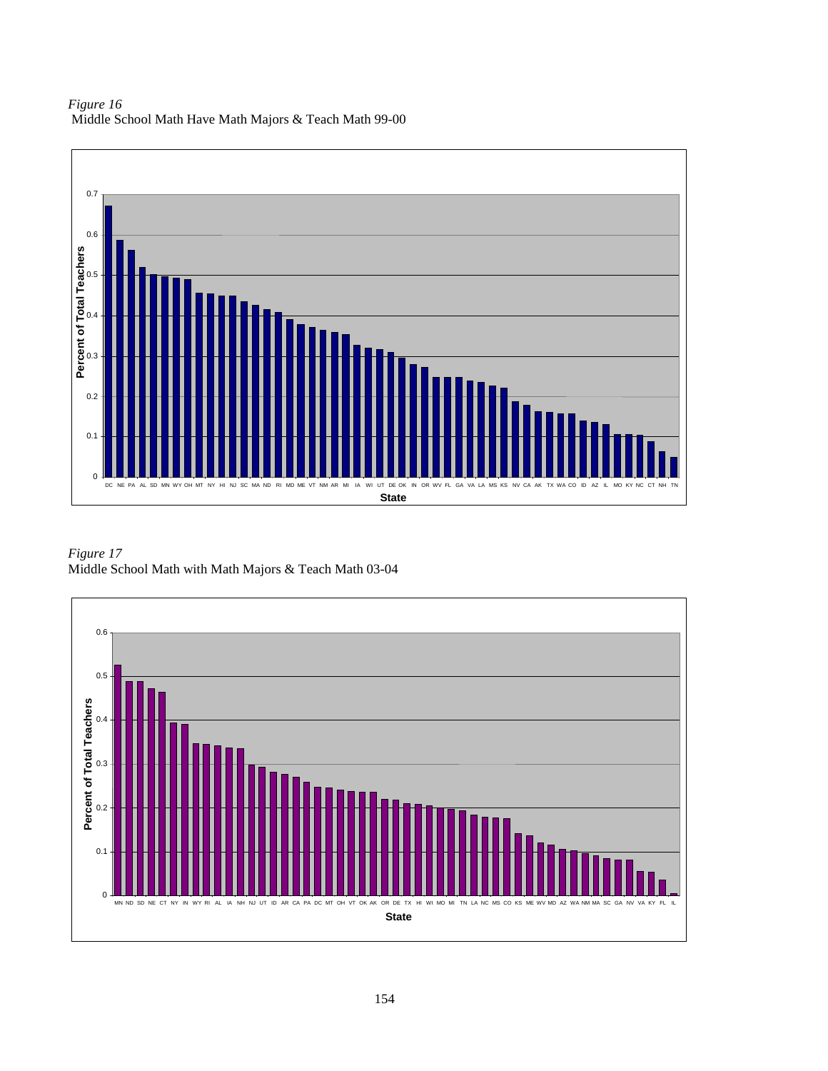*Figure 16*
Middle School Math Have Math Majors & Teach Math 99-00

*Figure 17*
Middle School Math with Math Majors & Teach Math 03-04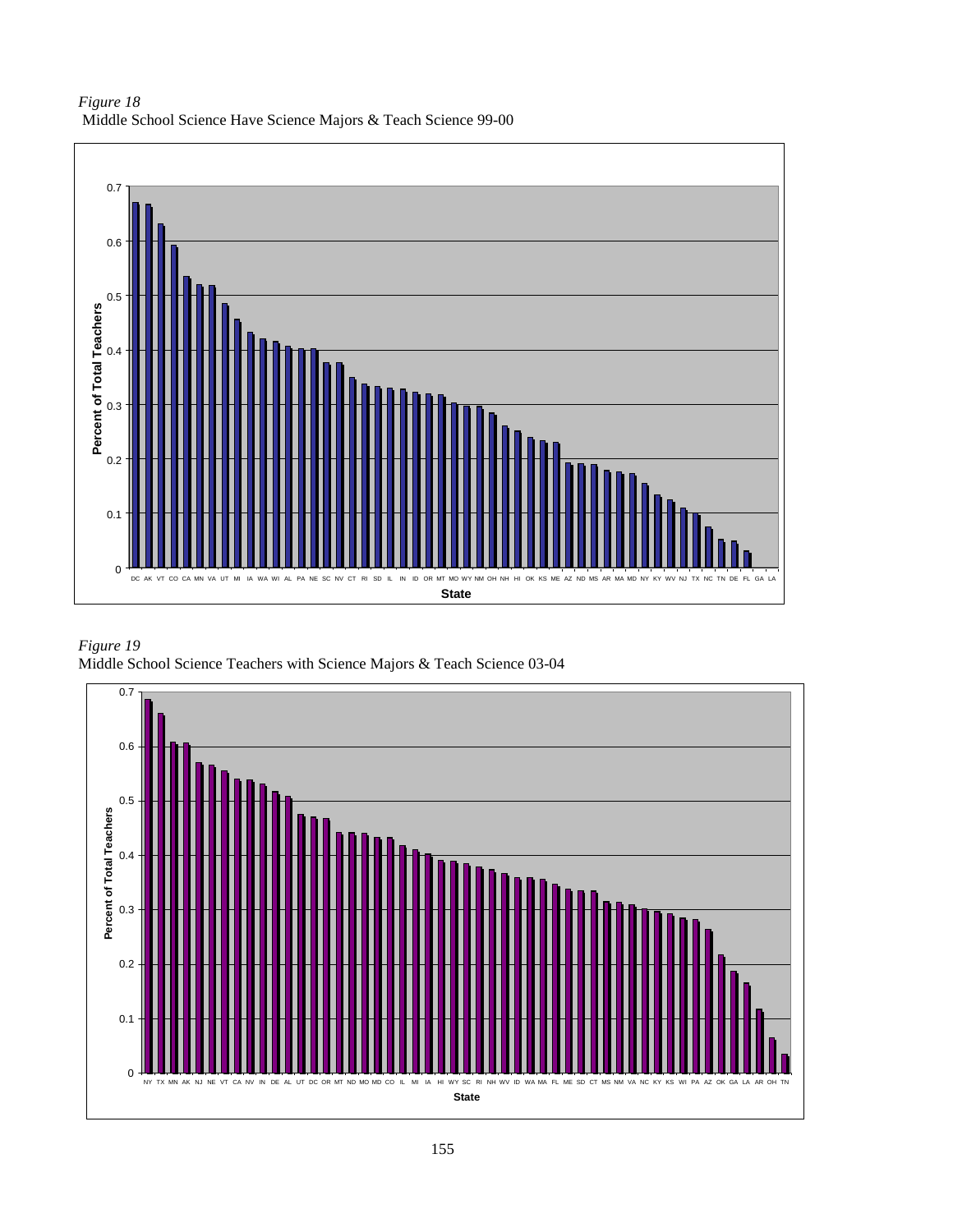*Figure 18*
Middle School Science Have Science Majors & Teach Science 99-00

*Figure 19*
Middle School Science Teachers with Science Majors & Teach Science 03-04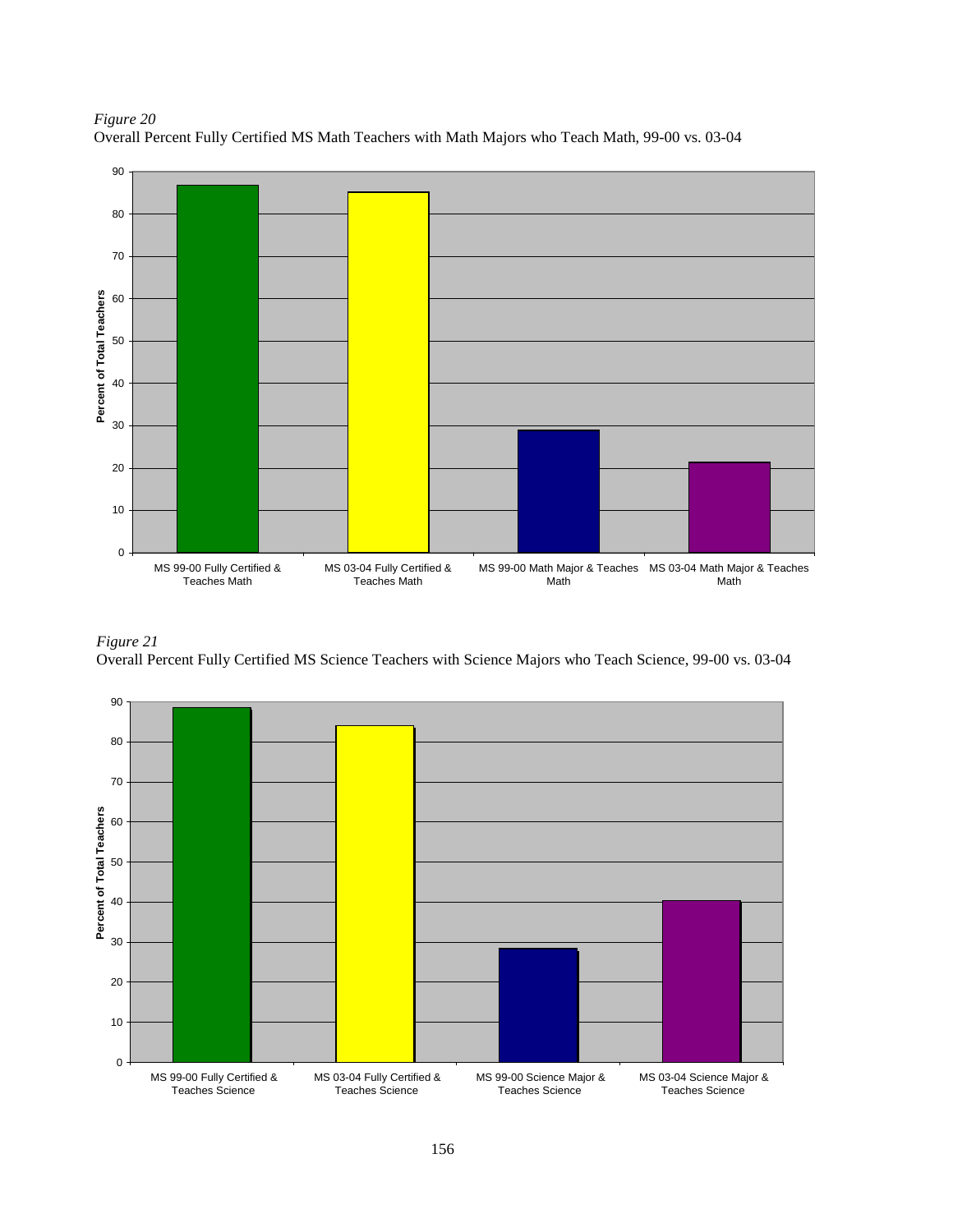*Figure 20*

Overall Percent Fully Certified MS Math Teachers with Math Majors who Teach Math, 99-00 vs. 03-04

*Figure 21*

Overall Percent Fully Certified MS Science Teachers with Science Majors who Teach Science, 99-00 vs. 03-04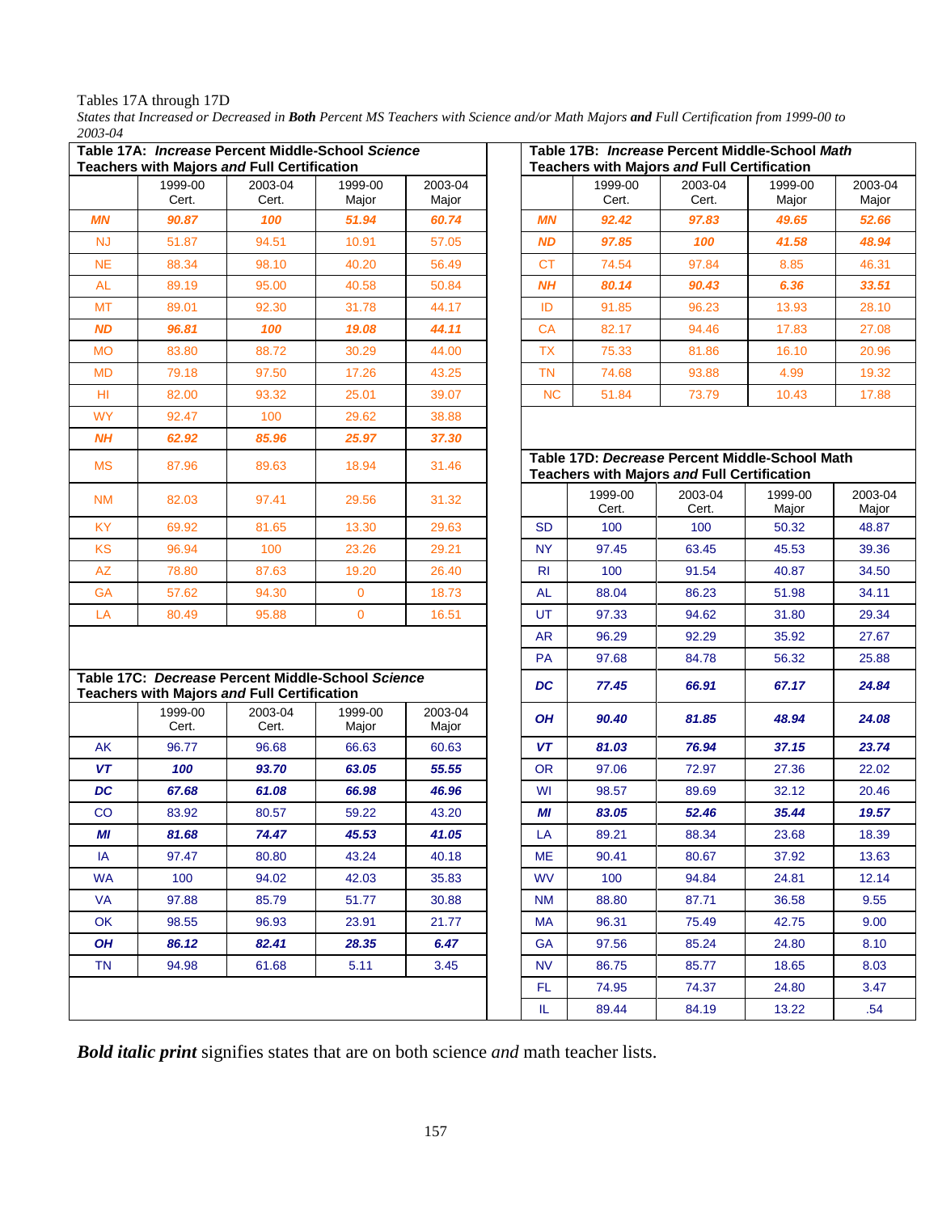Tables 17A through 17D

*States that Increased or Decreased in **Both** Percent MS Teachers with Science and/or Math Majors **and** Full Certification from 1999-00 to 2003-04*

**Table 17A: *Increase* Percent Middle-School *Science* Teachers with Majors *and* Full Certification**

| | 1999-00 Cert. | 2003-04 Cert. | 1999-00 Major | 2003-04 Major |
|---|---|---|---|---|
| ***MN*** | ***90.87*** | ***100*** | ***51.94*** | ***60.74*** |
| NJ | 51.87 | 94.51 | 10.91 | 57.05 |
| NE | 88.34 | 98.10 | 40.20 | 56.49 |
| AL | 89.19 | 95.00 | 40.58 | 50.84 |
| MT | 89.01 | 92.30 | 31.78 | 44.17 |
| ***ND*** | ***96.81*** | ***100*** | ***19.08*** | ***44.11*** |
| MO | 83.80 | 88.72 | 30.29 | 44.00 |
| MD | 79.18 | 97.50 | 17.26 | 43.25 |
| HI | 82.00 | 93.32 | 25.01 | 39.07 |
| WY | 92.47 | 100 | 29.62 | 38.88 |
| ***NH*** | ***62.92*** | ***85.96*** | ***25.97*** | ***37.30*** |
| MS | 87.96 | 89.63 | 18.94 | 31.46 |
| NM | 82.03 | 97.41 | 29.56 | 31.32 |
| KY | 69.92 | 81.65 | 13.30 | 29.63 |
| KS | 96.94 | 100 | 23.26 | 29.21 |
| AZ | 78.80 | 87.63 | 19.20 | 26.40 |
| GA | 57.62 | 94.30 | 0 | 18.73 |
| LA | 80.49 | 95.88 | 0 | 16.51 |

**Table 17C: *Decrease* Percent Middle-School *Science* Teachers with Majors *and* Full Certification**

| | 1999-00 Cert. | 2003-04 Cert. | 1999-00 Major | 2003-04 Major |
|---|---|---|---|---|
| AK | 96.77 | 96.68 | 66.63 | 60.63 |
| ***VT*** | ***100*** | ***93.70*** | ***63.05*** | ***55.55*** |
| ***DC*** | ***67.68*** | ***61.08*** | ***66.98*** | ***46.96*** |
| CO | 83.92 | 80.57 | 59.22 | 43.20 |
| ***MI*** | ***81.68*** | ***74.47*** | ***45.53*** | ***41.05*** |
| IA | 97.47 | 80.80 | 43.24 | 40.18 |
| WA | 100 | 94.02 | 42.03 | 35.83 |
| VA | 97.88 | 85.79 | 51.77 | 30.88 |
| OK | 98.55 | 96.93 | 23.91 | 21.77 |
| ***OH*** | ***86.12*** | ***82.41*** | ***28.35*** | ***6.47*** |
| TN | 94.98 | 61.68 | 5.11 | 3.45 |

**Table 17B: *Increase* Percent Middle-School *Math* Teachers with Majors *and* Full Certification**

| | 1999-00 Cert. | 2003-04 Cert. | 1999-00 Major | 2003-04 Major |
|---|---|---|---|---|
| ***MN*** | ***92.42*** | ***97.83*** | ***49.65*** | ***52.66*** |
| ***ND*** | ***97.85*** | ***100*** | ***41.58*** | ***48.94*** |
| CT | 74.54 | 97.84 | 8.85 | 46.31 |
| ***NH*** | ***80.14*** | ***90.43*** | ***6.36*** | ***33.51*** |
| ID | 91.85 | 96.23 | 13.93 | 28.10 |
| CA | 82.17 | 94.46 | 17.83 | 27.08 |
| TX | 75.33 | 81.86 | 16.10 | 20.96 |
| TN | 74.68 | 93.88 | 4.99 | 19.32 |
| NC | 51.84 | 73.79 | 10.43 | 17.88 |

**Table 17D: *Decrease* Percent Middle-School Math Teachers with Majors *and* Full Certification**

| | 1999-00 Cert. | 2003-04 Cert. | 1999-00 Major | 2003-04 Major |
|---|---|---|---|---|
| SD | 100 | 100 | 50.32 | 48.87 |
| NY | 97.45 | 63.45 | 45.53 | 39.36 |
| RI | 100 | 91.54 | 40.87 | 34.50 |
| AL | 88.04 | 86.23 | 51.98 | 34.11 |
| UT | 97.33 | 94.62 | 31.80 | 29.34 |
| AR | 96.29 | 92.29 | 35.92 | 27.67 |
| PA | 97.68 | 84.78 | 56.32 | 25.88 |
| ***DC*** | ***77.45*** | ***66.91*** | ***67.17*** | ***24.84*** |
| ***OH*** | ***90.40*** | ***81.85*** | ***48.94*** | ***24.08*** |
| ***VT*** | ***81.03*** | ***76.94*** | ***37.15*** | ***23.74*** |
| OR | 97.06 | 72.97 | 27.36 | 22.02 |
| WI | 98.57 | 89.69 | 32.12 | 20.46 |
| ***MI*** | ***83.05*** | ***52.46*** | ***35.44*** | ***19.57*** |
| LA | 89.21 | 88.34 | 23.68 | 18.39 |
| ME | 90.41 | 80.67 | 37.92 | 13.63 |
| WV | 100 | 94.84 | 24.81 | 12.14 |
| NM | 88.80 | 87.71 | 36.58 | 9.55 |
| MA | 96.31 | 75.49 | 42.75 | 9.00 |
| GA | 97.56 | 85.24 | 24.80 | 8.10 |
| NV | 86.75 | 85.77 | 18.65 | 8.03 |
| FL | 74.95 | 74.37 | 24.80 | 3.47 |
| IL | 89.44 | 84.19 | 13.22 | .54 |

***Bold italic print*** signifies states that are on both science *and* math teacher lists.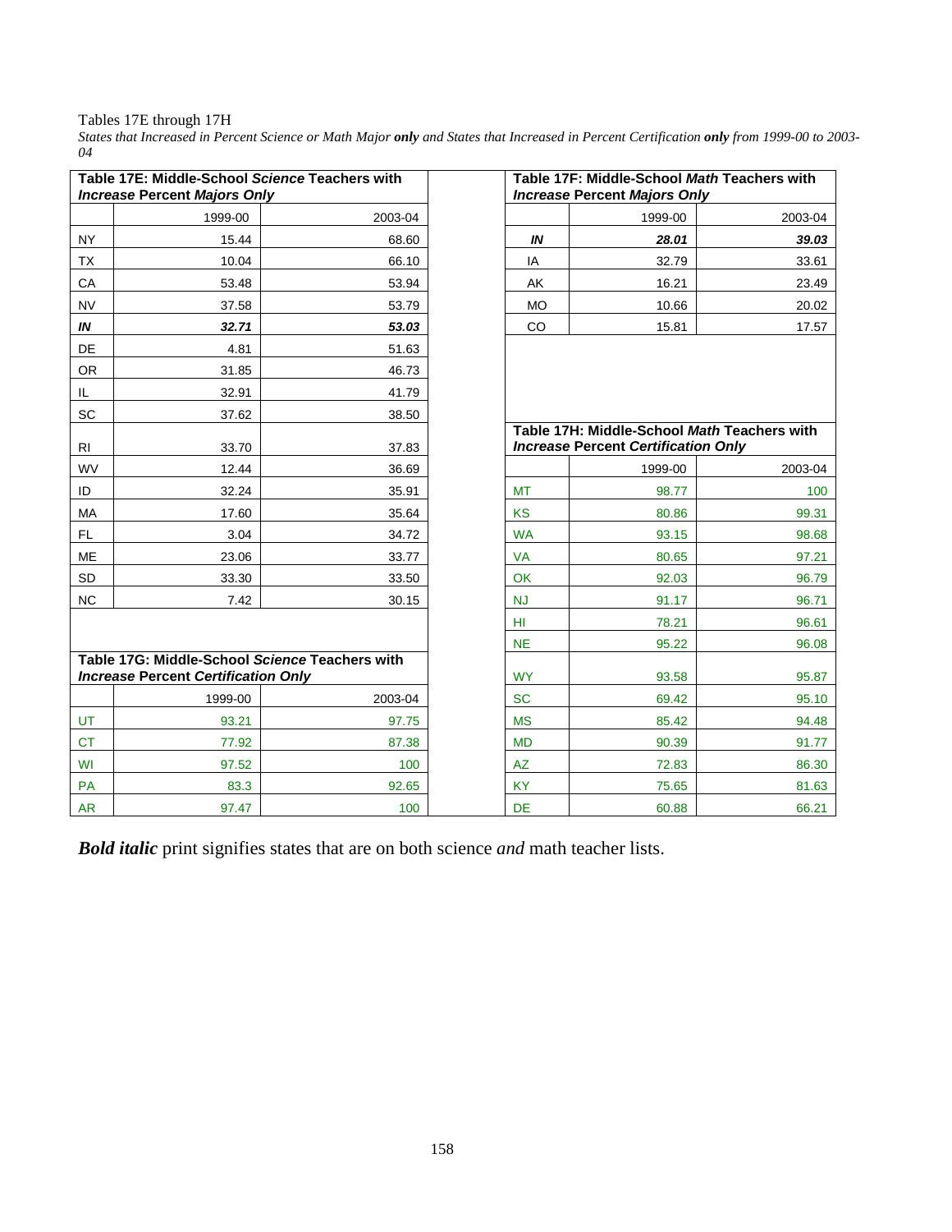Tables 17E through 17H

*States that Increased in Percent Science or Math Major **only** and States that Increased in Percent Certification **only** from 1999-00 to 2003-04*

**Table 17E: Middle-School *Science* Teachers with *Increase* Percent *Majors Only***

| | 1999-00 | 2003-04 |
|---|---|---|
| NY | 15.44 | 68.60 |
| TX | 10.04 | 66.10 |
| CA | 53.48 | 53.94 |
| NV | 37.58 | 53.79 |
| ***IN*** | ***32.71*** | ***53.03*** |
| DE | 4.81 | 51.63 |
| OR | 31.85 | 46.73 |
| IL | 32.91 | 41.79 |
| SC | 37.62 | 38.50 |
| RI | 33.70 | 37.83 |
| WV | 12.44 | 36.69 |
| ID | 32.24 | 35.91 |
| MA | 17.60 | 35.64 |
| FL | 3.04 | 34.72 |
| ME | 23.06 | 33.77 |
| SD | 33.30 | 33.50 |
| NC | 7.42 | 30.15 |

**Table 17G: Middle-School *Science* Teachers with *Increase* Percent *Certification Only***

| | 1999-00 | 2003-04 |
|---|---|---|
| UT | 93.21 | 97.75 |
| CT | 77.92 | 87.38 |
| WI | 97.52 | 100 |
| PA | 83.3 | 92.65 |
| AR | 97.47 | 100 |

**Table 17F: Middle-School *Math* Teachers with *Increase* Percent *Majors Only***

| | 1999-00 | 2003-04 |
|---|---|---|
| ***IN*** | ***28.01*** | ***39.03*** |
| IA | 32.79 | 33.61 |
| AK | 16.21 | 23.49 |
| MO | 10.66 | 20.02 |
| CO | 15.81 | 17.57 |

**Table 17H: Middle-School *Math* Teachers with *Increase* Percent *Certification Only***

| | 1999-00 | 2003-04 |
|---|---|---|
| MT | 98.77 | 100 |
| KS | 80.86 | 99.31 |
| WA | 93.15 | 98.68 |
| VA | 80.65 | 97.21 |
| OK | 92.03 | 96.79 |
| NJ | 91.17 | 96.71 |
| HI | 78.21 | 96.61 |
| NE | 95.22 | 96.08 |
| WY | 93.58 | 95.87 |
| SC | 69.42 | 95.10 |
| MS | 85.42 | 94.48 |
| MD | 90.39 | 91.77 |
| AZ | 72.83 | 86.30 |
| KY | 75.65 | 81.63 |
| DE | 60.88 | 66.21 |

***Bold italic*** print signifies states that are on both science *and* math teacher lists.